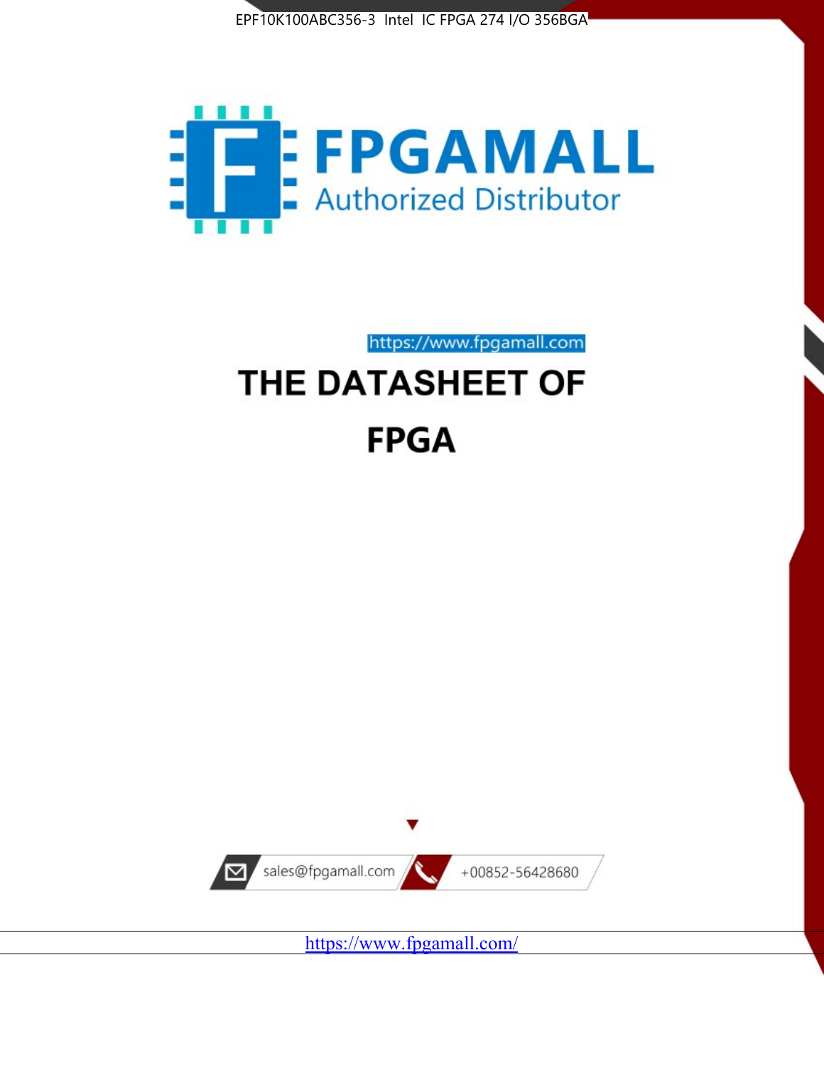EPF10K100ABC356-3 Intel IC FPGA 274 I/O 356BGA

FPGAMALL

Authorized Distributor

https://www.fpgamall.com

# THE DATASHEET OF

# FPGA

sales@fpgamall.com

+00852-56428680

https://www.fpgamall.com/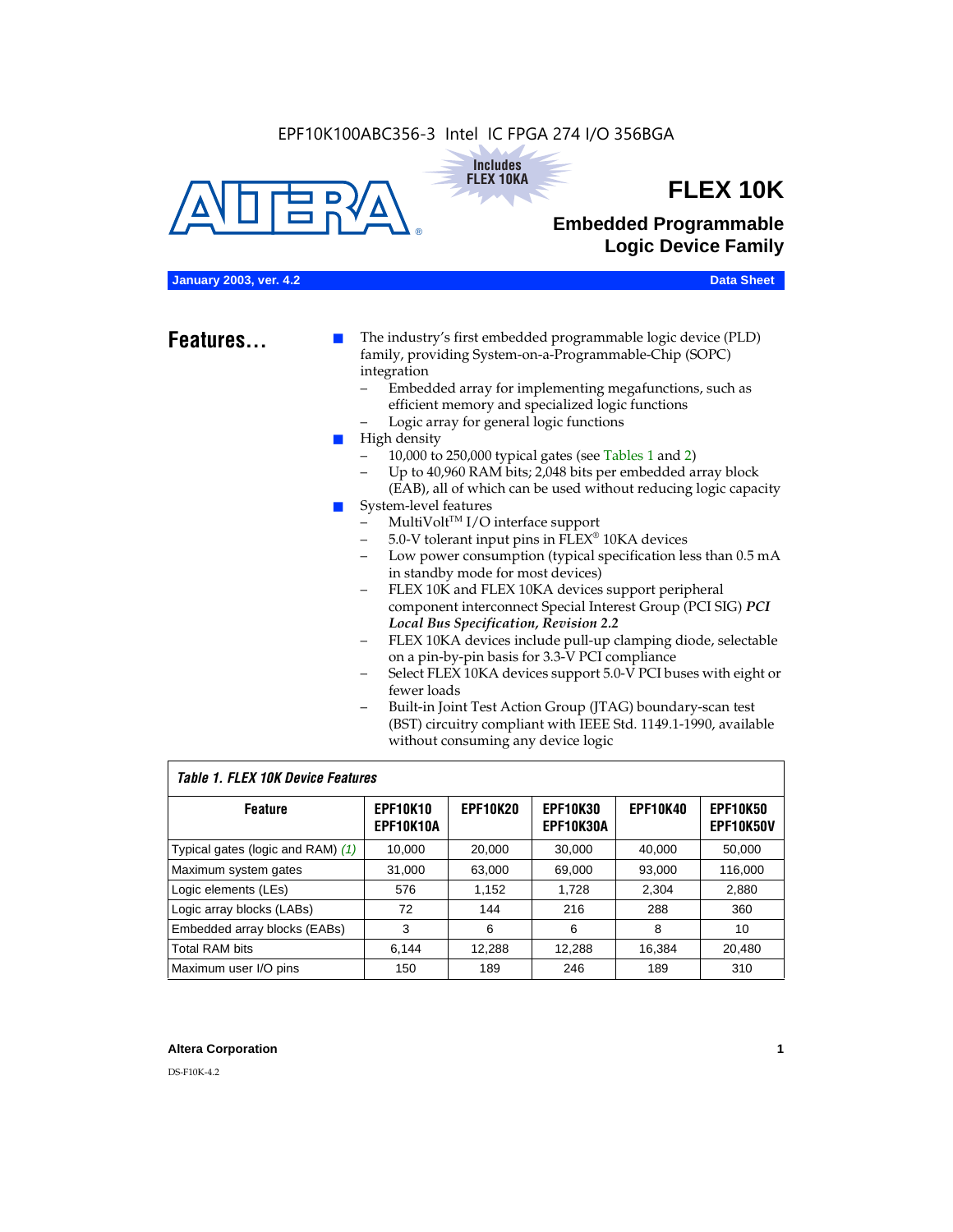EPF10K100ABC356-3 Intel IC FPGA 274 I/O 356BGA

Includes FLEX 10KA

# FLEX 10K

## Embedded Programmable Logic Device Family

**January 2003, ver. 4.2** **Data Sheet**

## Features...

- The industry's first embedded programmable logic device (PLD) family, providing System-on-a-Programmable-Chip (SOPC) integration
  - Embedded array for implementing megafunctions, such as efficient memory and specialized logic functions
  - Logic array for general logic functions
- High density
  - 10,000 to 250,000 typical gates (see Tables 1 and 2)
  - Up to 40,960 RAM bits; 2,048 bits per embedded array block (EAB), all of which can be used without reducing logic capacity
- System-level features
  - MultiVolt™ I/O interface support
  - 5.0-V tolerant input pins in FLEX® 10KA devices
  - Low power consumption (typical specification less than 0.5 mA in standby mode for most devices)
  - FLEX 10K and FLEX 10KA devices support peripheral component interconnect Special Interest Group (PCI SIG) ***PCI Local Bus Specification, Revision 2.2***
  - FLEX 10KA devices include pull-up clamping diode, selectable on a pin-by-pin basis for 3.3-V PCI compliance
  - Select FLEX 10KA devices support 5.0-V PCI buses with eight or fewer loads
  - Built-in Joint Test Action Group (JTAG) boundary-scan test (BST) circuitry compliant with IEEE Std. 1149.1-1990, available without consuming any device logic

*Table 1. FLEX 10K Device Features*

| Feature | EPF10K10 EPF10K10A | EPF10K20 | EPF10K30 EPF10K30A | EPF10K40 | EPF10K50 EPF10K50V |
|---|---|---|---|---|---|
| Typical gates (logic and RAM) *(1)* | 10,000 | 20,000 | 30,000 | 40,000 | 50,000 |
| Maximum system gates | 31,000 | 63,000 | 69,000 | 93,000 | 116,000 |
| Logic elements (LEs) | 576 | 1,152 | 1,728 | 2,304 | 2,880 |
| Logic array blocks (LABs) | 72 | 144 | 216 | 288 | 360 |
| Embedded array blocks (EABs) | 3 | 6 | 6 | 8 | 10 |
| Total RAM bits | 6,144 | 12,288 | 12,288 | 16,384 | 20,480 |
| Maximum user I/O pins | 150 | 189 | 246 | 189 | 310 |

**Altera Corporation**

DS-F10K-4.2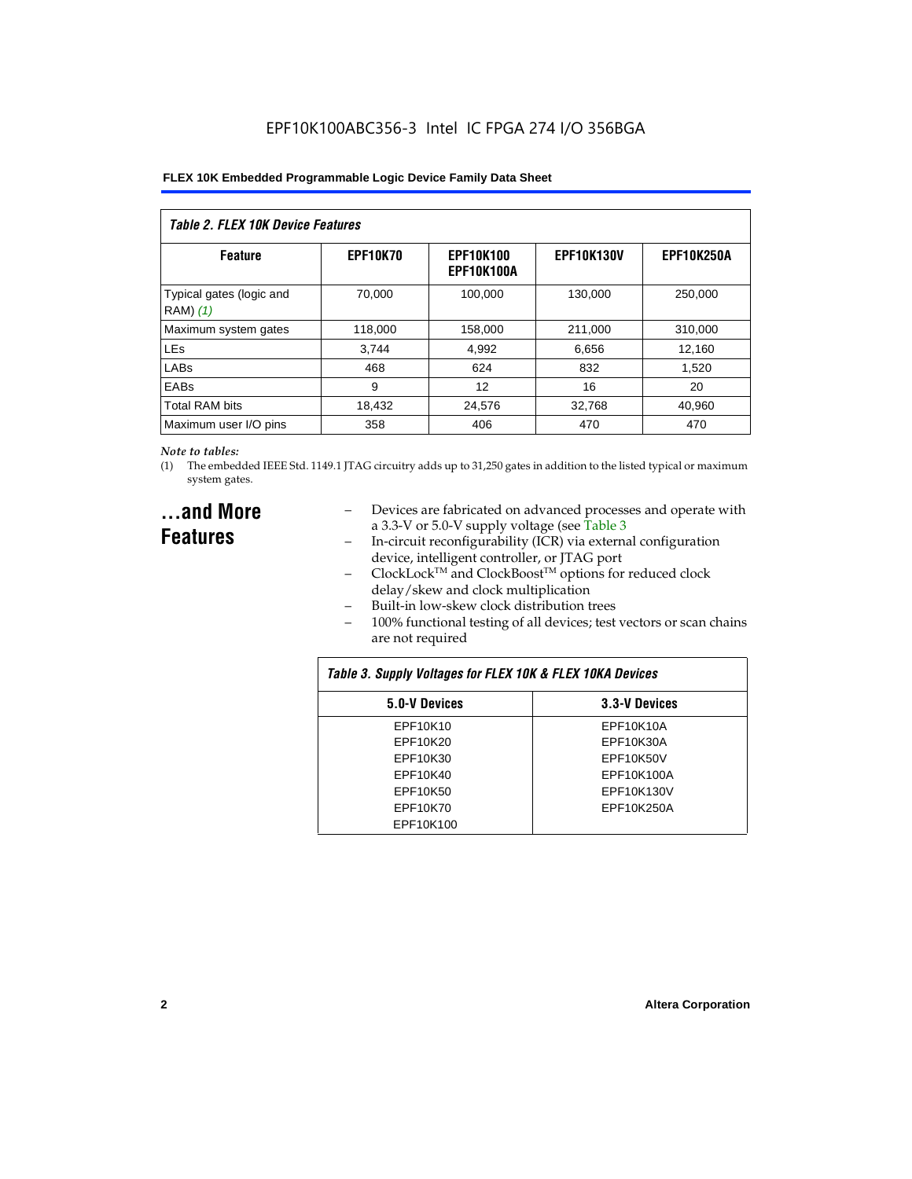*Table 2. FLEX 10K Device Features*

| Feature | EPF10K70 | EPF10K100 EPF10K100A | EPF10K130V | EPF10K250A |
|---|---|---|---|---|
| Typical gates (logic and RAM) *(1)* | 70,000 | 100,000 | 130,000 | 250,000 |
| Maximum system gates | 118,000 | 158,000 | 211,000 | 310,000 |
| LEs | 3,744 | 4,992 | 6,656 | 12,160 |
| LABs | 468 | 624 | 832 | 1,520 |
| EABs | 9 | 12 | 16 | 20 |
| Total RAM bits | 18,432 | 24,576 | 32,768 | 40,960 |
| Maximum user I/O pins | 358 | 406 | 470 | 470 |

*Note to tables:*

(1) The embedded IEEE Std. 1149.1 JTAG circuitry adds up to 31,250 gates in addition to the listed typical or maximum system gates.

## ...and More Features

- Devices are fabricated on advanced processes and operate with a 3.3-V or 5.0-V supply voltage (see Table 3
- In-circuit reconfigurability (ICR) via external configuration device, intelligent controller, or JTAG port
- ClockLock™ and ClockBoost™ options for reduced clock delay/skew and clock multiplication
- Built-in low-skew clock distribution trees
- 100% functional testing of all devices; test vectors or scan chains are not required

*Table 3. Supply Voltages for FLEX 10K & FLEX 10KA Devices*

| 5.0-V Devices | 3.3-V Devices |
|---|---|
| EPF10K10 | EPF10K10A |
| EPF10K20 | EPF10K30A |
| EPF10K30 | EPF10K50V |
| EPF10K40 | EPF10K100A |
| EPF10K50 | EPF10K130V |
| EPF10K70 | EPF10K250A |
| EPF10K100 | |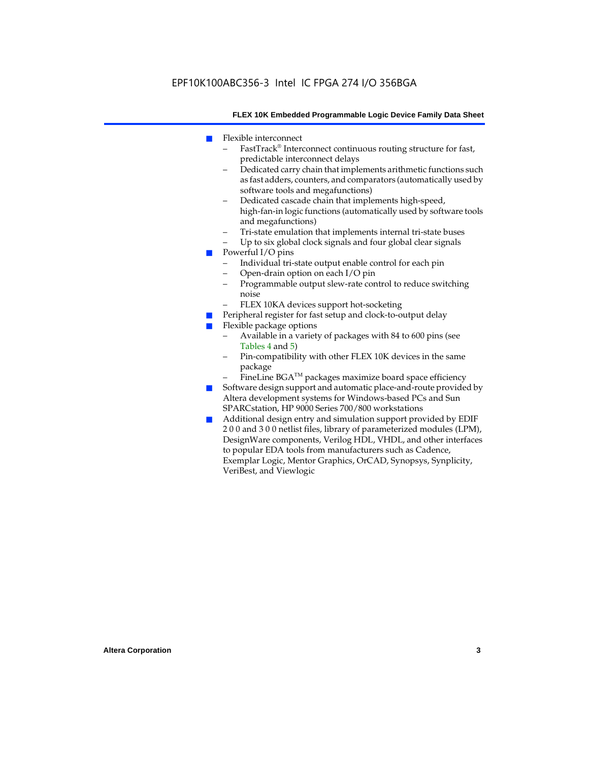- Flexible interconnect
  - FastTrack® Interconnect continuous routing structure for fast, predictable interconnect delays
  - Dedicated carry chain that implements arithmetic functions such as fast adders, counters, and comparators (automatically used by software tools and megafunctions)
  - Dedicated cascade chain that implements high-speed, high-fan-in logic functions (automatically used by software tools and megafunctions)
  - Tri-state emulation that implements internal tri-state buses
  - Up to six global clock signals and four global clear signals
- Powerful I/O pins
  - Individual tri-state output enable control for each pin
  - Open-drain option on each I/O pin
  - Programmable output slew-rate control to reduce switching noise
  - FLEX 10KA devices support hot-socketing
- Peripheral register for fast setup and clock-to-output delay
- Flexible package options
  - Available in a variety of packages with 84 to 600 pins (see Tables 4 and 5)
  - Pin-compatibility with other FLEX 10K devices in the same package
  - FineLine BGA™ packages maximize board space efficiency
- Software design support and automatic place-and-route provided by Altera development systems for Windows-based PCs and Sun SPARCstation, HP 9000 Series 700/800 workstations
- Additional design entry and simulation support provided by EDIF 2 0 0 and 3 0 0 netlist files, library of parameterized modules (LPM), DesignWare components, Verilog HDL, VHDL, and other interfaces to popular EDA tools from manufacturers such as Cadence, Exemplar Logic, Mentor Graphics, OrCAD, Synopsys, Synplicity, VeriBest, and Viewlogic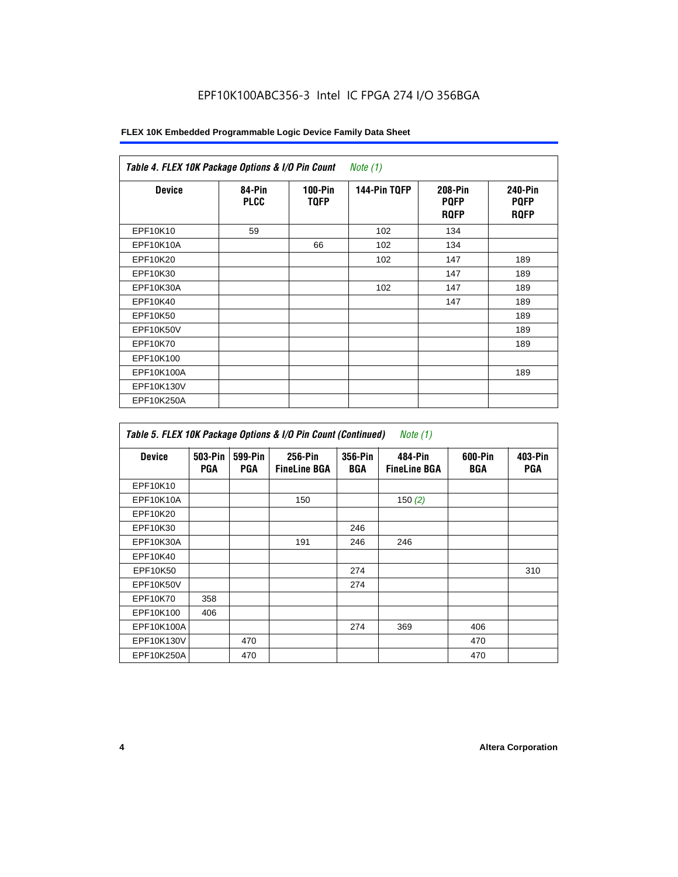EPF10K100ABC356-3 Intel IC FPGA 274 I/O 356BGA

**FLEX 10K Embedded Programmable Logic Device Family Data Sheet**

| *Table 4. FLEX 10K Package Options & I/O Pin Count* *Note (1)* | | | | | |
|---|---|---|---|---|---|
| **Device** | **84-Pin PLCC** | **100-Pin TQFP** | **144-Pin TQFP** | **208-Pin PQFP RQFP** | **240-Pin PQFP RQFP** |
| EPF10K10 | 59 | | 102 | 134 | |
| EPF10K10A | | 66 | 102 | 134 | |
| EPF10K20 | | | 102 | 147 | 189 |
| EPF10K30 | | | | 147 | 189 |
| EPF10K30A | | | 102 | 147 | 189 |
| EPF10K40 | | | | 147 | 189 |
| EPF10K50 | | | | | 189 |
| EPF10K50V | | | | | 189 |
| EPF10K70 | | | | | 189 |
| EPF10K100 | | | | | |
| EPF10K100A | | | | | 189 |
| EPF10K130V | | | | | |
| EPF10K250A | | | | | |

| *Table 5. FLEX 10K Package Options & I/O Pin Count (Continued)* *Note (1)* | | | | | | | |
|---|---|---|---|---|---|---|---|
| **Device** | **503-Pin PGA** | **599-Pin PGA** | **256-Pin FineLine BGA** | **356-Pin BGA** | **484-Pin FineLine BGA** | **600-Pin BGA** | **403-Pin PGA** |
| EPF10K10 | | | | | | | |
| EPF10K10A | | | 150 | | 150 *(2)* | | |
| EPF10K20 | | | | | | | |
| EPF10K30 | | | | 246 | | | |
| EPF10K30A | | | 191 | 246 | 246 | | |
| EPF10K40 | | | | | | | |
| EPF10K50 | | | | 274 | | | 310 |
| EPF10K50V | | | | 274 | | | |
| EPF10K70 | 358 | | | | | | |
| EPF10K100 | 406 | | | | | | |
| EPF10K100A | | | | 274 | 369 | 406 | |
| EPF10K130V | | 470 | | | | 470 | |
| EPF10K250A | | 470 | | | | 470 | |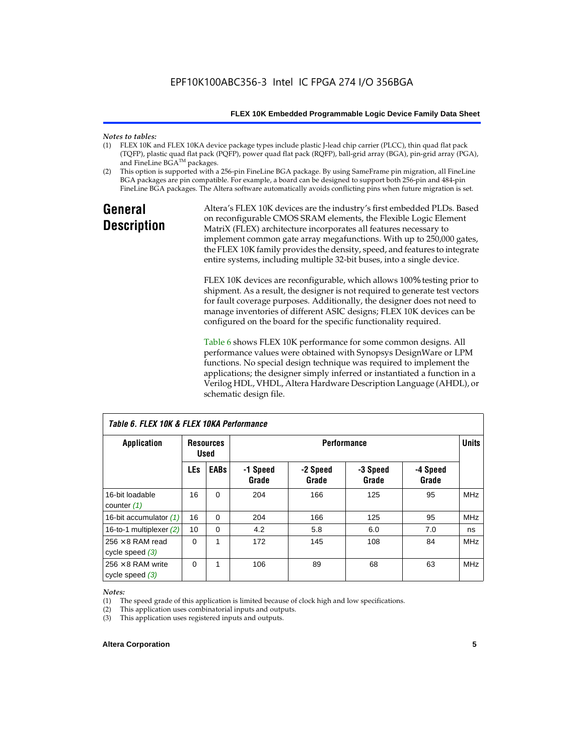*Notes to tables:*

(1) FLEX 10K and FLEX 10KA device package types include plastic J-lead chip carrier (PLCC), thin quad flat pack (TQFP), plastic quad flat pack (PQFP), power quad flat pack (RQFP), ball-grid array (BGA), pin-grid array (PGA), and FineLine BGA™ packages.

(2) This option is supported with a 256-pin FineLine BGA package. By using SameFrame pin migration, all FineLine BGA packages are pin compatible. For example, a board can be designed to support both 256-pin and 484-pin FineLine BGA packages. The Altera software automatically avoids conflicting pins when future migration is set.

## General Description

Altera's FLEX 10K devices are the industry's first embedded PLDs. Based on reconfigurable CMOS SRAM elements, the Flexible Logic Element MatriX (FLEX) architecture incorporates all features necessary to implement common gate array megafunctions. With up to 250,000 gates, the FLEX 10K family provides the density, speed, and features to integrate entire systems, including multiple 32-bit buses, into a single device.

FLEX 10K devices are reconfigurable, which allows 100% testing prior to shipment. As a result, the designer is not required to generate test vectors for fault coverage purposes. Additionally, the designer does not need to manage inventories of different ASIC designs; FLEX 10K devices can be configured on the board for the specific functionality required.

Table 6 shows FLEX 10K performance for some common designs. All performance values were obtained with Synopsys DesignWare or LPM functions. No special design technique was required to implement the applications; the designer simply inferred or instantiated a function in a Verilog HDL, VHDL, Altera Hardware Description Language (AHDL), or schematic design file.

*Table 6. FLEX 10K & FLEX 10KA Performance*

| Application | Resources Used | | Performance | | | | Units |
|---|---|---|---|---|---|---|---|
| | LEs | EABs | -1 Speed Grade | -2 Speed Grade | -3 Speed Grade | -4 Speed Grade | |
| 16-bit loadable counter *(1)* | 16 | 0 | 204 | 166 | 125 | 95 | MHz |
| 16-bit accumulator *(1)* | 16 | 0 | 204 | 166 | 125 | 95 | MHz |
| 16-to-1 multiplexer *(2)* | 10 | 0 | 4.2 | 5.8 | 6.0 | 7.0 | ns |
| 256 × 8 RAM read cycle speed *(3)* | 0 | 1 | 172 | 145 | 108 | 84 | MHz |
| 256 × 8 RAM write cycle speed *(3)* | 0 | 1 | 106 | 89 | 68 | 63 | MHz |

*Notes:*

(1) The speed grade of this application is limited because of clock high and low specifications.

(2) This application uses combinatorial inputs and outputs.

(3) This application uses registered inputs and outputs.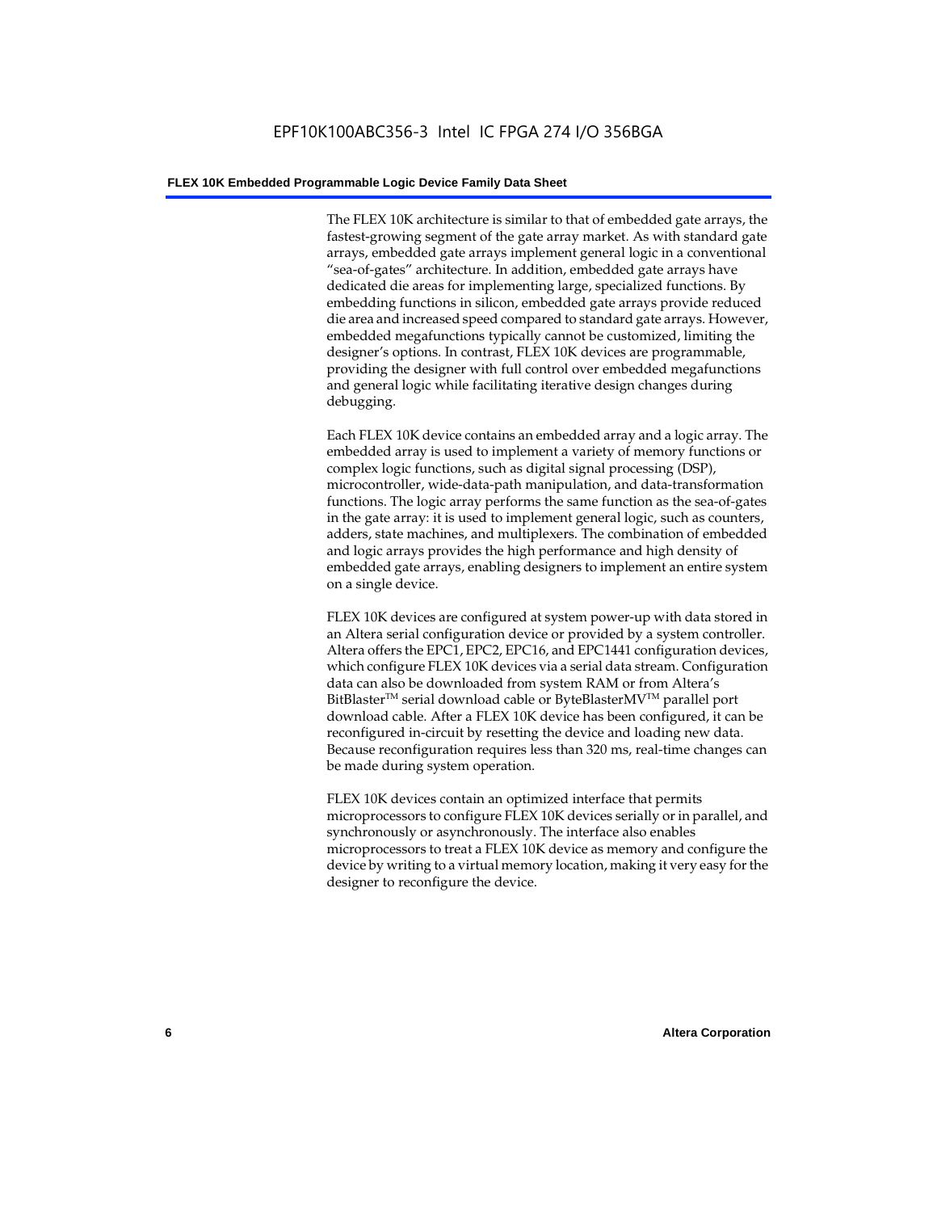The FLEX 10K architecture is similar to that of embedded gate arrays, the fastest-growing segment of the gate array market. As with standard gate arrays, embedded gate arrays implement general logic in a conventional "sea-of-gates" architecture. In addition, embedded gate arrays have dedicated die areas for implementing large, specialized functions. By embedding functions in silicon, embedded gate arrays provide reduced die area and increased speed compared to standard gate arrays. However, embedded megafunctions typically cannot be customized, limiting the designer's options. In contrast, FLEX 10K devices are programmable, providing the designer with full control over embedded megafunctions and general logic while facilitating iterative design changes during debugging.

Each FLEX 10K device contains an embedded array and a logic array. The embedded array is used to implement a variety of memory functions or complex logic functions, such as digital signal processing (DSP), microcontroller, wide-data-path manipulation, and data-transformation functions. The logic array performs the same function as the sea-of-gates in the gate array: it is used to implement general logic, such as counters, adders, state machines, and multiplexers. The combination of embedded and logic arrays provides the high performance and high density of embedded gate arrays, enabling designers to implement an entire system on a single device.

FLEX 10K devices are configured at system power-up with data stored in an Altera serial configuration device or provided by a system controller. Altera offers the EPC1, EPC2, EPC16, and EPC1441 configuration devices, which configure FLEX 10K devices via a serial data stream. Configuration data can also be downloaded from system RAM or from Altera's BitBlaster™ serial download cable or ByteBlasterMV™ parallel port download cable. After a FLEX 10K device has been configured, it can be reconfigured in-circuit by resetting the device and loading new data. Because reconfiguration requires less than 320 ms, real-time changes can be made during system operation.

FLEX 10K devices contain an optimized interface that permits microprocessors to configure FLEX 10K devices serially or in parallel, and synchronously or asynchronously. The interface also enables microprocessors to treat a FLEX 10K device as memory and configure the device by writing to a virtual memory location, making it very easy for the designer to reconfigure the device.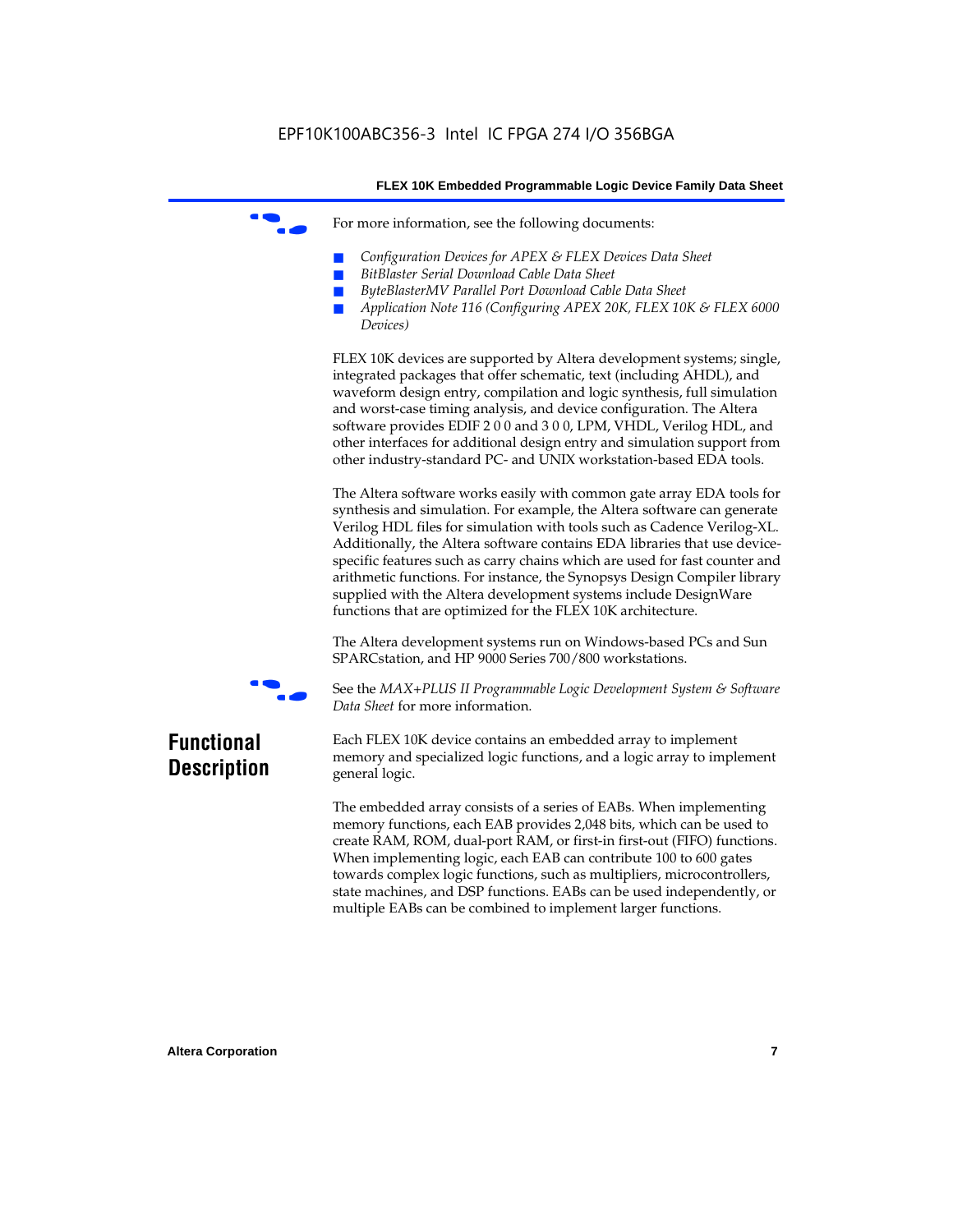For more information, see the following documents:

- *Configuration Devices for APEX & FLEX Devices Data Sheet*
- *BitBlaster Serial Download Cable Data Sheet*
- *ByteBlasterMV Parallel Port Download Cable Data Sheet*
- *Application Note 116 (Configuring APEX 20K, FLEX 10K & FLEX 6000 Devices)*

FLEX 10K devices are supported by Altera development systems; single, integrated packages that offer schematic, text (including AHDL), and waveform design entry, compilation and logic synthesis, full simulation and worst-case timing analysis, and device configuration. The Altera software provides EDIF 2 0 0 and 3 0 0, LPM, VHDL, Verilog HDL, and other interfaces for additional design entry and simulation support from other industry-standard PC- and UNIX workstation-based EDA tools.

The Altera software works easily with common gate array EDA tools for synthesis and simulation. For example, the Altera software can generate Verilog HDL files for simulation with tools such as Cadence Verilog-XL. Additionally, the Altera software contains EDA libraries that use device-specific features such as carry chains which are used for fast counter and arithmetic functions. For instance, the Synopsys Design Compiler library supplied with the Altera development systems include DesignWare functions that are optimized for the FLEX 10K architecture.

The Altera development systems run on Windows-based PCs and Sun SPARCstation, and HP 9000 Series 700/800 workstations.

See the *MAX+PLUS II Programmable Logic Development System & Software Data Sheet* for more information.

## Functional Description

Each FLEX 10K device contains an embedded array to implement memory and specialized logic functions, and a logic array to implement general logic.

The embedded array consists of a series of EABs. When implementing memory functions, each EAB provides 2,048 bits, which can be used to create RAM, ROM, dual-port RAM, or first-in first-out (FIFO) functions. When implementing logic, each EAB can contribute 100 to 600 gates towards complex logic functions, such as multipliers, microcontrollers, state machines, and DSP functions. EABs can be used independently, or multiple EABs can be combined to implement larger functions.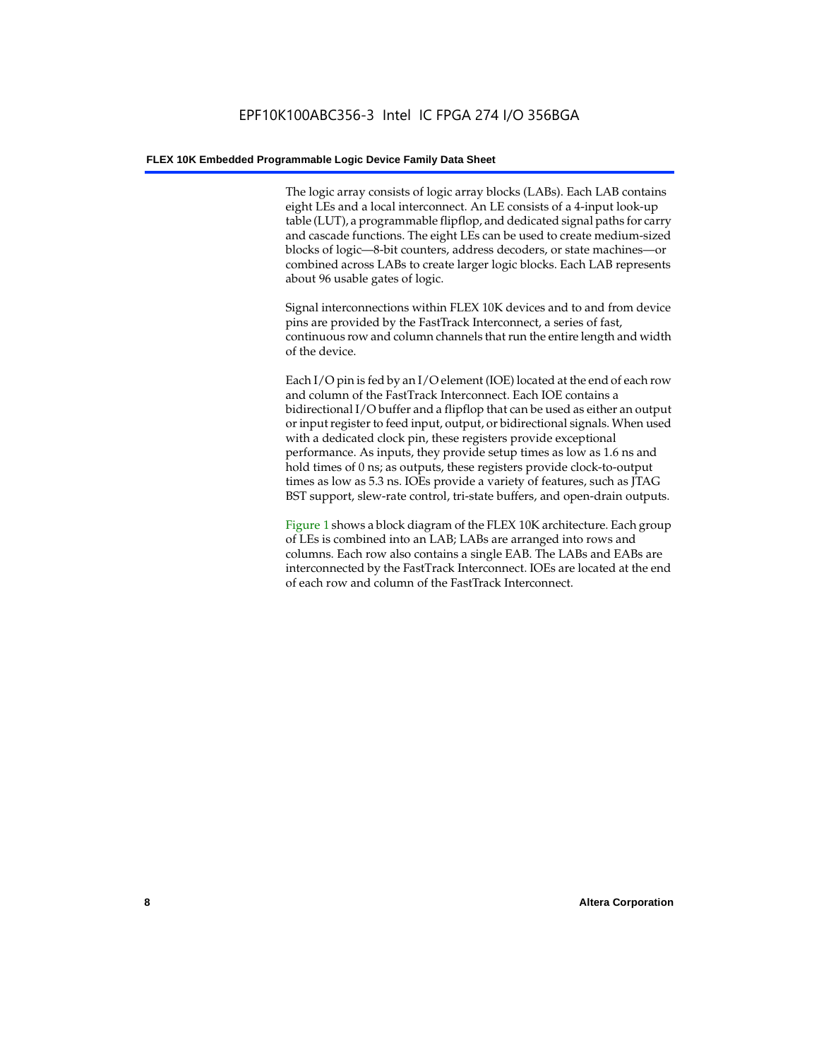The logic array consists of logic array blocks (LABs). Each LAB contains eight LEs and a local interconnect. An LE consists of a 4-input look-up table (LUT), a programmable flipflop, and dedicated signal paths for carry and cascade functions. The eight LEs can be used to create medium-sized blocks of logic—8-bit counters, address decoders, or state machines—or combined across LABs to create larger logic blocks. Each LAB represents about 96 usable gates of logic.

Signal interconnections within FLEX 10K devices and to and from device pins are provided by the FastTrack Interconnect, a series of fast, continuous row and column channels that run the entire length and width of the device.

Each I/O pin is fed by an I/O element (IOE) located at the end of each row and column of the FastTrack Interconnect. Each IOE contains a bidirectional I/O buffer and a flipflop that can be used as either an output or input register to feed input, output, or bidirectional signals. When used with a dedicated clock pin, these registers provide exceptional performance. As inputs, they provide setup times as low as 1.6 ns and hold times of 0 ns; as outputs, these registers provide clock-to-output times as low as 5.3 ns. IOEs provide a variety of features, such as JTAG BST support, slew-rate control, tri-state buffers, and open-drain outputs.

Figure 1 shows a block diagram of the FLEX 10K architecture. Each group of LEs is combined into an LAB; LABs are arranged into rows and columns. Each row also contains a single EAB. The LABs and EABs are interconnected by the FastTrack Interconnect. IOEs are located at the end of each row and column of the FastTrack Interconnect.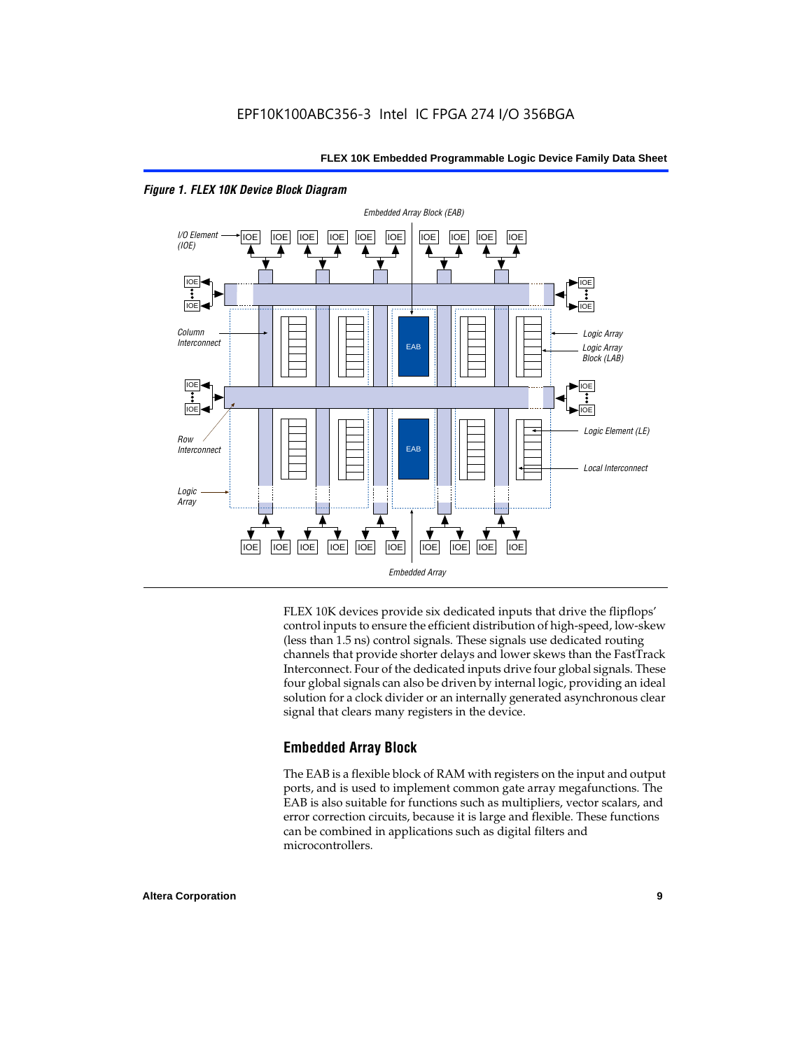*Figure 1. FLEX 10K Device Block Diagram*

FLEX 10K devices provide six dedicated inputs that drive the flipflops' control inputs to ensure the efficient distribution of high-speed, low-skew (less than 1.5 ns) control signals. These signals use dedicated routing channels that provide shorter delays and lower skews than the FastTrack Interconnect. Four of the dedicated inputs drive four global signals. These four global signals can also be driven by internal logic, providing an ideal solution for a clock divider or an internally generated asynchronous clear signal that clears many registers in the device.

## Embedded Array Block

The EAB is a flexible block of RAM with registers on the input and output ports, and is used to implement common gate array megafunctions. The EAB is also suitable for functions such as multipliers, vector scalars, and error correction circuits, because it is large and flexible. These functions can be combined in applications such as digital filters and microcontrollers.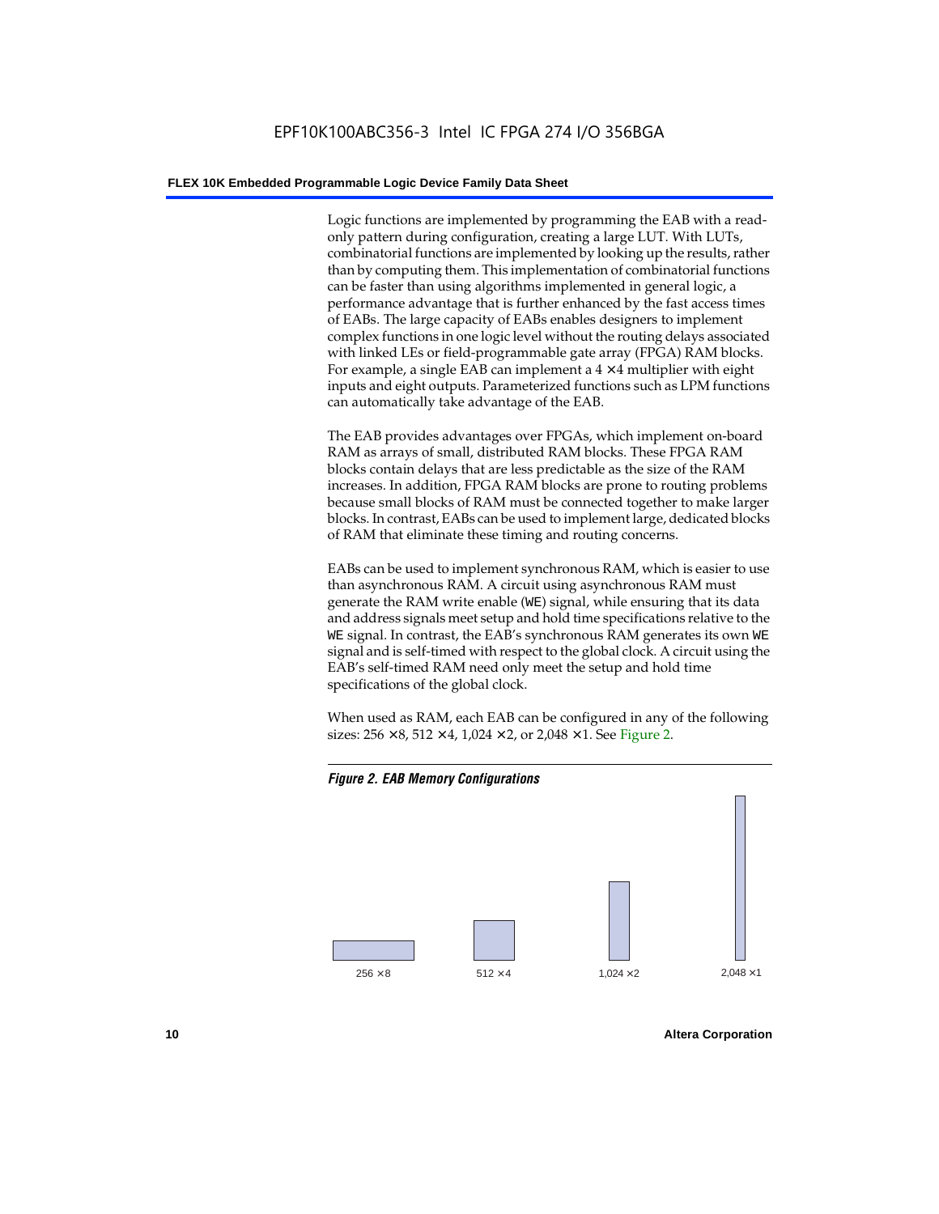Logic functions are implemented by programming the EAB with a read-only pattern during configuration, creating a large LUT. With LUTs, combinatorial functions are implemented by looking up the results, rather than by computing them. This implementation of combinatorial functions can be faster than using algorithms implemented in general logic, a performance advantage that is further enhanced by the fast access times of EABs. The large capacity of EABs enables designers to implement complex functions in one logic level without the routing delays associated with linked LEs or field-programmable gate array (FPGA) RAM blocks. For example, a single EAB can implement a 4 × 4 multiplier with eight inputs and eight outputs. Parameterized functions such as LPM functions can automatically take advantage of the EAB.

The EAB provides advantages over FPGAs, which implement on-board RAM as arrays of small, distributed RAM blocks. These FPGA RAM blocks contain delays that are less predictable as the size of the RAM increases. In addition, FPGA RAM blocks are prone to routing problems because small blocks of RAM must be connected together to make larger blocks. In contrast, EABs can be used to implement large, dedicated blocks of RAM that eliminate these timing and routing concerns.

EABs can be used to implement synchronous RAM, which is easier to use than asynchronous RAM. A circuit using asynchronous RAM must generate the RAM write enable (`WE`) signal, while ensuring that its data and address signals meet setup and hold time specifications relative to the `WE` signal. In contrast, the EAB's synchronous RAM generates its own `WE` signal and is self-timed with respect to the global clock. A circuit using the EAB's self-timed RAM need only meet the setup and hold time specifications of the global clock.

When used as RAM, each EAB can be configured in any of the following sizes: 256 × 8, 512 × 4, 1,024 × 2, or 2,048 × 1. See Figure 2.

***Figure 2. EAB Memory Configurations***

256 × 8 | 512 × 4 | 1,024 × 2 | 2,048 × 1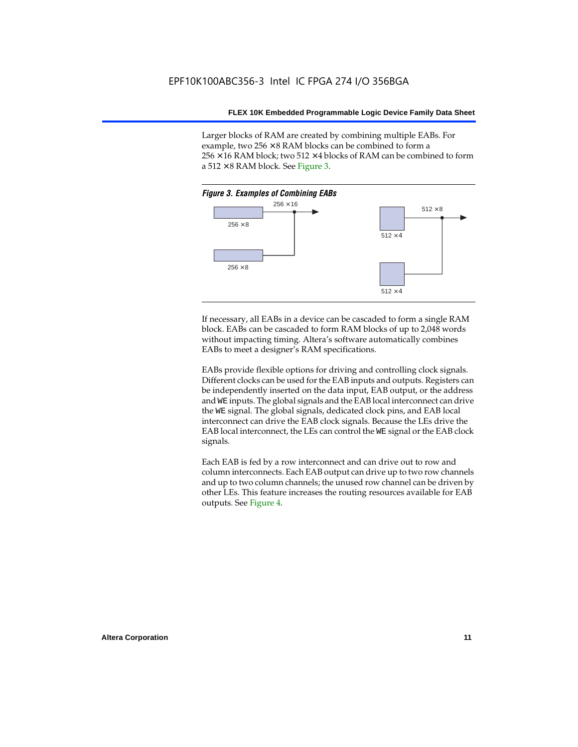Larger blocks of RAM are created by combining multiple EABs. For example, two 256 × 8 RAM blocks can be combined to form a 256 × 16 RAM block; two 512 × 4 blocks of RAM can be combined to form a 512 × 8 RAM block. See Figure 3.

*Figure 3. Examples of Combining EABs*

If necessary, all EABs in a device can be cascaded to form a single RAM block. EABs can be cascaded to form RAM blocks of up to 2,048 words without impacting timing. Altera's software automatically combines EABs to meet a designer's RAM specifications.

EABs provide flexible options for driving and controlling clock signals. Different clocks can be used for the EAB inputs and outputs. Registers can be independently inserted on the data input, EAB output, or the address and `WE` inputs. The global signals and the EAB local interconnect can drive the `WE` signal. The global signals, dedicated clock pins, and EAB local interconnect can drive the EAB clock signals. Because the LEs drive the EAB local interconnect, the LEs can control the `WE` signal or the EAB clock signals.

Each EAB is fed by a row interconnect and can drive out to row and column interconnects. Each EAB output can drive up to two row channels and up to two column channels; the unused row channel can be driven by other LEs. This feature increases the routing resources available for EAB outputs. See Figure 4.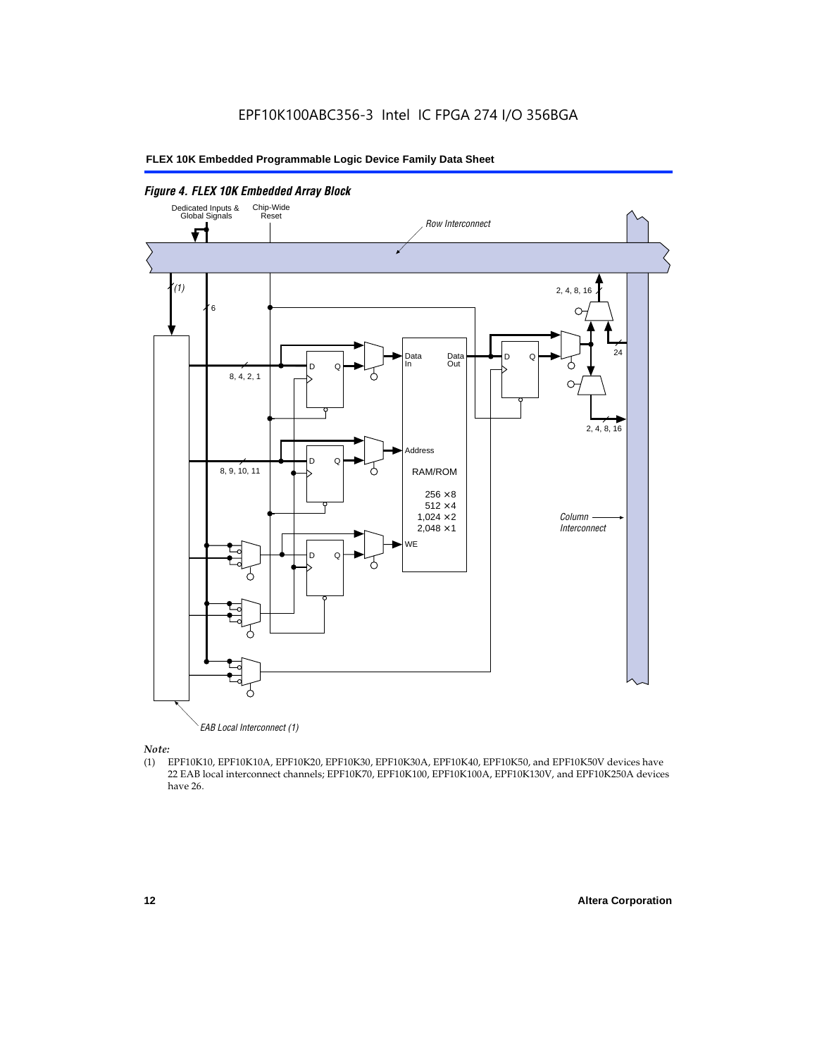*Figure 4. FLEX 10K Embedded Array Block*

Dedicated Inputs & Global Signals

Chip-Wide Reset

Row Interconnect

(1)

6

2, 4, 8, 16

24

Data In

Data Out

D Q

8, 4, 2, 1

2, 4, 8, 16

Address

8, 9, 10, 11

RAM/ROM

256 × 8
512 × 4
1,024 × 2
2,048 × 1

Column Interconnect

WE

EAB Local Interconnect (1)

*Note:*

(1) EPF10K10, EPF10K10A, EPF10K20, EPF10K30, EPF10K30A, EPF10K40, EPF10K50, and EPF10K50V devices have 22 EAB local interconnect channels; EPF10K70, EPF10K100, EPF10K100A, EPF10K130V, and EPF10K250A devices have 26.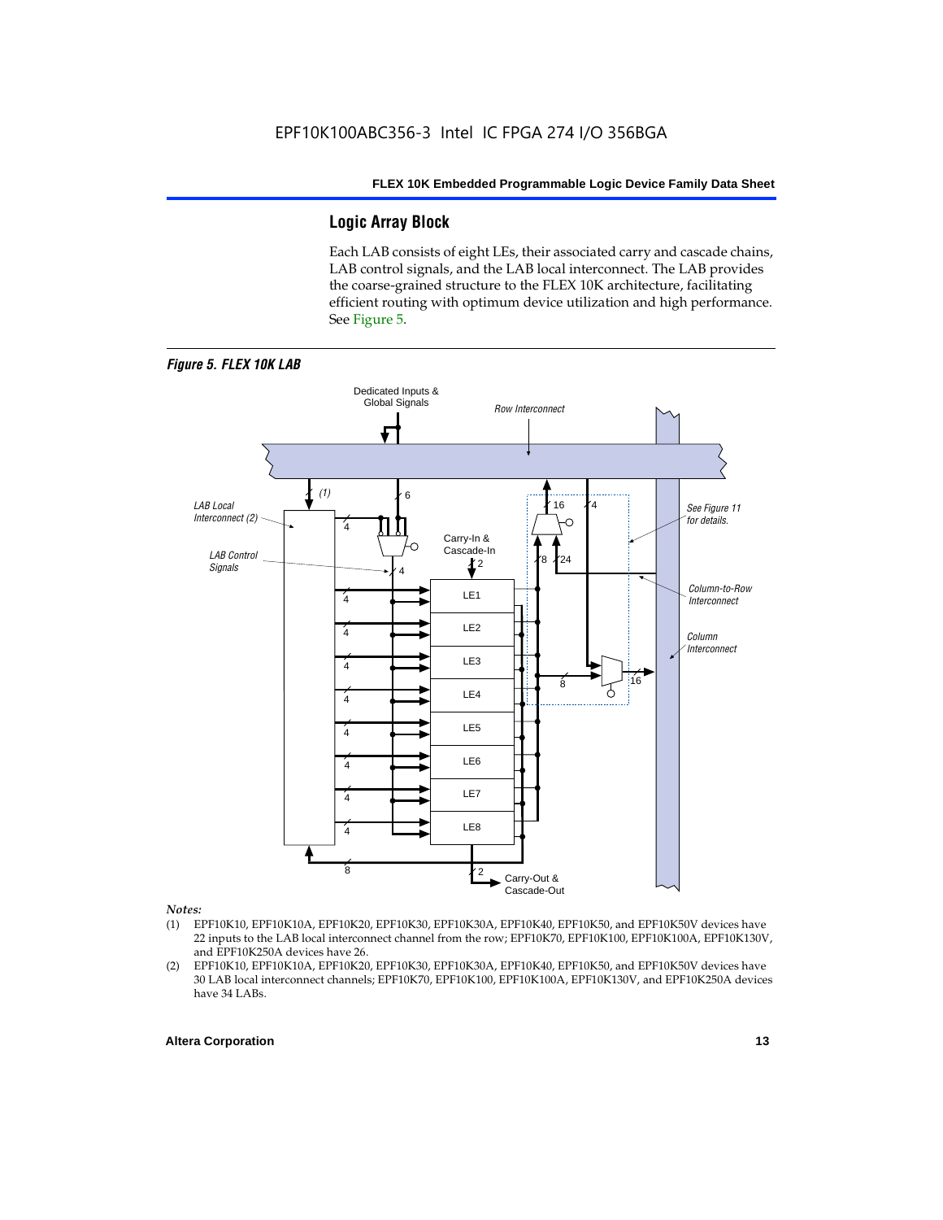## Logic Array Block

Each LAB consists of eight LEs, their associated carry and cascade chains, LAB control signals, and the LAB local interconnect. The LAB provides the coarse-grained structure to the FLEX 10K architecture, facilitating efficient routing with optimum device utilization and high performance. See Figure 5.

*Figure 5. FLEX 10K LAB*

*Notes:*

(1) EPF10K10, EPF10K10A, EPF10K20, EPF10K30, EPF10K30A, EPF10K40, EPF10K50, and EPF10K50V devices have 22 inputs to the LAB local interconnect channel from the row; EPF10K70, EPF10K100, EPF10K100A, EPF10K130V, and EPF10K250A devices have 26.

(2) EPF10K10, EPF10K10A, EPF10K20, EPF10K30, EPF10K30A, EPF10K40, EPF10K50, and EPF10K50V devices have 30 LAB local interconnect channels; EPF10K70, EPF10K100, EPF10K100A, EPF10K130V, and EPF10K250A devices have 34 LABs.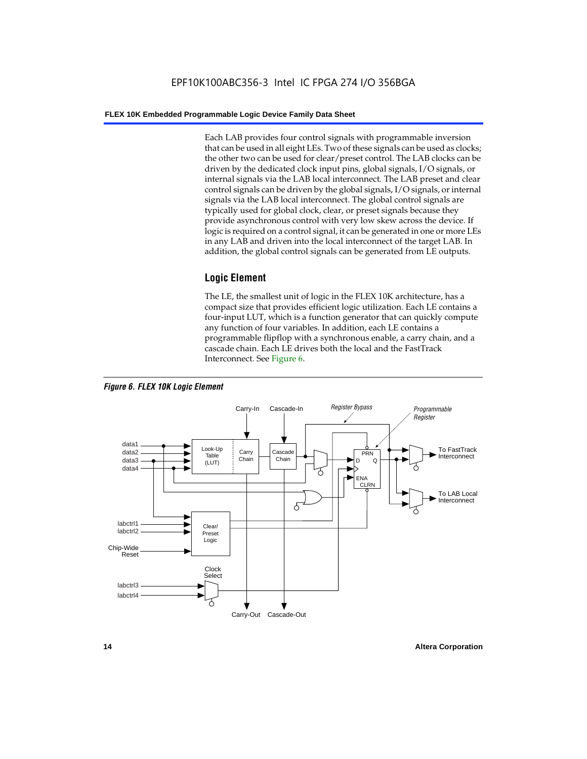Each LAB provides four control signals with programmable inversion that can be used in all eight LEs. Two of these signals can be used as clocks; the other two can be used for clear/preset control. The LAB clocks can be driven by the dedicated clock input pins, global signals, I/O signals, or internal signals via the LAB local interconnect. The LAB preset and clear control signals can be driven by the global signals, I/O signals, or internal signals via the LAB local interconnect. The global control signals are typically used for global clock, clear, or preset signals because they provide asynchronous control with very low skew across the device. If logic is required on a control signal, it can be generated in one or more LEs in any LAB and driven into the local interconnect of the target LAB. In addition, the global control signals can be generated from LE outputs.

## Logic Element

The LE, the smallest unit of logic in the FLEX 10K architecture, has a compact size that provides efficient logic utilization. Each LE contains a four-input LUT, which is a function generator that can quickly compute any function of four variables. In addition, each LE contains a programmable flipflop with a synchronous enable, a carry chain, and a cascade chain. Each LE drives both the local and the FastTrack Interconnect. See Figure 6.

***Figure 6. FLEX 10K Logic Element***

Carry-In | Cascade-In | *Register Bypass* | *Programmable Register*

data1, data2, data3, data4 | Look-Up Table (LUT) | Carry Chain | Cascade Chain | PRN | D | Q | ENA | CLRN | To FastTrack Interconnect | To LAB Local Interconnect

labctrl1, labctrl2 | Chip-Wide Reset | Clear/Preset Logic | Clock Select | labctrl3, labctrl4

Carry-Out | Cascade-Out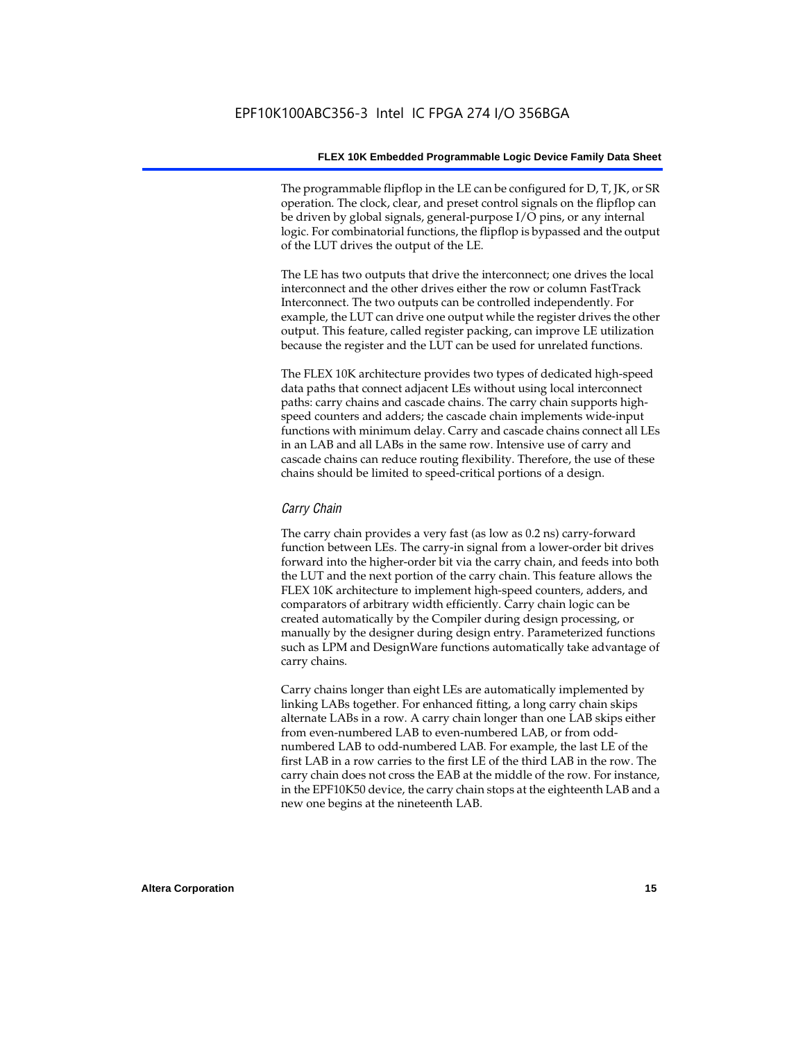The programmable flipflop in the LE can be configured for D, T, JK, or SR operation. The clock, clear, and preset control signals on the flipflop can be driven by global signals, general-purpose I/O pins, or any internal logic. For combinatorial functions, the flipflop is bypassed and the output of the LUT drives the output of the LE.

The LE has two outputs that drive the interconnect; one drives the local interconnect and the other drives either the row or column FastTrack Interconnect. The two outputs can be controlled independently. For example, the LUT can drive one output while the register drives the other output. This feature, called register packing, can improve LE utilization because the register and the LUT can be used for unrelated functions.

The FLEX 10K architecture provides two types of dedicated high-speed data paths that connect adjacent LEs without using local interconnect paths: carry chains and cascade chains. The carry chain supports high-speed counters and adders; the cascade chain implements wide-input functions with minimum delay. Carry and cascade chains connect all LEs in an LAB and all LABs in the same row. Intensive use of carry and cascade chains can reduce routing flexibility. Therefore, the use of these chains should be limited to speed-critical portions of a design.

### *Carry Chain*

The carry chain provides a very fast (as low as 0.2 ns) carry-forward function between LEs. The carry-in signal from a lower-order bit drives forward into the higher-order bit via the carry chain, and feeds into both the LUT and the next portion of the carry chain. This feature allows the FLEX 10K architecture to implement high-speed counters, adders, and comparators of arbitrary width efficiently. Carry chain logic can be created automatically by the Compiler during design processing, or manually by the designer during design entry. Parameterized functions such as LPM and DesignWare functions automatically take advantage of carry chains.

Carry chains longer than eight LEs are automatically implemented by linking LABs together. For enhanced fitting, a long carry chain skips alternate LABs in a row. A carry chain longer than one LAB skips either from even-numbered LAB to even-numbered LAB, or from odd-numbered LAB to odd-numbered LAB. For example, the last LE of the first LAB in a row carries to the first LE of the third LAB in the row. The carry chain does not cross the EAB at the middle of the row. For instance, in the EPF10K50 device, the carry chain stops at the eighteenth LAB and a new one begins at the nineteenth LAB.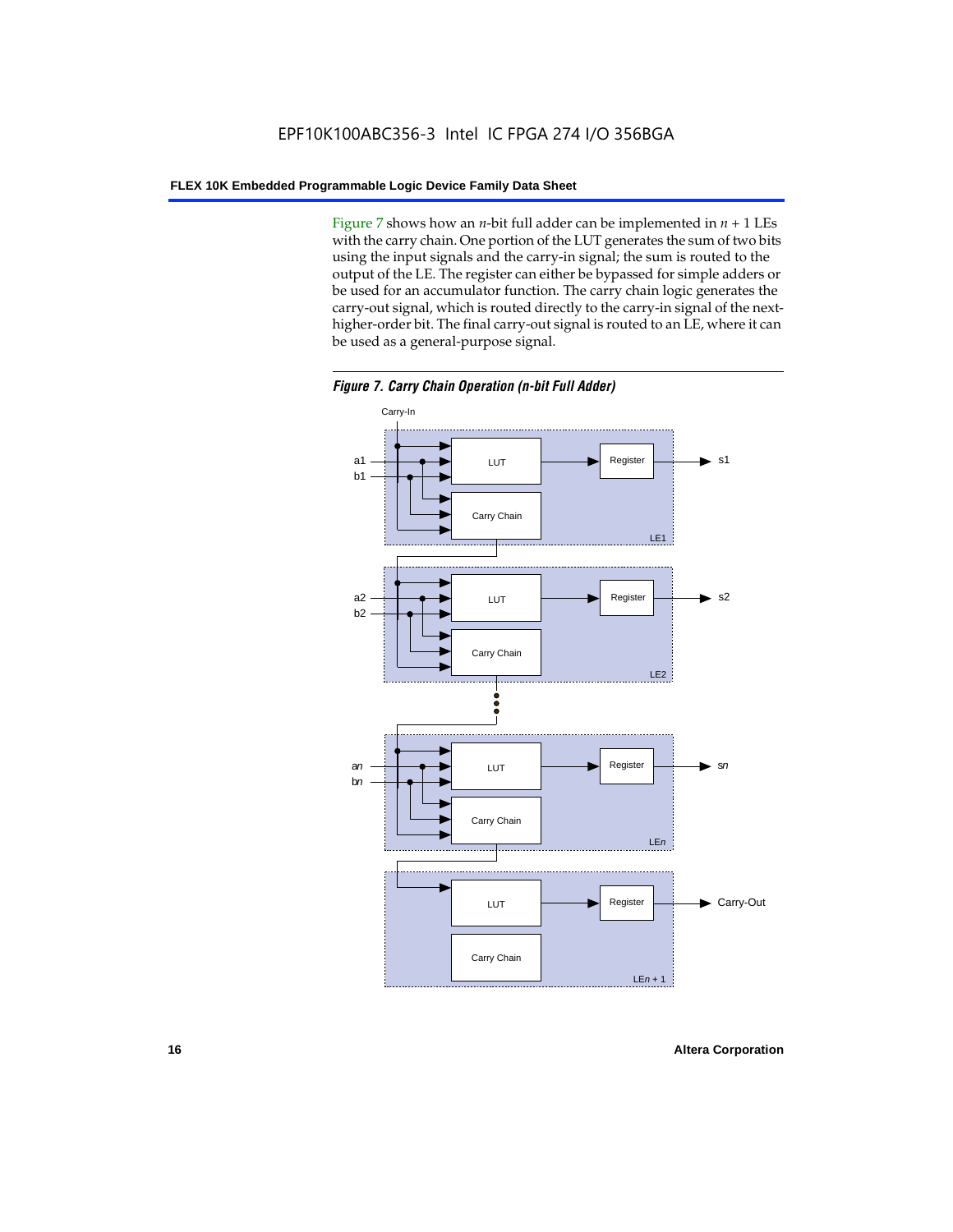Figure 7 shows how an *n*-bit full adder can be implemented in $n + 1$ LEs with the carry chain. One portion of the LUT generates the sum of two bits using the input signals and the carry-in signal; the sum is routed to the output of the LE. The register can either be bypassed for simple adders or be used for an accumulator function. The carry chain logic generates the carry-out signal, which is routed directly to the carry-in signal of the next-higher-order bit. The final carry-out signal is routed to an LE, where it can be used as a general-purpose signal.

***Figure 7. Carry Chain Operation (n-bit Full Adder)***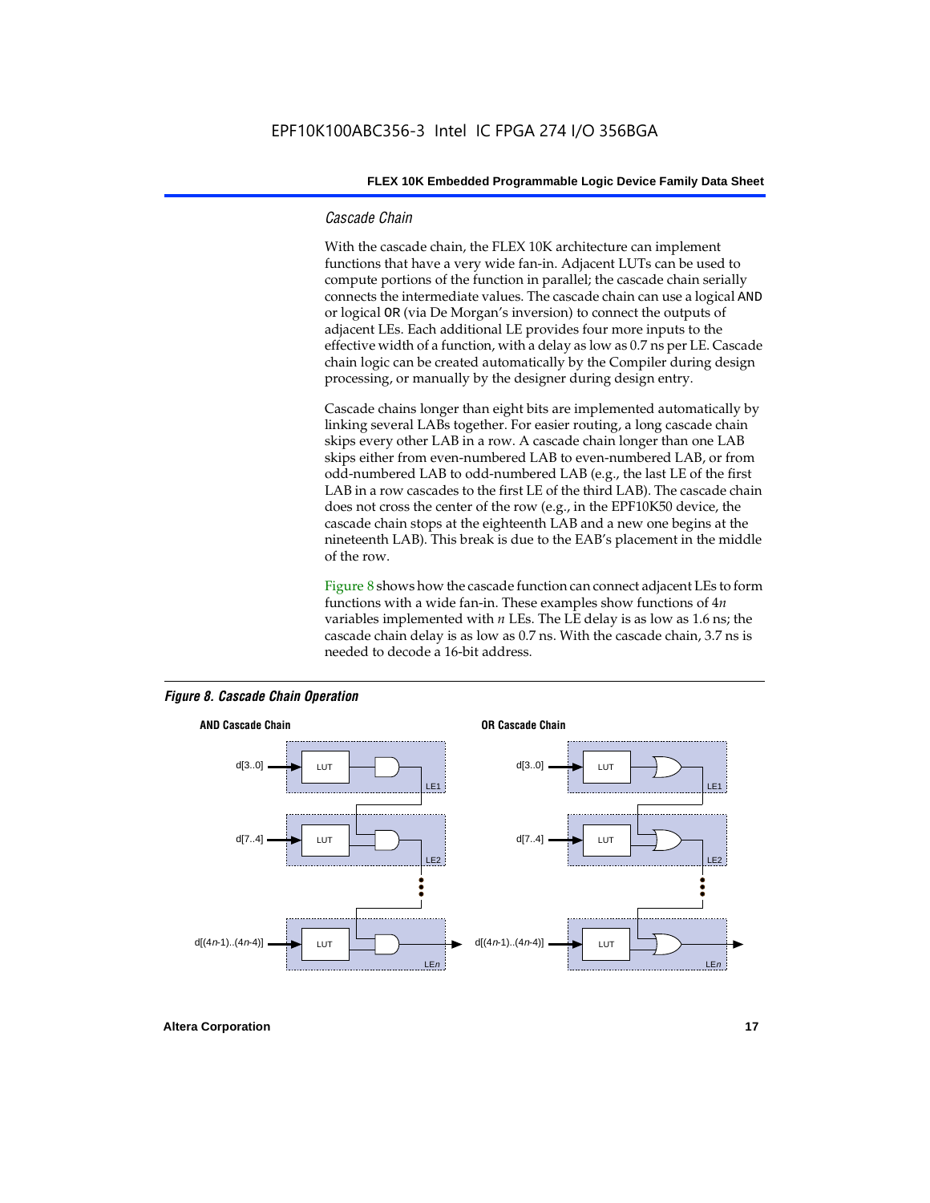### *Cascade Chain*

With the cascade chain, the FLEX 10K architecture can implement functions that have a very wide fan-in. Adjacent LUTs can be used to compute portions of the function in parallel; the cascade chain serially connects the intermediate values. The cascade chain can use a logical AND or logical OR (via De Morgan's inversion) to connect the outputs of adjacent LEs. Each additional LE provides four more inputs to the effective width of a function, with a delay as low as 0.7 ns per LE. Cascade chain logic can be created automatically by the Compiler during design processing, or manually by the designer during design entry.

Cascade chains longer than eight bits are implemented automatically by linking several LABs together. For easier routing, a long cascade chain skips every other LAB in a row. A cascade chain longer than one LAB skips either from even-numbered LAB to even-numbered LAB, or from odd-numbered LAB to odd-numbered LAB (e.g., the last LE of the first LAB in a row cascades to the first LE of the third LAB). The cascade chain does not cross the center of the row (e.g., in the EPF10K50 device, the cascade chain stops at the eighteenth LAB and a new one begins at the nineteenth LAB). This break is due to the EAB's placement in the middle of the row.

Figure 8 shows how the cascade function can connect adjacent LEs to form functions with a wide fan-in. These examples show functions of $4n$ variables implemented with $n$ LEs. The LE delay is as low as 1.6 ns; the cascade chain delay is as low as 0.7 ns. With the cascade chain, 3.7 ns is needed to decode a 16-bit address.

***Figure 8. Cascade Chain Operation***

**AND Cascade Chain** — d[3..0] → LUT (LE1); d[7..4] → LUT (LE2); ... ; d[(4*n*-1)..(4*n*-4)] → LUT (LE*n*)

**OR Cascade Chain** — d[3..0] → LUT (LE1); d[7..4] → LUT (LE2); ... ; d[(4*n*-1)..(4*n*-4)] → LUT (LE*n*)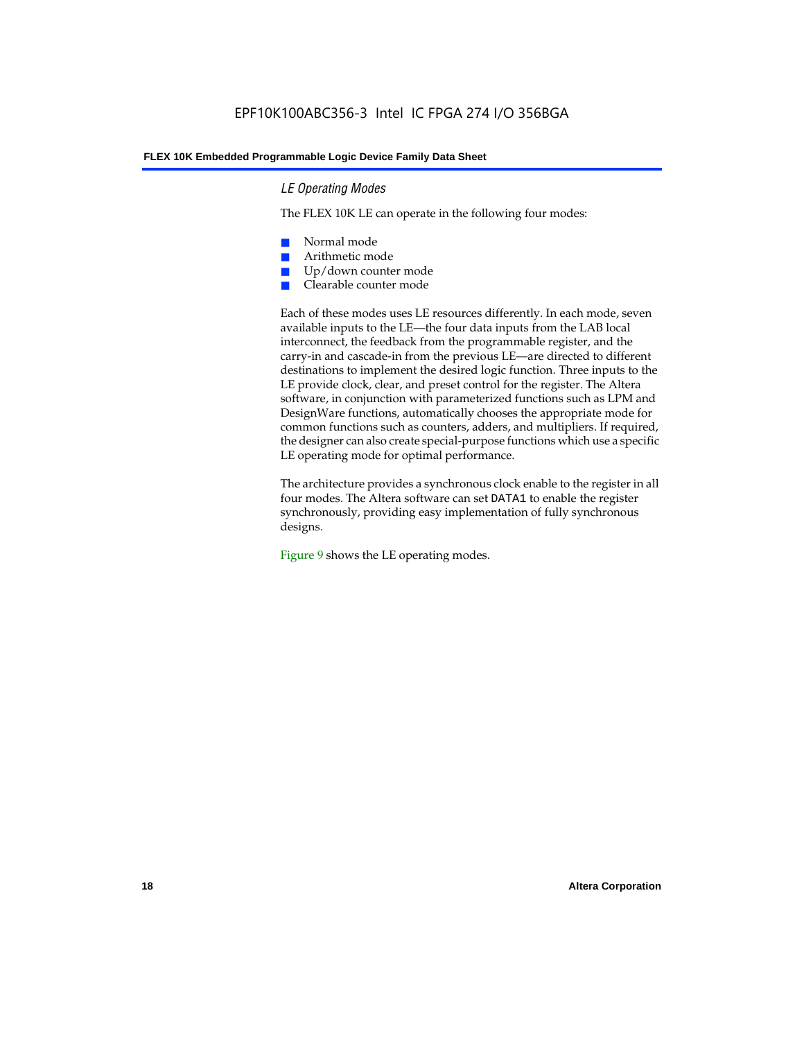### *LE Operating Modes*

The FLEX 10K LE can operate in the following four modes:

- Normal mode
- Arithmetic mode
- Up/down counter mode
- Clearable counter mode

Each of these modes uses LE resources differently. In each mode, seven available inputs to the LE—the four data inputs from the LAB local interconnect, the feedback from the programmable register, and the carry-in and cascade-in from the previous LE—are directed to different destinations to implement the desired logic function. Three inputs to the LE provide clock, clear, and preset control for the register. The Altera software, in conjunction with parameterized functions such as LPM and DesignWare functions, automatically chooses the appropriate mode for common functions such as counters, adders, and multipliers. If required, the designer can also create special-purpose functions which use a specific LE operating mode for optimal performance.

The architecture provides a synchronous clock enable to the register in all four modes. The Altera software can set `DATA1` to enable the register synchronously, providing easy implementation of fully synchronous designs.

Figure 9 shows the LE operating modes.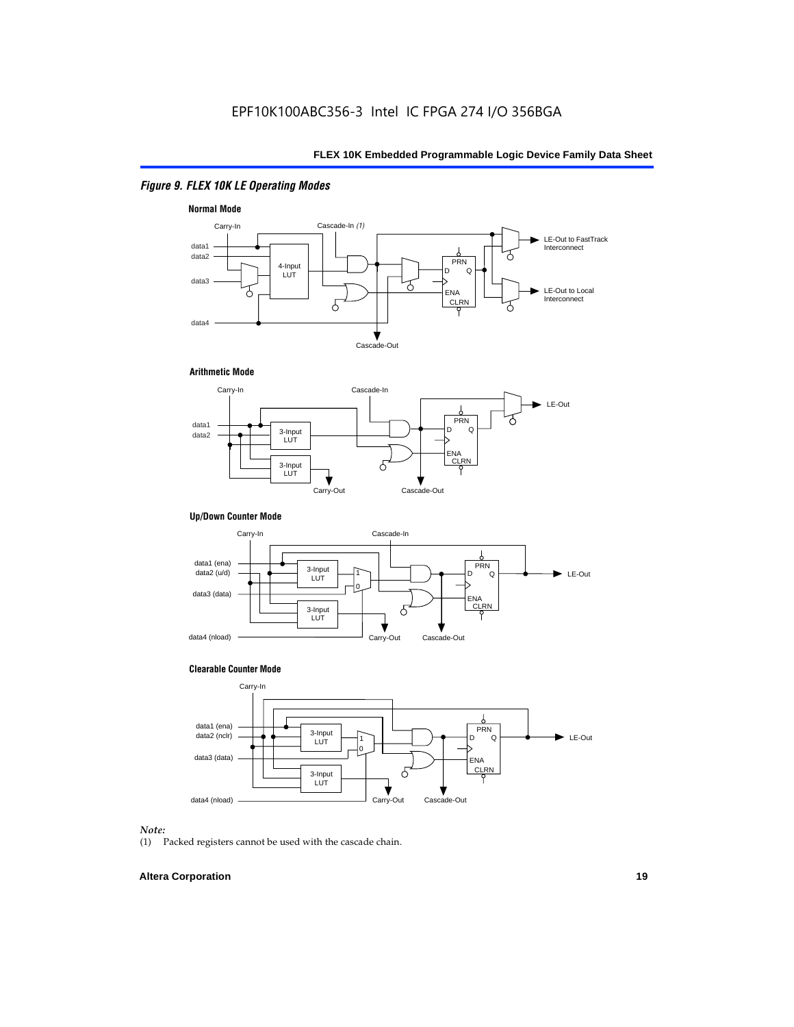*Figure 9. FLEX 10K LE Operating Modes*

**Normal Mode**

Carry-In, Cascade-In *(1)*, data1, data2, data3, data4, 4-Input LUT, PRN, D, Q, ENA, CLRN, LE-Out to FastTrack Interconnect, LE-Out to Local Interconnect, Cascade-Out

**Arithmetic Mode**

Carry-In, Cascade-In, data1, data2, 3-Input LUT, 3-Input LUT, PRN, D, Q, ENA, CLRN, LE-Out, Carry-Out, Cascade-Out

**Up/Down Counter Mode**

Carry-In, Cascade-In, data1 (ena), data2 (u/d), data3 (data), data4 (nload), 3-Input LUT, 3-Input LUT, 1, 0, PRN, D, Q, ENA, CLRN, LE-Out, Carry-Out, Cascade-Out

**Clearable Counter Mode**

Carry-In, data1 (ena), data2 (nclr), data3 (data), data4 (nload), 3-Input LUT, 3-Input LUT, 1, 0, PRN, D, Q, ENA, CLRN, LE-Out, Carry-Out, Cascade-Out

*Note:*

(1) Packed registers cannot be used with the cascade chain.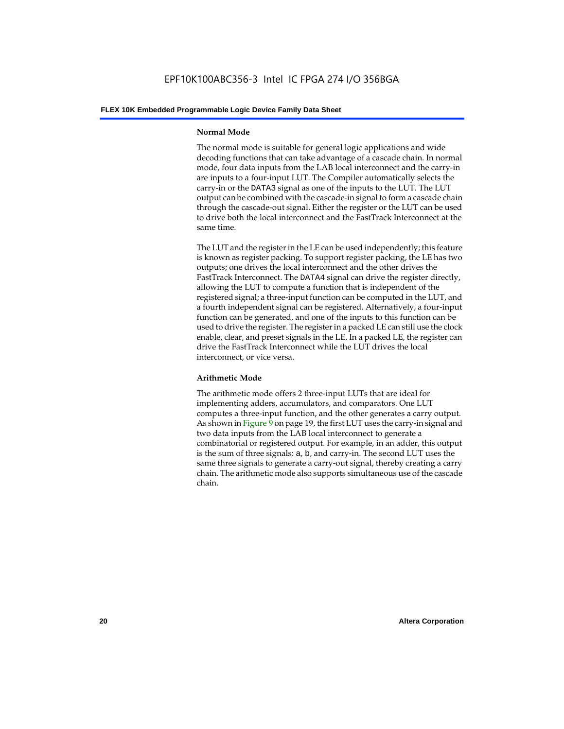### Normal Mode

The normal mode is suitable for general logic applications and wide decoding functions that can take advantage of a cascade chain. In normal mode, four data inputs from the LAB local interconnect and the carry-in are inputs to a four-input LUT. The Compiler automatically selects the carry-in or the DATA3 signal as one of the inputs to the LUT. The LUT output can be combined with the cascade-in signal to form a cascade chain through the cascade-out signal. Either the register or the LUT can be used to drive both the local interconnect and the FastTrack Interconnect at the same time.

The LUT and the register in the LE can be used independently; this feature is known as register packing. To support register packing, the LE has two outputs; one drives the local interconnect and the other drives the FastTrack Interconnect. The DATA4 signal can drive the register directly, allowing the LUT to compute a function that is independent of the registered signal; a three-input function can be computed in the LUT, and a fourth independent signal can be registered. Alternatively, a four-input function can be generated, and one of the inputs to this function can be used to drive the register. The register in a packed LE can still use the clock enable, clear, and preset signals in the LE. In a packed LE, the register can drive the FastTrack Interconnect while the LUT drives the local interconnect, or vice versa.

### Arithmetic Mode

The arithmetic mode offers 2 three-input LUTs that are ideal for implementing adders, accumulators, and comparators. One LUT computes a three-input function, and the other generates a carry output. As shown in Figure 9 on page 19, the first LUT uses the carry-in signal and two data inputs from the LAB local interconnect to generate a combinatorial or registered output. For example, in an adder, this output is the sum of three signals: a, b, and carry-in. The second LUT uses the same three signals to generate a carry-out signal, thereby creating a carry chain. The arithmetic mode also supports simultaneous use of the cascade chain.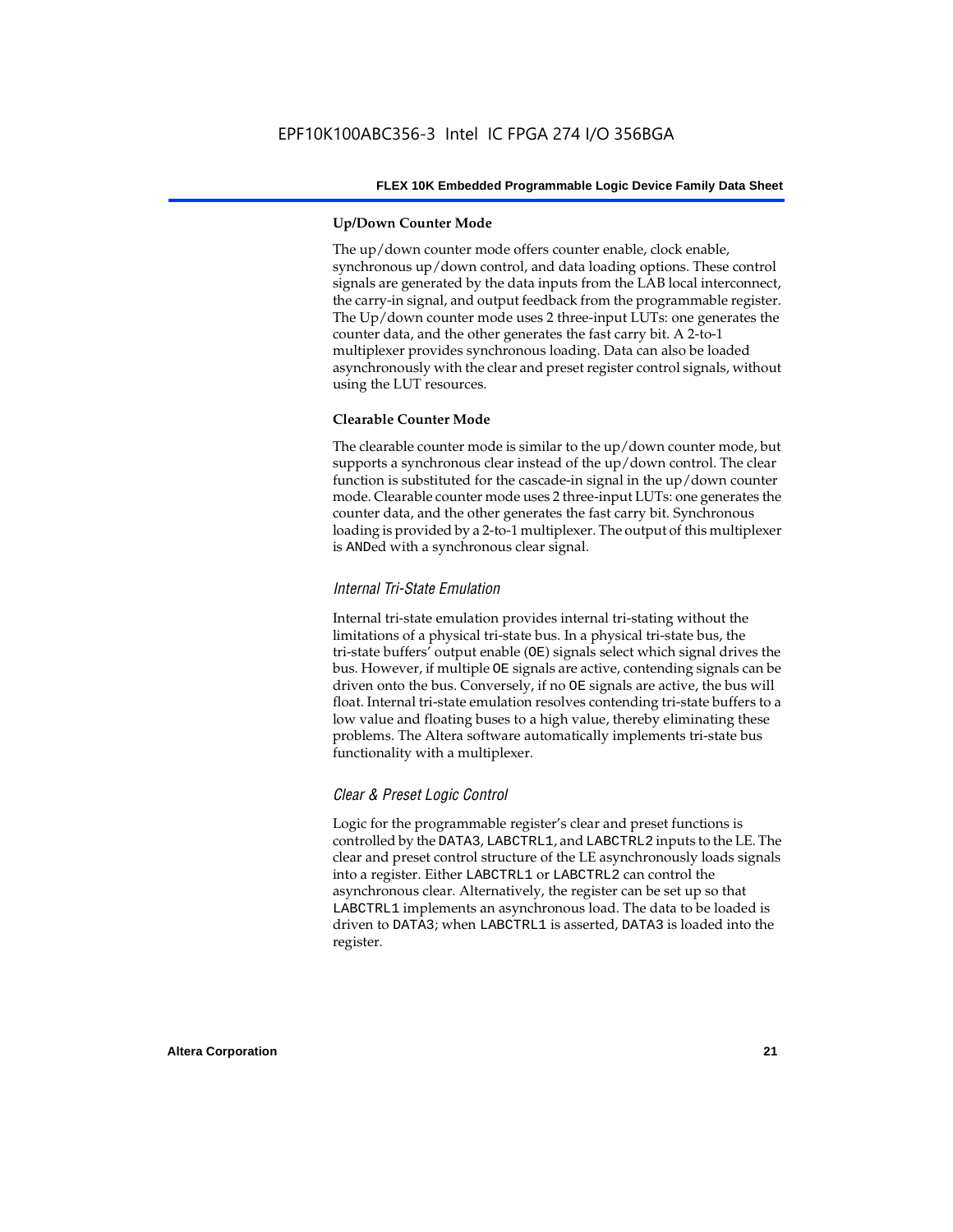#### Up/Down Counter Mode

The up/down counter mode offers counter enable, clock enable, synchronous up/down control, and data loading options. These control signals are generated by the data inputs from the LAB local interconnect, the carry-in signal, and output feedback from the programmable register. The Up/down counter mode uses 2 three-input LUTs: one generates the counter data, and the other generates the fast carry bit. A 2-to-1 multiplexer provides synchronous loading. Data can also be loaded asynchronously with the clear and preset register control signals, without using the LUT resources.

#### Clearable Counter Mode

The clearable counter mode is similar to the up/down counter mode, but supports a synchronous clear instead of the up/down control. The clear function is substituted for the cascade-in signal in the up/down counter mode. Clearable counter mode uses 2 three-input LUTs: one generates the counter data, and the other generates the fast carry bit. Synchronous loading is provided by a 2-to-1 multiplexer. The output of this multiplexer is ANDed with a synchronous clear signal.

### *Internal Tri-State Emulation*

Internal tri-state emulation provides internal tri-stating without the limitations of a physical tri-state bus. In a physical tri-state bus, the tri-state buffers' output enable (OE) signals select which signal drives the bus. However, if multiple OE signals are active, contending signals can be driven onto the bus. Conversely, if no OE signals are active, the bus will float. Internal tri-state emulation resolves contending tri-state buffers to a low value and floating buses to a high value, thereby eliminating these problems. The Altera software automatically implements tri-state bus functionality with a multiplexer.

### *Clear & Preset Logic Control*

Logic for the programmable register's clear and preset functions is controlled by the DATA3, LABCTRL1, and LABCTRL2 inputs to the LE. The clear and preset control structure of the LE asynchronously loads signals into a register. Either LABCTRL1 or LABCTRL2 can control the asynchronous clear. Alternatively, the register can be set up so that LABCTRL1 implements an asynchronous load. The data to be loaded is driven to DATA3; when LABCTRL1 is asserted, DATA3 is loaded into the register.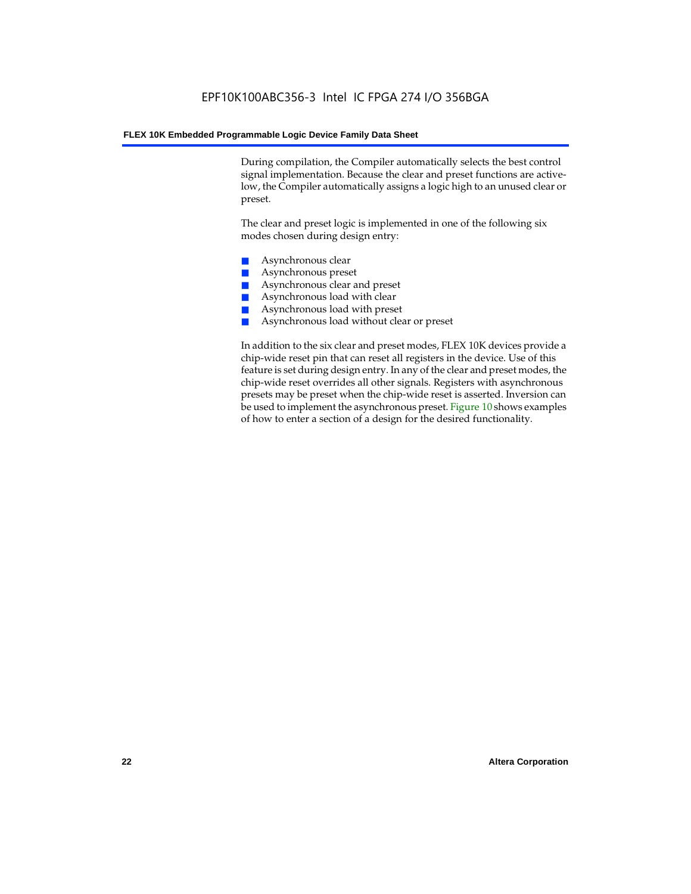During compilation, the Compiler automatically selects the best control signal implementation. Because the clear and preset functions are active-low, the Compiler automatically assigns a logic high to an unused clear or preset.

The clear and preset logic is implemented in one of the following six modes chosen during design entry:

- Asynchronous clear
- Asynchronous preset
- Asynchronous clear and preset
- Asynchronous load with clear
- Asynchronous load with preset
- Asynchronous load without clear or preset

In addition to the six clear and preset modes, FLEX 10K devices provide a chip-wide reset pin that can reset all registers in the device. Use of this feature is set during design entry. In any of the clear and preset modes, the chip-wide reset overrides all other signals. Registers with asynchronous presets may be preset when the chip-wide reset is asserted. Inversion can be used to implement the asynchronous preset. Figure 10 shows examples of how to enter a section of a design for the desired functionality.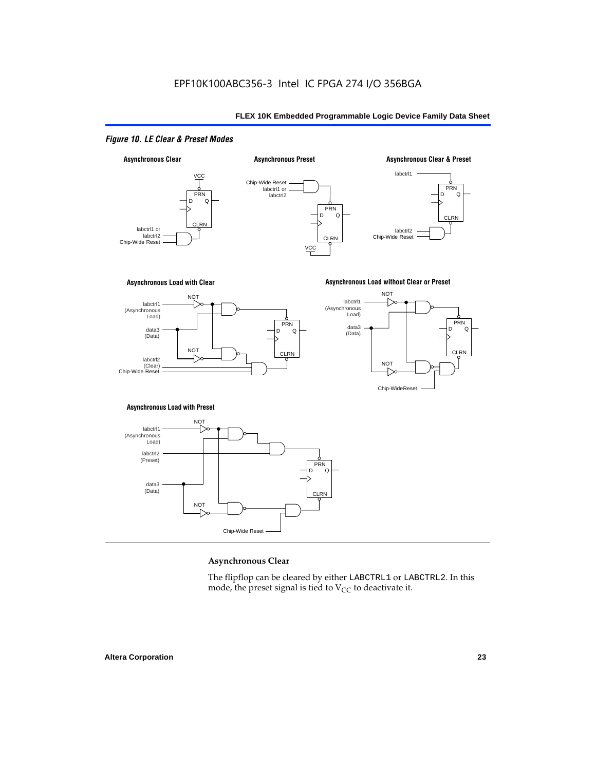*Figure 10. LE Clear & Preset Modes*

### Asynchronous Clear

The flipflop can be cleared by either LABCTRL1 or LABCTRL2. In this mode, the preset signal is tied to $V_{CC}$ to deactivate it.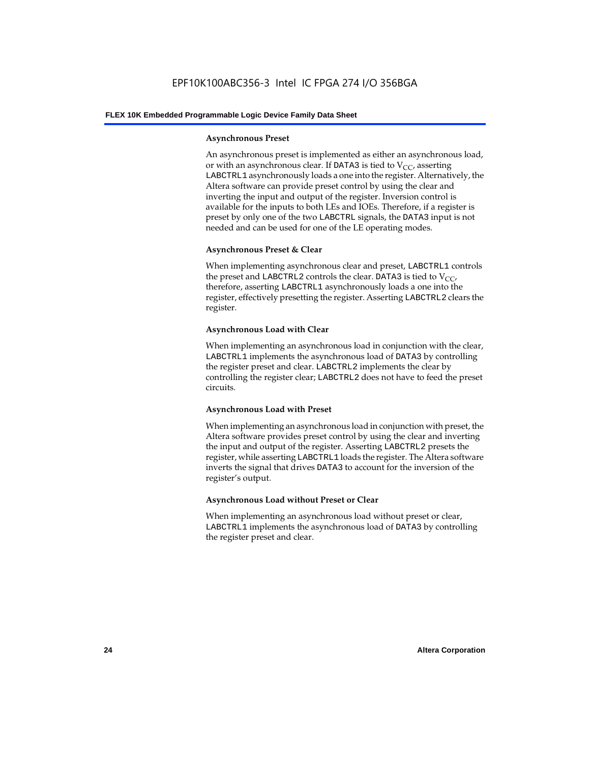#### Asynchronous Preset

An asynchronous preset is implemented as either an asynchronous load, or with an asynchronous clear. If DATA3 is tied to $V_{CC}$, asserting LABCTRL1 asynchronously loads a one into the register. Alternatively, the Altera software can provide preset control by using the clear and inverting the input and output of the register. Inversion control is available for the inputs to both LEs and IOEs. Therefore, if a register is preset by only one of the two LABCTRL signals, the DATA3 input is not needed and can be used for one of the LE operating modes.

#### Asynchronous Preset & Clear

When implementing asynchronous clear and preset, LABCTRL1 controls the preset and LABCTRL2 controls the clear. DATA3 is tied to $V_{CC}$, therefore, asserting LABCTRL1 asynchronously loads a one into the register, effectively presetting the register. Asserting LABCTRL2 clears the register.

#### Asynchronous Load with Clear

When implementing an asynchronous load in conjunction with the clear, LABCTRL1 implements the asynchronous load of DATA3 by controlling the register preset and clear. LABCTRL2 implements the clear by controlling the register clear; LABCTRL2 does not have to feed the preset circuits.

#### Asynchronous Load with Preset

When implementing an asynchronous load in conjunction with preset, the Altera software provides preset control by using the clear and inverting the input and output of the register. Asserting LABCTRL2 presets the register, while asserting LABCTRL1 loads the register. The Altera software inverts the signal that drives DATA3 to account for the inversion of the register's output.

#### Asynchronous Load without Preset or Clear

When implementing an asynchronous load without preset or clear, LABCTRL1 implements the asynchronous load of DATA3 by controlling the register preset and clear.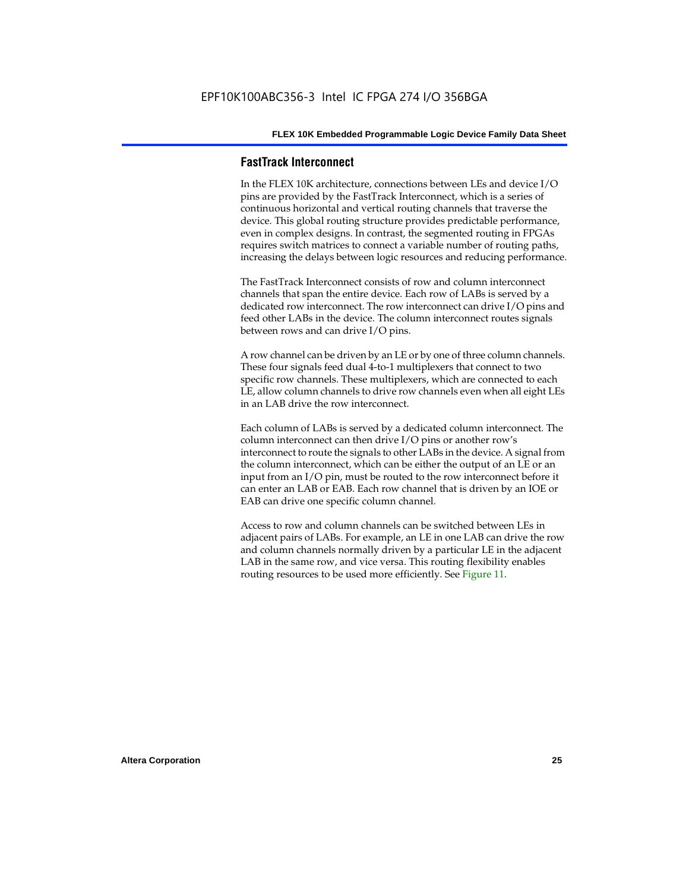## FastTrack Interconnect

In the FLEX 10K architecture, connections between LEs and device I/O pins are provided by the FastTrack Interconnect, which is a series of continuous horizontal and vertical routing channels that traverse the device. This global routing structure provides predictable performance, even in complex designs. In contrast, the segmented routing in FPGAs requires switch matrices to connect a variable number of routing paths, increasing the delays between logic resources and reducing performance.

The FastTrack Interconnect consists of row and column interconnect channels that span the entire device. Each row of LABs is served by a dedicated row interconnect. The row interconnect can drive I/O pins and feed other LABs in the device. The column interconnect routes signals between rows and can drive I/O pins.

A row channel can be driven by an LE or by one of three column channels. These four signals feed dual 4-to-1 multiplexers that connect to two specific row channels. These multiplexers, which are connected to each LE, allow column channels to drive row channels even when all eight LEs in an LAB drive the row interconnect.

Each column of LABs is served by a dedicated column interconnect. The column interconnect can then drive I/O pins or another row's interconnect to route the signals to other LABs in the device. A signal from the column interconnect, which can be either the output of an LE or an input from an I/O pin, must be routed to the row interconnect before it can enter an LAB or EAB. Each row channel that is driven by an IOE or EAB can drive one specific column channel.

Access to row and column channels can be switched between LEs in adjacent pairs of LABs. For example, an LE in one LAB can drive the row and column channels normally driven by a particular LE in the adjacent LAB in the same row, and vice versa. This routing flexibility enables routing resources to be used more efficiently. See Figure 11.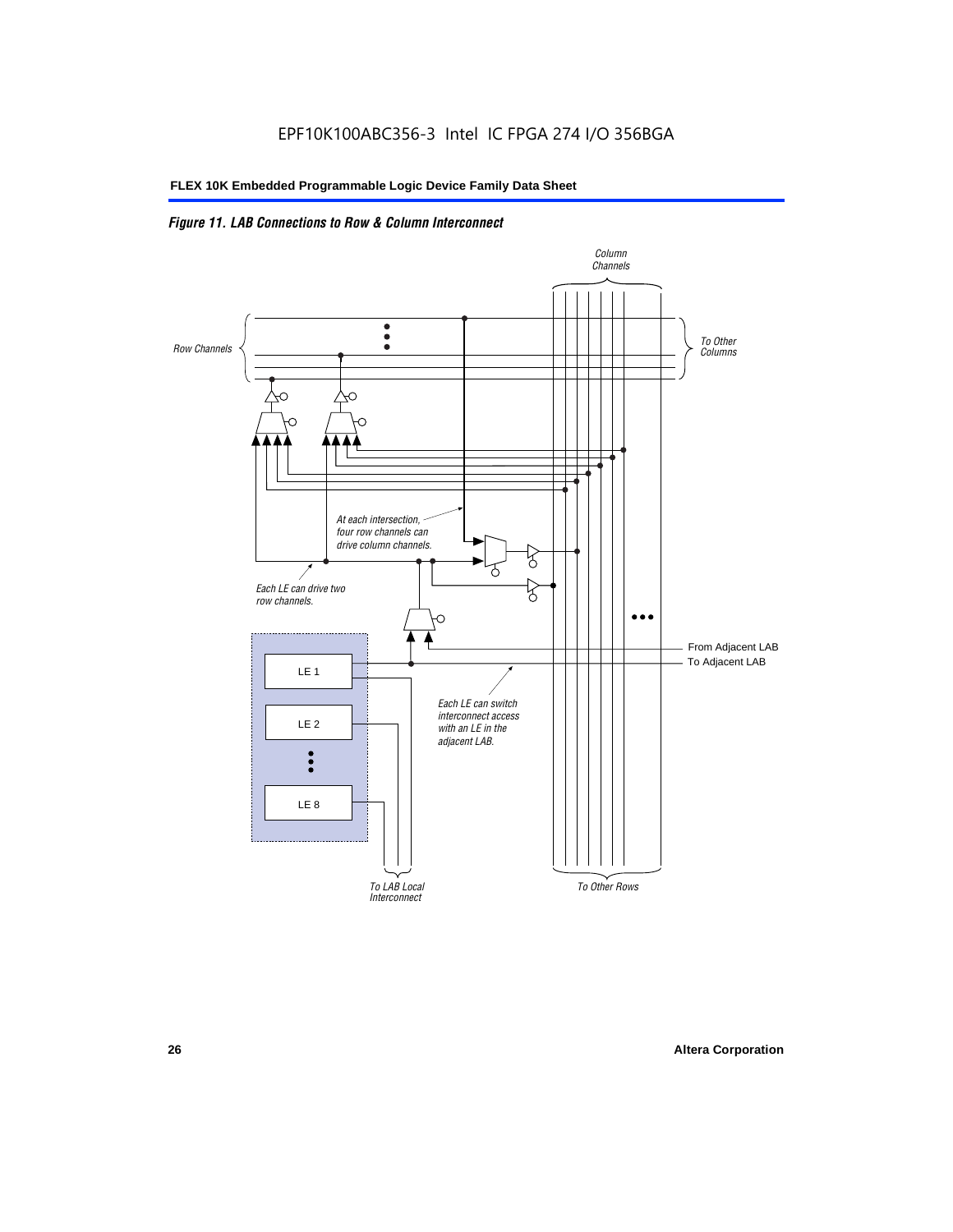*Figure 11. LAB Connections to Row & Column Interconnect*

Column Channels

Row Channels

To Other Columns

At each intersection, four row channels can drive column channels.

Each LE can drive two row channels.

From Adjacent LAB

To Adjacent LAB

LE 1

LE 2

LE 8

Each LE can switch interconnect access with an LE in the adjacent LAB.

To LAB Local Interconnect

To Other Rows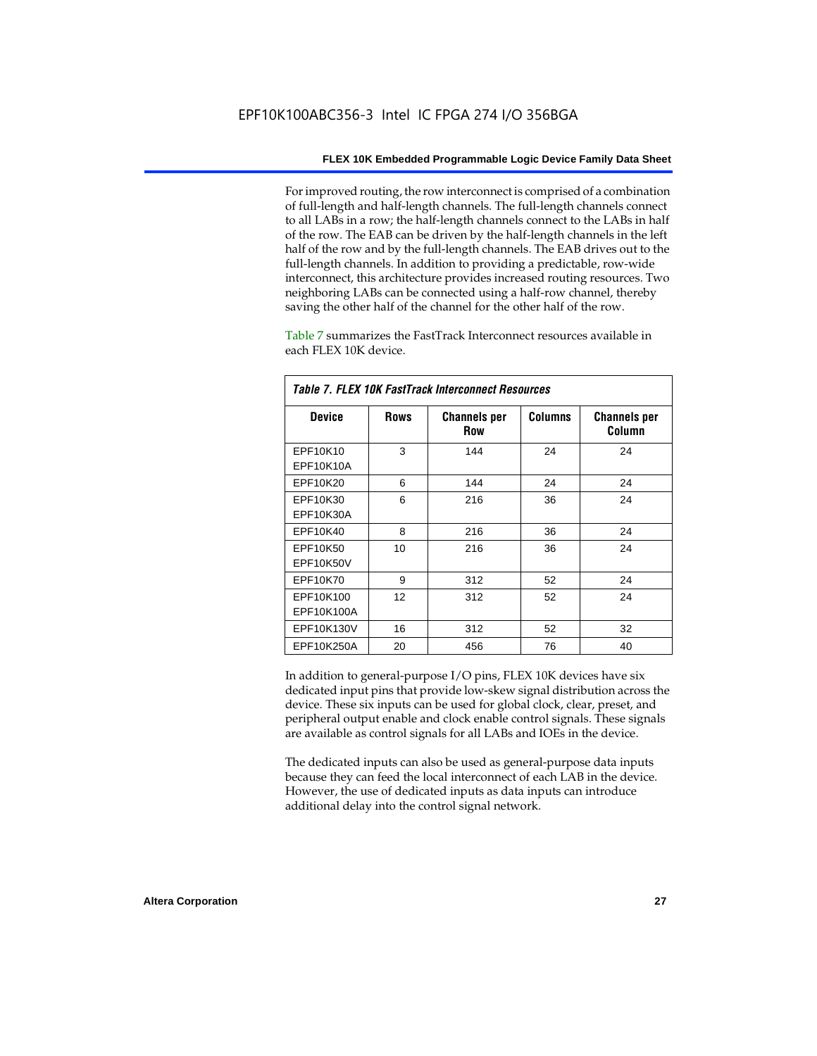For improved routing, the row interconnect is comprised of a combination of full-length and half-length channels. The full-length channels connect to all LABs in a row; the half-length channels connect to the LABs in half of the row. The EAB can be driven by the half-length channels in the left half of the row and by the full-length channels. The EAB drives out to the full-length channels. In addition to providing a predictable, row-wide interconnect, this architecture provides increased routing resources. Two neighboring LABs can be connected using a half-row channel, thereby saving the other half of the channel for the other half of the row.

Table 7 summarizes the FastTrack Interconnect resources available in each FLEX 10K device.

*Table 7. FLEX 10K FastTrack Interconnect Resources*

| Device | Rows | Channels per Row | Columns | Channels per Column |
|---|---|---|---|---|
| EPF10K10<br>EPF10K10A | 3 | 144 | 24 | 24 |
| EPF10K20 | 6 | 144 | 24 | 24 |
| EPF10K30<br>EPF10K30A | 6 | 216 | 36 | 24 |
| EPF10K40 | 8 | 216 | 36 | 24 |
| EPF10K50<br>EPF10K50V | 10 | 216 | 36 | 24 |
| EPF10K70 | 9 | 312 | 52 | 24 |
| EPF10K100<br>EPF10K100A | 12 | 312 | 52 | 24 |
| EPF10K130V | 16 | 312 | 52 | 32 |
| EPF10K250A | 20 | 456 | 76 | 40 |

In addition to general-purpose I/O pins, FLEX 10K devices have six dedicated input pins that provide low-skew signal distribution across the device. These six inputs can be used for global clock, clear, preset, and peripheral output enable and clock enable control signals. These signals are available as control signals for all LABs and IOEs in the device.

The dedicated inputs can also be used as general-purpose data inputs because they can feed the local interconnect of each LAB in the device. However, the use of dedicated inputs as data inputs can introduce additional delay into the control signal network.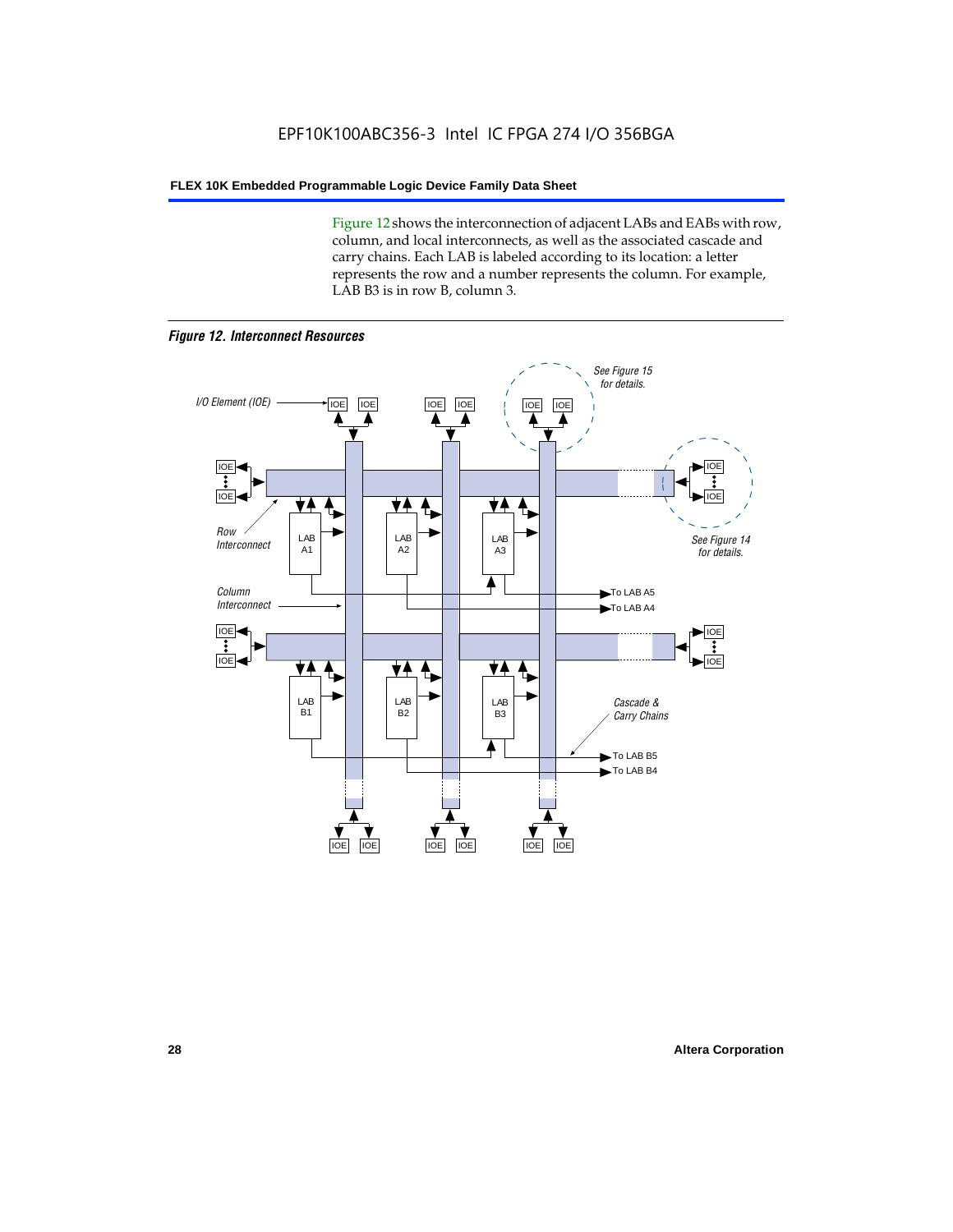Figure 12 shows the interconnection of adjacent LABs and EABs with row, column, and local interconnects, as well as the associated cascade and carry chains. Each LAB is labeled according to its location: a letter represents the row and a number represents the column. For example, LAB B3 is in row B, column 3.

*Figure 12. Interconnect Resources*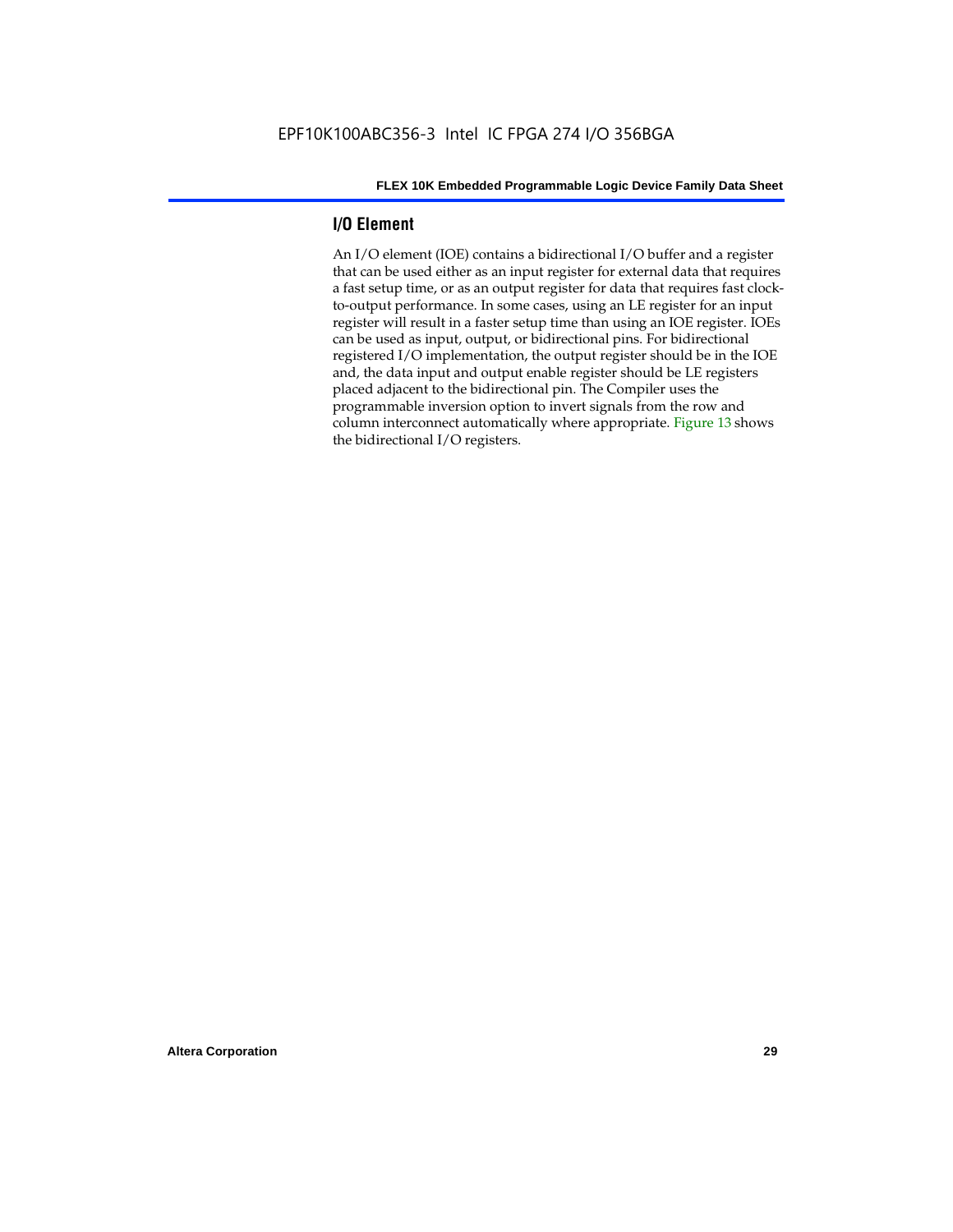## I/O Element

An I/O element (IOE) contains a bidirectional I/O buffer and a register that can be used either as an input register for external data that requires a fast setup time, or as an output register for data that requires fast clock-to-output performance. In some cases, using an LE register for an input register will result in a faster setup time than using an IOE register. IOEs can be used as input, output, or bidirectional pins. For bidirectional registered I/O implementation, the output register should be in the IOE and, the data input and output enable register should be LE registers placed adjacent to the bidirectional pin. The Compiler uses the programmable inversion option to invert signals from the row and column interconnect automatically where appropriate. Figure 13 shows the bidirectional I/O registers.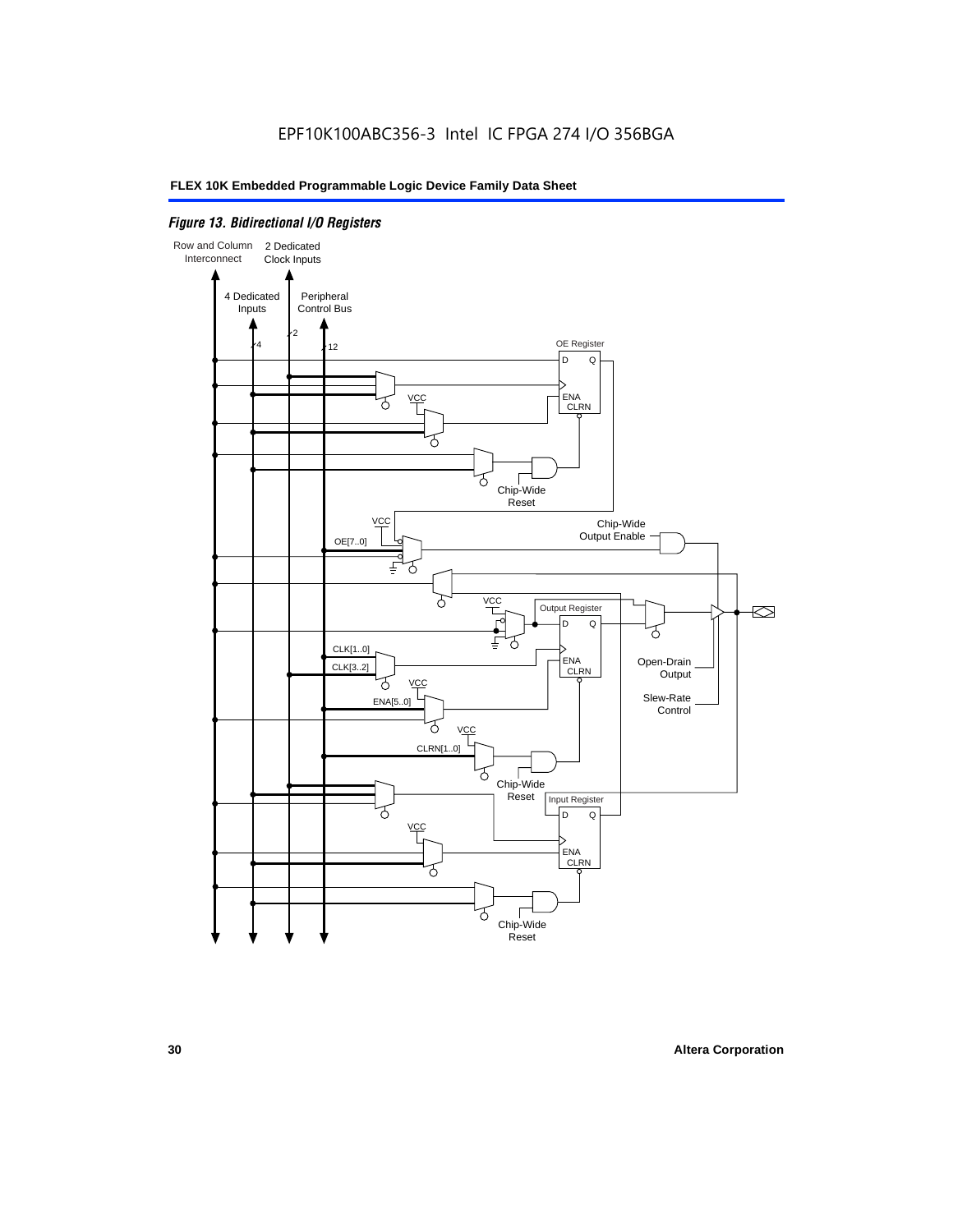EPF10K100ABC356-3 Intel IC FPGA 274 I/O 356BGA

*Figure 13. Bidirectional I/O Registers*

Row and Column Interconnect

2 Dedicated Clock Inputs

4 Dedicated Inputs

Peripheral Control Bus

4

2

12

OE Register

D Q

ENA CLRN

VCC

Chip-Wide Reset

VCC

Chip-Wide Output Enable

OE[7..0]

VCC

Output Register

D Q

CLK[1..0]

CLK[3..2]

ENA CLRN

Open-Drain Output

VCC

ENA[5..0]

Slew-Rate Control

VCC

CLRN[1..0]

Chip-Wide Reset

Input Register

D Q

VCC

ENA CLRN

Chip-Wide Reset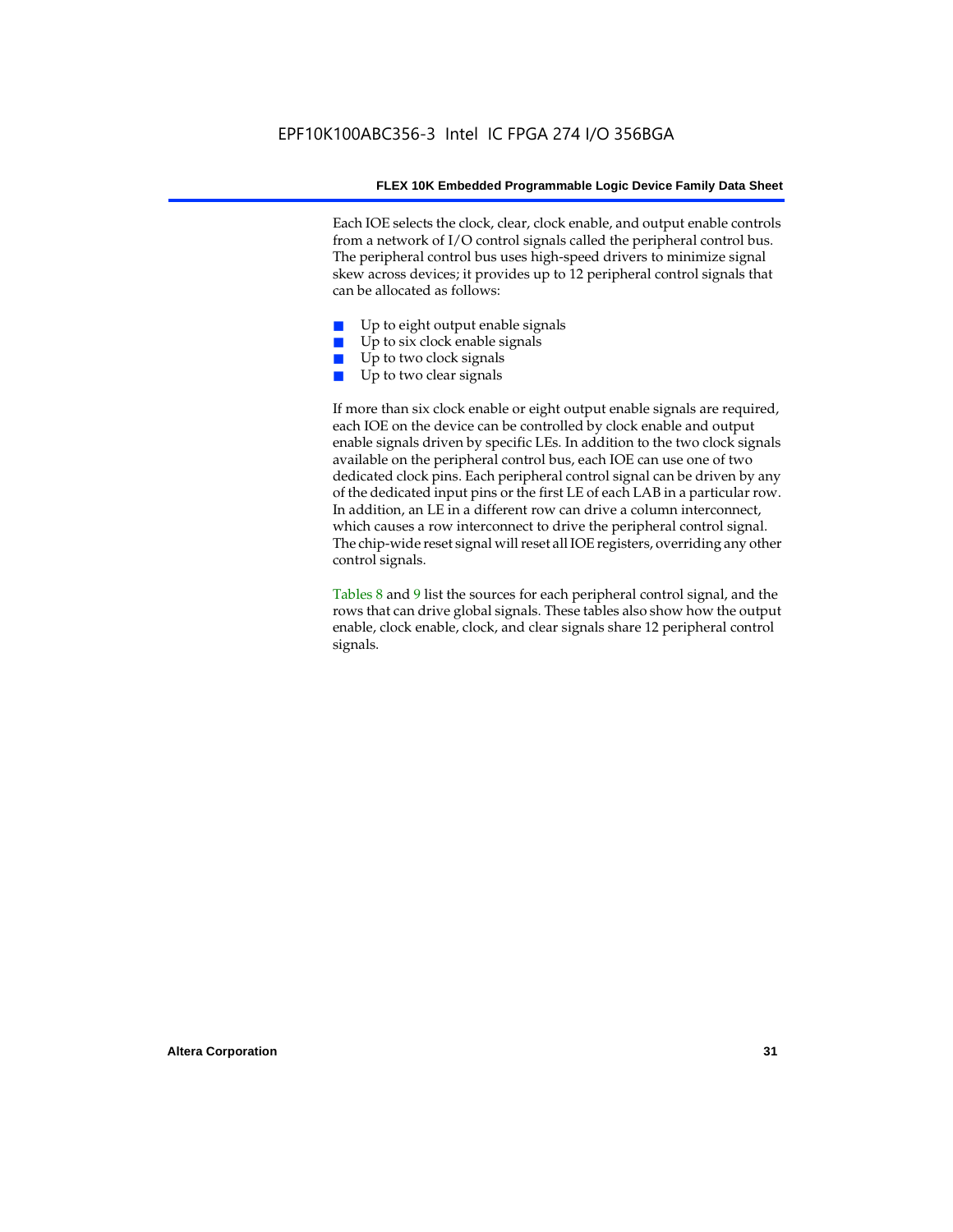Each IOE selects the clock, clear, clock enable, and output enable controls from a network of I/O control signals called the peripheral control bus. The peripheral control bus uses high-speed drivers to minimize signal skew across devices; it provides up to 12 peripheral control signals that can be allocated as follows:

- Up to eight output enable signals
- Up to six clock enable signals
- Up to two clock signals
- Up to two clear signals

If more than six clock enable or eight output enable signals are required, each IOE on the device can be controlled by clock enable and output enable signals driven by specific LEs. In addition to the two clock signals available on the peripheral control bus, each IOE can use one of two dedicated clock pins. Each peripheral control signal can be driven by any of the dedicated input pins or the first LE of each LAB in a particular row. In addition, an LE in a different row can drive a column interconnect, which causes a row interconnect to drive the peripheral control signal. The chip-wide reset signal will reset all IOE registers, overriding any other control signals.

Tables 8 and 9 list the sources for each peripheral control signal, and the rows that can drive global signals. These tables also show how the output enable, clock enable, clock, and clear signals share 12 peripheral control signals.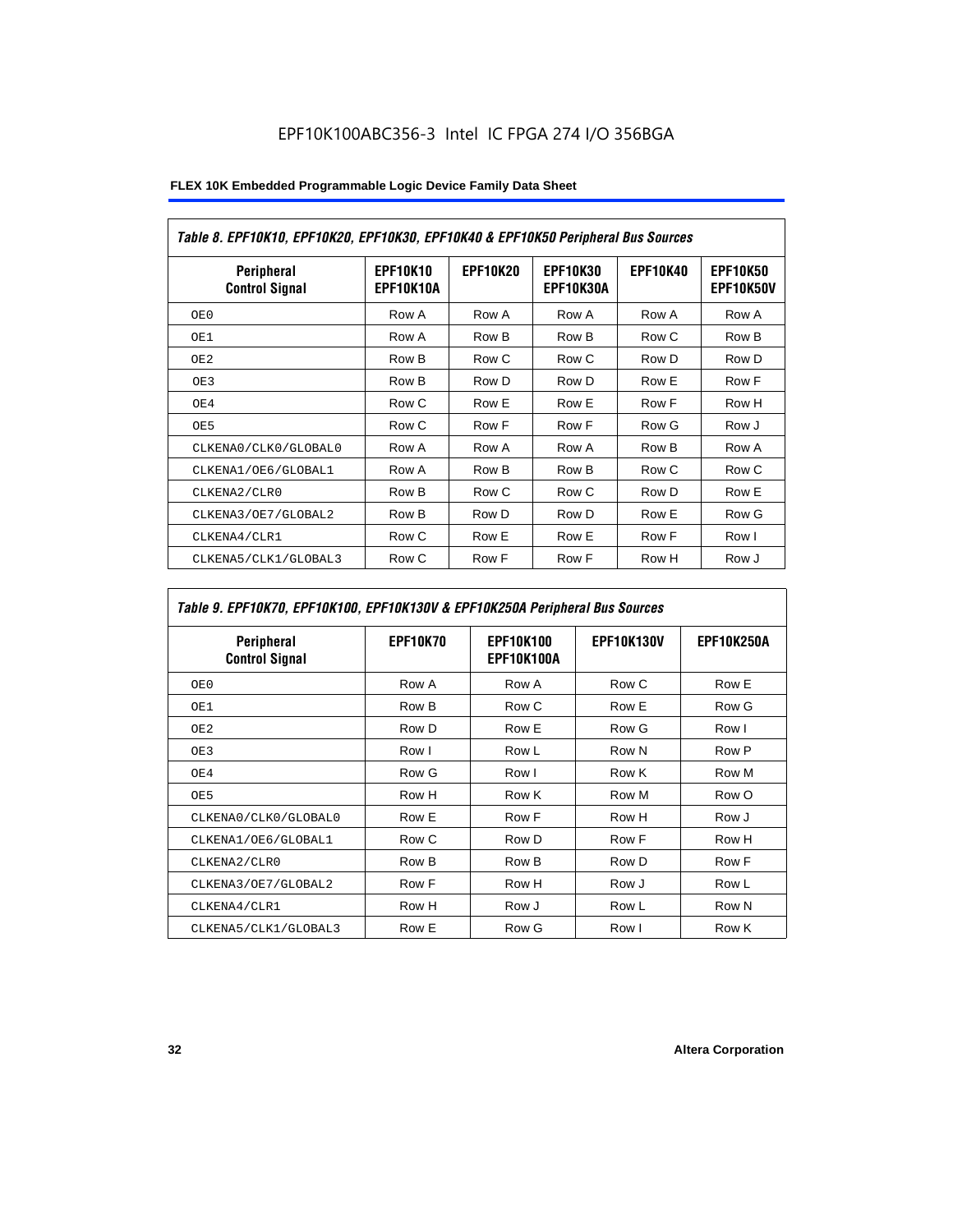EPF10K100ABC356-3 Intel IC FPGA 274 I/O 356BGA

| Table 8. EPF10K10, EPF10K20, EPF10K30, EPF10K40 & EPF10K50 Peripheral Bus Sources | | | | | |
|---|---|---|---|---|---|
| **Peripheral Control Signal** | **EPF10K10 EPF10K10A** | **EPF10K20** | **EPF10K30 EPF10K30A** | **EPF10K40** | **EPF10K50 EPF10K50V** |
| OE0 | Row A | Row A | Row A | Row A | Row A |
| OE1 | Row A | Row B | Row B | Row C | Row B |
| OE2 | Row B | Row C | Row C | Row D | Row D |
| OE3 | Row B | Row D | Row D | Row E | Row F |
| OE4 | Row C | Row E | Row E | Row F | Row H |
| OE5 | Row C | Row F | Row F | Row G | Row J |
| CLKENA0/CLK0/GLOBAL0 | Row A | Row A | Row A | Row B | Row A |
| CLKENA1/OE6/GLOBAL1 | Row A | Row B | Row B | Row C | Row C |
| CLKENA2/CLR0 | Row B | Row C | Row C | Row D | Row E |
| CLKENA3/OE7/GLOBAL2 | Row B | Row D | Row D | Row E | Row G |
| CLKENA4/CLR1 | Row C | Row E | Row E | Row F | Row I |
| CLKENA5/CLK1/GLOBAL3 | Row C | Row F | Row F | Row H | Row J |

| Table 9. EPF10K70, EPF10K100, EPF10K130V & EPF10K250A Peripheral Bus Sources | | | | |
|---|---|---|---|---|
| **Peripheral Control Signal** | **EPF10K70** | **EPF10K100 EPF10K100A** | **EPF10K130V** | **EPF10K250A** |
| OE0 | Row A | Row A | Row C | Row E |
| OE1 | Row B | Row C | Row E | Row G |
| OE2 | Row D | Row E | Row G | Row I |
| OE3 | Row I | Row L | Row N | Row P |
| OE4 | Row G | Row I | Row K | Row M |
| OE5 | Row H | Row K | Row M | Row O |
| CLKENA0/CLK0/GLOBAL0 | Row E | Row F | Row H | Row J |
| CLKENA1/OE6/GLOBAL1 | Row C | Row D | Row F | Row H |
| CLKENA2/CLR0 | Row B | Row B | Row D | Row F |
| CLKENA3/OE7/GLOBAL2 | Row F | Row H | Row J | Row L |
| CLKENA4/CLR1 | Row H | Row J | Row L | Row N |
| CLKENA5/CLK1/GLOBAL3 | Row E | Row G | Row I | Row K |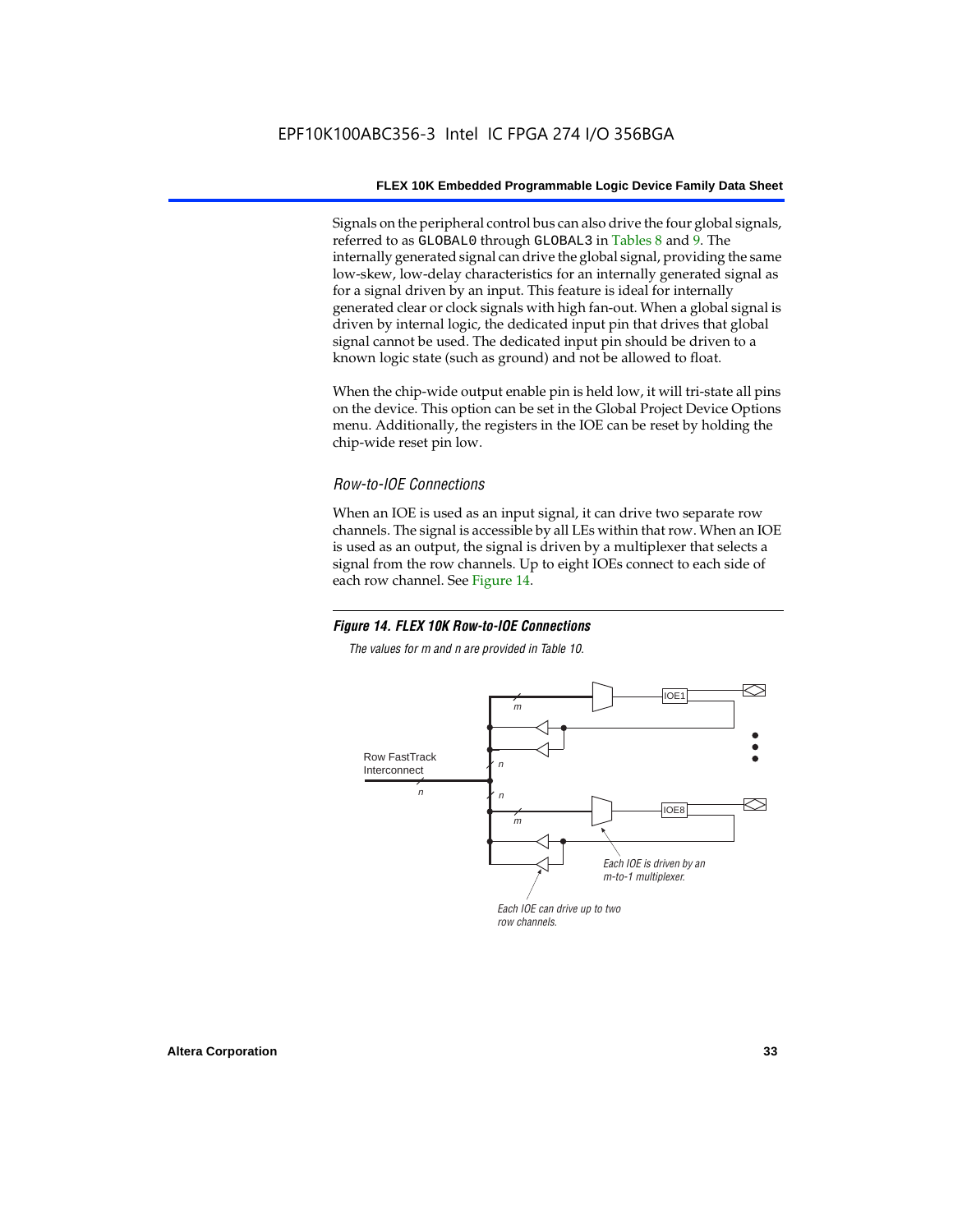Signals on the peripheral control bus can also drive the four global signals, referred to as GLOBAL0 through GLOBAL3 in Tables 8 and 9. The internally generated signal can drive the global signal, providing the same low-skew, low-delay characteristics for an internally generated signal as for a signal driven by an input. This feature is ideal for internally generated clear or clock signals with high fan-out. When a global signal is driven by internal logic, the dedicated input pin that drives that global signal cannot be used. The dedicated input pin should be driven to a known logic state (such as ground) and not be allowed to float.

When the chip-wide output enable pin is held low, it will tri-state all pins on the device. This option can be set in the Global Project Device Options menu. Additionally, the registers in the IOE can be reset by holding the chip-wide reset pin low.

### *Row-to-IOE Connections*

When an IOE is used as an input signal, it can drive two separate row channels. The signal is accessible by all LEs within that row. When an IOE is used as an output, the signal is driven by a multiplexer that selects a signal from the row channels. Up to eight IOEs connect to each side of each row channel. See Figure 14.

***Figure 14. FLEX 10K Row-to-IOE Connections***

*The values for m and n are provided in Table 10.*

Row FastTrack Interconnect

n

m

n

n

m

IOE1

IOE8

*Each IOE is driven by an m-to-1 multiplexer.*

*Each IOE can drive up to two row channels.*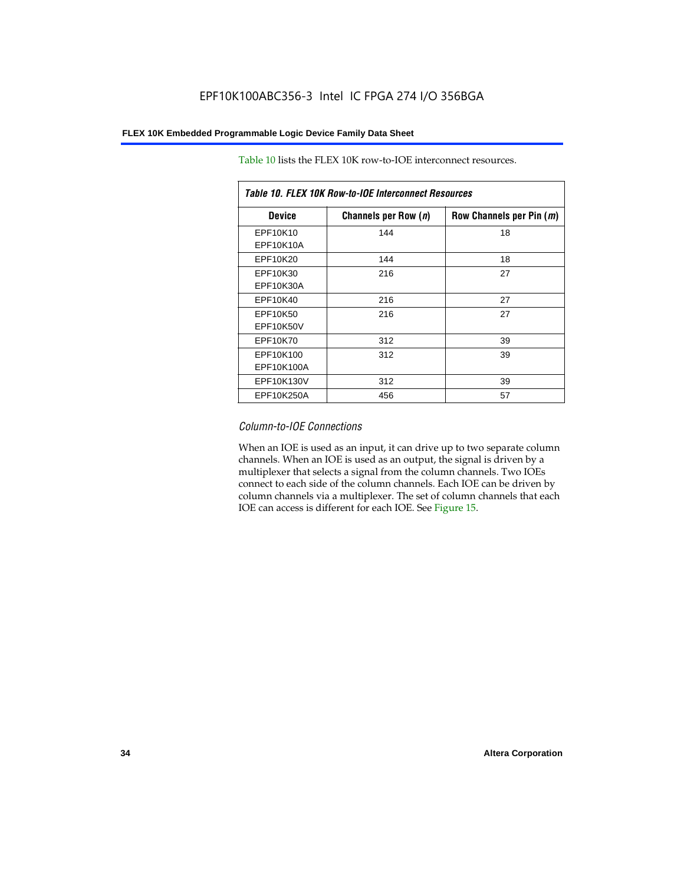Table 10 lists the FLEX 10K row-to-IOE interconnect resources.

| *Table 10. FLEX 10K Row-to-IOE Interconnect Resources* | | |
|---|---|---|
| **Device** | **Channels per Row (*n*)** | **Row Channels per Pin (*m*)** |
| EPF10K10<br>EPF10K10A | 144 | 18 |
| EPF10K20 | 144 | 18 |
| EPF10K30<br>EPF10K30A | 216 | 27 |
| EPF10K40 | 216 | 27 |
| EPF10K50<br>EPF10K50V | 216 | 27 |
| EPF10K70 | 312 | 39 |
| EPF10K100<br>EPF10K100A | 312 | 39 |
| EPF10K130V | 312 | 39 |
| EPF10K250A | 456 | 57 |

### *Column-to-IOE Connections*

When an IOE is used as an input, it can drive up to two separate column channels. When an IOE is used as an output, the signal is driven by a multiplexer that selects a signal from the column channels. Two IOEs connect to each side of the column channels. Each IOE can be driven by column channels via a multiplexer. The set of column channels that each IOE can access is different for each IOE. See Figure 15.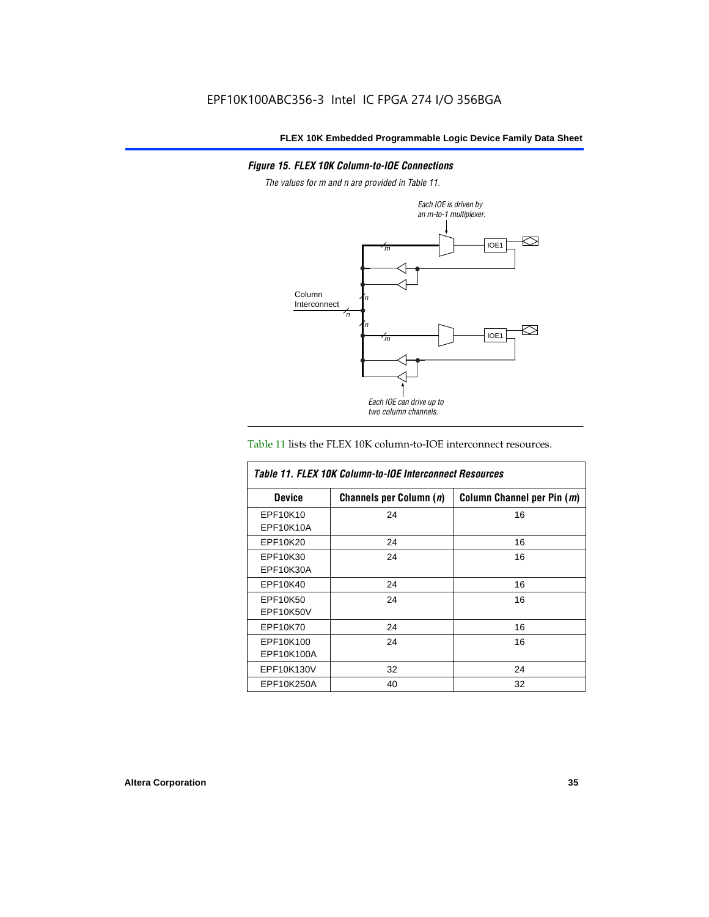### *Figure 15. FLEX 10K Column-to-IOE Connections*

*The values for m and n are provided in Table 11.*

Table 11 lists the FLEX 10K column-to-IOE interconnect resources.

| *Table 11. FLEX 10K Column-to-IOE Interconnect Resources* | | |
|---|---|---|
| **Device** | **Channels per Column (*n*)** | **Column Channel per Pin (*m*)** |
| EPF10K10<br>EPF10K10A | 24 | 16 |
| EPF10K20 | 24 | 16 |
| EPF10K30<br>EPF10K30A | 24 | 16 |
| EPF10K40 | 24 | 16 |
| EPF10K50<br>EPF10K50V | 24 | 16 |
| EPF10K70 | 24 | 16 |
| EPF10K100<br>EPF10K100A | 24 | 16 |
| EPF10K130V | 32 | 24 |
| EPF10K250A | 40 | 32 |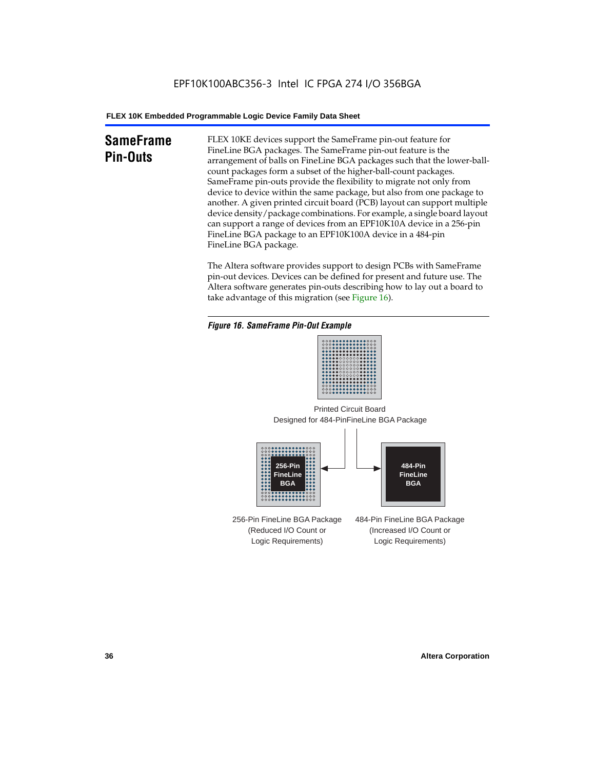## SameFrame Pin-Outs

FLEX 10KE devices support the SameFrame pin-out feature for FineLine BGA packages. The SameFrame pin-out feature is the arrangement of balls on FineLine BGA packages such that the lower-ball-count packages form a subset of the higher-ball-count packages. SameFrame pin-outs provide the flexibility to migrate not only from device to device within the same package, but also from one package to another. A given printed circuit board (PCB) layout can support multiple device density/package combinations. For example, a single board layout can support a range of devices from an EPF10K10A device in a 256-pin FineLine BGA package to an EPF10K100A device in a 484-pin FineLine BGA package.

The Altera software provides support to design PCBs with SameFrame pin-out devices. Devices can be defined for present and future use. The Altera software generates pin-outs describing how to lay out a board to take advantage of this migration (see Figure 16).

*Figure 16. SameFrame Pin-Out Example*

Printed Circuit Board
Designed for 484-PinFineLine BGA Package

256-Pin FineLine BGA

484-Pin FineLine BGA

256-Pin FineLine BGA Package
(Reduced I/O Count or
Logic Requirements)

484-Pin FineLine BGA Package
(Increased I/O Count or
Logic Requirements)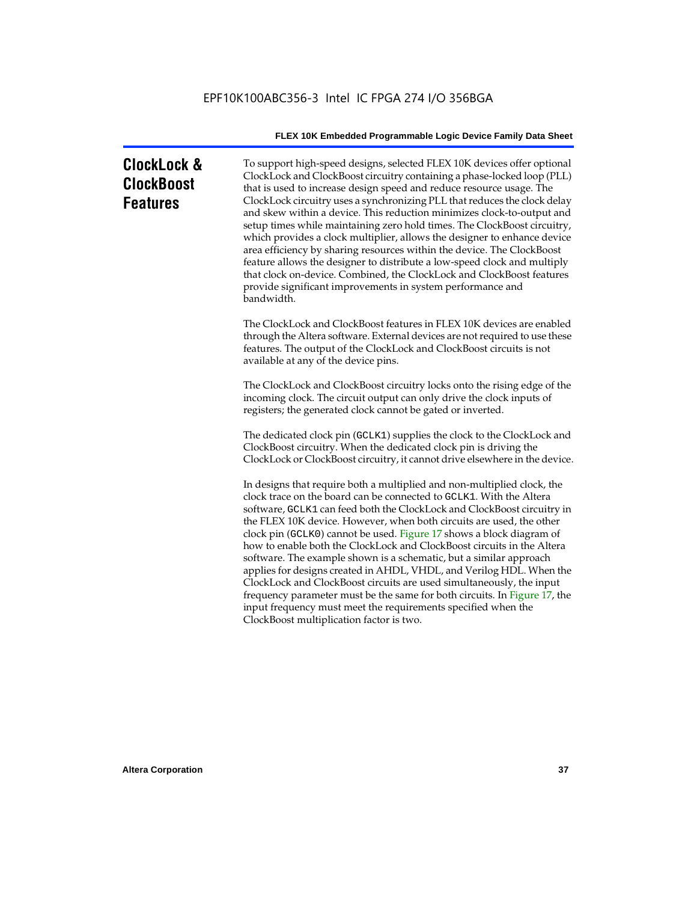# ClockLock & ClockBoost Features

To support high-speed designs, selected FLEX 10K devices offer optional ClockLock and ClockBoost circuitry containing a phase-locked loop (PLL) that is used to increase design speed and reduce resource usage. The ClockLock circuitry uses a synchronizing PLL that reduces the clock delay and skew within a device. This reduction minimizes clock-to-output and setup times while maintaining zero hold times. The ClockBoost circuitry, which provides a clock multiplier, allows the designer to enhance device area efficiency by sharing resources within the device. The ClockBoost feature allows the designer to distribute a low-speed clock and multiply that clock on-device. Combined, the ClockLock and ClockBoost features provide significant improvements in system performance and bandwidth.

The ClockLock and ClockBoost features in FLEX 10K devices are enabled through the Altera software. External devices are not required to use these features. The output of the ClockLock and ClockBoost circuits is not available at any of the device pins.

The ClockLock and ClockBoost circuitry locks onto the rising edge of the incoming clock. The circuit output can only drive the clock inputs of registers; the generated clock cannot be gated or inverted.

The dedicated clock pin (`GCLK1`) supplies the clock to the ClockLock and ClockBoost circuitry. When the dedicated clock pin is driving the ClockLock or ClockBoost circuitry, it cannot drive elsewhere in the device.

In designs that require both a multiplied and non-multiplied clock, the clock trace on the board can be connected to `GCLK1`. With the Altera software, `GCLK1` can feed both the ClockLock and ClockBoost circuitry in the FLEX 10K device. However, when both circuits are used, the other clock pin (`GCLK0`) cannot be used. Figure 17 shows a block diagram of how to enable both the ClockLock and ClockBoost circuits in the Altera software. The example shown is a schematic, but a similar approach applies for designs created in AHDL, VHDL, and Verilog HDL. When the ClockLock and ClockBoost circuits are used simultaneously, the input frequency parameter must be the same for both circuits. In Figure 17, the input frequency must meet the requirements specified when the ClockBoost multiplication factor is two.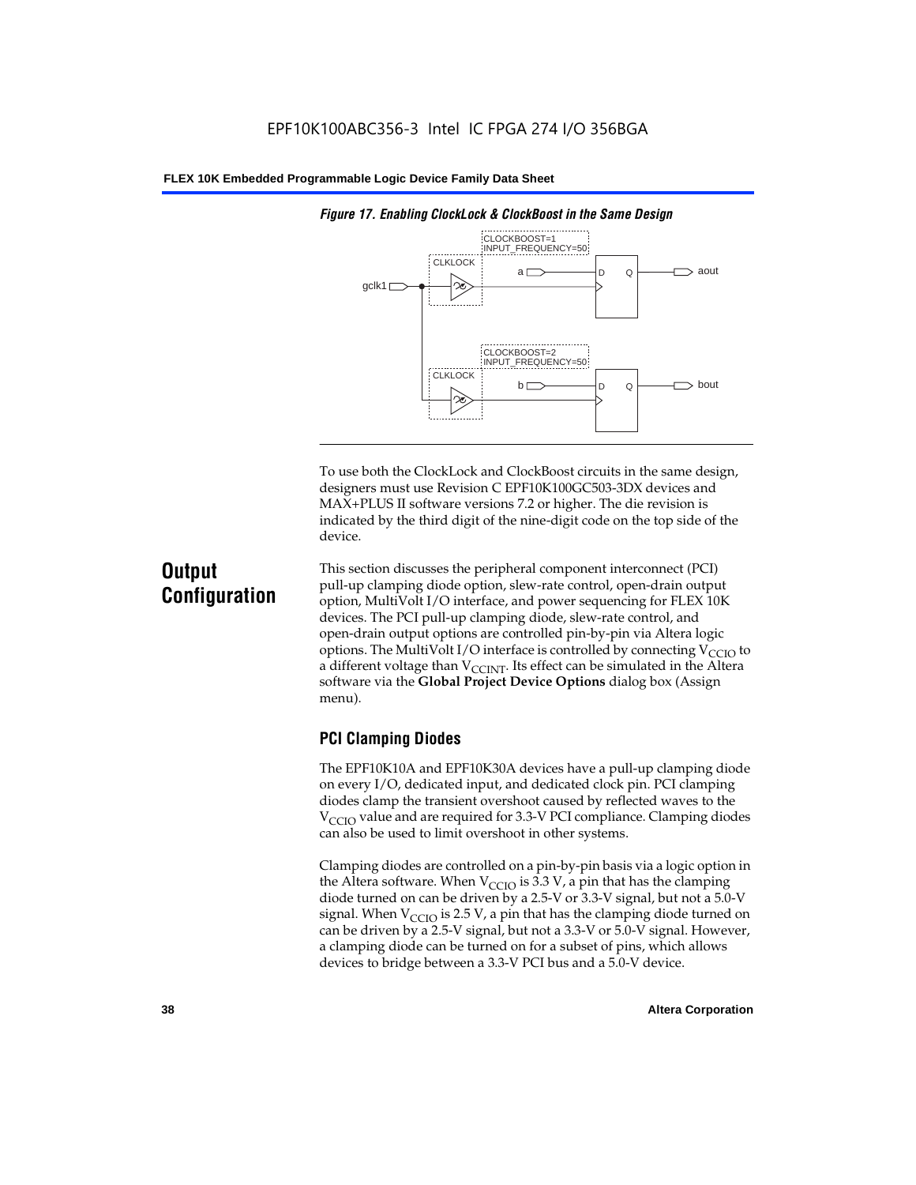*Figure 17. Enabling ClockLock & ClockBoost in the Same Design*

To use both the ClockLock and ClockBoost circuits in the same design, designers must use Revision C EPF10K100GC503-3DX devices and MAX+PLUS II software versions 7.2 or higher. The die revision is indicated by the third digit of the nine-digit code on the top side of the device.

## Output Configuration

This section discusses the peripheral component interconnect (PCI) pull-up clamping diode option, slew-rate control, open-drain output option, MultiVolt I/O interface, and power sequencing for FLEX 10K devices. The PCI pull-up clamping diode, slew-rate control, and open-drain output options are controlled pin-by-pin via Altera logic options. The MultiVolt I/O interface is controlled by connecting $V_{CCIO}$ to a different voltage than $V_{CCINT}$. Its effect can be simulated in the Altera software via the **Global Project Device Options** dialog box (Assign menu).

### PCI Clamping Diodes

The EPF10K10A and EPF10K30A devices have a pull-up clamping diode on every I/O, dedicated input, and dedicated clock pin. PCI clamping diodes clamp the transient overshoot caused by reflected waves to the $V_{CCIO}$ value and are required for 3.3-V PCI compliance. Clamping diodes can also be used to limit overshoot in other systems.

Clamping diodes are controlled on a pin-by-pin basis via a logic option in the Altera software. When $V_{CCIO}$ is 3.3 V, a pin that has the clamping diode turned on can be driven by a 2.5-V or 3.3-V signal, but not a 5.0-V signal. When $V_{CCIO}$ is 2.5 V, a pin that has the clamping diode turned on can be driven by a 2.5-V signal, but not a 3.3-V or 5.0-V signal. However, a clamping diode can be turned on for a subset of pins, which allows devices to bridge between a 3.3-V PCI bus and a 5.0-V device.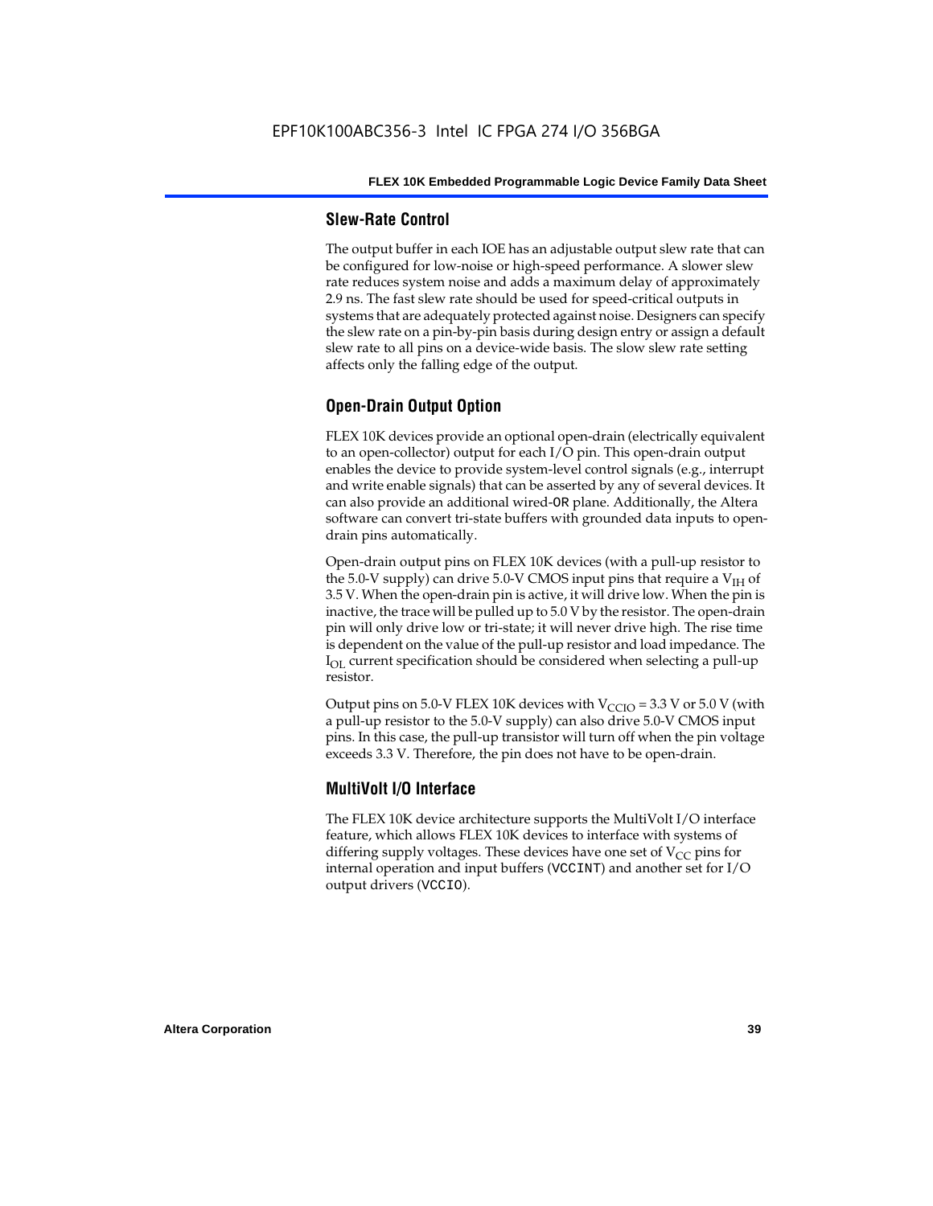### Slew-Rate Control

The output buffer in each IOE has an adjustable output slew rate that can be configured for low-noise or high-speed performance. A slower slew rate reduces system noise and adds a maximum delay of approximately 2.9 ns. The fast slew rate should be used for speed-critical outputs in systems that are adequately protected against noise. Designers can specify the slew rate on a pin-by-pin basis during design entry or assign a default slew rate to all pins on a device-wide basis. The slow slew rate setting affects only the falling edge of the output.

### Open-Drain Output Option

FLEX 10K devices provide an optional open-drain (electrically equivalent to an open-collector) output for each I/O pin. This open-drain output enables the device to provide system-level control signals (e.g., interrupt and write enable signals) that can be asserted by any of several devices. It can also provide an additional wired-OR plane. Additionally, the Altera software can convert tri-state buffers with grounded data inputs to open-drain pins automatically.

Open-drain output pins on FLEX 10K devices (with a pull-up resistor to the 5.0-V supply) can drive 5.0-V CMOS input pins that require a $V_{IH}$ of 3.5 V. When the open-drain pin is active, it will drive low. When the pin is inactive, the trace will be pulled up to 5.0 V by the resistor. The open-drain pin will only drive low or tri-state; it will never drive high. The rise time is dependent on the value of the pull-up resistor and load impedance. The $I_{OL}$ current specification should be considered when selecting a pull-up resistor.

Output pins on 5.0-V FLEX 10K devices with $V_{CCIO}$ = 3.3 V or 5.0 V (with a pull-up resistor to the 5.0-V supply) can also drive 5.0-V CMOS input pins. In this case, the pull-up transistor will turn off when the pin voltage exceeds 3.3 V. Therefore, the pin does not have to be open-drain.

### MultiVolt I/O Interface

The FLEX 10K device architecture supports the MultiVolt I/O interface feature, which allows FLEX 10K devices to interface with systems of differing supply voltages. These devices have one set of $V_{CC}$ pins for internal operation and input buffers (VCCINT) and another set for I/O output drivers (VCCIO).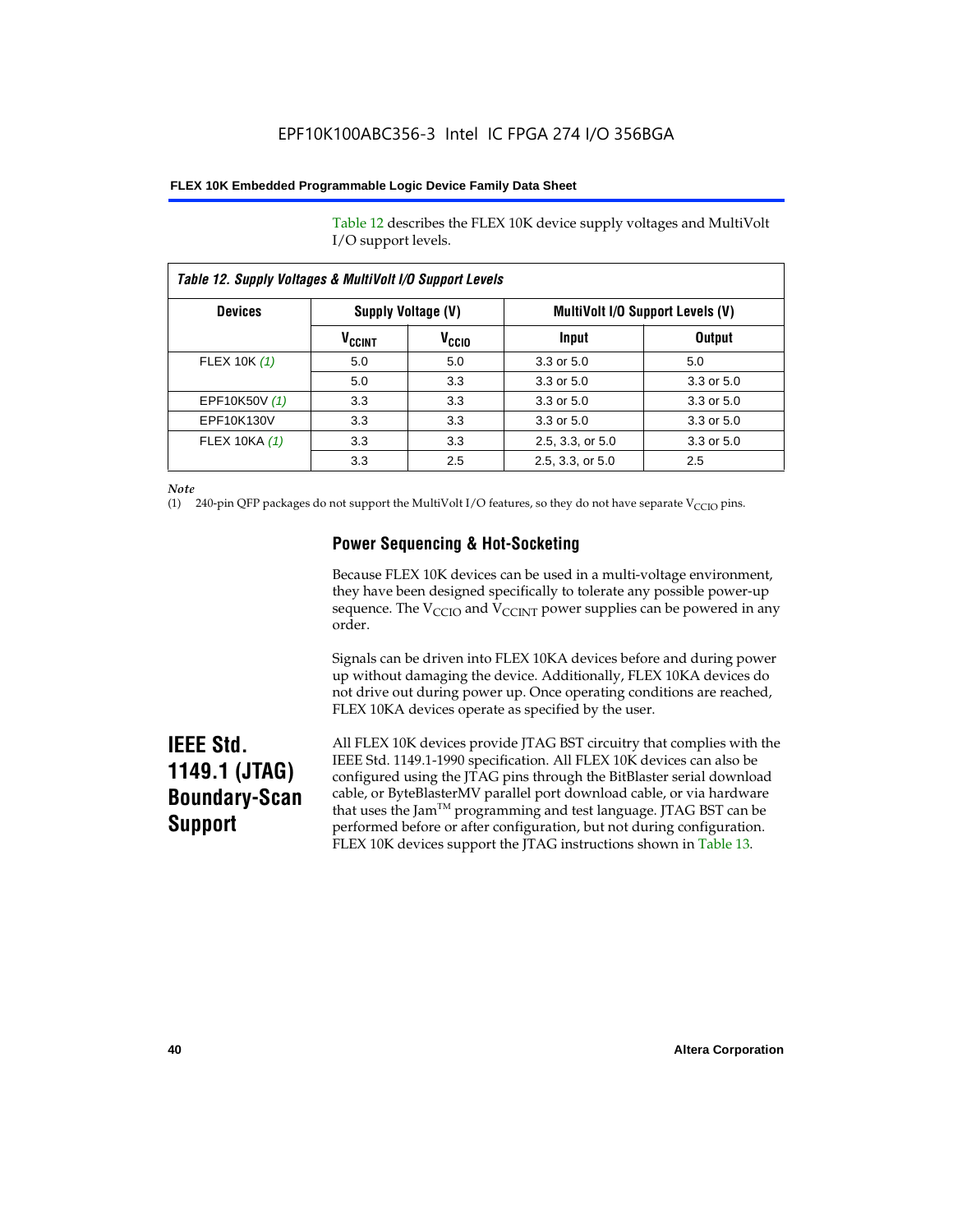Table 12 describes the FLEX 10K device supply voltages and MultiVolt I/O support levels.

**Table 12. Supply Voltages & MultiVolt I/O Support Levels**

| Devices | Supply Voltage (V) | | MultiVolt I/O Support Levels (V) | |
|---|---|---|---|---|
| | $V_{CCINT}$ | $V_{CCIO}$ | Input | Output |
| FLEX 10K *(1)* | 5.0 | 5.0 | 3.3 or 5.0 | 5.0 |
| | 5.0 | 3.3 | 3.3 or 5.0 | 3.3 or 5.0 |
| EPF10K50V *(1)* | 3.3 | 3.3 | 3.3 or 5.0 | 3.3 or 5.0 |
| EPF10K130V | 3.3 | 3.3 | 3.3 or 5.0 | 3.3 or 5.0 |
| FLEX 10KA *(1)* | 3.3 | 3.3 | 2.5, 3.3, or 5.0 | 3.3 or 5.0 |
| | 3.3 | 2.5 | 2.5, 3.3, or 5.0 | 2.5 |

*Note*

(1) 240-pin QFP packages do not support the MultiVolt I/O features, so they do not have separate $V_{CCIO}$ pins.

### Power Sequencing & Hot-Socketing

Because FLEX 10K devices can be used in a multi-voltage environment, they have been designed specifically to tolerate any possible power-up sequence. The $V_{CCIO}$ and $V_{CCINT}$ power supplies can be powered in any order.

Signals can be driven into FLEX 10KA devices before and during power up without damaging the device. Additionally, FLEX 10KA devices do not drive out during power up. Once operating conditions are reached, FLEX 10KA devices operate as specified by the user.

## IEEE Std. 1149.1 (JTAG) Boundary-Scan Support

All FLEX 10K devices provide JTAG BST circuitry that complies with the IEEE Std. 1149.1-1990 specification. All FLEX 10K devices can also be configured using the JTAG pins through the BitBlaster serial download cable, or ByteBlasterMV parallel port download cable, or via hardware that uses the Jam™ programming and test language. JTAG BST can be performed before or after configuration, but not during configuration. FLEX 10K devices support the JTAG instructions shown in Table 13.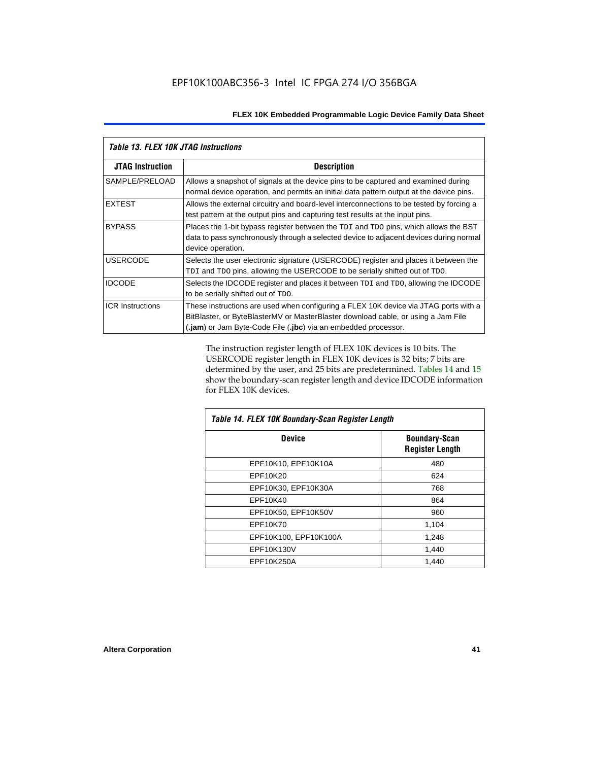*Table 13. FLEX 10K JTAG Instructions*

| JTAG Instruction | Description |
|---|---|
| SAMPLE/PRELOAD | Allows a snapshot of signals at the device pins to be captured and examined during normal device operation, and permits an initial data pattern output at the device pins. |
| EXTEST | Allows the external circuitry and board-level interconnections to be tested by forcing a test pattern at the output pins and capturing test results at the input pins. |
| BYPASS | Places the 1-bit bypass register between the TDI and TDO pins, which allows the BST data to pass synchronously through a selected device to adjacent devices during normal device operation. |
| USERCODE | Selects the user electronic signature (USERCODE) register and places it between the TDI and TDO pins, allowing the USERCODE to be serially shifted out of TDO. |
| IDCODE | Selects the IDCODE register and places it between TDI and TDO, allowing the IDCODE to be serially shifted out of TDO. |
| ICR Instructions | These instructions are used when configuring a FLEX 10K device via JTAG ports with a BitBlaster, or ByteBlasterMV or MasterBlaster download cable, or using a Jam File (**.jam**) or Jam Byte-Code File (**.jbc**) via an embedded processor. |

The instruction register length of FLEX 10K devices is 10 bits. The USERCODE register length in FLEX 10K devices is 32 bits; 7 bits are determined by the user, and 25 bits are predetermined. Tables 14 and 15 show the boundary-scan register length and device IDCODE information for FLEX 10K devices.

*Table 14. FLEX 10K Boundary-Scan Register Length*

| Device | Boundary-Scan Register Length |
|---|---|
| EPF10K10, EPF10K10A | 480 |
| EPF10K20 | 624 |
| EPF10K30, EPF10K30A | 768 |
| EPF10K40 | 864 |
| EPF10K50, EPF10K50V | 960 |
| EPF10K70 | 1,104 |
| EPF10K100, EPF10K100A | 1,248 |
| EPF10K130V | 1,440 |
| EPF10K250A | 1,440 |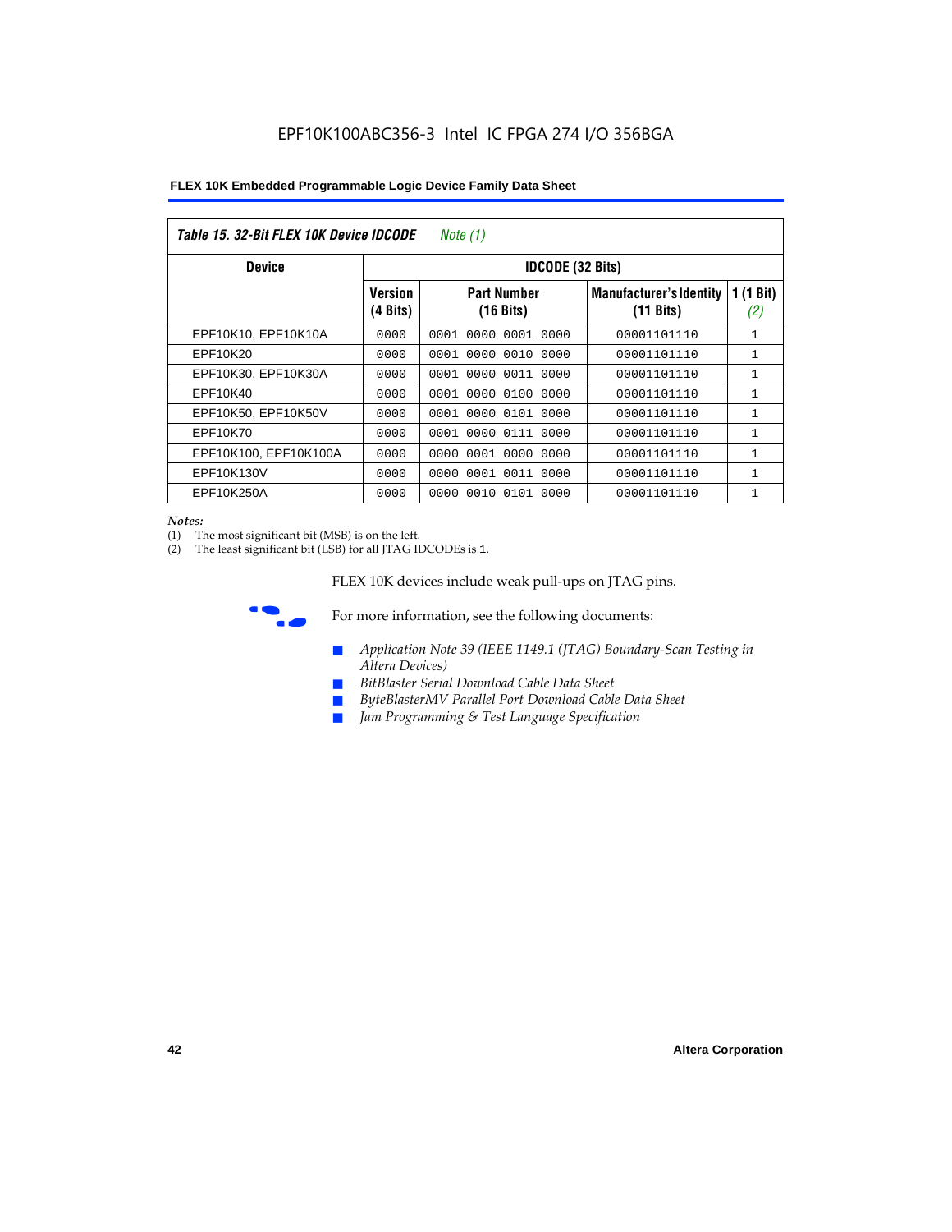### Table 15. 32-Bit FLEX 10K Device IDCODE *Note (1)*

| Device | IDCODE (32 Bits) | | | |
|---|---|---|---|---|
| | Version (4 Bits) | Part Number (16 Bits) | Manufacturer's Identity (11 Bits) | 1 (1 Bit) *(2)* |
| EPF10K10, EPF10K10A | 0000 | 0001 0000 0001 0000 | 00001101110 | 1 |
| EPF10K20 | 0000 | 0001 0000 0010 0000 | 00001101110 | 1 |
| EPF10K30, EPF10K30A | 0000 | 0001 0000 0011 0000 | 00001101110 | 1 |
| EPF10K40 | 0000 | 0001 0000 0100 0000 | 00001101110 | 1 |
| EPF10K50, EPF10K50V | 0000 | 0001 0000 0101 0000 | 00001101110 | 1 |
| EPF10K70 | 0000 | 0001 0000 0111 0000 | 00001101110 | 1 |
| EPF10K100, EPF10K100A | 0000 | 0000 0001 0000 0000 | 00001101110 | 1 |
| EPF10K130V | 0000 | 0000 0001 0011 0000 | 00001101110 | 1 |
| EPF10K250A | 0000 | 0000 0010 0101 0000 | 00001101110 | 1 |

*Notes:*
(1) The most significant bit (MSB) is on the left.
(2) The least significant bit (LSB) for all JTAG IDCODEs is 1.

FLEX 10K devices include weak pull-ups on JTAG pins.

For more information, see the following documents:

- *Application Note 39 (IEEE 1149.1 (JTAG) Boundary-Scan Testing in Altera Devices)*
- *BitBlaster Serial Download Cable Data Sheet*
- *ByteBlasterMV Parallel Port Download Cable Data Sheet*
- *Jam Programming & Test Language Specification*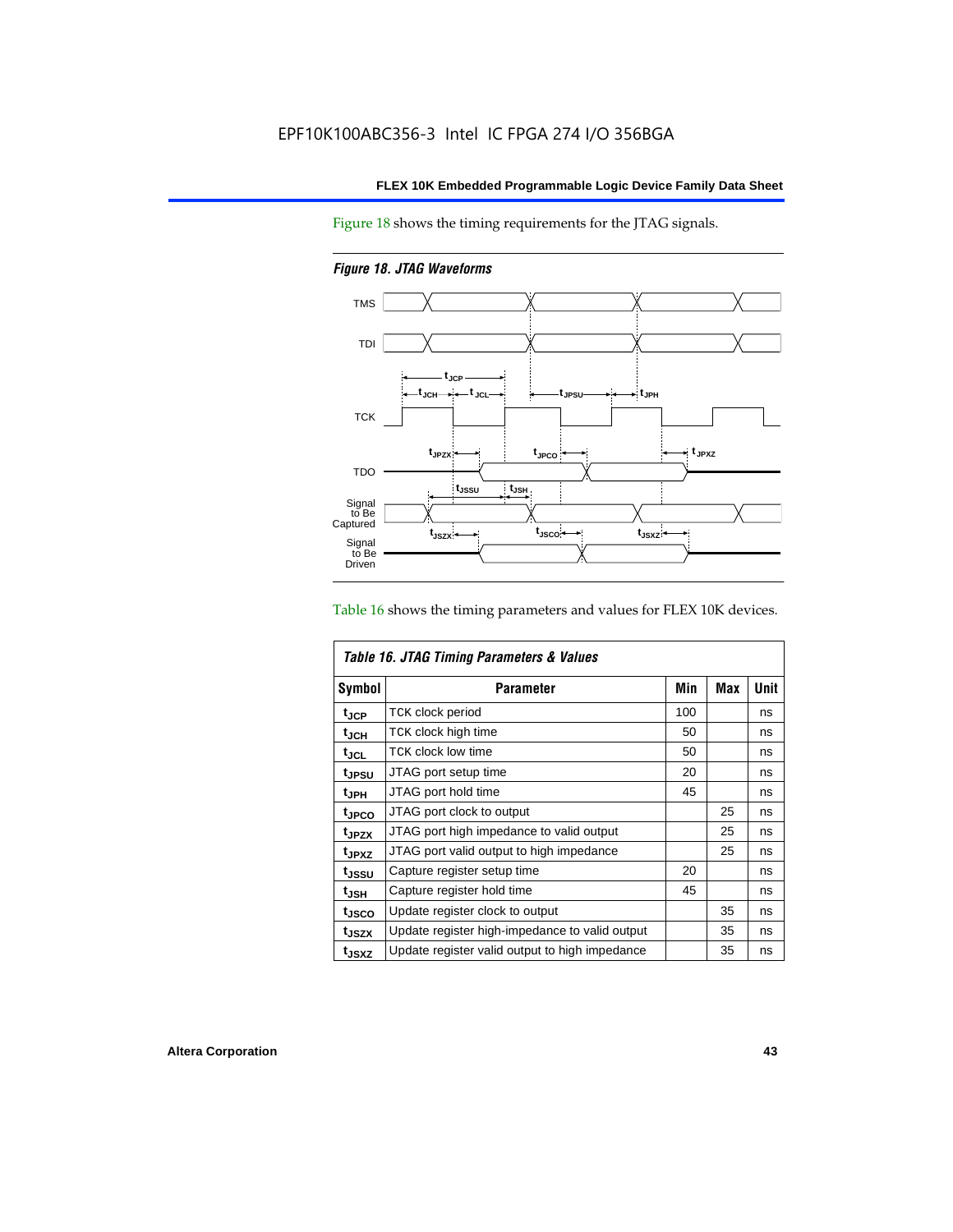Figure 18 shows the timing requirements for the JTAG signals.

*Figure 18. JTAG Waveforms*

Table 16 shows the timing parameters and values for FLEX 10K devices.

*Table 16. JTAG Timing Parameters & Values*

| Symbol | Parameter | Min | Max | Unit |
|---|---|---|---|---|
| $t_{JCP}$ | TCK clock period | 100 | | ns |
| $t_{JCH}$ | TCK clock high time | 50 | | ns |
| $t_{JCL}$ | TCK clock low time | 50 | | ns |
| $t_{JPSU}$ | JTAG port setup time | 20 | | ns |
| $t_{JPH}$ | JTAG port hold time | 45 | | ns |
| $t_{JPCO}$ | JTAG port clock to output | | 25 | ns |
| $t_{JPZX}$ | JTAG port high impedance to valid output | | 25 | ns |
| $t_{JPXZ}$ | JTAG port valid output to high impedance | | 25 | ns |
| $t_{JSSU}$ | Capture register setup time | 20 | | ns |
| $t_{JSH}$ | Capture register hold time | 45 | | ns |
| $t_{JSCO}$ | Update register clock to output | | 35 | ns |
| $t_{JSZX}$ | Update register high-impedance to valid output | | 35 | ns |
| $t_{JSXZ}$ | Update register valid output to high impedance | | 35 | ns |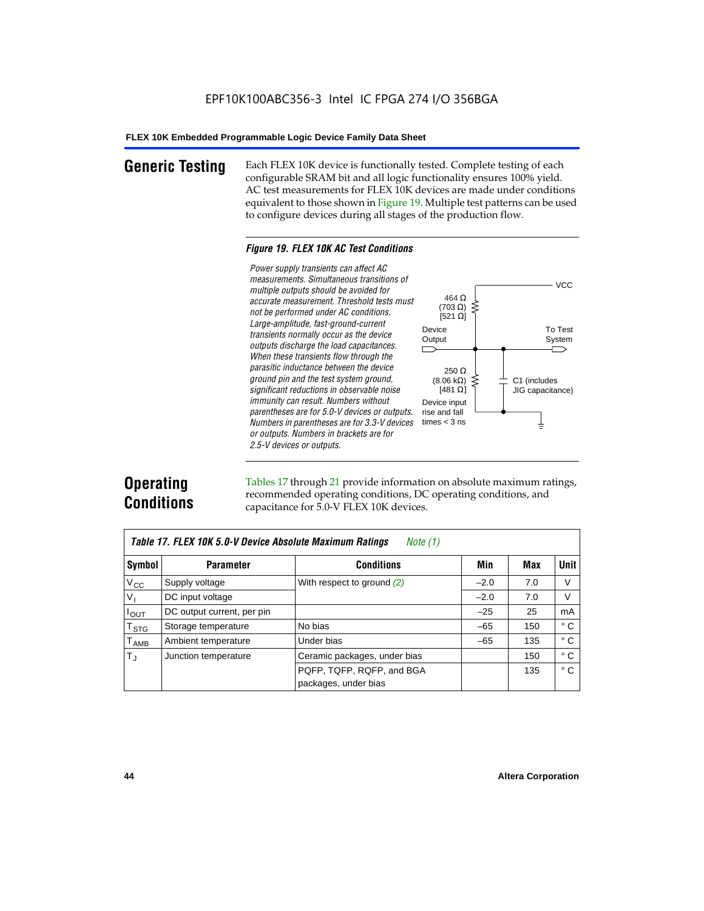## Generic Testing

Each FLEX 10K device is functionally tested. Complete testing of each configurable SRAM bit and all logic functionality ensures 100% yield. AC test measurements for FLEX 10K devices are made under conditions equivalent to those shown in Figure 19. Multiple test patterns can be used to configure devices during all stages of the production flow.

*Figure 19. FLEX 10K AC Test Conditions*

*Power supply transients can affect AC measurements. Simultaneous transitions of multiple outputs should be avoided for accurate measurement. Threshold tests must not be performed under AC conditions. Large-amplitude, fast-ground-current transients normally occur as the device outputs discharge the load capacitances. When these transients flow through the parasitic inductance between the device ground pin and the test system ground, significant reductions in observable noise immunity can result. Numbers without parentheses are for 5.0-V devices or outputs. Numbers in parentheses are for 3.3-V devices or outputs. Numbers in brackets are for 2.5-V devices or outputs.*

VCC

464 Ω (703 Ω) [521 Ω]

Device Output

To Test System

250 Ω (8.06 kΩ) [481 Ω]

C1 (includes JIG capacitance)

Device input rise and fall times < 3 ns

## Operating Conditions

Tables 17 through 21 provide information on absolute maximum ratings, recommended operating conditions, DC operating conditions, and capacitance for 5.0-V FLEX 10K devices.

*Table 17. FLEX 10K 5.0-V Device Absolute Maximum Ratings* *Note (1)*

| Symbol | Parameter | Conditions | Min | Max | Unit |
|---|---|---|---|---|---|
| $V_{CC}$ | Supply voltage | With respect to ground *(2)* | –2.0 | 7.0 | V |
| $V_I$ | DC input voltage | | –2.0 | 7.0 | V |
| $I_{OUT}$ | DC output current, per pin | | –25 | 25 | mA |
| $T_{STG}$ | Storage temperature | No bias | –65 | 150 | ° C |
| $T_{AMB}$ | Ambient temperature | Under bias | –65 | 135 | ° C |
| $T_J$ | Junction temperature | Ceramic packages, under bias | | 150 | ° C |
| | | PQFP, TQFP, RQFP, and BGA packages, under bias | | 135 | ° C |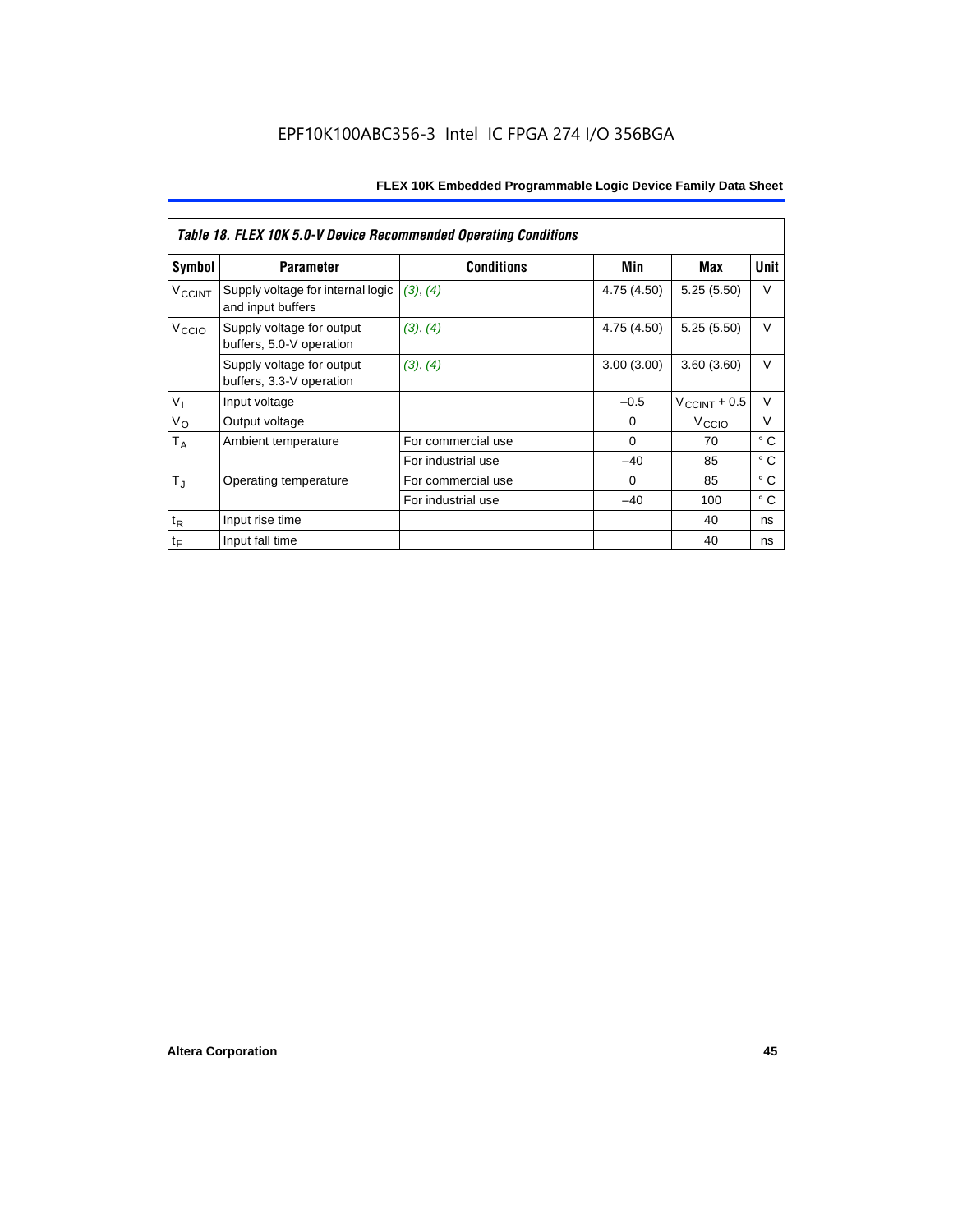| Table 18. FLEX 10K 5.0-V Device Recommended Operating Conditions | | | | | |
|---|---|---|---|---|---|
| **Symbol** | **Parameter** | **Conditions** | **Min** | **Max** | **Unit** |
| $V_{CCINT}$ | Supply voltage for internal logic and input buffers | *(3)*, *(4)* | 4.75 (4.50) | 5.25 (5.50) | V |
| $V_{CCIO}$ | Supply voltage for output buffers, 5.0-V operation | *(3)*, *(4)* | 4.75 (4.50) | 5.25 (5.50) | V |
| | Supply voltage for output buffers, 3.3-V operation | *(3)*, *(4)* | 3.00 (3.00) | 3.60 (3.60) | V |
| $V_I$ | Input voltage | | –0.5 | $V_{CCINT}$ + 0.5 | V |
| $V_O$ | Output voltage | | 0 | $V_{CCIO}$ | V |
| $T_A$ | Ambient temperature | For commercial use | 0 | 70 | ° C |
| | | For industrial use | –40 | 85 | ° C |
| $T_J$ | Operating temperature | For commercial use | 0 | 85 | ° C |
| | | For industrial use | –40 | 100 | ° C |
| $t_R$ | Input rise time | | | 40 | ns |
| $t_F$ | Input fall time | | | 40 | ns |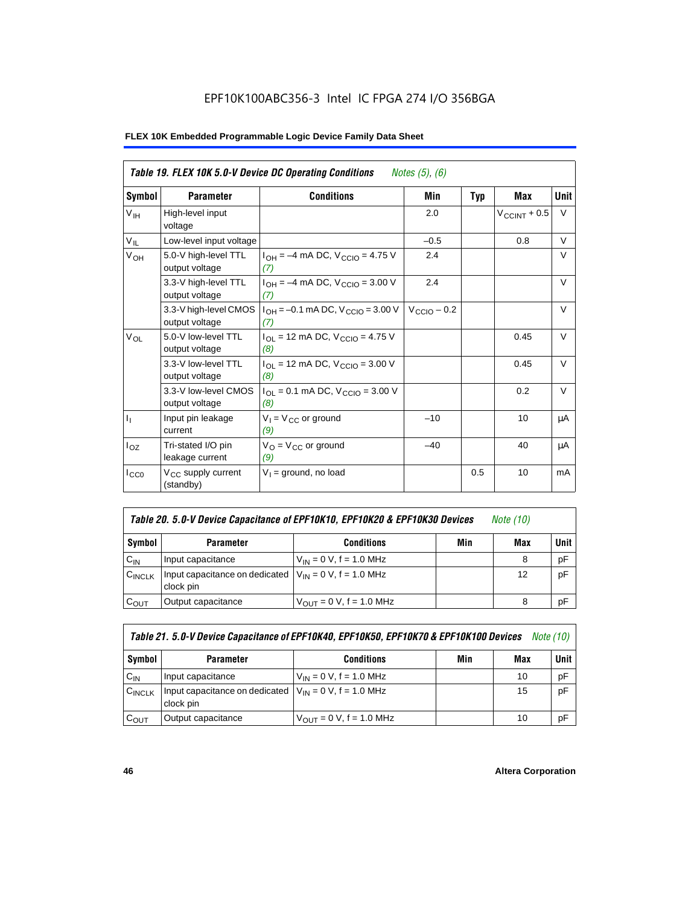EPF10K100ABC356-3 Intel IC FPGA 274 I/O 356BGA

| *Table 19. FLEX 10K 5.0-V Device DC Operating Conditions* *Notes (5), (6)* | | | | | | |
|---|---|---|---|---|---|---|
| **Symbol** | **Parameter** | **Conditions** | **Min** | **Typ** | **Max** | **Unit** |
| $V_{IH}$ | High-level input voltage | | 2.0 | | $V_{CCINT}$ + 0.5 | V |
| $V_{IL}$ | Low-level input voltage | | –0.5 | | 0.8 | V |
| $V_{OH}$ | 5.0-V high-level TTL output voltage | $I_{OH}$ = –4 mA DC, $V_{CCIO}$ = 4.75 V *(7)* | 2.4 | | | V |
| | 3.3-V high-level TTL output voltage | $I_{OH}$ = –4 mA DC, $V_{CCIO}$ = 3.00 V *(7)* | 2.4 | | | V |
| | 3.3-V high-level CMOS output voltage | $I_{OH}$ = –0.1 mA DC, $V_{CCIO}$ = 3.00 V *(7)* | $V_{CCIO}$ – 0.2 | | | V |
| $V_{OL}$ | 5.0-V low-level TTL output voltage | $I_{OL}$ = 12 mA DC, $V_{CCIO}$ = 4.75 V *(8)* | | | 0.45 | V |
| | 3.3-V low-level TTL output voltage | $I_{OL}$ = 12 mA DC, $V_{CCIO}$ = 3.00 V *(8)* | | | 0.45 | V |
| | 3.3-V low-level CMOS output voltage | $I_{OL}$ = 0.1 mA DC, $V_{CCIO}$ = 3.00 V *(8)* | | | 0.2 | V |
| $I_I$ | Input pin leakage current | $V_I$ = $V_{CC}$ or ground *(9)* | –10 | | 10 | μA |
| $I_{OZ}$ | Tri-stated I/O pin leakage current | $V_O$ = $V_{CC}$ or ground *(9)* | –40 | | 40 | μA |
| $I_{CC0}$ | $V_{CC}$ supply current (standby) | $V_I$ = ground, no load | | 0.5 | 10 | mA |

| *Table 20. 5.0-V Device Capacitance of EPF10K10, EPF10K20 & EPF10K30 Devices* *Note (10)* | | | | | |
|---|---|---|---|---|---|
| **Symbol** | **Parameter** | **Conditions** | **Min** | **Max** | **Unit** |
| $C_{IN}$ | Input capacitance | $V_{IN}$ = 0 V, f = 1.0 MHz | | 8 | pF |
| $C_{INCLK}$ | Input capacitance on dedicated clock pin | $V_{IN}$ = 0 V, f = 1.0 MHz | | 12 | pF |
| $C_{OUT}$ | Output capacitance | $V_{OUT}$ = 0 V, f = 1.0 MHz | | 8 | pF |

| *Table 21. 5.0-V Device Capacitance of EPF10K40, EPF10K50, EPF10K70 & EPF10K100 Devices* *Note (10)* | | | | | |
|---|---|---|---|---|---|
| **Symbol** | **Parameter** | **Conditions** | **Min** | **Max** | **Unit** |
| $C_{IN}$ | Input capacitance | $V_{IN}$ = 0 V, f = 1.0 MHz | | 10 | pF |
| $C_{INCLK}$ | Input capacitance on dedicated clock pin | $V_{IN}$ = 0 V, f = 1.0 MHz | | 15 | pF |
| $C_{OUT}$ | Output capacitance | $V_{OUT}$ = 0 V, f = 1.0 MHz | | 10 | pF |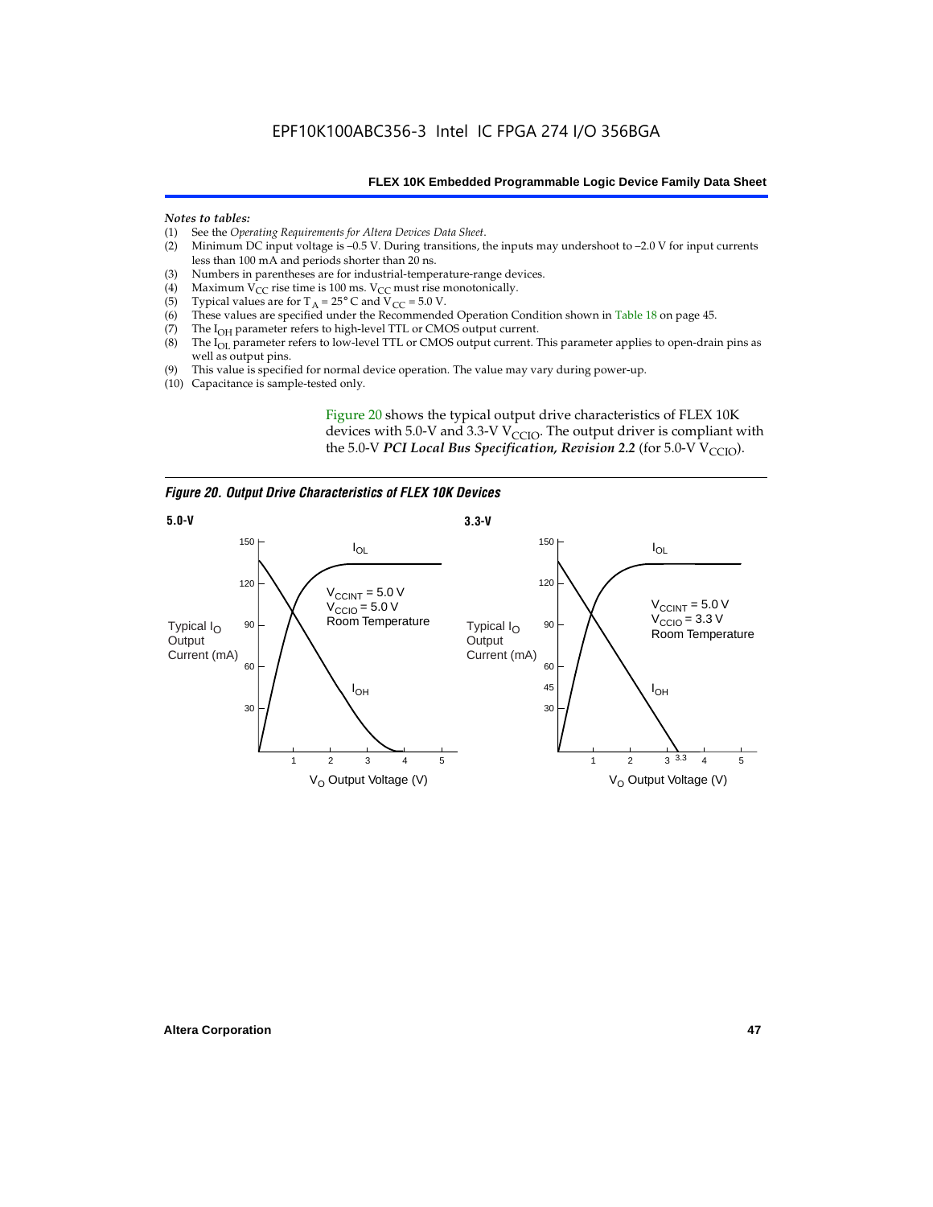*Notes to tables:*

(1) See the *Operating Requirements for Altera Devices Data Sheet*.
(2) Minimum DC input voltage is –0.5 V. During transitions, the inputs may undershoot to –2.0 V for input currents less than 100 mA and periods shorter than 20 ns.
(3) Numbers in parentheses are for industrial-temperature-range devices.
(4) Maximum $V_{CC}$ rise time is 100 ms. $V_{CC}$ must rise monotonically.
(5) Typical values are for $T_A = 25° C$ and $V_{CC} = 5.0$ V.
(6) These values are specified under the Recommended Operation Condition shown in Table 18 on page 45.
(7) The $I_{OH}$ parameter refers to high-level TTL or CMOS output current.
(8) The $I_{OL}$ parameter refers to low-level TTL or CMOS output current. This parameter applies to open-drain pins as well as output pins.
(9) This value is specified for normal device operation. The value may vary during power-up.
(10) Capacitance is sample-tested only.

Figure 20 shows the typical output drive characteristics of FLEX 10K devices with 5.0-V and 3.3-V $V_{CCIO}$. The output driver is compliant with the 5.0-V ***PCI Local Bus Specification, Revision 2.2*** (for 5.0-V $V_{CCIO}$).

***Figure 20. Output Drive Characteristics of FLEX 10K Devices***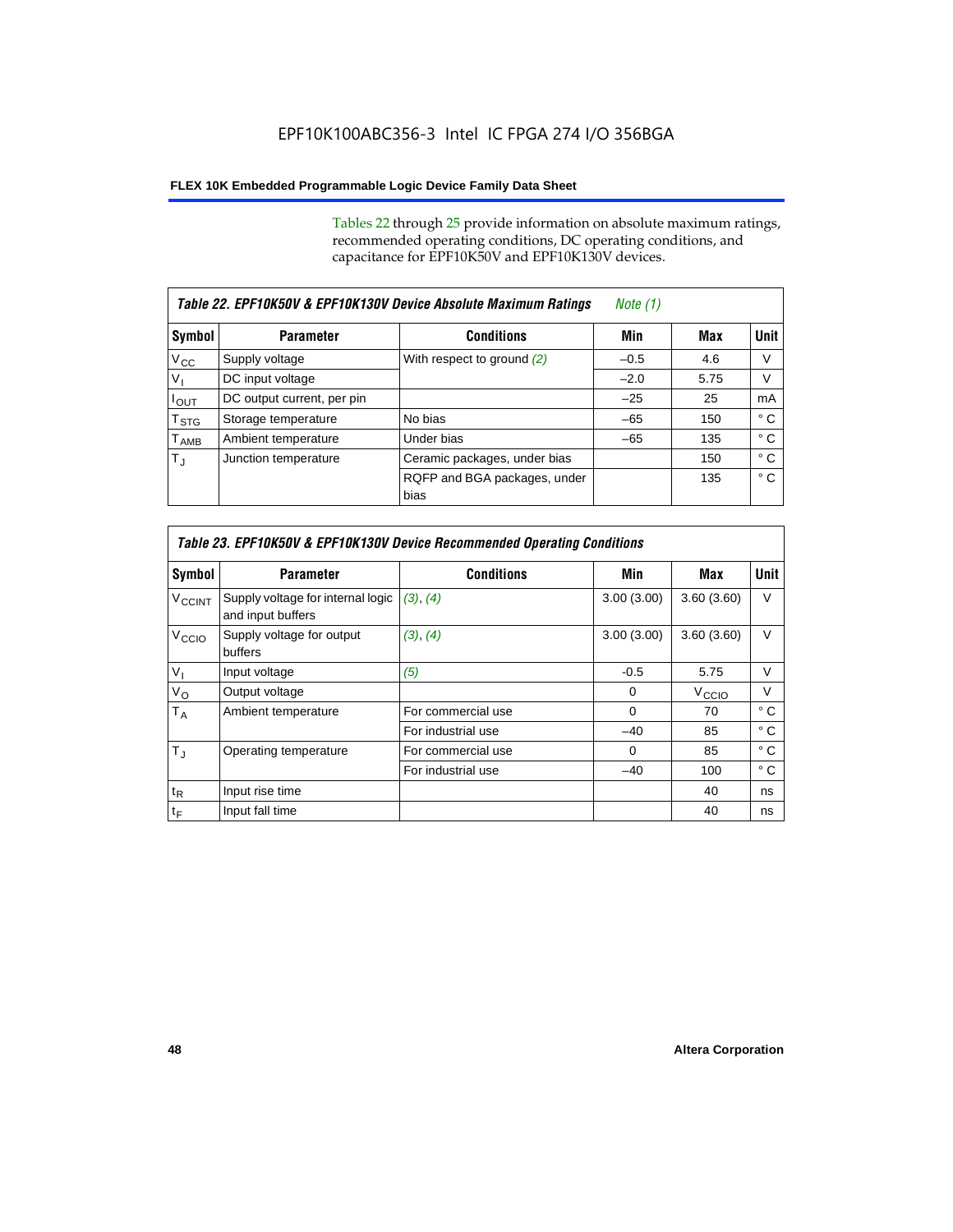EPF10K100ABC356-3 Intel IC FPGA 274 I/O 356BGA

Tables 22 through 25 provide information on absolute maximum ratings, recommended operating conditions, DC operating conditions, and capacitance for EPF10K50V and EPF10K130V devices.

| *Table 22. EPF10K50V & EPF10K130V Device Absolute Maximum Ratings* *Note (1)* | | | | | |
|---|---|---|---|---|---|
| **Symbol** | **Parameter** | **Conditions** | **Min** | **Max** | **Unit** |
| $V_{CC}$ | Supply voltage | With respect to ground *(2)* | –0.5 | 4.6 | V |
| $V_I$ | DC input voltage | | –2.0 | 5.75 | V |
| $I_{OUT}$ | DC output current, per pin | | –25 | 25 | mA |
| $T_{STG}$ | Storage temperature | No bias | –65 | 150 | ° C |
| $T_{AMB}$ | Ambient temperature | Under bias | –65 | 135 | ° C |
| $T_J$ | Junction temperature | Ceramic packages, under bias | | 150 | ° C |
| | | RQFP and BGA packages, under bias | | 135 | ° C |

| *Table 23. EPF10K50V & EPF10K130V Device Recommended Operating Conditions* | | | | | |
|---|---|---|---|---|---|
| **Symbol** | **Parameter** | **Conditions** | **Min** | **Max** | **Unit** |
| $V_{CCINT}$ | Supply voltage for internal logic and input buffers | *(3)*, *(4)* | 3.00 (3.00) | 3.60 (3.60) | V |
| $V_{CCIO}$ | Supply voltage for output buffers | *(3)*, *(4)* | 3.00 (3.00) | 3.60 (3.60) | V |
| $V_I$ | Input voltage | *(5)* | -0.5 | 5.75 | V |
| $V_O$ | Output voltage | | 0 | $V_{CCIO}$ | V |
| $T_A$ | Ambient temperature | For commercial use | 0 | 70 | ° C |
| | | For industrial use | –40 | 85 | ° C |
| $T_J$ | Operating temperature | For commercial use | 0 | 85 | ° C |
| | | For industrial use | –40 | 100 | ° C |
| $t_R$ | Input rise time | | | 40 | ns |
| $t_F$ | Input fall time | | | 40 | ns |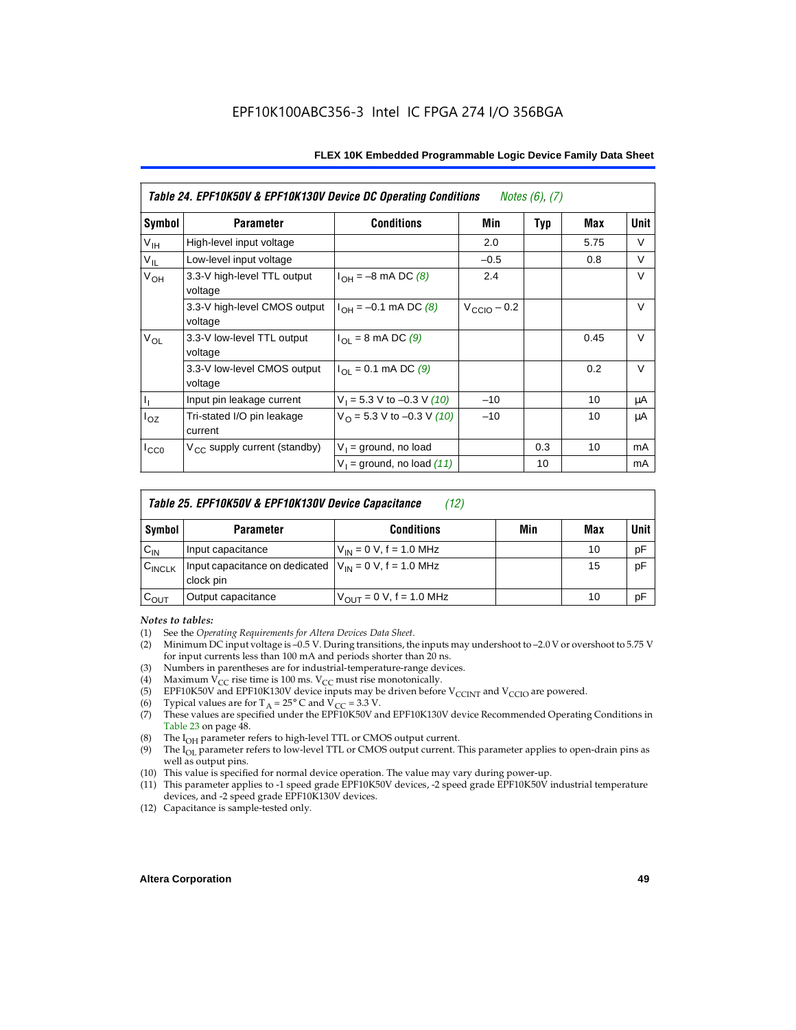**Table 24. EPF10K50V & EPF10K130V Device DC Operating Conditions** *Notes (6), (7)*

| Symbol | Parameter | Conditions | Min | Typ | Max | Unit |
|---|---|---|---|---|---|---|
| $V_{IH}$ | High-level input voltage | | 2.0 | | 5.75 | V |
| $V_{IL}$ | Low-level input voltage | | –0.5 | | 0.8 | V |
| $V_{OH}$ | 3.3-V high-level TTL output voltage | $I_{OH}$ = –8 mA DC *(8)* | 2.4 | | | V |
| | 3.3-V high-level CMOS output voltage | $I_{OH}$ = –0.1 mA DC *(8)* | $V_{CCIO}$ – 0.2 | | | V |
| $V_{OL}$ | 3.3-V low-level TTL output voltage | $I_{OL}$ = 8 mA DC *(9)* | | | 0.45 | V |
| | 3.3-V low-level CMOS output voltage | $I_{OL}$ = 0.1 mA DC *(9)* | | | 0.2 | V |
| $I_I$ | Input pin leakage current | $V_I$ = 5.3 V to –0.3 V *(10)* | –10 | | 10 | μA |
| $I_{OZ}$ | Tri-stated I/O pin leakage current | $V_O$ = 5.3 V to –0.3 V *(10)* | –10 | | 10 | μA |
| $I_{CC0}$ | $V_{CC}$ supply current (standby) | $V_I$ = ground, no load | | 0.3 | 10 | mA |
| | | $V_I$ = ground, no load *(11)* | | 10 | | mA |

**Table 25. EPF10K50V & EPF10K130V Device Capacitance** *(12)*

| Symbol | Parameter | Conditions | Min | Max | Unit |
|---|---|---|---|---|---|
| $C_{IN}$ | Input capacitance | $V_{IN}$ = 0 V, f = 1.0 MHz | | 10 | pF |
| $C_{INCLK}$ | Input capacitance on dedicated clock pin | $V_{IN}$ = 0 V, f = 1.0 MHz | | 15 | pF |
| $C_{OUT}$ | Output capacitance | $V_{OUT}$ = 0 V, f = 1.0 MHz | | 10 | pF |

*Notes to tables:*

(1) See the *Operating Requirements for Altera Devices Data Sheet*.
(2) Minimum DC input voltage is –0.5 V. During transitions, the inputs may undershoot to –2.0 V or overshoot to 5.75 V for input currents less than 100 mA and periods shorter than 20 ns.
(3) Numbers in parentheses are for industrial-temperature-range devices.
(4) Maximum $V_{CC}$ rise time is 100 ms. $V_{CC}$ must rise monotonically.
(5) EPF10K50V and EPF10K130V device inputs may be driven before $V_{CCINT}$ and $V_{CCIO}$ are powered.
(6) Typical values are for $T_A$ = 25° C and $V_{CC}$ = 3.3 V.
(7) These values are specified under the EPF10K50V and EPF10K130V device Recommended Operating Conditions in Table 23 on page 48.
(8) The $I_{OH}$ parameter refers to high-level TTL or CMOS output current.
(9) The $I_{OL}$ parameter refers to low-level TTL or CMOS output current. This parameter applies to open-drain pins as well as output pins.
(10) This value is specified for normal device operation. The value may vary during power-up.
(11) This parameter applies to -1 speed grade EPF10K50V devices, -2 speed grade EPF10K50V industrial temperature devices, and -2 speed grade EPF10K130V devices.
(12) Capacitance is sample-tested only.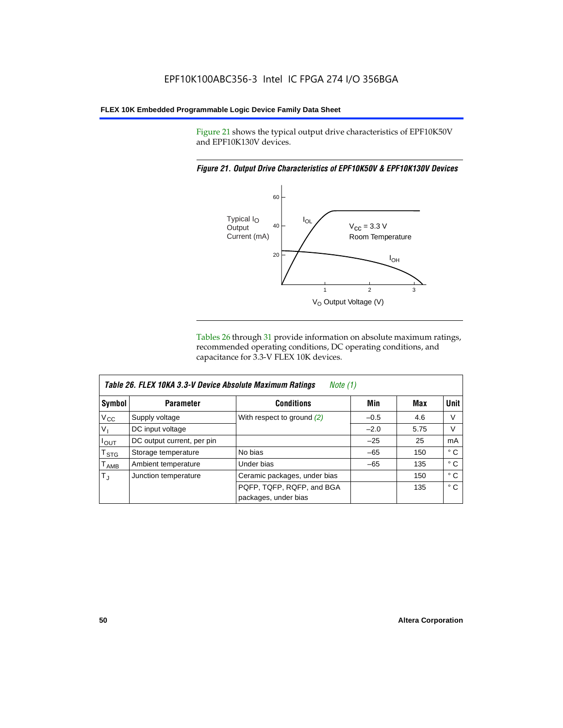Figure 21 shows the typical output drive characteristics of EPF10K50V and EPF10K130V devices.

*Figure 21. Output Drive Characteristics of EPF10K50V & EPF10K130V Devices*

Typical $I_O$ Output Current (mA)

$V_{CC}$ = 3.3 V
Room Temperature

$I_{OL}$

$I_{OH}$

$V_O$ Output Voltage (V)

Tables 26 through 31 provide information on absolute maximum ratings, recommended operating conditions, DC operating conditions, and capacitance for 3.3-V FLEX 10K devices.

**Table 26. FLEX 10KA 3.3-V Device Absolute Maximum Ratings** *Note (1)*

| Symbol | Parameter | Conditions | Min | Max | Unit |
|---|---|---|---|---|---|
| $V_{CC}$ | Supply voltage | With respect to ground (2) | –0.5 | 4.6 | V |
| $V_I$ | DC input voltage | | –2.0 | 5.75 | V |
| $I_{OUT}$ | DC output current, per pin | | –25 | 25 | mA |
| $T_{STG}$ | Storage temperature | No bias | –65 | 150 | ° C |
| $T_{AMB}$ | Ambient temperature | Under bias | –65 | 135 | ° C |
| $T_J$ | Junction temperature | Ceramic packages, under bias | | 150 | ° C |
| | | PQFP, TQFP, RQFP, and BGA packages, under bias | | 135 | ° C |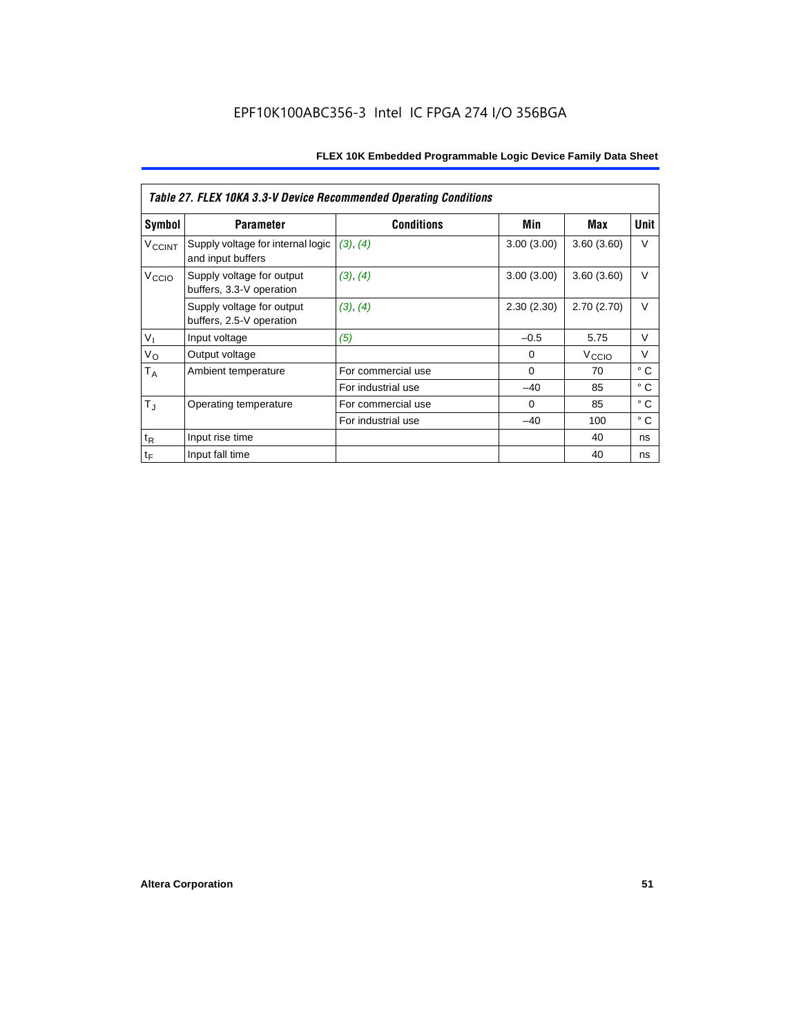*Table 27. FLEX 10KA 3.3-V Device Recommended Operating Conditions*

| Symbol | Parameter | Conditions | Min | Max | Unit |
|---|---|---|---|---|---|
| $V_{CCINT}$ | Supply voltage for internal logic and input buffers | *(3)*, *(4)* | 3.00 (3.00) | 3.60 (3.60) | V |
| $V_{CCIO}$ | Supply voltage for output buffers, 3.3-V operation | *(3)*, *(4)* | 3.00 (3.00) | 3.60 (3.60) | V |
| | Supply voltage for output buffers, 2.5-V operation | *(3)*, *(4)* | 2.30 (2.30) | 2.70 (2.70) | V |
| $V_I$ | Input voltage | *(5)* | –0.5 | 5.75 | V |
| $V_O$ | Output voltage | | 0 | $V_{CCIO}$ | V |
| $T_A$ | Ambient temperature | For commercial use | 0 | 70 | ° C |
| | | For industrial use | –40 | 85 | ° C |
| $T_J$ | Operating temperature | For commercial use | 0 | 85 | ° C |
| | | For industrial use | –40 | 100 | ° C |
| $t_R$ | Input rise time | | | 40 | ns |
| $t_F$ | Input fall time | | | 40 | ns |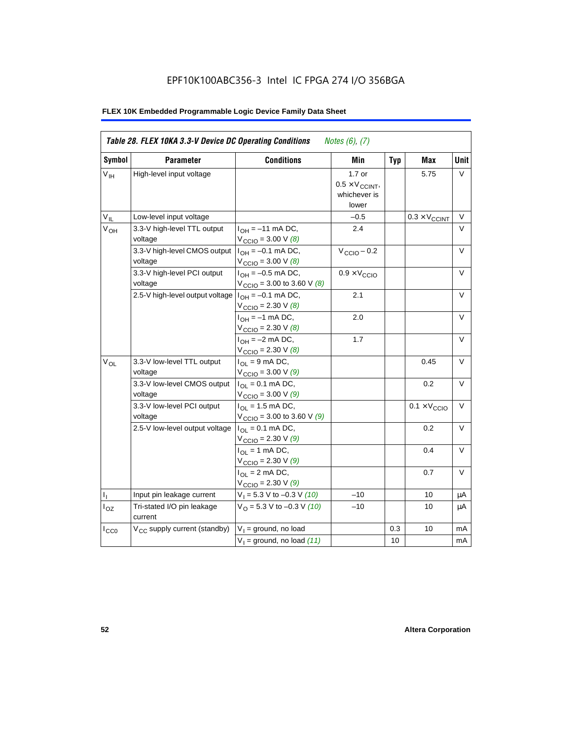EPF10K100ABC356-3 Intel IC FPGA 274 I/O 356BGA

| *Table 28. FLEX 10KA 3.3-V Device DC Operating Conditions* *Notes (6), (7)* | | | | | | |
|---|---|---|---|---|---|---|
| **Symbol** | **Parameter** | **Conditions** | **Min** | **Typ** | **Max** | **Unit** |
| $V_{IH}$ | High-level input voltage | | 1.7 or $0.5 \times V_{CCINT}$, whichever is lower | | 5.75 | V |
| $V_{IL}$ | Low-level input voltage | | –0.5 | | $0.3 \times V_{CCINT}$ | V |
| $V_{OH}$ | 3.3-V high-level TTL output voltage | $I_{OH}$ = –11 mA DC, $V_{CCIO}$ = 3.00 V *(8)* | 2.4 | | | V |
| | 3.3-V high-level CMOS output voltage | $I_{OH}$ = –0.1 mA DC, $V_{CCIO}$ = 3.00 V *(8)* | $V_{CCIO}$ – 0.2 | | | V |
| | 3.3-V high-level PCI output voltage | $I_{OH}$ = –0.5 mA DC, $V_{CCIO}$ = 3.00 to 3.60 V *(8)* | $0.9 \times V_{CCIO}$ | | | V |
| | 2.5-V high-level output voltage | $I_{OH}$ = –0.1 mA DC, $V_{CCIO}$ = 2.30 V *(8)* | 2.1 | | | V |
| | | $I_{OH}$ = –1 mA DC, $V_{CCIO}$ = 2.30 V *(8)* | 2.0 | | | V |
| | | $I_{OH}$ = –2 mA DC, $V_{CCIO}$ = 2.30 V *(8)* | 1.7 | | | V |
| $V_{OL}$ | 3.3-V low-level TTL output voltage | $I_{OL}$ = 9 mA DC, $V_{CCIO}$ = 3.00 V *(9)* | | | 0.45 | V |
| | 3.3-V low-level CMOS output voltage | $I_{OL}$ = 0.1 mA DC, $V_{CCIO}$ = 3.00 V *(9)* | | | 0.2 | V |
| | 3.3-V low-level PCI output voltage | $I_{OL}$ = 1.5 mA DC, $V_{CCIO}$ = 3.00 to 3.60 V *(9)* | | | $0.1 \times V_{CCIO}$ | V |
| | 2.5-V low-level output voltage | $I_{OL}$ = 0.1 mA DC, $V_{CCIO}$ = 2.30 V *(9)* | | | 0.2 | V |
| | | $I_{OL}$ = 1 mA DC, $V_{CCIO}$ = 2.30 V *(9)* | | | 0.4 | V |
| | | $I_{OL}$ = 2 mA DC, $V_{CCIO}$ = 2.30 V *(9)* | | | 0.7 | V |
| $I_I$ | Input pin leakage current | $V_I$ = 5.3 V to –0.3 V *(10)* | –10 | | 10 | μA |
| $I_{OZ}$ | Tri-stated I/O pin leakage current | $V_O$ = 5.3 V to –0.3 V *(10)* | –10 | | 10 | μA |
| $I_{CC0}$ | $V_{CC}$ supply current (standby) | $V_I$ = ground, no load | | 0.3 | 10 | mA |
| | | $V_I$ = ground, no load *(11)* | | 10 | | mA |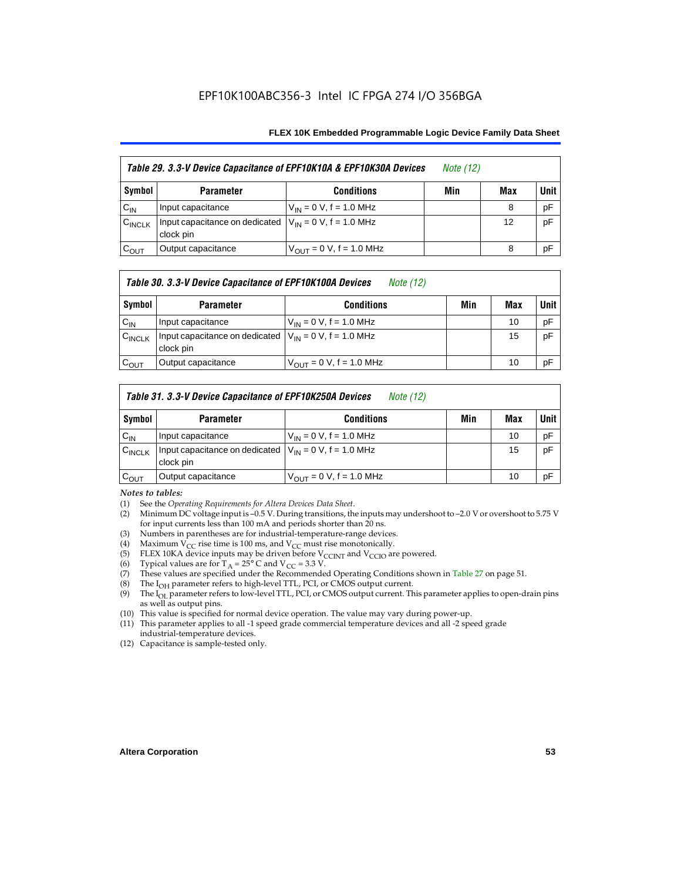EPF10K100ABC356-3 Intel IC FPGA 274 I/O 356BGA

| Table 29. 3.3-V Device Capacitance of EPF10K10A & EPF10K30A Devices *Note (12)* | | | | | |
|---|---|---|---|---|---|
| **Symbol** | **Parameter** | **Conditions** | **Min** | **Max** | **Unit** |
| $C_{IN}$ | Input capacitance | $V_{IN}$ = 0 V, f = 1.0 MHz | | 8 | pF |
| $C_{INCLK}$ | Input capacitance on dedicated clock pin | $V_{IN}$ = 0 V, f = 1.0 MHz | | 12 | pF |
| $C_{OUT}$ | Output capacitance | $V_{OUT}$ = 0 V, f = 1.0 MHz | | 8 | pF |

| Table 30. 3.3-V Device Capacitance of EPF10K100A Devices *Note (12)* | | | | | |
|---|---|---|---|---|---|
| **Symbol** | **Parameter** | **Conditions** | **Min** | **Max** | **Unit** |
| $C_{IN}$ | Input capacitance | $V_{IN}$ = 0 V, f = 1.0 MHz | | 10 | pF |
| $C_{INCLK}$ | Input capacitance on dedicated clock pin | $V_{IN}$ = 0 V, f = 1.0 MHz | | 15 | pF |
| $C_{OUT}$ | Output capacitance | $V_{OUT}$ = 0 V, f = 1.0 MHz | | 10 | pF |

| Table 31. 3.3-V Device Capacitance of EPF10K250A Devices *Note (12)* | | | | | |
|---|---|---|---|---|---|
| **Symbol** | **Parameter** | **Conditions** | **Min** | **Max** | **Unit** |
| $C_{IN}$ | Input capacitance | $V_{IN}$ = 0 V, f = 1.0 MHz | | 10 | pF |
| $C_{INCLK}$ | Input capacitance on dedicated clock pin | $V_{IN}$ = 0 V, f = 1.0 MHz | | 15 | pF |
| $C_{OUT}$ | Output capacitance | $V_{OUT}$ = 0 V, f = 1.0 MHz | | 10 | pF |

*Notes to tables:*

(1) See the *Operating Requirements for Altera Devices Data Sheet*.
(2) Minimum DC voltage input is –0.5 V. During transitions, the inputs may undershoot to –2.0 V or overshoot to 5.75 V for input currents less than 100 mA and periods shorter than 20 ns.
(3) Numbers in parentheses are for industrial-temperature-range devices.
(4) Maximum $V_{CC}$ rise time is 100 ms, and $V_{CC}$ must rise monotonically.
(5) FLEX 10KA device inputs may be driven before $V_{CCINT}$ and $V_{CCIO}$ are powered.
(6) Typical values are for $T_A$ = 25° C and $V_{CC}$ = 3.3 V.
(7) These values are specified under the Recommended Operating Conditions shown in Table 27 on page 51.
(8) The $I_{OH}$ parameter refers to high-level TTL, PCI, or CMOS output current.
(9) The $I_{OL}$ parameter refers to low-level TTL, PCI, or CMOS output current. This parameter applies to open-drain pins as well as output pins.
(10) This value is specified for normal device operation. The value may vary during power-up.
(11) This parameter applies to all -1 speed grade commercial temperature devices and all -2 speed grade industrial-temperature devices.
(12) Capacitance is sample-tested only.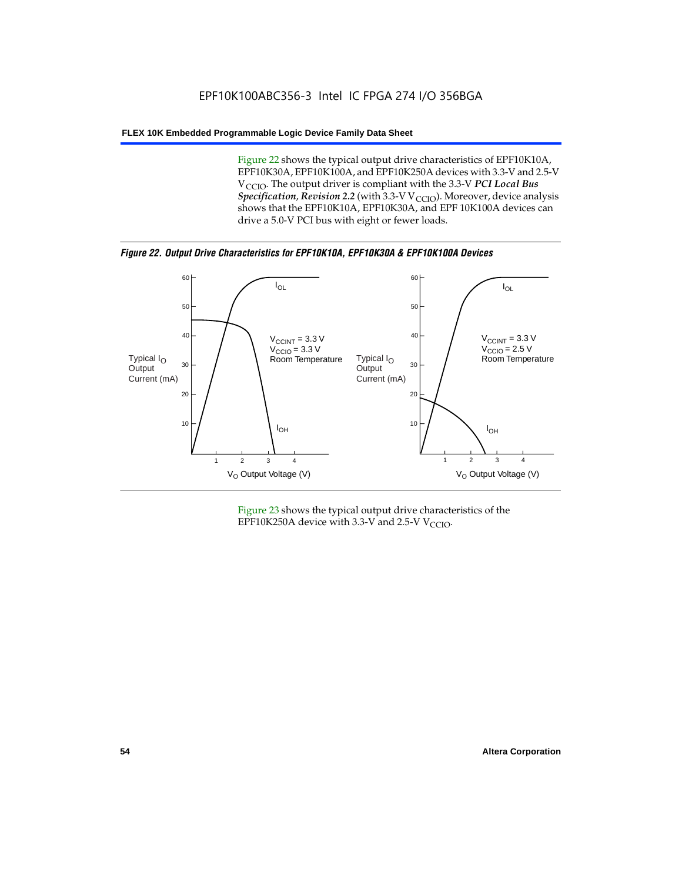Figure 22 shows the typical output drive characteristics of EPF10K10A, EPF10K30A, EPF10K100A, and EPF10K250A devices with 3.3-V and 2.5-V $V_{CCIO}$. The output driver is compliant with the 3.3-V ***PCI Local Bus Specification*, *Revision 2.2*** (with 3.3-V $V_{CCIO}$). Moreover, device analysis shows that the EPF10K10A, EPF10K30A, and EPF 10K100A devices can drive a 5.0-V PCI bus with eight or fewer loads.

***Figure 22. Output Drive Characteristics for EPF10K10A, EPF10K30A & EPF10K100A Devices***

Figure 23 shows the typical output drive characteristics of the EPF10K250A device with 3.3-V and 2.5-V $V_{CCIO}$.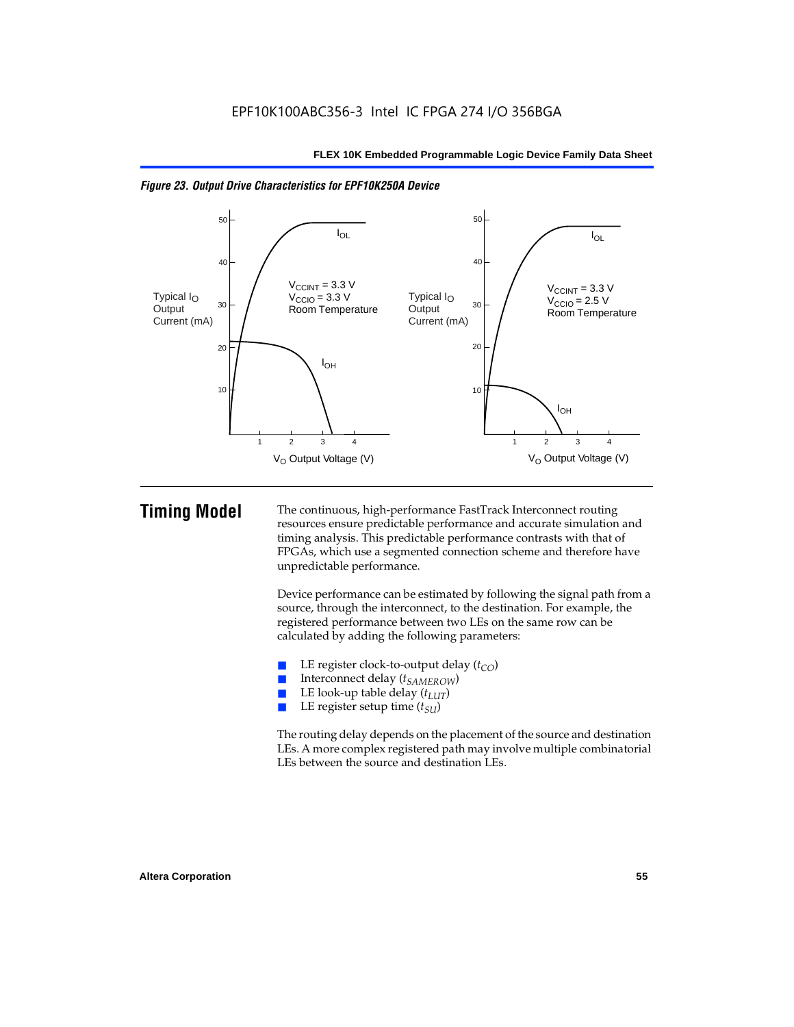*Figure 23. Output Drive Characteristics for EPF10K250A Device*

# Timing Model

The continuous, high-performance FastTrack Interconnect routing resources ensure predictable performance and accurate simulation and timing analysis. This predictable performance contrasts with that of FPGAs, which use a segmented connection scheme and therefore have unpredictable performance.

Device performance can be estimated by following the signal path from a source, through the interconnect, to the destination. For example, the registered performance between two LEs on the same row can be calculated by adding the following parameters:

- LE register clock-to-output delay ($t_{CO}$)
- Interconnect delay ($t_{SAMEROW}$)
- LE look-up table delay ($t_{LUT}$)
- LE register setup time ($t_{SU}$)

The routing delay depends on the placement of the source and destination LEs. A more complex registered path may involve multiple combinatorial LEs between the source and destination LEs.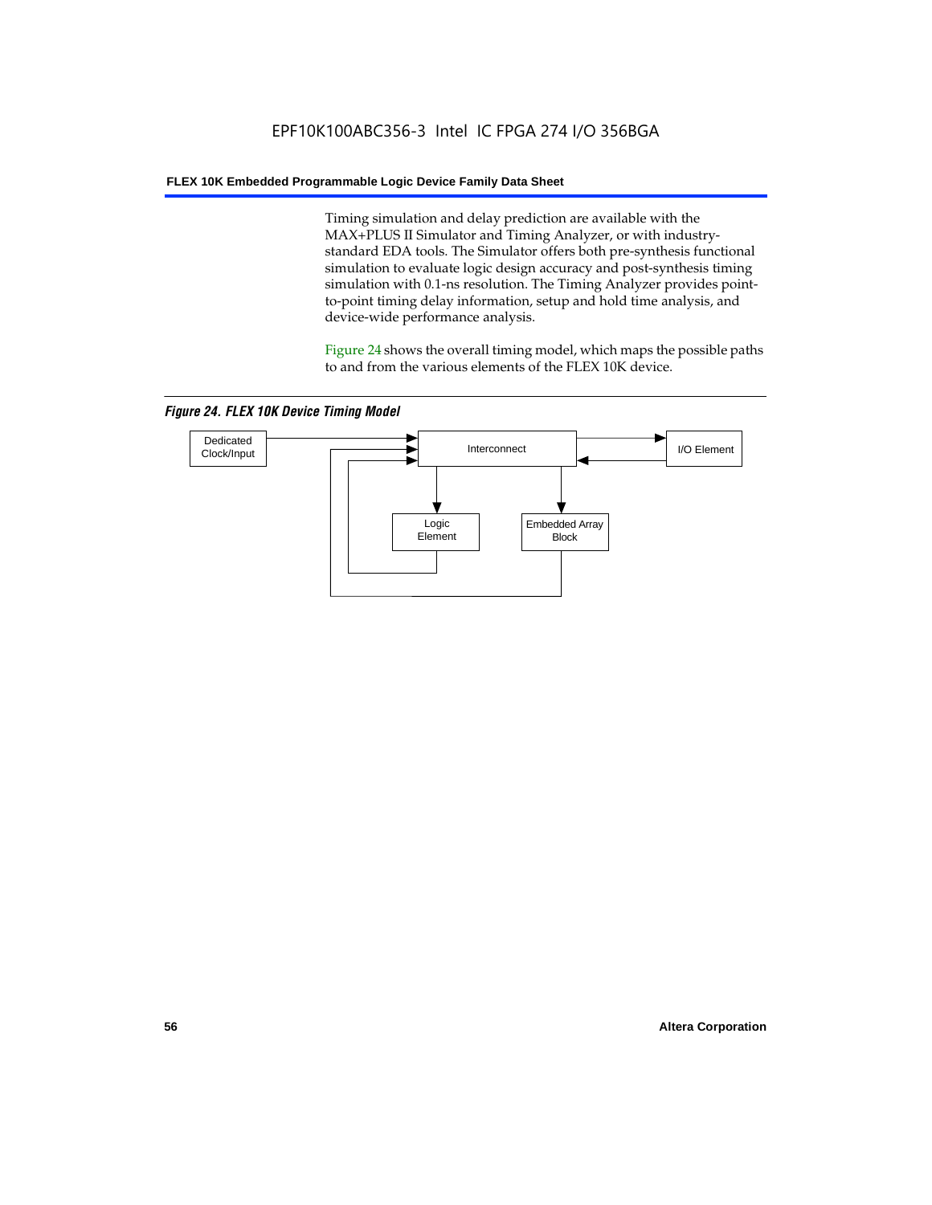Timing simulation and delay prediction are available with the MAX+PLUS II Simulator and Timing Analyzer, or with industry-standard EDA tools. The Simulator offers both pre-synthesis functional simulation to evaluate logic design accuracy and post-synthesis timing simulation with 0.1-ns resolution. The Timing Analyzer provides point-to-point timing delay information, setup and hold time analysis, and device-wide performance analysis.

Figure 24 shows the overall timing model, which maps the possible paths to and from the various elements of the FLEX 10K device.

*Figure 24. FLEX 10K Device Timing Model*

Dedicated Clock/Input

Interconnect

I/O Element

Logic Element

Embedded Array Block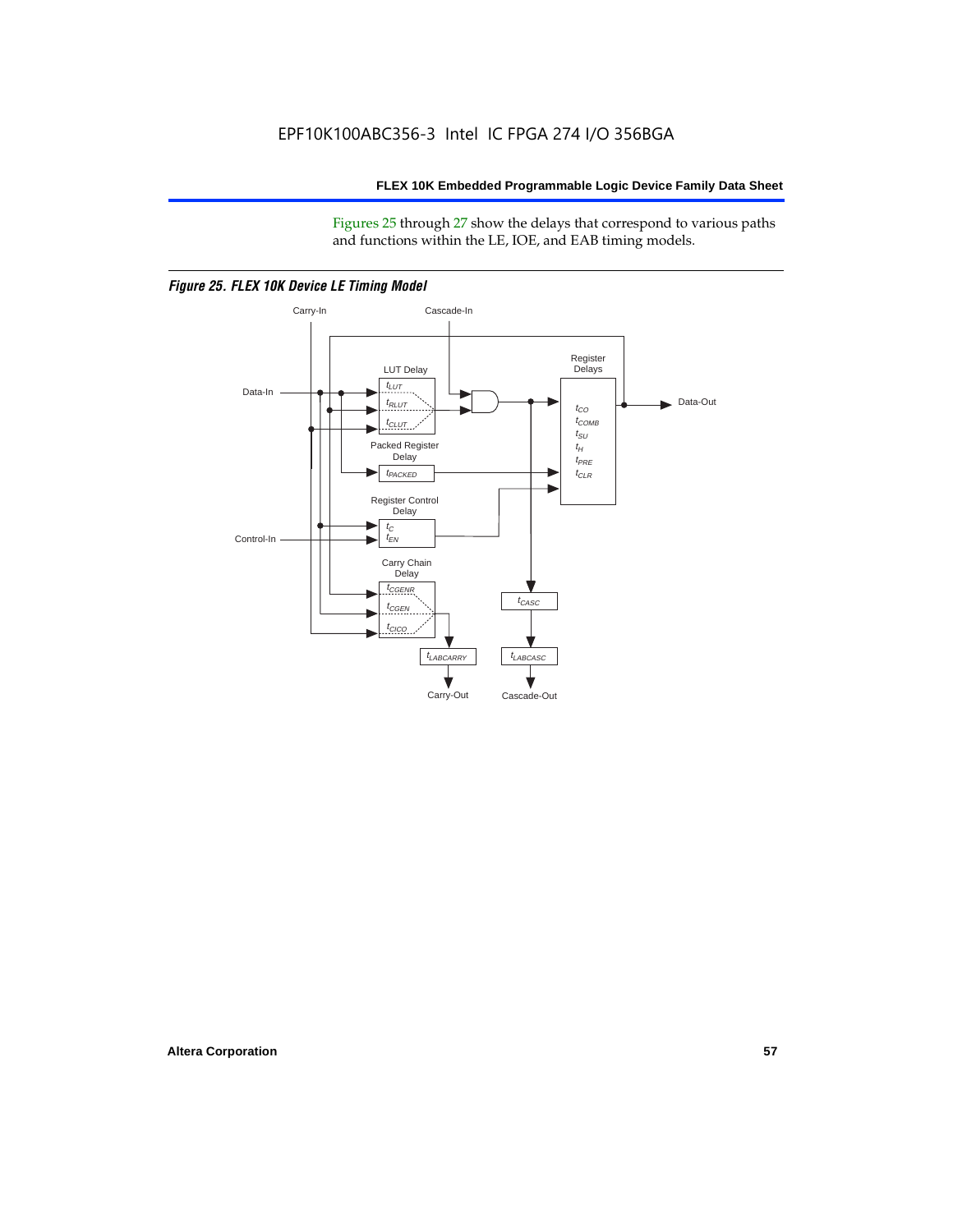Figures 25 through 27 show the delays that correspond to various paths and functions within the LE, IOE, and EAB timing models.

*Figure 25. FLEX 10K Device LE Timing Model*

Carry-In

Cascade-In

Data-In

LUT Delay

$t_{LUT}$

$t_{RLUT}$

$t_{CLUT}$

Packed Register Delay

$t_{PACKED}$

Register Control Delay

$t_{C}$

$t_{EN}$

Control-In

Carry Chain Delay

$t_{CGENR}$

$t_{CGEN}$

$t_{CICO}$

$t_{LABCARRY}$

Carry-Out

$t_{CASC}$

$t_{LABCASC}$

Cascade-Out

Register Delays

$t_{CO}$

$t_{COMB}$

$t_{SU}$

$t_{H}$

$t_{PRE}$

$t_{CLR}$

Data-Out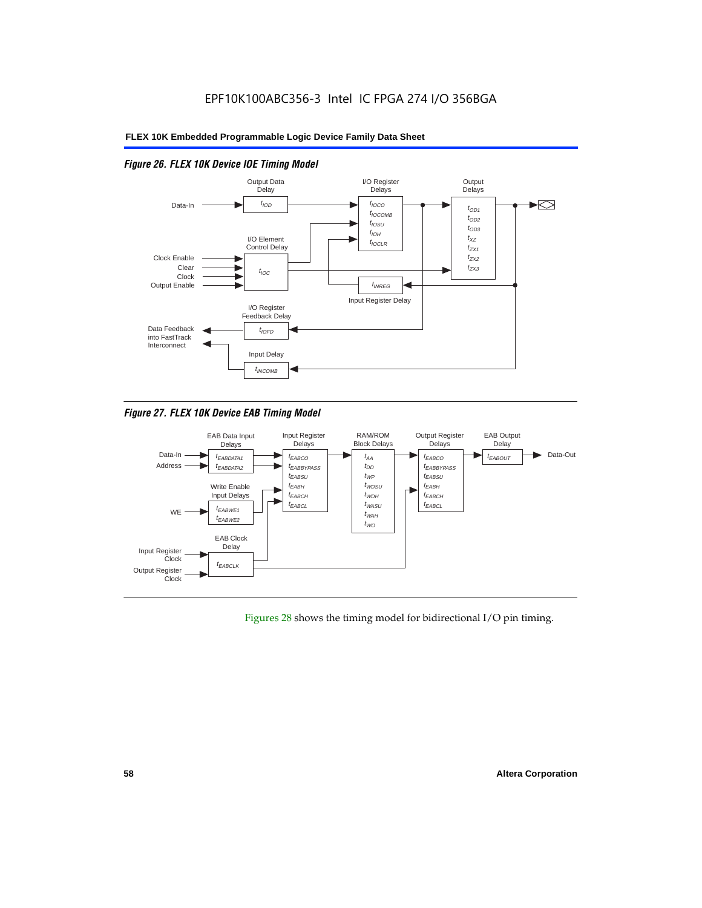EPF10K100ABC356-3 Intel IC FPGA 274 I/O 356BGA

### Figure 26. FLEX 10K Device IOE Timing Model

Output Data Delay: $t_{IOD}$

I/O Register Delays: $t_{IOCO}$, $t_{IOCOMB}$, $t_{IOSU}$, $t_{IOH}$, $t_{IOCLR}$

Output Delays: $t_{OD1}$, $t_{OD2}$, $t_{OD3}$, $t_{XZ}$, $t_{ZX1}$, $t_{ZX2}$, $t_{ZX3}$

I/O Element Control Delay: $t_{IOC}$ (inputs: Clock Enable, Clear, Clock, Output Enable)

Input Register Delay: $t_{INREG}$

I/O Register Feedback Delay: $t_{IOFD}$ (Data Feedback into FastTrack Interconnect)

Input Delay: $t_{INCOMB}$

### Figure 27. FLEX 10K Device EAB Timing Model

EAB Data Input Delays: $t_{EABDATA1}$, $t_{EABDATA2}$ (inputs: Data-In, Address)

Write Enable Input Delays: $t_{EABWE1}$, $t_{EABWE2}$ (input: WE)

EAB Clock Delay: $t_{EABCLK}$ (inputs: Input Register Clock, Output Register Clock)

Input Register Delays: $t_{EABCO}$, $t_{EABBYPASS}$, $t_{EABSU}$, $t_{EABH}$, $t_{EABCH}$, $t_{EABCL}$

RAM/ROM Block Delays: $t_{AA}$, $t_{DD}$, $t_{WP}$, $t_{WDSU}$, $t_{WDH}$, $t_{WASU}$, $t_{WAH}$, $t_{WO}$

Output Register Delays: $t_{EABCO}$, $t_{EABBYPASS}$, $t_{EABSU}$, $t_{EABH}$, $t_{EABCH}$, $t_{EABCL}$

EAB Output Delay: $t_{EABOUT}$ (output: Data-Out)

Figures 28 shows the timing model for bidirectional I/O pin timing.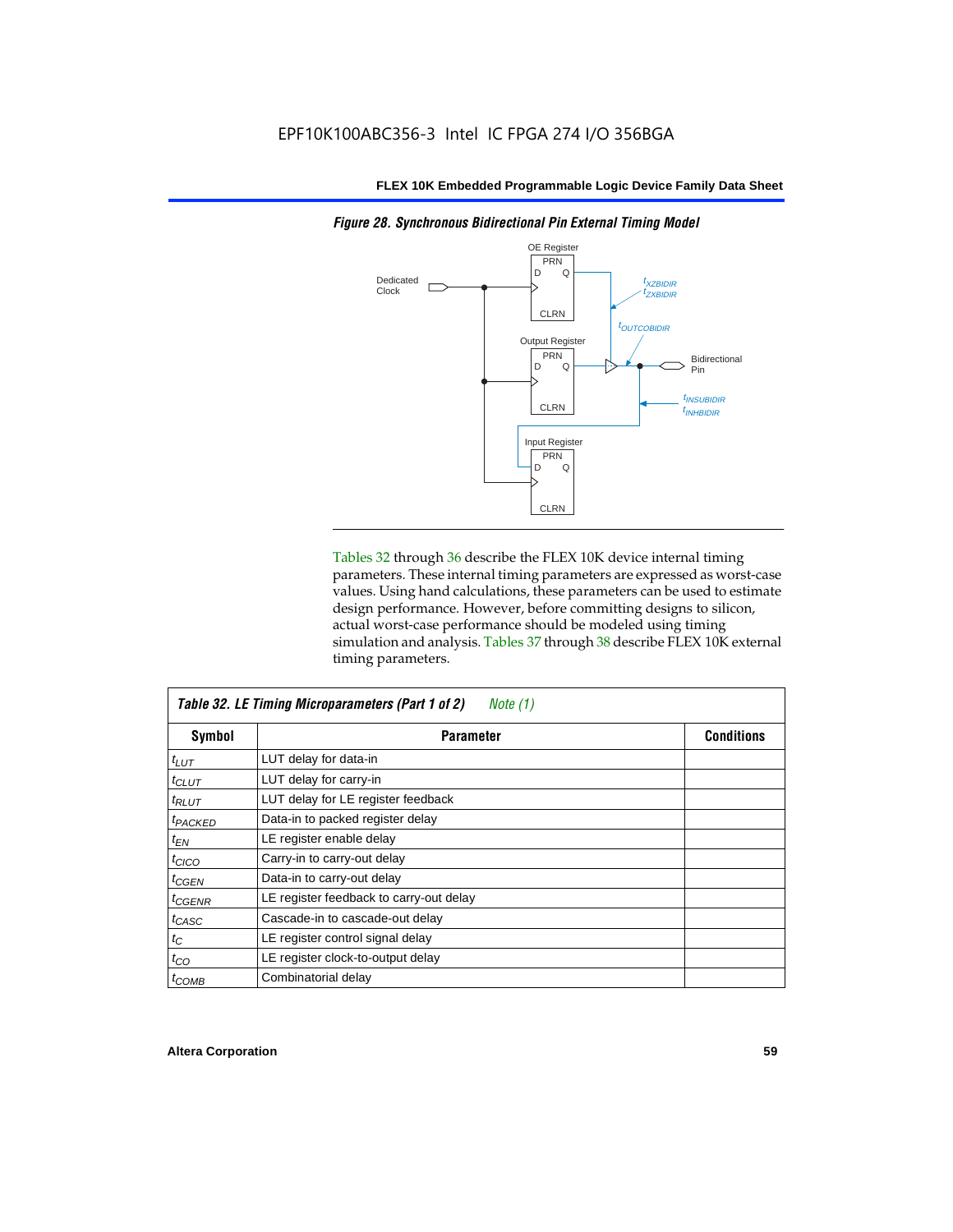*Figure 28. Synchronous Bidirectional Pin External Timing Model*

Tables 32 through 36 describe the FLEX 10K device internal timing parameters. These internal timing parameters are expressed as worst-case values. Using hand calculations, these parameters can be used to estimate design performance. However, before committing designs to silicon, actual worst-case performance should be modeled using timing simulation and analysis. Tables 37 through 38 describe FLEX 10K external timing parameters.

**Table 32. LE Timing Microparameters (Part 1 of 2)** *Note (1)*

| Symbol | Parameter | Conditions |
|---|---|---|
| $t_{LUT}$ | LUT delay for data-in | |
| $t_{CLUT}$ | LUT delay for carry-in | |
| $t_{RLUT}$ | LUT delay for LE register feedback | |
| $t_{PACKED}$ | Data-in to packed register delay | |
| $t_{EN}$ | LE register enable delay | |
| $t_{CICO}$ | Carry-in to carry-out delay | |
| $t_{CGEN}$ | Data-in to carry-out delay | |
| $t_{CGENR}$ | LE register feedback to carry-out delay | |
| $t_{CASC}$ | Cascade-in to cascade-out delay | |
| $t_{C}$ | LE register control signal delay | |
| $t_{CO}$ | LE register clock-to-output delay | |
| $t_{COMB}$ | Combinatorial delay | |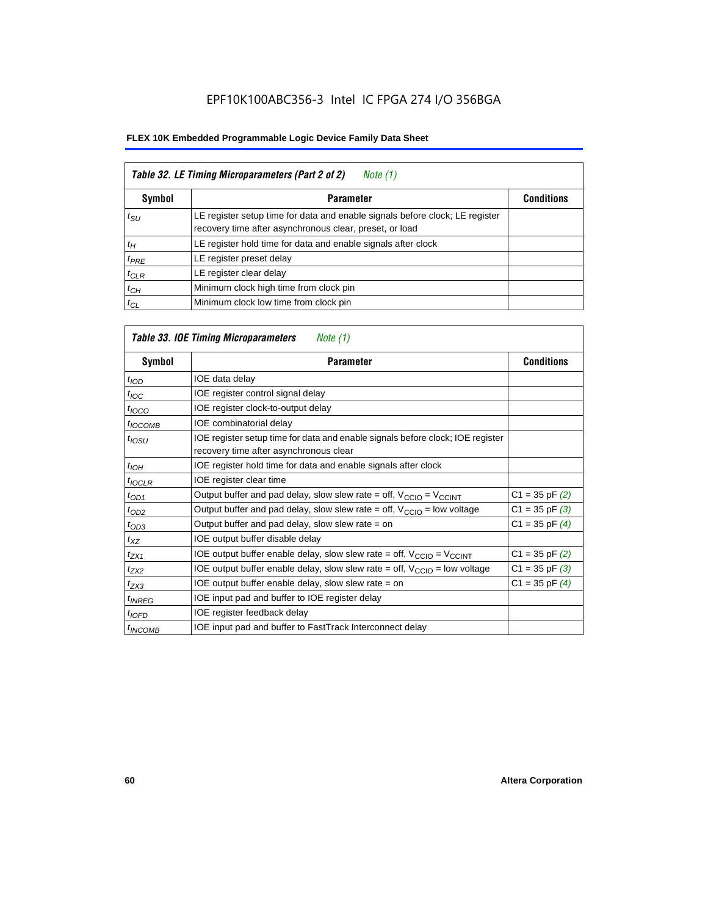EPF10K100ABC356-3 Intel IC FPGA 274 I/O 356BGA

**FLEX 10K Embedded Programmable Logic Device Family Data Sheet**

| *Table 32. LE Timing Microparameters (Part 2 of 2) Note (1)* | | |
|---|---|---|
| **Symbol** | **Parameter** | **Conditions** |
| $t_{SU}$ | LE register setup time for data and enable signals before clock; LE register recovery time after asynchronous clear, preset, or load | |
| $t_{H}$ | LE register hold time for data and enable signals after clock | |
| $t_{PRE}$ | LE register preset delay | |
| $t_{CLR}$ | LE register clear delay | |
| $t_{CH}$ | Minimum clock high time from clock pin | |
| $t_{CL}$ | Minimum clock low time from clock pin | |

| *Table 33. IOE Timing Microparameters Note (1)* | | |
|---|---|---|
| **Symbol** | **Parameter** | **Conditions** |
| $t_{IOD}$ | IOE data delay | |
| $t_{IOC}$ | IOE register control signal delay | |
| $t_{IOCO}$ | IOE register clock-to-output delay | |
| $t_{IOCOMB}$ | IOE combinatorial delay | |
| $t_{IOSU}$ | IOE register setup time for data and enable signals before clock; IOE register recovery time after asynchronous clear | |
| $t_{IOH}$ | IOE register hold time for data and enable signals after clock | |
| $t_{IOCLR}$ | IOE register clear time | |
| $t_{OD1}$ | Output buffer and pad delay, slow slew rate = off, $V_{CCIO}$ = $V_{CCINT}$ | C1 = 35 pF *(2)* |
| $t_{OD2}$ | Output buffer and pad delay, slow slew rate = off, $V_{CCIO}$ = low voltage | C1 = 35 pF *(3)* |
| $t_{OD3}$ | Output buffer and pad delay, slow slew rate = on | C1 = 35 pF *(4)* |
| $t_{XZ}$ | IOE output buffer disable delay | |
| $t_{ZX1}$ | IOE output buffer enable delay, slow slew rate = off, $V_{CCIO}$ = $V_{CCINT}$ | C1 = 35 pF *(2)* |
| $t_{ZX2}$ | IOE output buffer enable delay, slow slew rate = off, $V_{CCIO}$ = low voltage | C1 = 35 pF *(3)* |
| $t_{ZX3}$ | IOE output buffer enable delay, slow slew rate = on | C1 = 35 pF *(4)* |
| $t_{INREG}$ | IOE input pad and buffer to IOE register delay | |
| $t_{IOFD}$ | IOE register feedback delay | |
| $t_{INCOMB}$ | IOE input pad and buffer to FastTrack Interconnect delay | |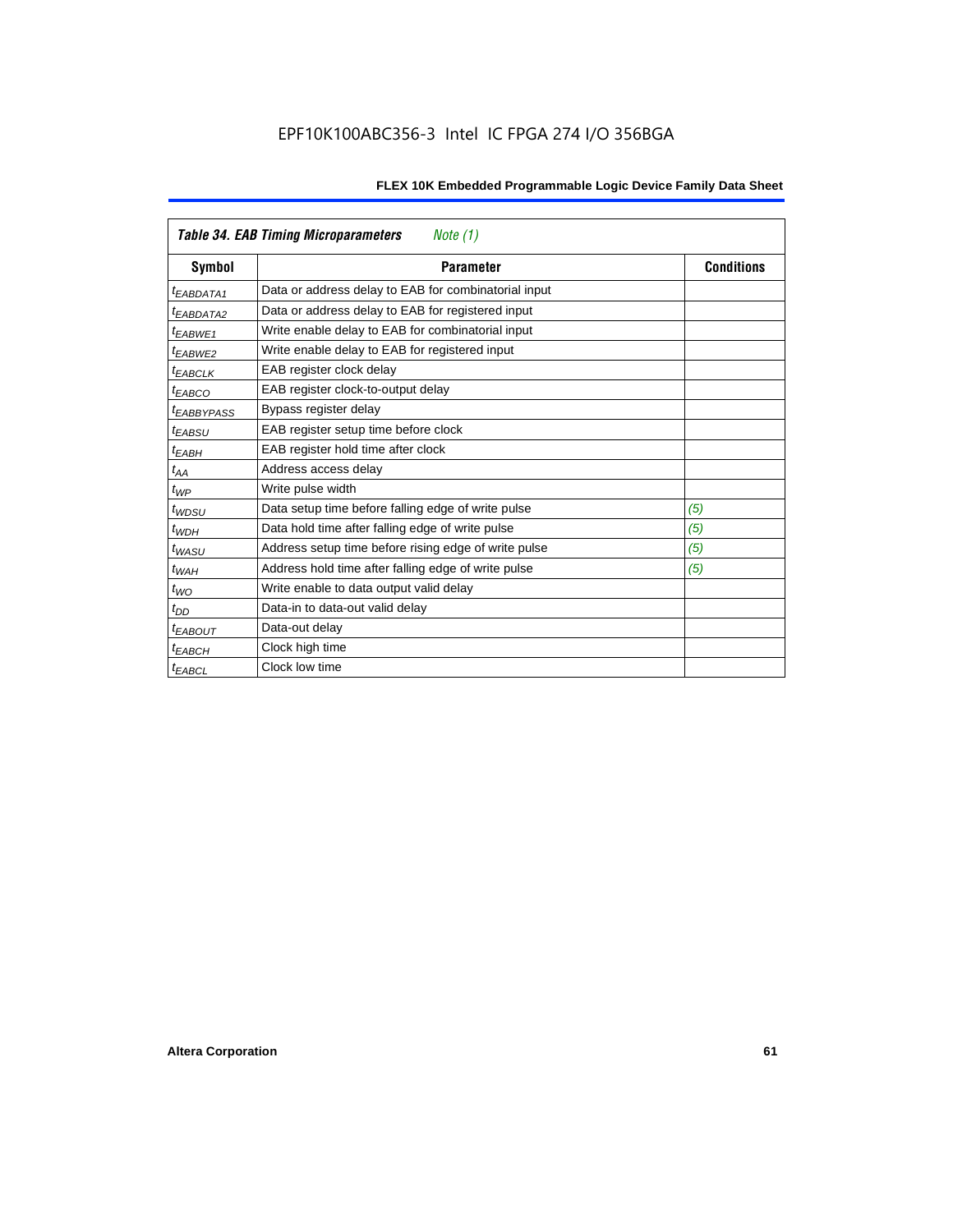**Table 34. EAB Timing Microparameters** *Note (1)*

| Symbol | Parameter | Conditions |
|---|---|---|
| $t_{EABDATA1}$ | Data or address delay to EAB for combinatorial input | |
| $t_{EABDATA2}$ | Data or address delay to EAB for registered input | |
| $t_{EABWE1}$ | Write enable delay to EAB for combinatorial input | |
| $t_{EABWE2}$ | Write enable delay to EAB for registered input | |
| $t_{EABCLK}$ | EAB register clock delay | |
| $t_{EABCO}$ | EAB register clock-to-output delay | |
| $t_{EABBYPASS}$ | Bypass register delay | |
| $t_{EABSU}$ | EAB register setup time before clock | |
| $t_{EABH}$ | EAB register hold time after clock | |
| $t_{AA}$ | Address access delay | |
| $t_{WP}$ | Write pulse width | |
| $t_{WDSU}$ | Data setup time before falling edge of write pulse | *(5)* |
| $t_{WDH}$ | Data hold time after falling edge of write pulse | *(5)* |
| $t_{WASU}$ | Address setup time before rising edge of write pulse | *(5)* |
| $t_{WAH}$ | Address hold time after falling edge of write pulse | *(5)* |
| $t_{WO}$ | Write enable to data output valid delay | |
| $t_{DD}$ | Data-in to data-out valid delay | |
| $t_{EABOUT}$ | Data-out delay | |
| $t_{EABCH}$ | Clock high time | |
| $t_{EABCL}$ | Clock low time | |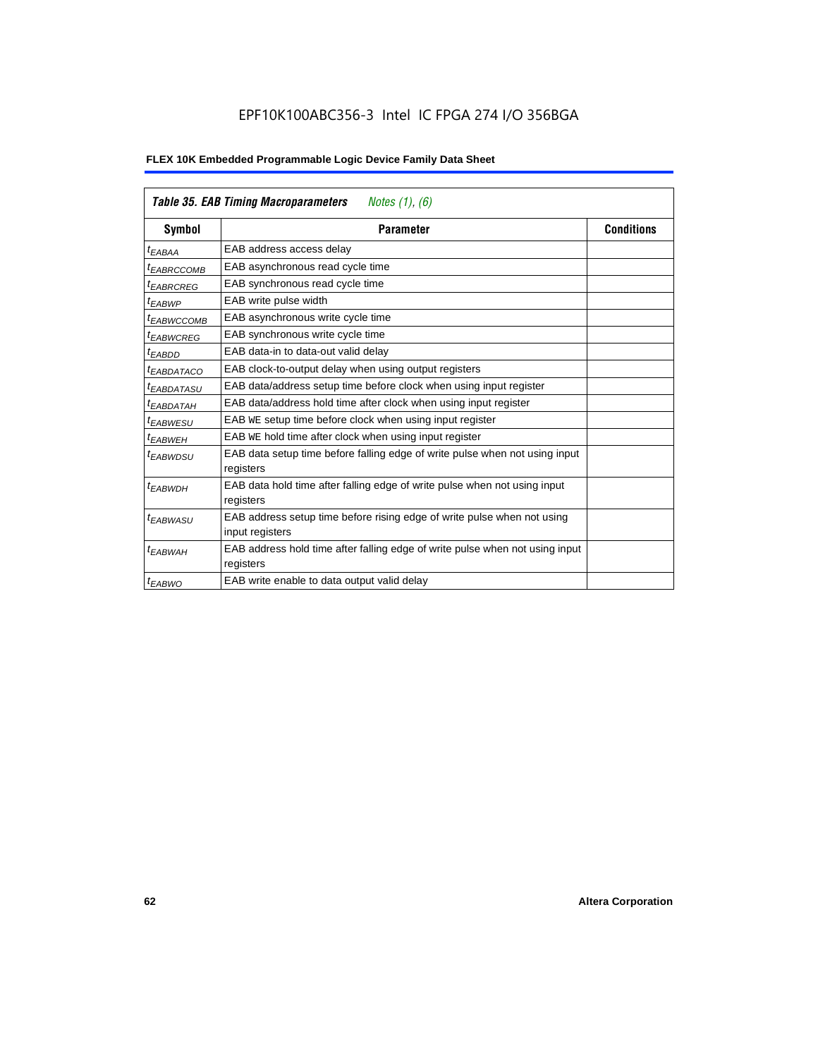EPF10K100ABC356-3 Intel IC FPGA 274 I/O 356BGA

**Table 35. EAB Timing Macroparameters** *Notes (1), (6)*

| Symbol | Parameter | Conditions |
|---|---|---|
| $t_{EABAA}$ | EAB address access delay | |
| $t_{EABRCCOMB}$ | EAB asynchronous read cycle time | |
| $t_{EABRCREG}$ | EAB synchronous read cycle time | |
| $t_{EABWP}$ | EAB write pulse width | |
| $t_{EABWCCOMB}$ | EAB asynchronous write cycle time | |
| $t_{EABWCREG}$ | EAB synchronous write cycle time | |
| $t_{EABDD}$ | EAB data-in to data-out valid delay | |
| $t_{EABDATACO}$ | EAB clock-to-output delay when using output registers | |
| $t_{EABDATASU}$ | EAB data/address setup time before clock when using input register | |
| $t_{EABDATAH}$ | EAB data/address hold time after clock when using input register | |
| $t_{EABWESU}$ | EAB WE setup time before clock when using input register | |
| $t_{EABWEH}$ | EAB WE hold time after clock when using input register | |
| $t_{EABWDSU}$ | EAB data setup time before falling edge of write pulse when not using input registers | |
| $t_{EABWDH}$ | EAB data hold time after falling edge of write pulse when not using input registers | |
| $t_{EABWASU}$ | EAB address setup time before rising edge of write pulse when not using input registers | |
| $t_{EABWAH}$ | EAB address hold time after falling edge of write pulse when not using input registers | |
| $t_{EABWO}$ | EAB write enable to data output valid delay | |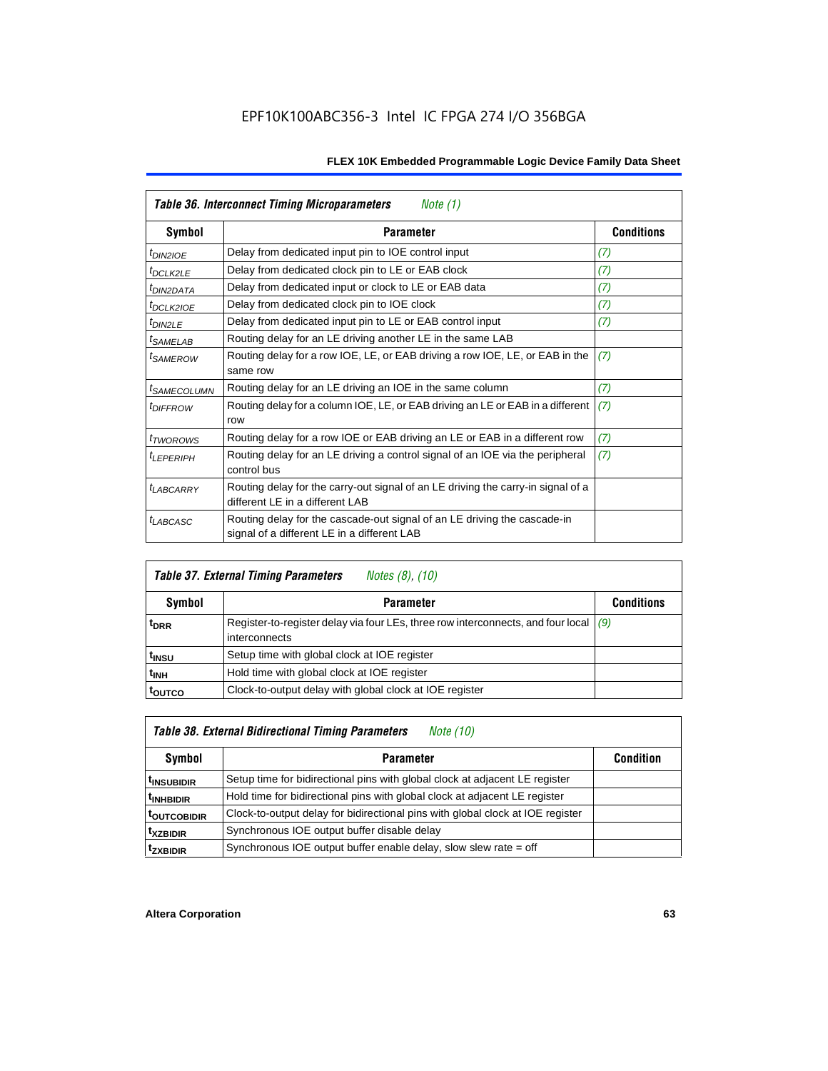| *Table 36. Interconnect Timing Microparameters* *Note (1)* | | |
|---|---|---|
| **Symbol** | **Parameter** | **Conditions** |
| $t_{DIN2IOE}$ | Delay from dedicated input pin to IOE control input | *(7)* |
| $t_{DCLK2LE}$ | Delay from dedicated clock pin to LE or EAB clock | *(7)* |
| $t_{DIN2DATA}$ | Delay from dedicated input or clock to LE or EAB data | *(7)* |
| $t_{DCLK2IOE}$ | Delay from dedicated clock pin to IOE clock | *(7)* |
| $t_{DIN2LE}$ | Delay from dedicated input pin to LE or EAB control input | *(7)* |
| $t_{SAMELAB}$ | Routing delay for an LE driving another LE in the same LAB | |
| $t_{SAMEROW}$ | Routing delay for a row IOE, LE, or EAB driving a row IOE, LE, or EAB in the same row | *(7)* |
| $t_{SAMECOLUMN}$ | Routing delay for an LE driving an IOE in the same column | *(7)* |
| $t_{DIFFROW}$ | Routing delay for a column IOE, LE, or EAB driving an LE or EAB in a different row | *(7)* |
| $t_{TWOROWS}$ | Routing delay for a row IOE or EAB driving an LE or EAB in a different row | *(7)* |
| $t_{LEPERIPH}$ | Routing delay for an LE driving a control signal of an IOE via the peripheral control bus | *(7)* |
| $t_{LABCARRY}$ | Routing delay for the carry-out signal of an LE driving the carry-in signal of a different LE in a different LAB | |
| $t_{LABCASC}$ | Routing delay for the cascade-out signal of an LE driving the cascade-in signal of a different LE in a different LAB | |

| *Table 37. External Timing Parameters* *Notes (8), (10)* | | |
|---|---|---|
| **Symbol** | **Parameter** | **Conditions** |
| $t_{DRR}$ | Register-to-register delay via four LEs, three row interconnects, and four local interconnects | *(9)* |
| $t_{INSU}$ | Setup time with global clock at IOE register | |
| $t_{INH}$ | Hold time with global clock at IOE register | |
| $t_{OUTCO}$ | Clock-to-output delay with global clock at IOE register | |

| *Table 38. External Bidirectional Timing Parameters* *Note (10)* | | |
|---|---|---|
| **Symbol** | **Parameter** | **Condition** |
| $t_{INSUBIDIR}$ | Setup time for bidirectional pins with global clock at adjacent LE register | |
| $t_{INHBIDIR}$ | Hold time for bidirectional pins with global clock at adjacent LE register | |
| $t_{OUTCOBIDIR}$ | Clock-to-output delay for bidirectional pins with global clock at IOE register | |
| $t_{XZBIDIR}$ | Synchronous IOE output buffer disable delay | |
| $t_{ZXBIDIR}$ | Synchronous IOE output buffer enable delay, slow slew rate = off | |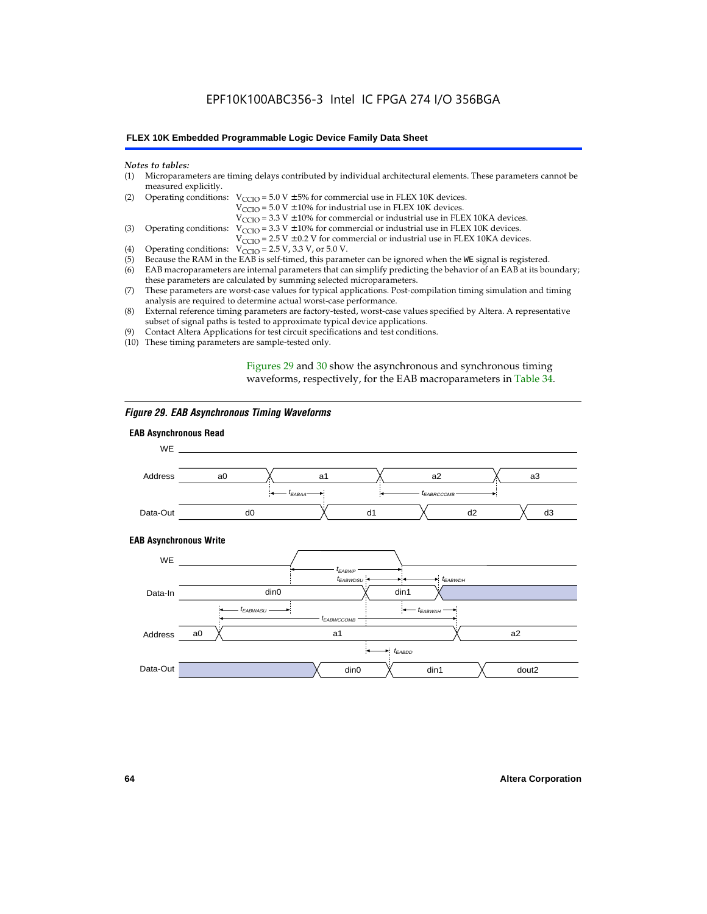*Notes to tables:*

(1) Microparameters are timing delays contributed by individual architectural elements. These parameters cannot be measured explicitly.

(2) Operating conditions: $V_{CCIO}$ = 5.0 V ± 5% for commercial use in FLEX 10K devices.
$V_{CCIO}$ = 5.0 V ± 10% for industrial use in FLEX 10K devices.
$V_{CCIO}$ = 3.3 V ± 10% for commercial or industrial use in FLEX 10KA devices.

(3) Operating conditions: $V_{CCIO}$ = 3.3 V ± 10% for commercial or industrial use in FLEX 10K devices.
$V_{CCIO}$ = 2.5 V ± 0.2 V for commercial or industrial use in FLEX 10KA devices.

(4) Operating conditions: $V_{CCIO}$ = 2.5 V, 3.3 V, or 5.0 V.

(5) Because the RAM in the EAB is self-timed, this parameter can be ignored when the WE signal is registered.

(6) EAB macroparameters are internal parameters that can simplify predicting the behavior of an EAB at its boundary; these parameters are calculated by summing selected microparameters.

(7) These parameters are worst-case values for typical applications. Post-compilation timing simulation and timing analysis are required to determine actual worst-case performance.

(8) External reference timing parameters are factory-tested, worst-case values specified by Altera. A representative subset of signal paths is tested to approximate typical device applications.

(9) Contact Altera Applications for test circuit specifications and test conditions.

(10) These timing parameters are sample-tested only.

Figures 29 and 30 show the asynchronous and synchronous timing waveforms, respectively, for the EAB macroparameters in Table 34.

*Figure 29. EAB Asynchronous Timing Waveforms*

**EAB Asynchronous Read**

WE; Address: a0, a1, a2, a3; $t_{EABAA}$, $t_{EABRCCOMB}$; Data-Out: d0, d1, d2, d3

**EAB Asynchronous Write**

WE; $t_{EABWP}$, $t_{EABWDSU}$, $t_{EABWDH}$; Data-In: din0, din1; $t_{EABWASU}$, $t_{EABWAH}$, $t_{EABWCCOMB}$; Address: a0, a1, a2; $t_{EABDD}$; Data-Out: din0, din1, dout2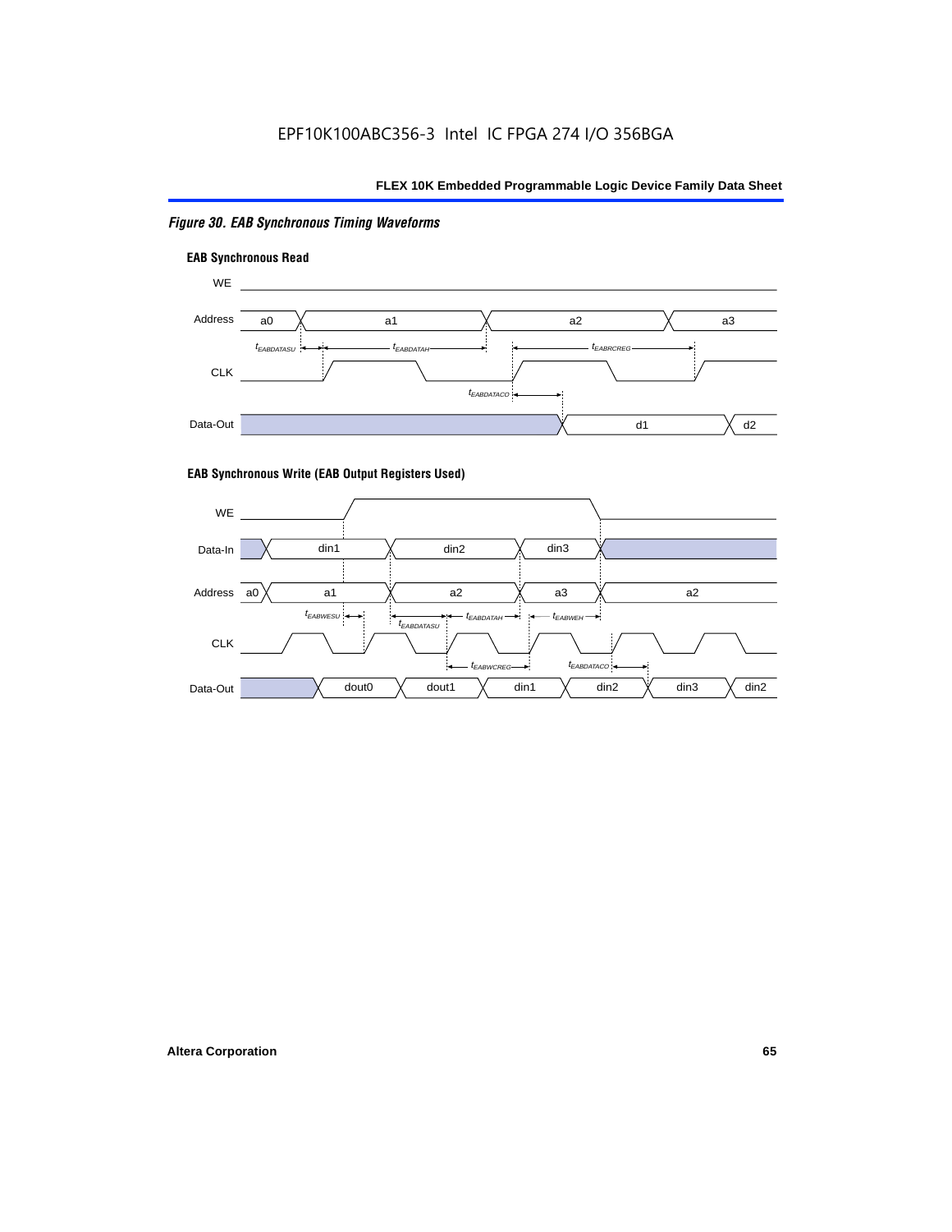*Figure 30. EAB Synchronous Timing Waveforms*

**EAB Synchronous Read**

WE

Address a0 a1 a2 a3

$t_{EABDATASU}$ $t_{EABDATAH}$ $t_{EABRCREG}$

CLK

$t_{EABDATACO}$

Data-Out d1 d2

**EAB Synchronous Write (EAB Output Registers Used)**

WE

Data-In din1 din2 din3

Address a0 a1 a2 a3 a2

$t_{EABWESU}$ $t_{EABDATASU}$ $t_{EABDATAH}$ $t_{EABWEH}$

CLK

$t_{EABWCREG}$ $t_{EABDATACO}$

Data-Out dout0 dout1 din1 din2 din3 din2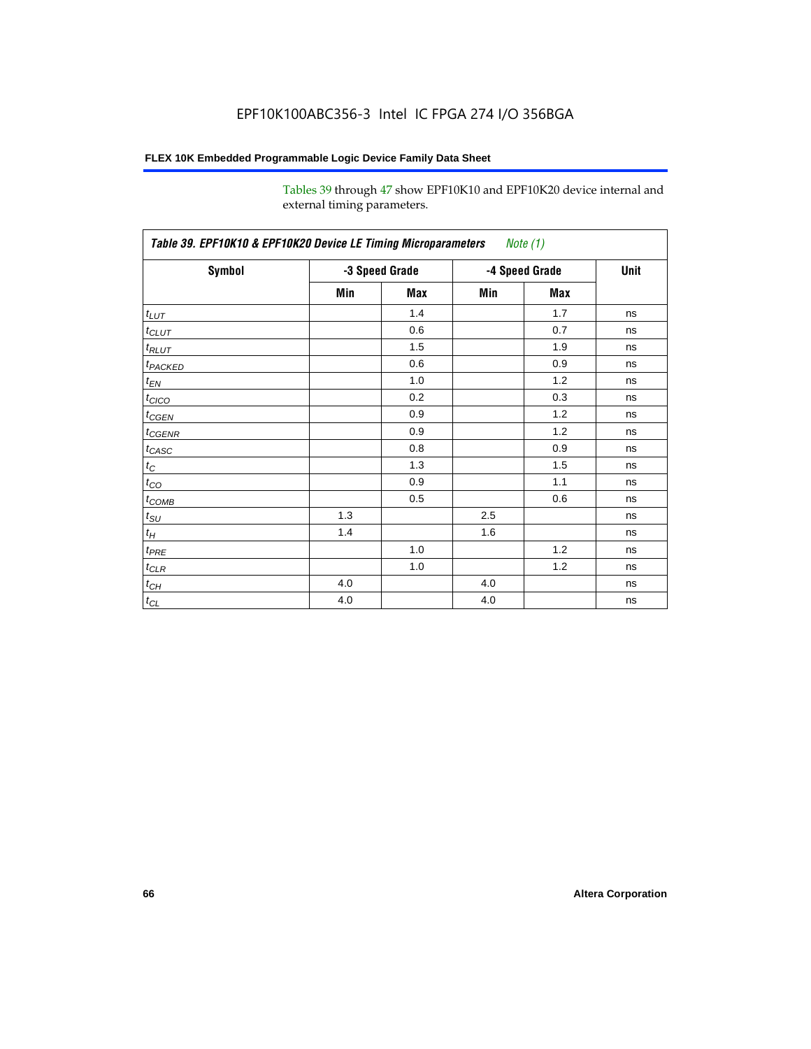Tables 39 through 47 show EPF10K10 and EPF10K20 device internal and external timing parameters.

**Table 39. EPF10K10 & EPF10K20 Device LE Timing Microparameters** *Note (1)*

| Symbol | -3 Speed Grade | | -4 Speed Grade | | Unit |
|---|---|---|---|---|---|
| | Min | Max | Min | Max | |
| $t_{LUT}$ | | 1.4 | | 1.7 | ns |
| $t_{CLUT}$ | | 0.6 | | 0.7 | ns |
| $t_{RLUT}$ | | 1.5 | | 1.9 | ns |
| $t_{PACKED}$ | | 0.6 | | 0.9 | ns |
| $t_{EN}$ | | 1.0 | | 1.2 | ns |
| $t_{CICO}$ | | 0.2 | | 0.3 | ns |
| $t_{CGEN}$ | | 0.9 | | 1.2 | ns |
| $t_{CGENR}$ | | 0.9 | | 1.2 | ns |
| $t_{CASC}$ | | 0.8 | | 0.9 | ns |
| $t_{C}$ | | 1.3 | | 1.5 | ns |
| $t_{CO}$ | | 0.9 | | 1.1 | ns |
| $t_{COMB}$ | | 0.5 | | 0.6 | ns |
| $t_{SU}$ | 1.3 | | 2.5 | | ns |
| $t_{H}$ | 1.4 | | 1.6 | | ns |
| $t_{PRE}$ | | 1.0 | | 1.2 | ns |
| $t_{CLR}$ | | 1.0 | | 1.2 | ns |
| $t_{CH}$ | 4.0 | | 4.0 | | ns |
| $t_{CL}$ | 4.0 | | 4.0 | | ns |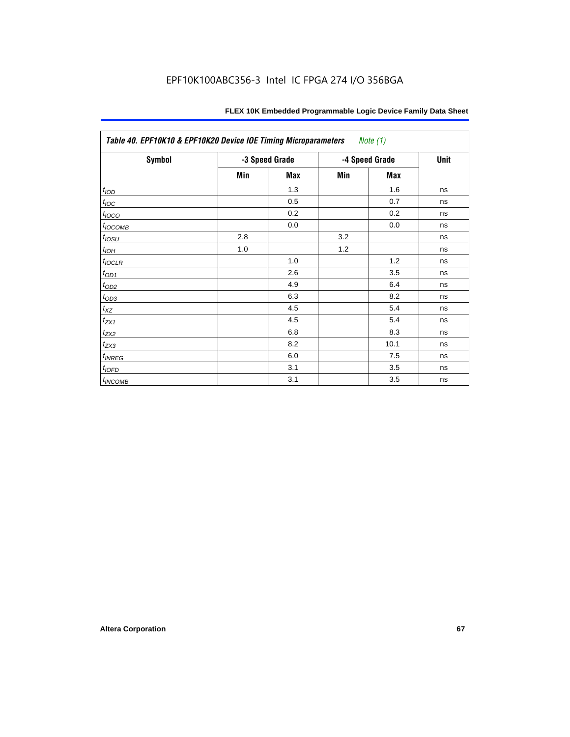| *Table 40. EPF10K10 & EPF10K20 Device IOE Timing Microparameters* *Note (1)* | | | | | |
|---|---|---|---|---|---|
| **Symbol** | **-3 Speed Grade** | | **-4 Speed Grade** | | **Unit** |
| | **Min** | **Max** | **Min** | **Max** | |
| $t_{IOD}$ | | 1.3 | | 1.6 | ns |
| $t_{IOC}$ | | 0.5 | | 0.7 | ns |
| $t_{IOCO}$ | | 0.2 | | 0.2 | ns |
| $t_{IOCOMB}$ | | 0.0 | | 0.0 | ns |
| $t_{IOSU}$ | 2.8 | | 3.2 | | ns |
| $t_{IOH}$ | 1.0 | | 1.2 | | ns |
| $t_{IOCLR}$ | | 1.0 | | 1.2 | ns |
| $t_{OD1}$ | | 2.6 | | 3.5 | ns |
| $t_{OD2}$ | | 4.9 | | 6.4 | ns |
| $t_{OD3}$ | | 6.3 | | 8.2 | ns |
| $t_{XZ}$ | | 4.5 | | 5.4 | ns |
| $t_{ZX1}$ | | 4.5 | | 5.4 | ns |
| $t_{ZX2}$ | | 6.8 | | 8.3 | ns |
| $t_{ZX3}$ | | 8.2 | | 10.1 | ns |
| $t_{INREG}$ | | 6.0 | | 7.5 | ns |
| $t_{IOFD}$ | | 3.1 | | 3.5 | ns |
| $t_{INCOMB}$ | | 3.1 | | 3.5 | ns |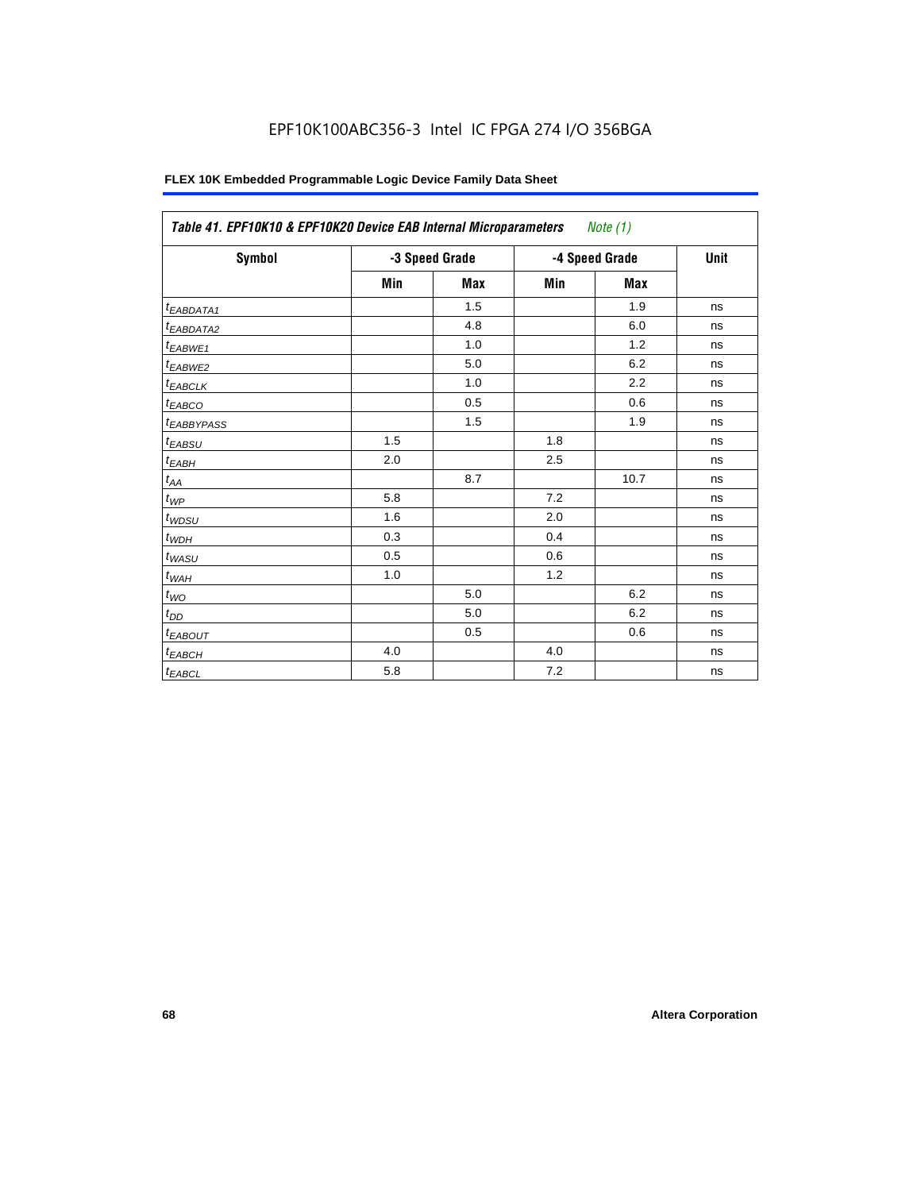EPF10K100ABC356-3 Intel IC FPGA 274 I/O 356BGA

**FLEX 10K Embedded Programmable Logic Device Family Data Sheet**

| *Table 41. EPF10K10 & EPF10K20 Device EAB Internal Microparameters* *Note (1)* | | | | | |
|---|---|---|---|---|---|
| **Symbol** | **-3 Speed Grade** | | **-4 Speed Grade** | | **Unit** |
| | **Min** | **Max** | **Min** | **Max** | |
| $t_{EABDATA1}$ | | 1.5 | | 1.9 | ns |
| $t_{EABDATA2}$ | | 4.8 | | 6.0 | ns |
| $t_{EABWE1}$ | | 1.0 | | 1.2 | ns |
| $t_{EABWE2}$ | | 5.0 | | 6.2 | ns |
| $t_{EABCLK}$ | | 1.0 | | 2.2 | ns |
| $t_{EABCO}$ | | 0.5 | | 0.6 | ns |
| $t_{EABBYPASS}$ | | 1.5 | | 1.9 | ns |
| $t_{EABSU}$ | 1.5 | | 1.8 | | ns |
| $t_{EABH}$ | 2.0 | | 2.5 | | ns |
| $t_{AA}$ | | 8.7 | | 10.7 | ns |
| $t_{WP}$ | 5.8 | | 7.2 | | ns |
| $t_{WDSU}$ | 1.6 | | 2.0 | | ns |
| $t_{WDH}$ | 0.3 | | 0.4 | | ns |
| $t_{WASU}$ | 0.5 | | 0.6 | | ns |
| $t_{WAH}$ | 1.0 | | 1.2 | | ns |
| $t_{WO}$ | | 5.0 | | 6.2 | ns |
| $t_{DD}$ | | 5.0 | | 6.2 | ns |
| $t_{EABOUT}$ | | 0.5 | | 0.6 | ns |
| $t_{EABCH}$ | 4.0 | | 4.0 | | ns |
| $t_{EABCL}$ | 5.8 | | 7.2 | | ns |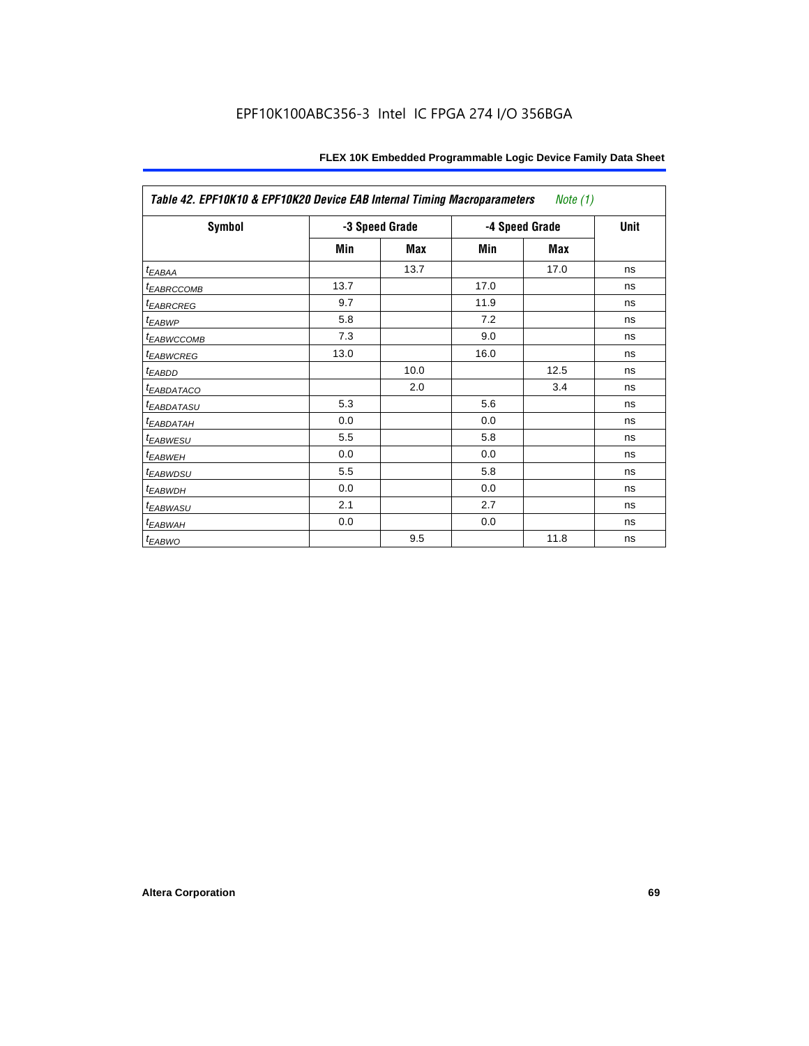| Table 42. EPF10K10 & EPF10K20 Device EAB Internal Timing Macroparameters *Note (1)* | | | | | |
|---|---|---|---|---|---|
| **Symbol** | **-3 Speed Grade** | | **-4 Speed Grade** | | **Unit** |
| | **Min** | **Max** | **Min** | **Max** | |
| $t_{EABAA}$ | | 13.7 | | 17.0 | ns |
| $t_{EABRCCOMB}$ | 13.7 | | 17.0 | | ns |
| $t_{EABRCREG}$ | 9.7 | | 11.9 | | ns |
| $t_{EABWP}$ | 5.8 | | 7.2 | | ns |
| $t_{EABWCCOMB}$ | 7.3 | | 9.0 | | ns |
| $t_{EABWCREG}$ | 13.0 | | 16.0 | | ns |
| $t_{EABDD}$ | | 10.0 | | 12.5 | ns |
| $t_{EABDATACO}$ | | 2.0 | | 3.4 | ns |
| $t_{EABDATASU}$ | 5.3 | | 5.6 | | ns |
| $t_{EABDATAH}$ | 0.0 | | 0.0 | | ns |
| $t_{EABWESU}$ | 5.5 | | 5.8 | | ns |
| $t_{EABWEH}$ | 0.0 | | 0.0 | | ns |
| $t_{EABWDSU}$ | 5.5 | | 5.8 | | ns |
| $t_{EABWDH}$ | 0.0 | | 0.0 | | ns |
| $t_{EABWASU}$ | 2.1 | | 2.7 | | ns |
| $t_{EABWAH}$ | 0.0 | | 0.0 | | ns |
| $t_{EABWO}$ | | 9.5 | | 11.8 | ns |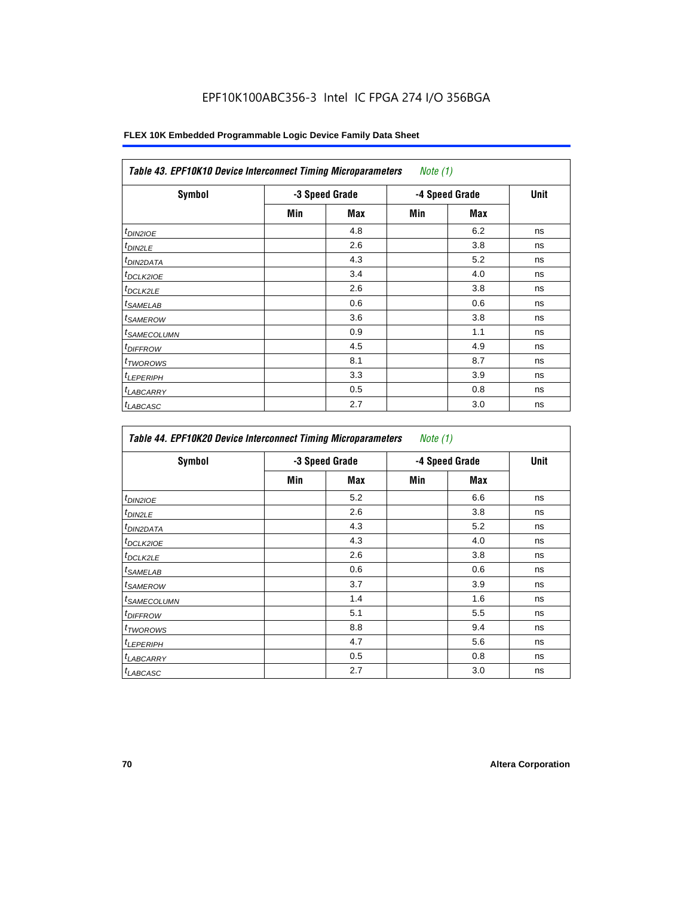EPF10K100ABC356-3 Intel IC FPGA 274 I/O 356BGA

**FLEX 10K Embedded Programmable Logic Device Family Data Sheet**

| *Table 43. EPF10K10 Device Interconnect Timing Microparameters* *Note (1)* | | | | | |
|---|---|---|---|---|---|
| **Symbol** | **-3 Speed Grade** | | **-4 Speed Grade** | | **Unit** |
| | **Min** | **Max** | **Min** | **Max** | |
| $t_{DIN2IOE}$ | | 4.8 | | 6.2 | ns |
| $t_{DIN2LE}$ | | 2.6 | | 3.8 | ns |
| $t_{DIN2DATA}$ | | 4.3 | | 5.2 | ns |
| $t_{DCLK2IOE}$ | | 3.4 | | 4.0 | ns |
| $t_{DCLK2LE}$ | | 2.6 | | 3.8 | ns |
| $t_{SAMELAB}$ | | 0.6 | | 0.6 | ns |
| $t_{SAMEROW}$ | | 3.6 | | 3.8 | ns |
| $t_{SAMECOLUMN}$ | | 0.9 | | 1.1 | ns |
| $t_{DIFFROW}$ | | 4.5 | | 4.9 | ns |
| $t_{TWOROWS}$ | | 8.1 | | 8.7 | ns |
| $t_{LEPERIPH}$ | | 3.3 | | 3.9 | ns |
| $t_{LABCARRY}$ | | 0.5 | | 0.8 | ns |
| $t_{LABCASC}$ | | 2.7 | | 3.0 | ns |

| *Table 44. EPF10K20 Device Interconnect Timing Microparameters* *Note (1)* | | | | | |
|---|---|---|---|---|---|
| **Symbol** | **-3 Speed Grade** | | **-4 Speed Grade** | | **Unit** |
| | **Min** | **Max** | **Min** | **Max** | |
| $t_{DIN2IOE}$ | | 5.2 | | 6.6 | ns |
| $t_{DIN2LE}$ | | 2.6 | | 3.8 | ns |
| $t_{DIN2DATA}$ | | 4.3 | | 5.2 | ns |
| $t_{DCLK2IOE}$ | | 4.3 | | 4.0 | ns |
| $t_{DCLK2LE}$ | | 2.6 | | 3.8 | ns |
| $t_{SAMELAB}$ | | 0.6 | | 0.6 | ns |
| $t_{SAMEROW}$ | | 3.7 | | 3.9 | ns |
| $t_{SAMECOLUMN}$ | | 1.4 | | 1.6 | ns |
| $t_{DIFFROW}$ | | 5.1 | | 5.5 | ns |
| $t_{TWOROWS}$ | | 8.8 | | 9.4 | ns |
| $t_{LEPERIPH}$ | | 4.7 | | 5.6 | ns |
| $t_{LABCARRY}$ | | 0.5 | | 0.8 | ns |
| $t_{LABCASC}$ | | 2.7 | | 3.0 | ns |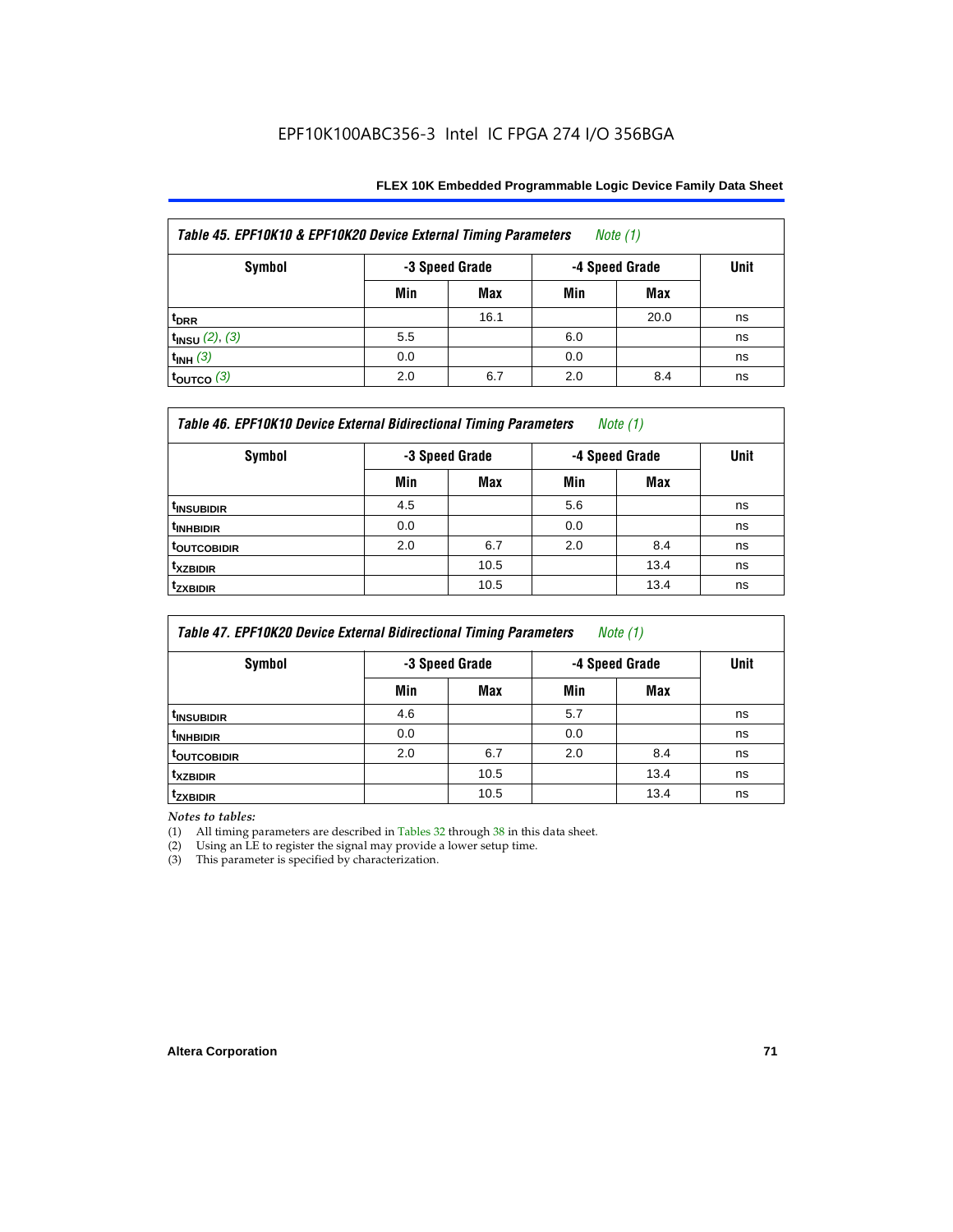**Table 45. EPF10K10 & EPF10K20 Device External Timing Parameters** *Note (1)*

| Symbol | -3 Speed Grade | | -4 Speed Grade | | Unit |
|---|---|---|---|---|---|
| | Min | Max | Min | Max | |
| $t_{DRR}$ | | 16.1 | | 20.0 | ns |
| $t_{INSU}$ *(2), (3)* | 5.5 | | 6.0 | | ns |
| $t_{INH}$ *(3)* | 0.0 | | 0.0 | | ns |
| $t_{OUTCO}$ *(3)* | 2.0 | 6.7 | 2.0 | 8.4 | ns |

**Table 46. EPF10K10 Device External Bidirectional Timing Parameters** *Note (1)*

| Symbol | -3 Speed Grade | | -4 Speed Grade | | Unit |
|---|---|---|---|---|---|
| | Min | Max | Min | Max | |
| $t_{INSUBIDIR}$ | 4.5 | | 5.6 | | ns |
| $t_{INHBIDIR}$ | 0.0 | | 0.0 | | ns |
| $t_{OUTCOBIDIR}$ | 2.0 | 6.7 | 2.0 | 8.4 | ns |
| $t_{XZBIDIR}$ | | 10.5 | | 13.4 | ns |
| $t_{ZXBIDIR}$ | | 10.5 | | 13.4 | ns |

**Table 47. EPF10K20 Device External Bidirectional Timing Parameters** *Note (1)*

| Symbol | -3 Speed Grade | | -4 Speed Grade | | Unit |
|---|---|---|---|---|---|
| | Min | Max | Min | Max | |
| $t_{INSUBIDIR}$ | 4.6 | | 5.7 | | ns |
| $t_{INHBIDIR}$ | 0.0 | | 0.0 | | ns |
| $t_{OUTCOBIDIR}$ | 2.0 | 6.7 | 2.0 | 8.4 | ns |
| $t_{XZBIDIR}$ | | 10.5 | | 13.4 | ns |
| $t_{ZXBIDIR}$ | | 10.5 | | 13.4 | ns |

*Notes to tables:*

(1) All timing parameters are described in Tables 32 through 38 in this data sheet.
(2) Using an LE to register the signal may provide a lower setup time.
(3) This parameter is specified by characterization.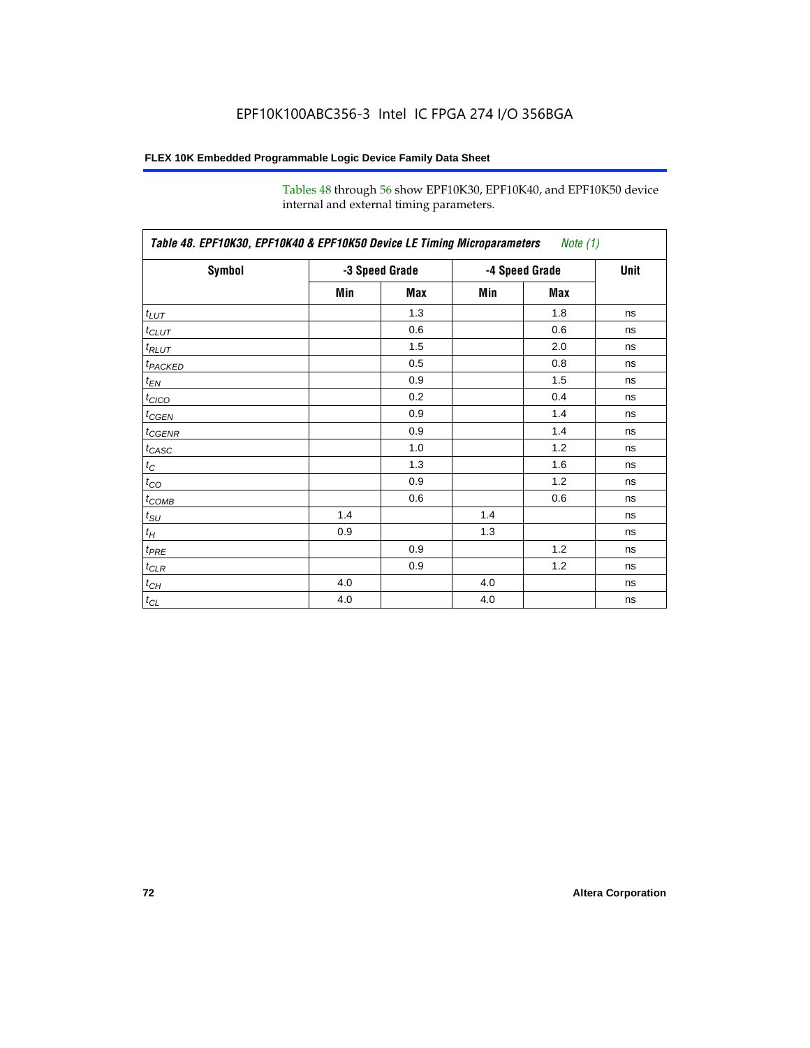Tables 48 through 56 show EPF10K30, EPF10K40, and EPF10K50 device internal and external timing parameters.

**Table 48. EPF10K30, EPF10K40 & EPF10K50 Device LE Timing Microparameters** *Note (1)*

| Symbol | -3 Speed Grade | | -4 Speed Grade | | Unit |
|---|---|---|---|---|---|
| | Min | Max | Min | Max | |
| $t_{LUT}$ | | 1.3 | | 1.8 | ns |
| $t_{CLUT}$ | | 0.6 | | 0.6 | ns |
| $t_{RLUT}$ | | 1.5 | | 2.0 | ns |
| $t_{PACKED}$ | | 0.5 | | 0.8 | ns |
| $t_{EN}$ | | 0.9 | | 1.5 | ns |
| $t_{CICO}$ | | 0.2 | | 0.4 | ns |
| $t_{CGEN}$ | | 0.9 | | 1.4 | ns |
| $t_{CGENR}$ | | 0.9 | | 1.4 | ns |
| $t_{CASC}$ | | 1.0 | | 1.2 | ns |
| $t_{C}$ | | 1.3 | | 1.6 | ns |
| $t_{CO}$ | | 0.9 | | 1.2 | ns |
| $t_{COMB}$ | | 0.6 | | 0.6 | ns |
| $t_{SU}$ | 1.4 | | 1.4 | | ns |
| $t_{H}$ | 0.9 | | 1.3 | | ns |
| $t_{PRE}$ | | 0.9 | | 1.2 | ns |
| $t_{CLR}$ | | 0.9 | | 1.2 | ns |
| $t_{CH}$ | 4.0 | | 4.0 | | ns |
| $t_{CL}$ | 4.0 | | 4.0 | | ns |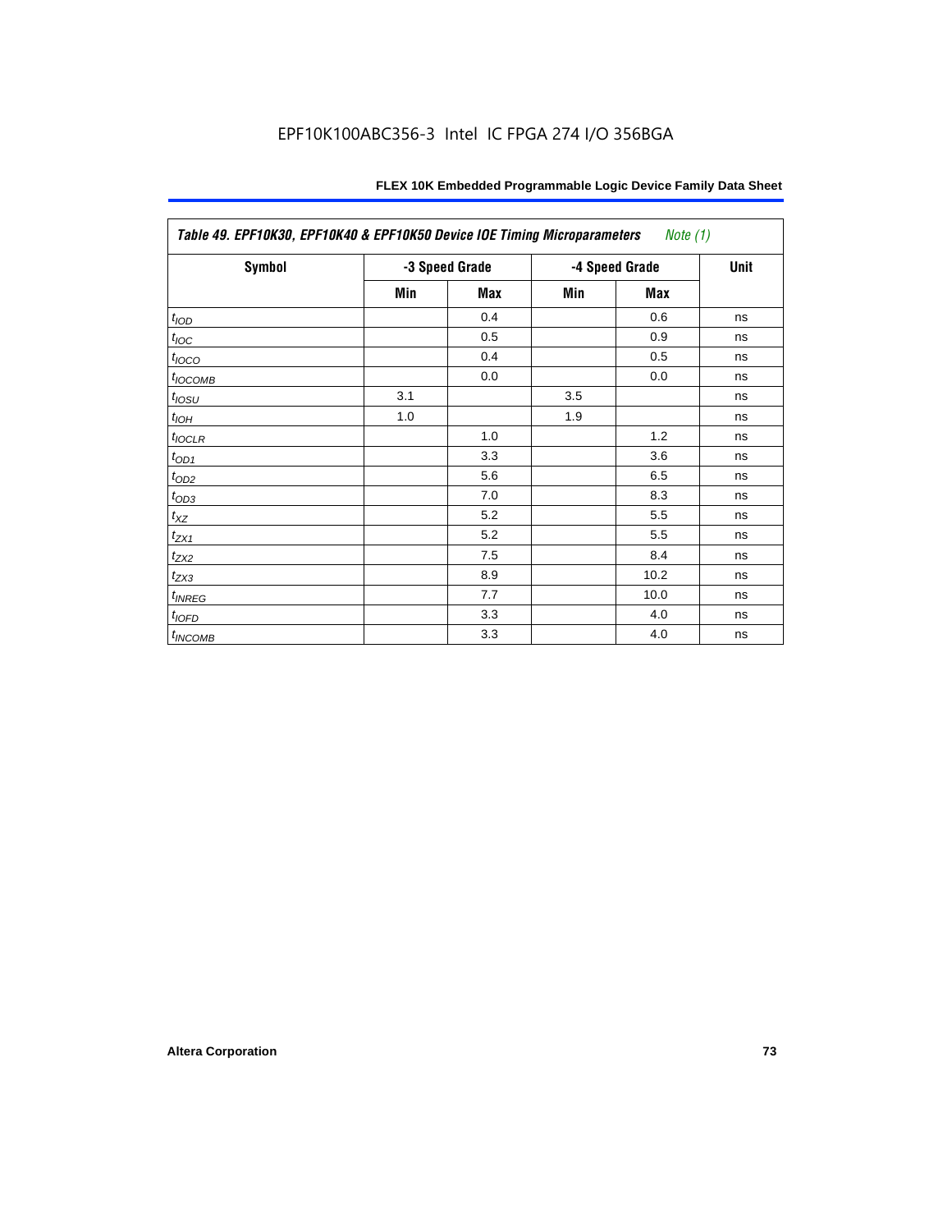EPF10K100ABC356-3 Intel IC FPGA 274 I/O 356BGA

| Table 49. EPF10K30, EPF10K40 & EPF10K50 Device IOE Timing Microparameters *Note (1)* | | | | | |
|---|---|---|---|---|---|
| **Symbol** | **-3 Speed Grade** | | **-4 Speed Grade** | | **Unit** |
| | **Min** | **Max** | **Min** | **Max** | |
| $t_{IOD}$ | | 0.4 | | 0.6 | ns |
| $t_{IOC}$ | | 0.5 | | 0.9 | ns |
| $t_{IOCO}$ | | 0.4 | | 0.5 | ns |
| $t_{IOCOMB}$ | | 0.0 | | 0.0 | ns |
| $t_{IOSU}$ | 3.1 | | 3.5 | | ns |
| $t_{IOH}$ | 1.0 | | 1.9 | | ns |
| $t_{IOCLR}$ | | 1.0 | | 1.2 | ns |
| $t_{OD1}$ | | 3.3 | | 3.6 | ns |
| $t_{OD2}$ | | 5.6 | | 6.5 | ns |
| $t_{OD3}$ | | 7.0 | | 8.3 | ns |
| $t_{XZ}$ | | 5.2 | | 5.5 | ns |
| $t_{ZX1}$ | | 5.2 | | 5.5 | ns |
| $t_{ZX2}$ | | 7.5 | | 8.4 | ns |
| $t_{ZX3}$ | | 8.9 | | 10.2 | ns |
| $t_{INREG}$ | | 7.7 | | 10.0 | ns |
| $t_{IOFD}$ | | 3.3 | | 4.0 | ns |
| $t_{INCOMB}$ | | 3.3 | | 4.0 | ns |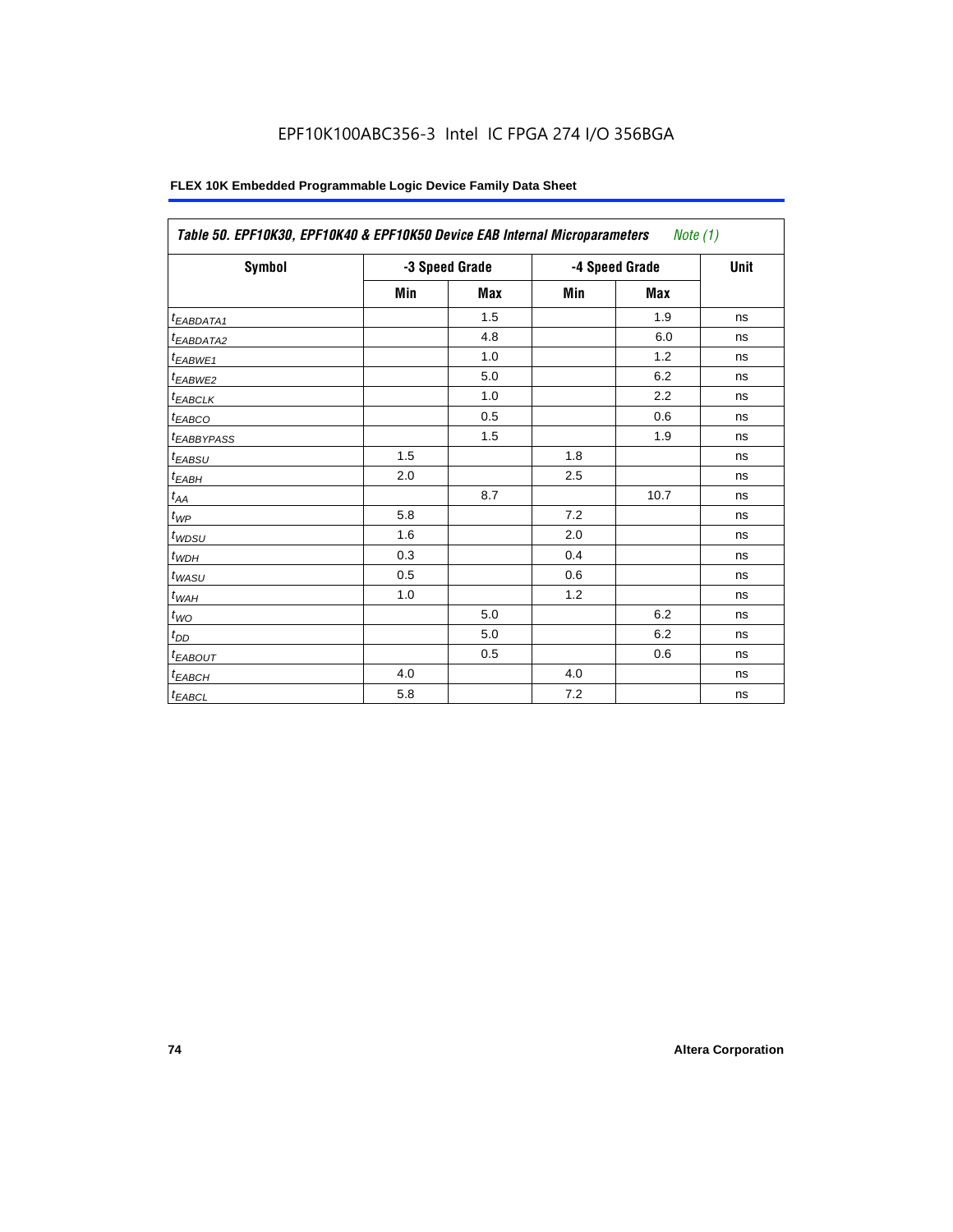| Table 50. EPF10K30, EPF10K40 & EPF10K50 Device EAB Internal Microparameters *Note (1)* | | | | | |
|---|---|---|---|---|---|
| Symbol | -3 Speed Grade | | -4 Speed Grade | | Unit |
| | Min | Max | Min | Max | |
| $t_{EABDATA1}$ | | 1.5 | | 1.9 | ns |
| $t_{EABDATA2}$ | | 4.8 | | 6.0 | ns |
| $t_{EABWE1}$ | | 1.0 | | 1.2 | ns |
| $t_{EABWE2}$ | | 5.0 | | 6.2 | ns |
| $t_{EABCLK}$ | | 1.0 | | 2.2 | ns |
| $t_{EABCO}$ | | 0.5 | | 0.6 | ns |
| $t_{EABBYPASS}$ | | 1.5 | | 1.9 | ns |
| $t_{EABSU}$ | 1.5 | | 1.8 | | ns |
| $t_{EABH}$ | 2.0 | | 2.5 | | ns |
| $t_{AA}$ | | 8.7 | | 10.7 | ns |
| $t_{WP}$ | 5.8 | | 7.2 | | ns |
| $t_{WDSU}$ | 1.6 | | 2.0 | | ns |
| $t_{WDH}$ | 0.3 | | 0.4 | | ns |
| $t_{WASU}$ | 0.5 | | 0.6 | | ns |
| $t_{WAH}$ | 1.0 | | 1.2 | | ns |
| $t_{WO}$ | | 5.0 | | 6.2 | ns |
| $t_{DD}$ | | 5.0 | | 6.2 | ns |
| $t_{EABOUT}$ | | 0.5 | | 0.6 | ns |
| $t_{EABCH}$ | 4.0 | | 4.0 | | ns |
| $t_{EABCL}$ | 5.8 | | 7.2 | | ns |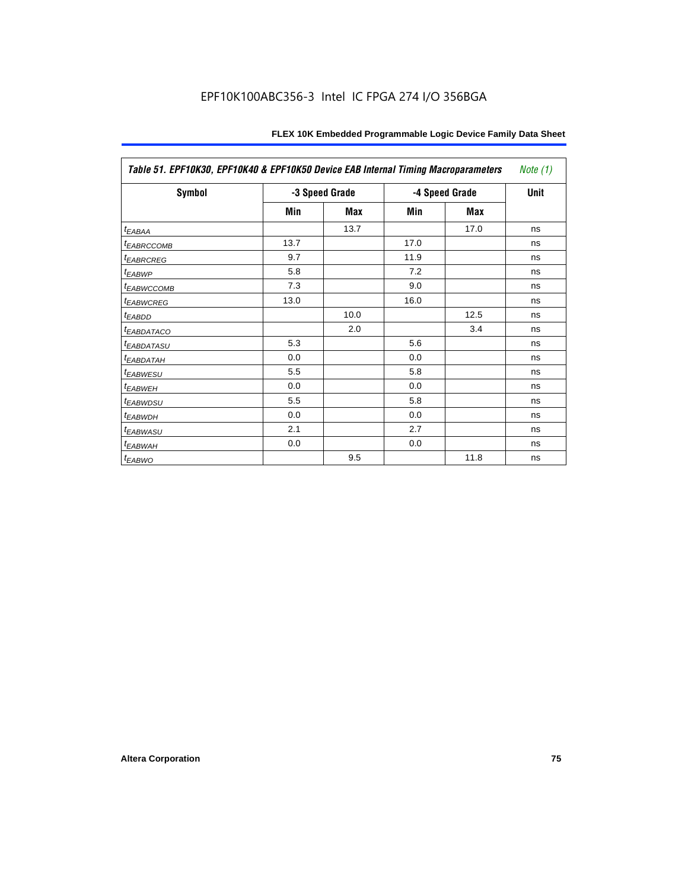| Table 51. EPF10K30, EPF10K40 & EPF10K50 Device EAB Internal Timing Macroparameters *Note (1)* | | | | | |
|---|---|---|---|---|---|
| **Symbol** | **-3 Speed Grade** | | **-4 Speed Grade** | | **Unit** |
| | **Min** | **Max** | **Min** | **Max** | |
| $t_{EABAA}$ | | 13.7 | | 17.0 | ns |
| $t_{EABRCCOMB}$ | 13.7 | | 17.0 | | ns |
| $t_{EABRCREG}$ | 9.7 | | 11.9 | | ns |
| $t_{EABWP}$ | 5.8 | | 7.2 | | ns |
| $t_{EABWCCOMB}$ | 7.3 | | 9.0 | | ns |
| $t_{EABWCREG}$ | 13.0 | | 16.0 | | ns |
| $t_{EABDD}$ | | 10.0 | | 12.5 | ns |
| $t_{EABDATACO}$ | | 2.0 | | 3.4 | ns |
| $t_{EABDATASU}$ | 5.3 | | 5.6 | | ns |
| $t_{EABDATAH}$ | 0.0 | | 0.0 | | ns |
| $t_{EABWESU}$ | 5.5 | | 5.8 | | ns |
| $t_{EABWEH}$ | 0.0 | | 0.0 | | ns |
| $t_{EABWDSU}$ | 5.5 | | 5.8 | | ns |
| $t_{EABWDH}$ | 0.0 | | 0.0 | | ns |
| $t_{EABWASU}$ | 2.1 | | 2.7 | | ns |
| $t_{EABWAH}$ | 0.0 | | 0.0 | | ns |
| $t_{EABWO}$ | | 9.5 | | 11.8 | ns |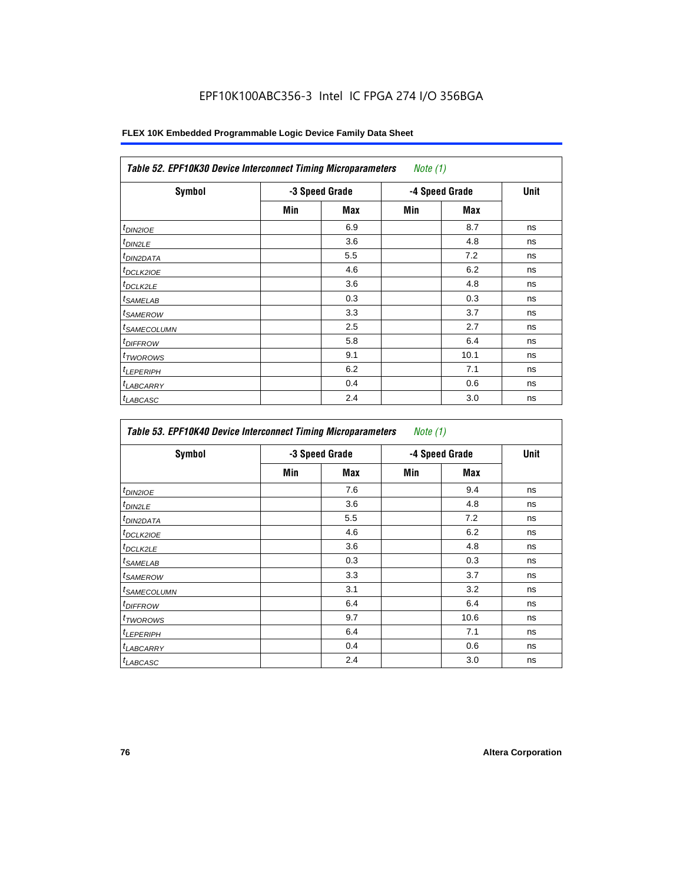EPF10K100ABC356-3 Intel IC FPGA 274 I/O 356BGA

| Table 52. EPF10K30 Device Interconnect Timing Microparameters *Note (1)* | | | | | |
|---|---|---|---|---|---|
| Symbol | -3 Speed Grade | | -4 Speed Grade | | Unit |
| | Min | Max | Min | Max | |
| $t_{DIN2IOE}$ | | 6.9 | | 8.7 | ns |
| $t_{DIN2LE}$ | | 3.6 | | 4.8 | ns |
| $t_{DIN2DATA}$ | | 5.5 | | 7.2 | ns |
| $t_{DCLK2IOE}$ | | 4.6 | | 6.2 | ns |
| $t_{DCLK2LE}$ | | 3.6 | | 4.8 | ns |
| $t_{SAMELAB}$ | | 0.3 | | 0.3 | ns |
| $t_{SAMEROW}$ | | 3.3 | | 3.7 | ns |
| $t_{SAMECOLUMN}$ | | 2.5 | | 2.7 | ns |
| $t_{DIFFROW}$ | | 5.8 | | 6.4 | ns |
| $t_{TWOROWS}$ | | 9.1 | | 10.1 | ns |
| $t_{LEPERIPH}$ | | 6.2 | | 7.1 | ns |
| $t_{LABCARRY}$ | | 0.4 | | 0.6 | ns |
| $t_{LABCASC}$ | | 2.4 | | 3.0 | ns |

| Table 53. EPF10K40 Device Interconnect Timing Microparameters *Note (1)* | | | | | |
|---|---|---|---|---|---|
| Symbol | -3 Speed Grade | | -4 Speed Grade | | Unit |
| | Min | Max | Min | Max | |
| $t_{DIN2IOE}$ | | 7.6 | | 9.4 | ns |
| $t_{DIN2LE}$ | | 3.6 | | 4.8 | ns |
| $t_{DIN2DATA}$ | | 5.5 | | 7.2 | ns |
| $t_{DCLK2IOE}$ | | 4.6 | | 6.2 | ns |
| $t_{DCLK2LE}$ | | 3.6 | | 4.8 | ns |
| $t_{SAMELAB}$ | | 0.3 | | 0.3 | ns |
| $t_{SAMEROW}$ | | 3.3 | | 3.7 | ns |
| $t_{SAMECOLUMN}$ | | 3.1 | | 3.2 | ns |
| $t_{DIFFROW}$ | | 6.4 | | 6.4 | ns |
| $t_{TWOROWS}$ | | 9.7 | | 10.6 | ns |
| $t_{LEPERIPH}$ | | 6.4 | | 7.1 | ns |
| $t_{LABCARRY}$ | | 0.4 | | 0.6 | ns |
| $t_{LABCASC}$ | | 2.4 | | 3.0 | ns |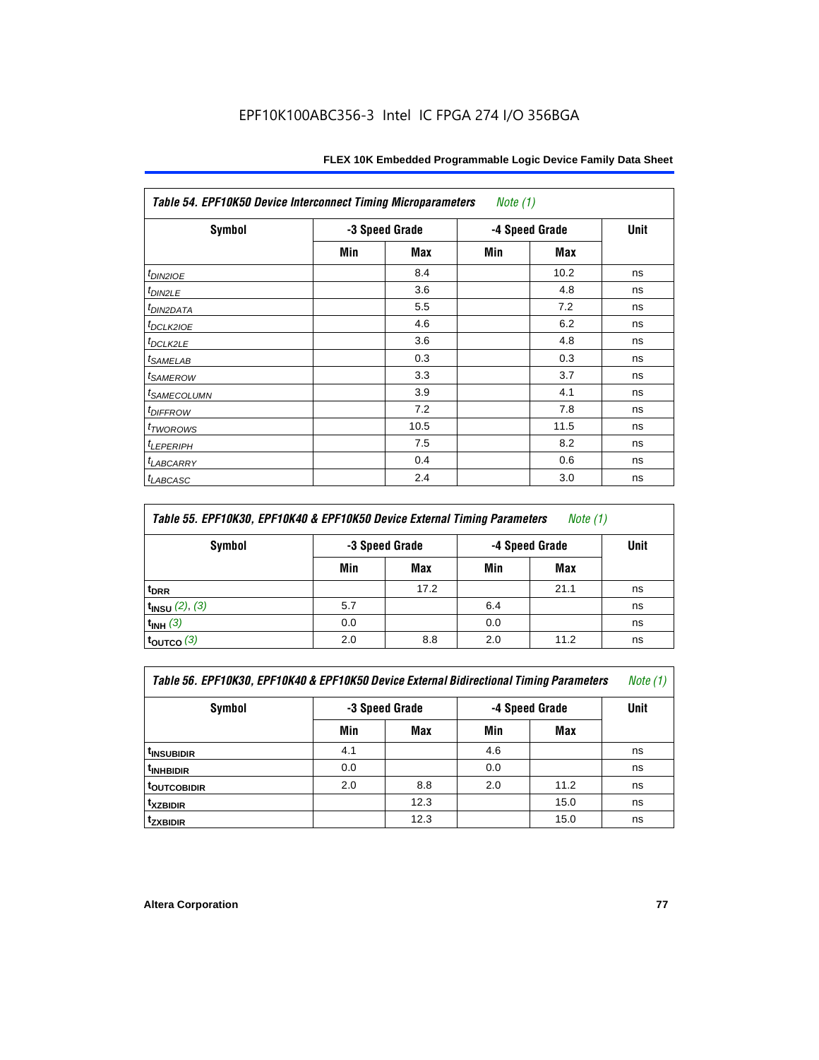**Table 54. EPF10K50 Device Interconnect Timing Microparameters** *Note (1)*

| Symbol | -3 Speed Grade | | -4 Speed Grade | | Unit |
|---|---|---|---|---|---|
| | Min | Max | Min | Max | |
| $t_{DIN2IOE}$ | | 8.4 | | 10.2 | ns |
| $t_{DIN2LE}$ | | 3.6 | | 4.8 | ns |
| $t_{DIN2DATA}$ | | 5.5 | | 7.2 | ns |
| $t_{DCLK2IOE}$ | | 4.6 | | 6.2 | ns |
| $t_{DCLK2LE}$ | | 3.6 | | 4.8 | ns |
| $t_{SAMELAB}$ | | 0.3 | | 0.3 | ns |
| $t_{SAMEROW}$ | | 3.3 | | 3.7 | ns |
| $t_{SAMECOLUMN}$ | | 3.9 | | 4.1 | ns |
| $t_{DIFFROW}$ | | 7.2 | | 7.8 | ns |
| $t_{TWOROWS}$ | | 10.5 | | 11.5 | ns |
| $t_{LEPERIPH}$ | | 7.5 | | 8.2 | ns |
| $t_{LABCARRY}$ | | 0.4 | | 0.6 | ns |
| $t_{LABCASC}$ | | 2.4 | | 3.0 | ns |

**Table 55. EPF10K30, EPF10K40 & EPF10K50 Device External Timing Parameters** *Note (1)*

| Symbol | -3 Speed Grade | | -4 Speed Grade | | Unit |
|---|---|---|---|---|---|
| | Min | Max | Min | Max | |
| $t_{DRR}$ | | 17.2 | | 21.1 | ns |
| $t_{INSU}$ *(2), (3)* | 5.7 | | 6.4 | | ns |
| $t_{INH}$ *(3)* | 0.0 | | 0.0 | | ns |
| $t_{OUTCO}$ *(3)* | 2.0 | 8.8 | 2.0 | 11.2 | ns |

**Table 56. EPF10K30, EPF10K40 & EPF10K50 Device External Bidirectional Timing Parameters** *Note (1)*

| Symbol | -3 Speed Grade | | -4 Speed Grade | | Unit |
|---|---|---|---|---|---|
| | Min | Max | Min | Max | |
| $t_{INSUBIDIR}$ | 4.1 | | 4.6 | | ns |
| $t_{INHBIDIR}$ | 0.0 | | 0.0 | | ns |
| $t_{OUTCOBIDIR}$ | 2.0 | 8.8 | 2.0 | 11.2 | ns |
| $t_{XZBIDIR}$ | | 12.3 | | 15.0 | ns |
| $t_{ZXBIDIR}$ | | 12.3 | | 15.0 | ns |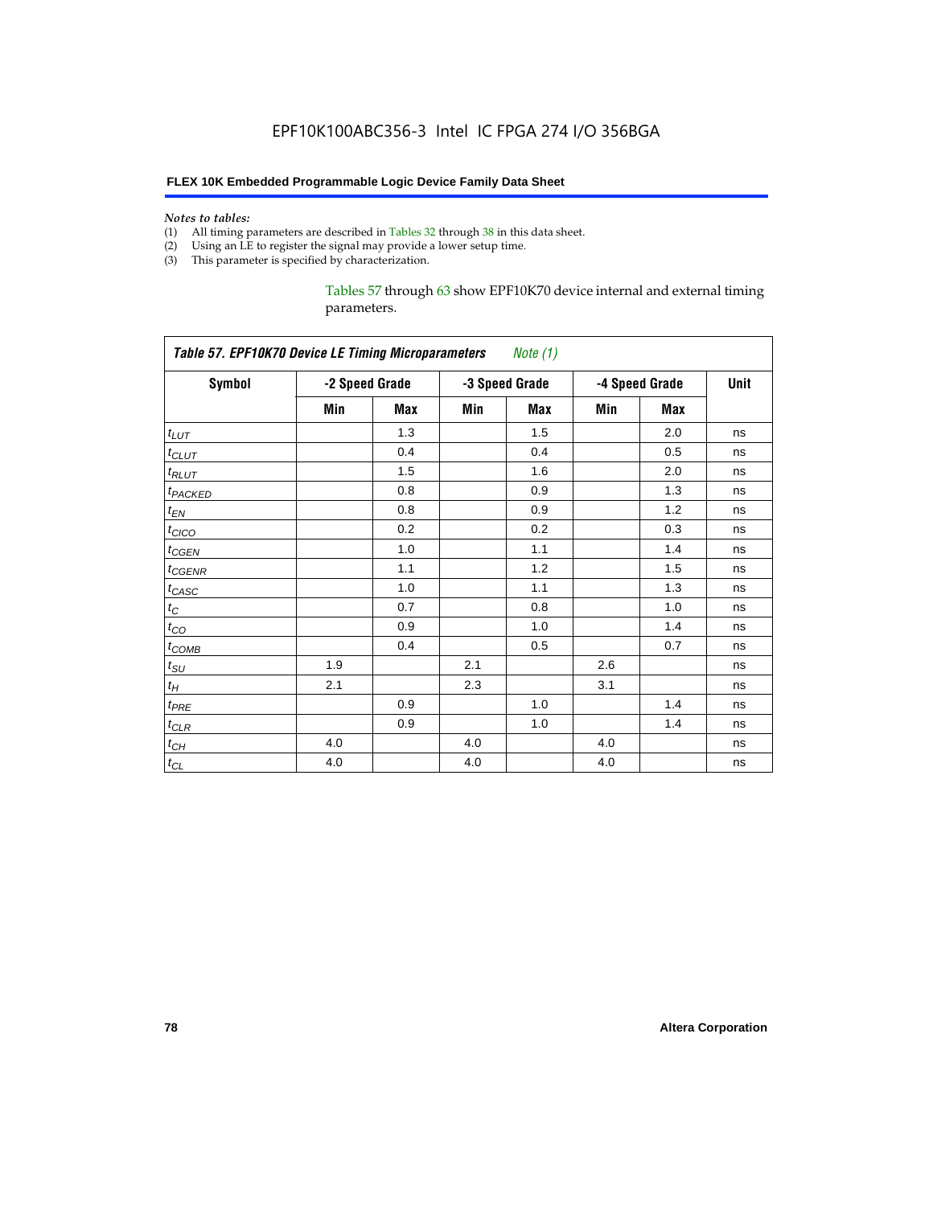*Notes to tables:*

(1) All timing parameters are described in Tables 32 through 38 in this data sheet.
(2) Using an LE to register the signal may provide a lower setup time.
(3) This parameter is specified by characterization.

Tables 57 through 63 show EPF10K70 device internal and external timing parameters.

| *Table 57. EPF10K70 Device LE Timing Microparameters* *Note (1)* | | | | | | | |
|---|---|---|---|---|---|---|---|
| **Symbol** | **-2 Speed Grade** | | **-3 Speed Grade** | | **-4 Speed Grade** | | **Unit** |
| | **Min** | **Max** | **Min** | **Max** | **Min** | **Max** | |
| $t_{LUT}$ | | 1.3 | | 1.5 | | 2.0 | ns |
| $t_{CLUT}$ | | 0.4 | | 0.4 | | 0.5 | ns |
| $t_{RLUT}$ | | 1.5 | | 1.6 | | 2.0 | ns |
| $t_{PACKED}$ | | 0.8 | | 0.9 | | 1.3 | ns |
| $t_{EN}$ | | 0.8 | | 0.9 | | 1.2 | ns |
| $t_{CICO}$ | | 0.2 | | 0.2 | | 0.3 | ns |
| $t_{CGEN}$ | | 1.0 | | 1.1 | | 1.4 | ns |
| $t_{CGENR}$ | | 1.1 | | 1.2 | | 1.5 | ns |
| $t_{CASC}$ | | 1.0 | | 1.1 | | 1.3 | ns |
| $t_C$ | | 0.7 | | 0.8 | | 1.0 | ns |
| $t_{CO}$ | | 0.9 | | 1.0 | | 1.4 | ns |
| $t_{COMB}$ | | 0.4 | | 0.5 | | 0.7 | ns |
| $t_{SU}$ | 1.9 | | 2.1 | | 2.6 | | ns |
| $t_H$ | 2.1 | | 2.3 | | 3.1 | | ns |
| $t_{PRE}$ | | 0.9 | | 1.0 | | 1.4 | ns |
| $t_{CLR}$ | | 0.9 | | 1.0 | | 1.4 | ns |
| $t_{CH}$ | 4.0 | | 4.0 | | 4.0 | | ns |
| $t_{CL}$ | 4.0 | | 4.0 | | 4.0 | | ns |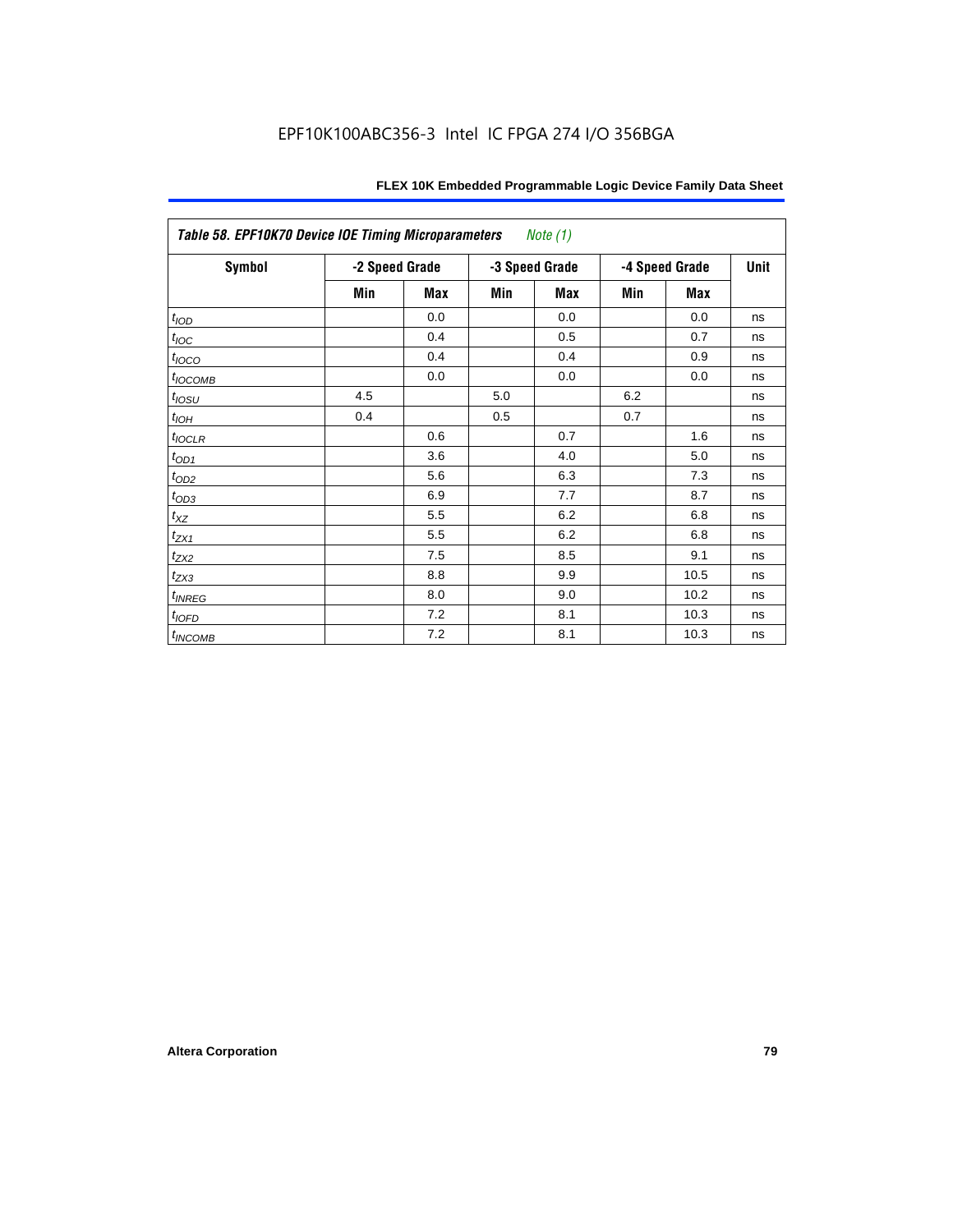| *Table 58. EPF10K70 Device IOE Timing Microparameters* *Note (1)* | | | | | | | |
|---|---|---|---|---|---|---|---|
| **Symbol** | **-2 Speed Grade** | | **-3 Speed Grade** | | **-4 Speed Grade** | | **Unit** |
| | **Min** | **Max** | **Min** | **Max** | **Min** | **Max** | |
| $t_{IOD}$ | | 0.0 | | 0.0 | | 0.0 | ns |
| $t_{IOC}$ | | 0.4 | | 0.5 | | 0.7 | ns |
| $t_{IOCO}$ | | 0.4 | | 0.4 | | 0.9 | ns |
| $t_{IOCOMB}$ | | 0.0 | | 0.0 | | 0.0 | ns |
| $t_{IOSU}$ | 4.5 | | 5.0 | | 6.2 | | ns |
| $t_{IOH}$ | 0.4 | | 0.5 | | 0.7 | | ns |
| $t_{IOCLR}$ | | 0.6 | | 0.7 | | 1.6 | ns |
| $t_{OD1}$ | | 3.6 | | 4.0 | | 5.0 | ns |
| $t_{OD2}$ | | 5.6 | | 6.3 | | 7.3 | ns |
| $t_{OD3}$ | | 6.9 | | 7.7 | | 8.7 | ns |
| $t_{XZ}$ | | 5.5 | | 6.2 | | 6.8 | ns |
| $t_{ZX1}$ | | 5.5 | | 6.2 | | 6.8 | ns |
| $t_{ZX2}$ | | 7.5 | | 8.5 | | 9.1 | ns |
| $t_{ZX3}$ | | 8.8 | | 9.9 | | 10.5 | ns |
| $t_{INREG}$ | | 8.0 | | 9.0 | | 10.2 | ns |
| $t_{IOFD}$ | | 7.2 | | 8.1 | | 10.3 | ns |
| $t_{INCOMB}$ | | 7.2 | | 8.1 | | 10.3 | ns |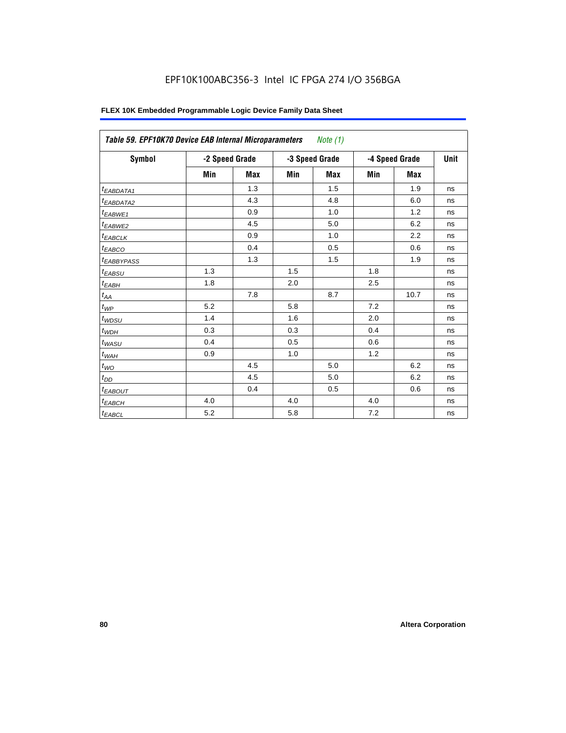EPF10K100ABC356-3 Intel IC FPGA 274 I/O 356BGA

| Table 59. EPF10K70 Device EAB Internal Microparameters *Note (1)* | | | | | | | |
|---|---|---|---|---|---|---|---|
| Symbol | -2 Speed Grade | | -3 Speed Grade | | -4 Speed Grade | | Unit |
| | Min | Max | Min | Max | Min | Max | |
| $t_{EABDATA1}$ | | 1.3 | | 1.5 | | 1.9 | ns |
| $t_{EABDATA2}$ | | 4.3 | | 4.8 | | 6.0 | ns |
| $t_{EABWE1}$ | | 0.9 | | 1.0 | | 1.2 | ns |
| $t_{EABWE2}$ | | 4.5 | | 5.0 | | 6.2 | ns |
| $t_{EABCLK}$ | | 0.9 | | 1.0 | | 2.2 | ns |
| $t_{EABCO}$ | | 0.4 | | 0.5 | | 0.6 | ns |
| $t_{EABBYPASS}$ | | 1.3 | | 1.5 | | 1.9 | ns |
| $t_{EABSU}$ | 1.3 | | 1.5 | | 1.8 | | ns |
| $t_{EABH}$ | 1.8 | | 2.0 | | 2.5 | | ns |
| $t_{AA}$ | | 7.8 | | 8.7 | | 10.7 | ns |
| $t_{WP}$ | 5.2 | | 5.8 | | 7.2 | | ns |
| $t_{WDSU}$ | 1.4 | | 1.6 | | 2.0 | | ns |
| $t_{WDH}$ | 0.3 | | 0.3 | | 0.4 | | ns |
| $t_{WASU}$ | 0.4 | | 0.5 | | 0.6 | | ns |
| $t_{WAH}$ | 0.9 | | 1.0 | | 1.2 | | ns |
| $t_{WO}$ | | 4.5 | | 5.0 | | 6.2 | ns |
| $t_{DD}$ | | 4.5 | | 5.0 | | 6.2 | ns |
| $t_{EABOUT}$ | | 0.4 | | 0.5 | | 0.6 | ns |
| $t_{EABCH}$ | 4.0 | | 4.0 | | 4.0 | | ns |
| $t_{EABCL}$ | 5.2 | | 5.8 | | 7.2 | | ns |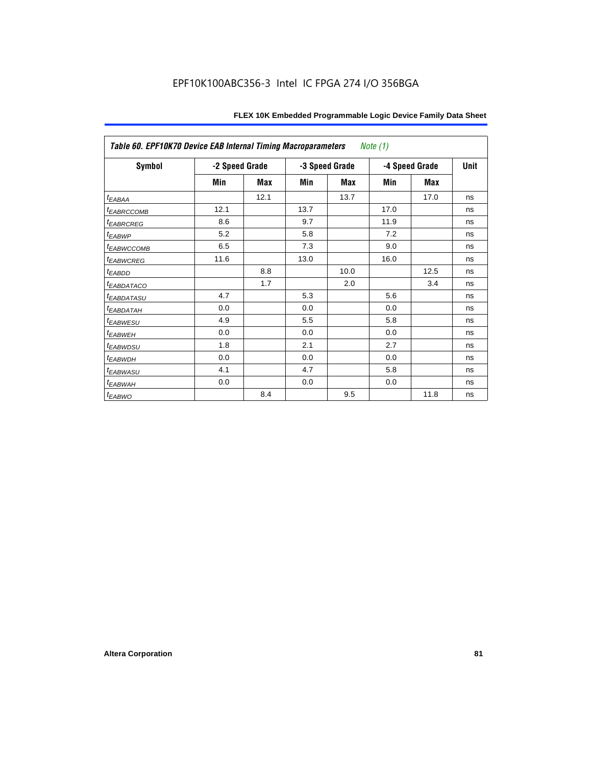| Table 60. EPF10K70 Device EAB Internal Timing Macroparameters *Note (1)* | | | | | | | |
|---|---|---|---|---|---|---|---|
| Symbol | -2 Speed Grade | | -3 Speed Grade | | -4 Speed Grade | | Unit |
| | Min | Max | Min | Max | Min | Max | |
| $t_{EABAA}$ | | 12.1 | | 13.7 | | 17.0 | ns |
| $t_{EABRCCOMB}$ | 12.1 | | 13.7 | | 17.0 | | ns |
| $t_{EABRCREG}$ | 8.6 | | 9.7 | | 11.9 | | ns |
| $t_{EABWP}$ | 5.2 | | 5.8 | | 7.2 | | ns |
| $t_{EABWCCOMB}$ | 6.5 | | 7.3 | | 9.0 | | ns |
| $t_{EABWCREG}$ | 11.6 | | 13.0 | | 16.0 | | ns |
| $t_{EABDD}$ | | 8.8 | | 10.0 | | 12.5 | ns |
| $t_{EABDATACO}$ | | 1.7 | | 2.0 | | 3.4 | ns |
| $t_{EABDATASU}$ | 4.7 | | 5.3 | | 5.6 | | ns |
| $t_{EABDATAH}$ | 0.0 | | 0.0 | | 0.0 | | ns |
| $t_{EABWESU}$ | 4.9 | | 5.5 | | 5.8 | | ns |
| $t_{EABWEH}$ | 0.0 | | 0.0 | | 0.0 | | ns |
| $t_{EABWDSU}$ | 1.8 | | 2.1 | | 2.7 | | ns |
| $t_{EABWDH}$ | 0.0 | | 0.0 | | 0.0 | | ns |
| $t_{EABWASU}$ | 4.1 | | 4.7 | | 5.8 | | ns |
| $t_{EABWAH}$ | 0.0 | | 0.0 | | 0.0 | | ns |
| $t_{EABWO}$ | | 8.4 | | 9.5 | | 11.8 | ns |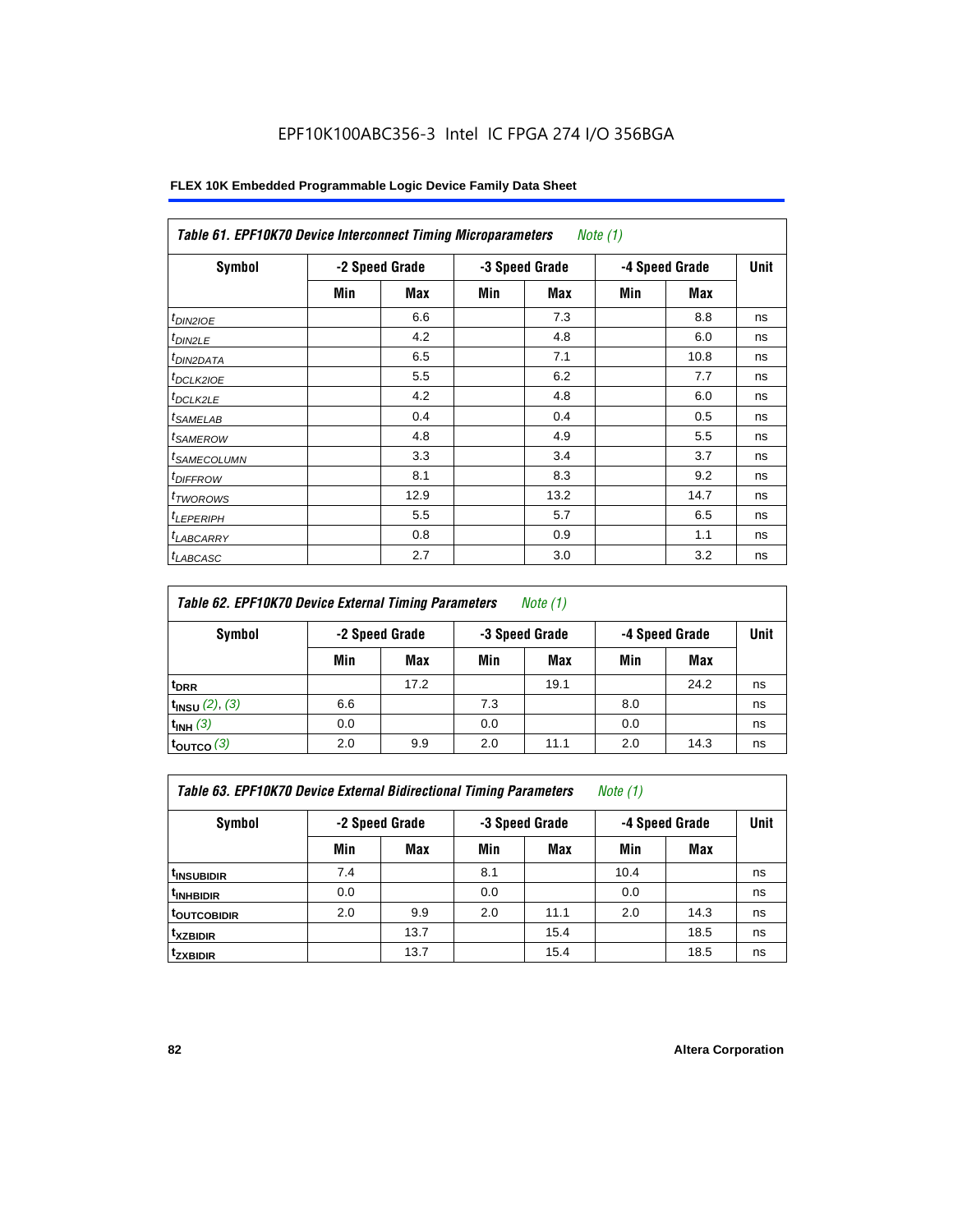EPF10K100ABC356-3 Intel IC FPGA 274 I/O 356BGA

**FLEX 10K Embedded Programmable Logic Device Family Data Sheet**

| *Table 61. EPF10K70 Device Interconnect Timing Microparameters* *Note (1)* | | | | | | | |
|---|---|---|---|---|---|---|---|
| Symbol | -2 Speed Grade | | -3 Speed Grade | | -4 Speed Grade | | Unit |
| | Min | Max | Min | Max | Min | Max | |
| $t_{DIN2IOE}$ | | 6.6 | | 7.3 | | 8.8 | ns |
| $t_{DIN2LE}$ | | 4.2 | | 4.8 | | 6.0 | ns |
| $t_{DIN2DATA}$ | | 6.5 | | 7.1 | | 10.8 | ns |
| $t_{DCLK2IOE}$ | | 5.5 | | 6.2 | | 7.7 | ns |
| $t_{DCLK2LE}$ | | 4.2 | | 4.8 | | 6.0 | ns |
| $t_{SAMELAB}$ | | 0.4 | | 0.4 | | 0.5 | ns |
| $t_{SAMEROW}$ | | 4.8 | | 4.9 | | 5.5 | ns |
| $t_{SAMECOLUMN}$ | | 3.3 | | 3.4 | | 3.7 | ns |
| $t_{DIFFROW}$ | | 8.1 | | 8.3 | | 9.2 | ns |
| $t_{TWOROWS}$ | | 12.9 | | 13.2 | | 14.7 | ns |
| $t_{LEPERIPH}$ | | 5.5 | | 5.7 | | 6.5 | ns |
| $t_{LABCARRY}$ | | 0.8 | | 0.9 | | 1.1 | ns |
| $t_{LABCASC}$ | | 2.7 | | 3.0 | | 3.2 | ns |

| *Table 62. EPF10K70 Device External Timing Parameters* *Note (1)* | | | | | | | |
|---|---|---|---|---|---|---|---|
| Symbol | -2 Speed Grade | | -3 Speed Grade | | -4 Speed Grade | | Unit |
| | Min | Max | Min | Max | Min | Max | |
| $t_{DRR}$ | | 17.2 | | 19.1 | | 24.2 | ns |
| $t_{INSU}$ *(2)*, *(3)* | 6.6 | | 7.3 | | 8.0 | | ns |
| $t_{INH}$ *(3)* | 0.0 | | 0.0 | | 0.0 | | ns |
| $t_{OUTCO}$ *(3)* | 2.0 | 9.9 | 2.0 | 11.1 | 2.0 | 14.3 | ns |

| *Table 63. EPF10K70 Device External Bidirectional Timing Parameters* *Note (1)* | | | | | | | |
|---|---|---|---|---|---|---|---|
| Symbol | -2 Speed Grade | | -3 Speed Grade | | -4 Speed Grade | | Unit |
| | Min | Max | Min | Max | Min | Max | |
| $t_{INSUBIDIR}$ | 7.4 | | 8.1 | | 10.4 | | ns |
| $t_{INHBIDIR}$ | 0.0 | | 0.0 | | 0.0 | | ns |
| $t_{OUTCOBIDIR}$ | 2.0 | 9.9 | 2.0 | 11.1 | 2.0 | 14.3 | ns |
| $t_{XZBIDIR}$ | | 13.7 | | 15.4 | | 18.5 | ns |
| $t_{ZXBIDIR}$ | | 13.7 | | 15.4 | | 18.5 | ns |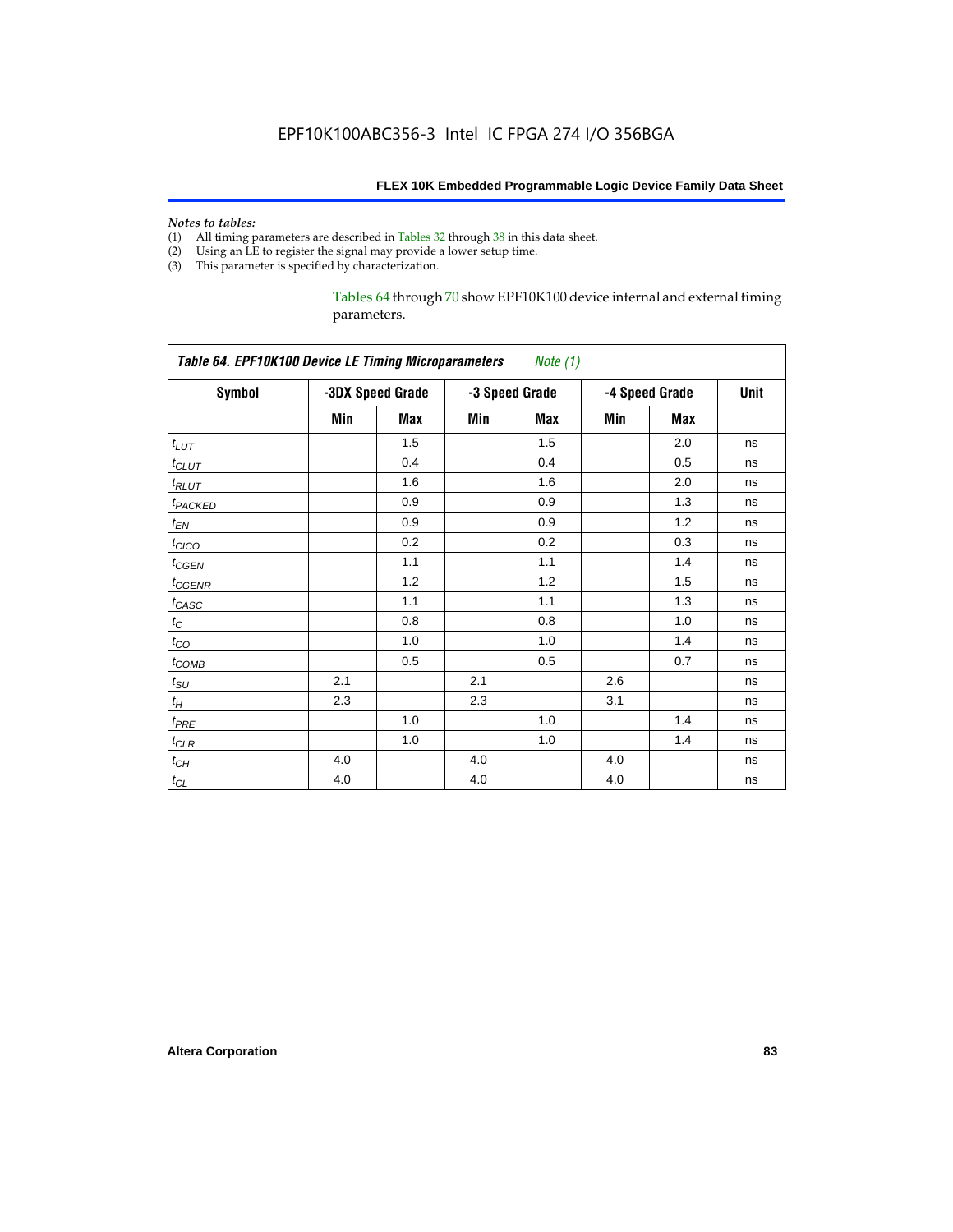*Notes to tables:*

(1) All timing parameters are described in Tables 32 through 38 in this data sheet.
(2) Using an LE to register the signal may provide a lower setup time.
(3) This parameter is specified by characterization.

Tables 64 through 70 show EPF10K100 device internal and external timing parameters.

| *Table 64. EPF10K100 Device LE Timing Microparameters Note (1)* | | | | | | | |
|---|---|---|---|---|---|---|---|
| **Symbol** | **-3DX Speed Grade** | | **-3 Speed Grade** | | **-4 Speed Grade** | | **Unit** |
| | **Min** | **Max** | **Min** | **Max** | **Min** | **Max** | |
| $t_{LUT}$ | | 1.5 | | 1.5 | | 2.0 | ns |
| $t_{CLUT}$ | | 0.4 | | 0.4 | | 0.5 | ns |
| $t_{RLUT}$ | | 1.6 | | 1.6 | | 2.0 | ns |
| $t_{PACKED}$ | | 0.9 | | 0.9 | | 1.3 | ns |
| $t_{EN}$ | | 0.9 | | 0.9 | | 1.2 | ns |
| $t_{CICO}$ | | 0.2 | | 0.2 | | 0.3 | ns |
| $t_{CGEN}$ | | 1.1 | | 1.1 | | 1.4 | ns |
| $t_{CGENR}$ | | 1.2 | | 1.2 | | 1.5 | ns |
| $t_{CASC}$ | | 1.1 | | 1.1 | | 1.3 | ns |
| $t_{C}$ | | 0.8 | | 0.8 | | 1.0 | ns |
| $t_{CO}$ | | 1.0 | | 1.0 | | 1.4 | ns |
| $t_{COMB}$ | | 0.5 | | 0.5 | | 0.7 | ns |
| $t_{SU}$ | 2.1 | | 2.1 | | 2.6 | | ns |
| $t_{H}$ | 2.3 | | 2.3 | | 3.1 | | ns |
| $t_{PRE}$ | | 1.0 | | 1.0 | | 1.4 | ns |
| $t_{CLR}$ | | 1.0 | | 1.0 | | 1.4 | ns |
| $t_{CH}$ | 4.0 | | 4.0 | | 4.0 | | ns |
| $t_{CL}$ | 4.0 | | 4.0 | | 4.0 | | ns |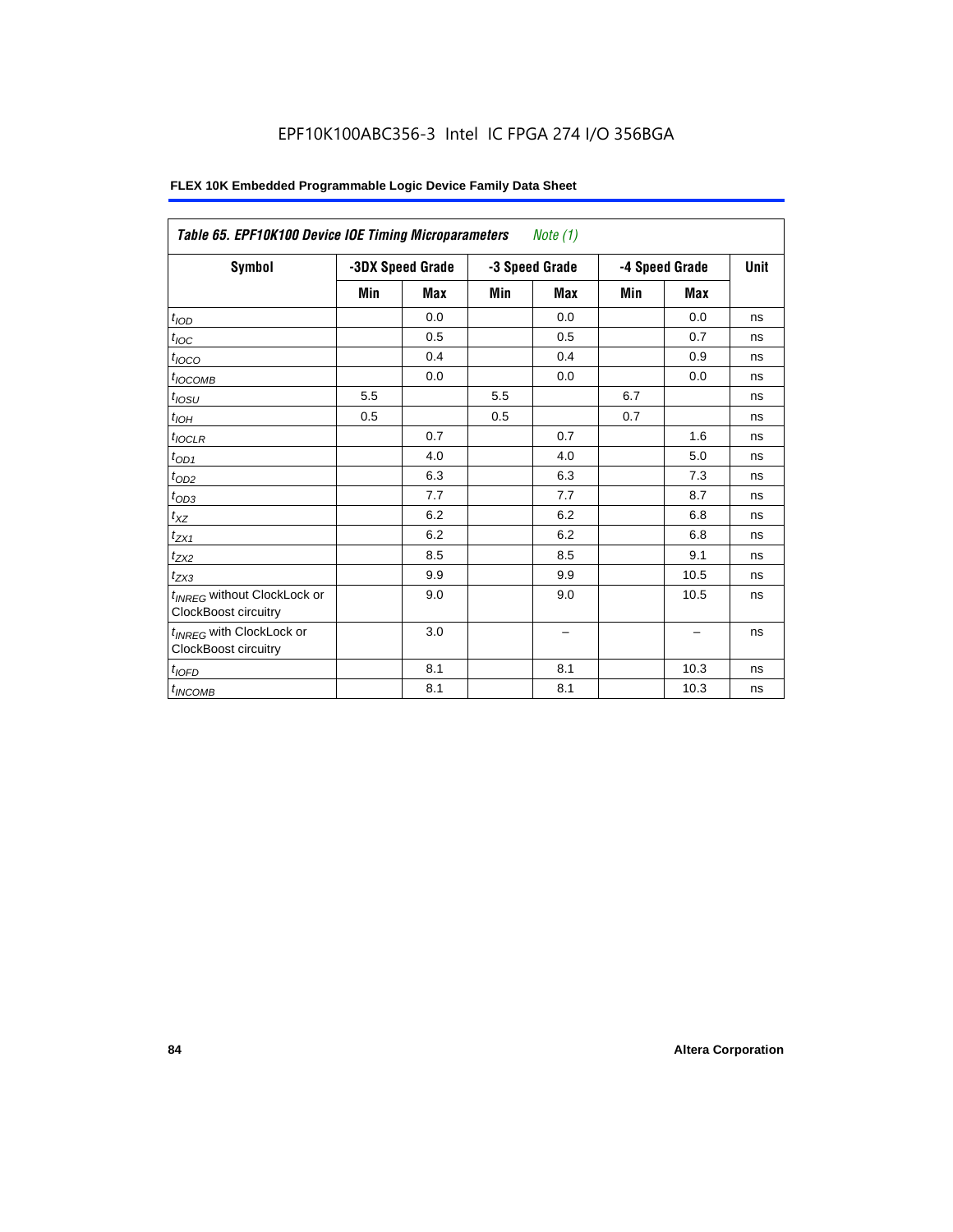EPF10K100ABC356-3 Intel IC FPGA 274 I/O 356BGA

**FLEX 10K Embedded Programmable Logic Device Family Data Sheet**

| *Table 65. EPF10K100 Device IOE Timing Microparameters* *Note (1)* | | | | | | | |
|---|---|---|---|---|---|---|---|
| **Symbol** | **-3DX Speed Grade** | | **-3 Speed Grade** | | **-4 Speed Grade** | | **Unit** |
| | **Min** | **Max** | **Min** | **Max** | **Min** | **Max** | |
| $t_{IOD}$ | | 0.0 | | 0.0 | | 0.0 | ns |
| $t_{IOC}$ | | 0.5 | | 0.5 | | 0.7 | ns |
| $t_{IOCO}$ | | 0.4 | | 0.4 | | 0.9 | ns |
| $t_{IOCOMB}$ | | 0.0 | | 0.0 | | 0.0 | ns |
| $t_{IOSU}$ | 5.5 | | 5.5 | | 6.7 | | ns |
| $t_{IOH}$ | 0.5 | | 0.5 | | 0.7 | | ns |
| $t_{IOCLR}$ | | 0.7 | | 0.7 | | 1.6 | ns |
| $t_{OD1}$ | | 4.0 | | 4.0 | | 5.0 | ns |
| $t_{OD2}$ | | 6.3 | | 6.3 | | 7.3 | ns |
| $t_{OD3}$ | | 7.7 | | 7.7 | | 8.7 | ns |
| $t_{XZ}$ | | 6.2 | | 6.2 | | 6.8 | ns |
| $t_{ZX1}$ | | 6.2 | | 6.2 | | 6.8 | ns |
| $t_{ZX2}$ | | 8.5 | | 8.5 | | 9.1 | ns |
| $t_{ZX3}$ | | 9.9 | | 9.9 | | 10.5 | ns |
| $t_{INREG}$ without ClockLock or ClockBoost circuitry | | 9.0 | | 9.0 | | 10.5 | ns |
| $t_{INREG}$ with ClockLock or ClockBoost circuitry | | 3.0 | | – | | – | ns |
| $t_{IOFD}$ | | 8.1 | | 8.1 | | 10.3 | ns |
| $t_{INCOMB}$ | | 8.1 | | 8.1 | | 10.3 | ns |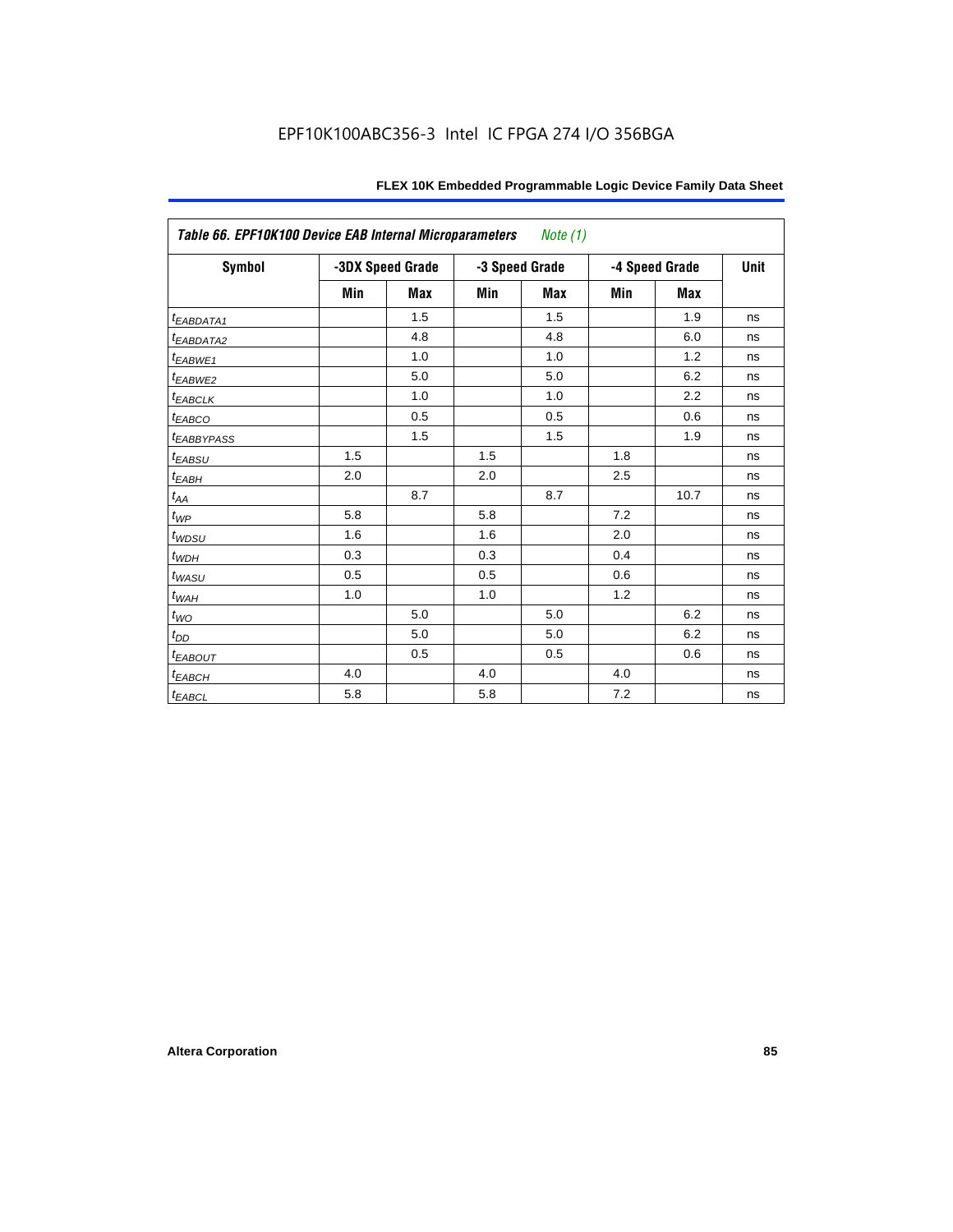EPF10K100ABC356-3 Intel IC FPGA 274 I/O 356BGA

| *Table 66. EPF10K100 Device EAB Internal Microparameters* *Note (1)* | | | | | | | |
|---|---|---|---|---|---|---|---|
| **Symbol** | **-3DX Speed Grade** | | **-3 Speed Grade** | | **-4 Speed Grade** | | **Unit** |
| | **Min** | **Max** | **Min** | **Max** | **Min** | **Max** | |
| $t_{EABDATA1}$ | | 1.5 | | 1.5 | | 1.9 | ns |
| $t_{EABDATA2}$ | | 4.8 | | 4.8 | | 6.0 | ns |
| $t_{EABWE1}$ | | 1.0 | | 1.0 | | 1.2 | ns |
| $t_{EABWE2}$ | | 5.0 | | 5.0 | | 6.2 | ns |
| $t_{EABCLK}$ | | 1.0 | | 1.0 | | 2.2 | ns |
| $t_{EABCO}$ | | 0.5 | | 0.5 | | 0.6 | ns |
| $t_{EABBYPASS}$ | | 1.5 | | 1.5 | | 1.9 | ns |
| $t_{EABSU}$ | 1.5 | | 1.5 | | 1.8 | | ns |
| $t_{EABH}$ | 2.0 | | 2.0 | | 2.5 | | ns |
| $t_{AA}$ | | 8.7 | | 8.7 | | 10.7 | ns |
| $t_{WP}$ | 5.8 | | 5.8 | | 7.2 | | ns |
| $t_{WDSU}$ | 1.6 | | 1.6 | | 2.0 | | ns |
| $t_{WDH}$ | 0.3 | | 0.3 | | 0.4 | | ns |
| $t_{WASU}$ | 0.5 | | 0.5 | | 0.6 | | ns |
| $t_{WAH}$ | 1.0 | | 1.0 | | 1.2 | | ns |
| $t_{WO}$ | | 5.0 | | 5.0 | | 6.2 | ns |
| $t_{DD}$ | | 5.0 | | 5.0 | | 6.2 | ns |
| $t_{EABOUT}$ | | 0.5 | | 0.5 | | 0.6 | ns |
| $t_{EABCH}$ | 4.0 | | 4.0 | | 4.0 | | ns |
| $t_{EABCL}$ | 5.8 | | 5.8 | | 7.2 | | ns |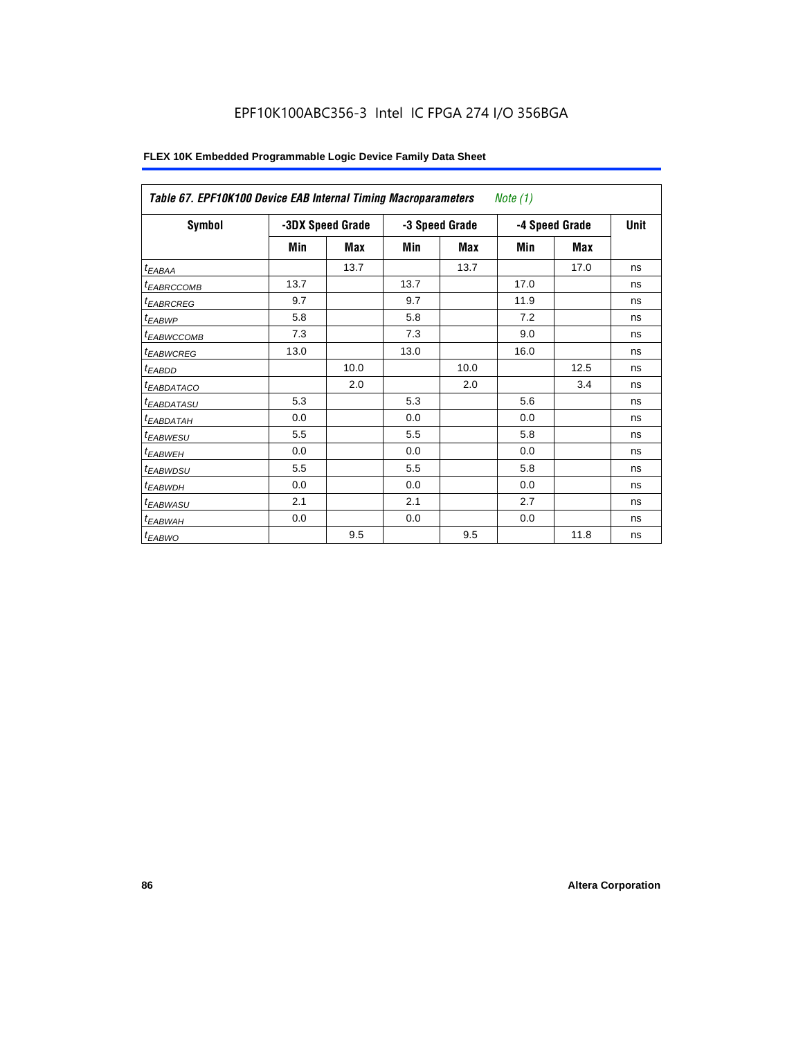**Table 67. EPF10K100 Device EAB Internal Timing Macroparameters** *Note (1)*

| Symbol | -3DX Speed Grade | | -3 Speed Grade | | -4 Speed Grade | | Unit |
|---|---|---|---|---|---|---|---|
| | Min | Max | Min | Max | Min | Max | |
| $t_{EABAA}$ | | 13.7 | | 13.7 | | 17.0 | ns |
| $t_{EABRCCOMB}$ | 13.7 | | 13.7 | | 17.0 | | ns |
| $t_{EABRCREG}$ | 9.7 | | 9.7 | | 11.9 | | ns |
| $t_{EABWP}$ | 5.8 | | 5.8 | | 7.2 | | ns |
| $t_{EABWCCOMB}$ | 7.3 | | 7.3 | | 9.0 | | ns |
| $t_{EABWCREG}$ | 13.0 | | 13.0 | | 16.0 | | ns |
| $t_{EABDD}$ | | 10.0 | | 10.0 | | 12.5 | ns |
| $t_{EABDATACO}$ | | 2.0 | | 2.0 | | 3.4 | ns |
| $t_{EABDATASU}$ | 5.3 | | 5.3 | | 5.6 | | ns |
| $t_{EABDATAH}$ | 0.0 | | 0.0 | | 0.0 | | ns |
| $t_{EABWESU}$ | 5.5 | | 5.5 | | 5.8 | | ns |
| $t_{EABWEH}$ | 0.0 | | 0.0 | | 0.0 | | ns |
| $t_{EABWDSU}$ | 5.5 | | 5.5 | | 5.8 | | ns |
| $t_{EABWDH}$ | 0.0 | | 0.0 | | 0.0 | | ns |
| $t_{EABWASU}$ | 2.1 | | 2.1 | | 2.7 | | ns |
| $t_{EABWAH}$ | 0.0 | | 0.0 | | 0.0 | | ns |
| $t_{EABWO}$ | | 9.5 | | 9.5 | | 11.8 | ns |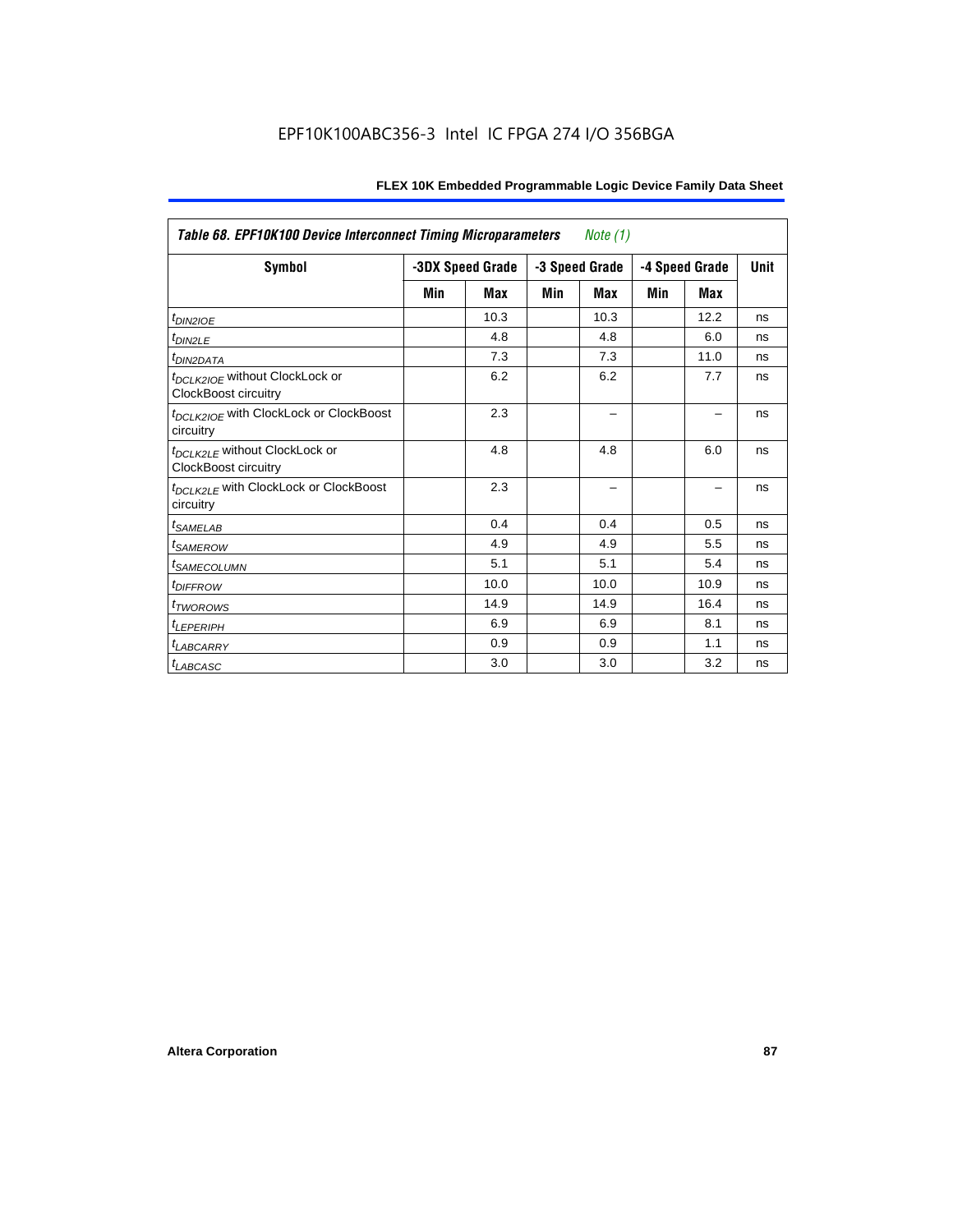EPF10K100ABC356-3 Intel IC FPGA 274 I/O 356BGA

| Table 68. EPF10K100 Device Interconnect Timing Microparameters *Note (1)* | | | | | | | |
|---|---|---|---|---|---|---|---|
| **Symbol** | **-3DX Speed Grade** | | **-3 Speed Grade** | | **-4 Speed Grade** | | **Unit** |
| | **Min** | **Max** | **Min** | **Max** | **Min** | **Max** | |
| $t_{DIN2IOE}$ | | 10.3 | | 10.3 | | 12.2 | ns |
| $t_{DIN2LE}$ | | 4.8 | | 4.8 | | 6.0 | ns |
| $t_{DIN2DATA}$ | | 7.3 | | 7.3 | | 11.0 | ns |
| $t_{DCLK2IOE}$ without ClockLock or ClockBoost circuitry | | 6.2 | | 6.2 | | 7.7 | ns |
| $t_{DCLK2IOE}$ with ClockLock or ClockBoost circuitry | | 2.3 | | – | | – | ns |
| $t_{DCLK2LE}$ without ClockLock or ClockBoost circuitry | | 4.8 | | 4.8 | | 6.0 | ns |
| $t_{DCLK2LE}$ with ClockLock or ClockBoost circuitry | | 2.3 | | – | | – | ns |
| $t_{SAMELAB}$ | | 0.4 | | 0.4 | | 0.5 | ns |
| $t_{SAMEROW}$ | | 4.9 | | 4.9 | | 5.5 | ns |
| $t_{SAMECOLUMN}$ | | 5.1 | | 5.1 | | 5.4 | ns |
| $t_{DIFFROW}$ | | 10.0 | | 10.0 | | 10.9 | ns |
| $t_{TWOROWS}$ | | 14.9 | | 14.9 | | 16.4 | ns |
| $t_{LEPERIPH}$ | | 6.9 | | 6.9 | | 8.1 | ns |
| $t_{LABCARRY}$ | | 0.9 | | 0.9 | | 1.1 | ns |
| $t_{LABCASC}$ | | 3.0 | | 3.0 | | 3.2 | ns |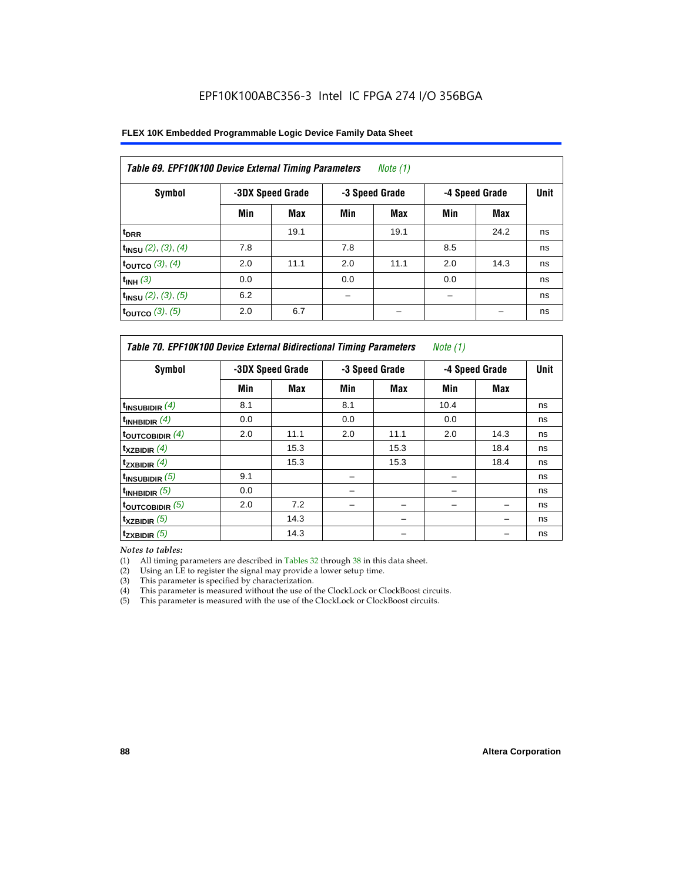EPF10K100ABC356-3 Intel IC FPGA 274 I/O 356BGA

**Table 69. EPF10K100 Device External Timing Parameters** *Note (1)*

| Symbol | -3DX Speed Grade | | -3 Speed Grade | | -4 Speed Grade | | Unit |
|---|---|---|---|---|---|---|---|
| | Min | Max | Min | Max | Min | Max | |
| $t_{DRR}$ | | 19.1 | | 19.1 | | 24.2 | ns |
| $t_{INSU}$ *(2), (3), (4)* | 7.8 | | 7.8 | | 8.5 | | ns |
| $t_{OUTCO}$ *(3), (4)* | 2.0 | 11.1 | 2.0 | 11.1 | 2.0 | 14.3 | ns |
| $t_{INH}$ *(3)* | 0.0 | | 0.0 | | 0.0 | | ns |
| $t_{INSU}$ *(2), (3), (5)* | 6.2 | | – | | – | | ns |
| $t_{OUTCO}$ *(3), (5)* | 2.0 | 6.7 | | – | | – | ns |

**Table 70. EPF10K100 Device External Bidirectional Timing Parameters** *Note (1)*

| Symbol | -3DX Speed Grade | | -3 Speed Grade | | -4 Speed Grade | | Unit |
|---|---|---|---|---|---|---|---|
| | Min | Max | Min | Max | Min | Max | |
| $t_{INSUBIDIR}$ *(4)* | 8.1 | | 8.1 | | 10.4 | | ns |
| $t_{INHBIDIR}$ *(4)* | 0.0 | | 0.0 | | 0.0 | | ns |
| $t_{OUTCOBIDIR}$ *(4)* | 2.0 | 11.1 | 2.0 | 11.1 | 2.0 | 14.3 | ns |
| $t_{XZBIDIR}$ *(4)* | | 15.3 | | 15.3 | | 18.4 | ns |
| $t_{ZXBIDIR}$ *(4)* | | 15.3 | | 15.3 | | 18.4 | ns |
| $t_{INSUBIDIR}$ *(5)* | 9.1 | | – | | – | | ns |
| $t_{INHBIDIR}$ *(5)* | 0.0 | | – | | – | | ns |
| $t_{OUTCOBIDIR}$ *(5)* | 2.0 | 7.2 | – | – | – | – | ns |
| $t_{XZBIDIR}$ *(5)* | | 14.3 | | – | | – | ns |
| $t_{ZXBIDIR}$ *(5)* | | 14.3 | | – | | – | ns |

*Notes to tables:*

(1) All timing parameters are described in Tables 32 through 38 in this data sheet.
(2) Using an LE to register the signal may provide a lower setup time.
(3) This parameter is specified by characterization.
(4) This parameter is measured without the use of the ClockLock or ClockBoost circuits.
(5) This parameter is measured with the use of the ClockLock or ClockBoost circuits.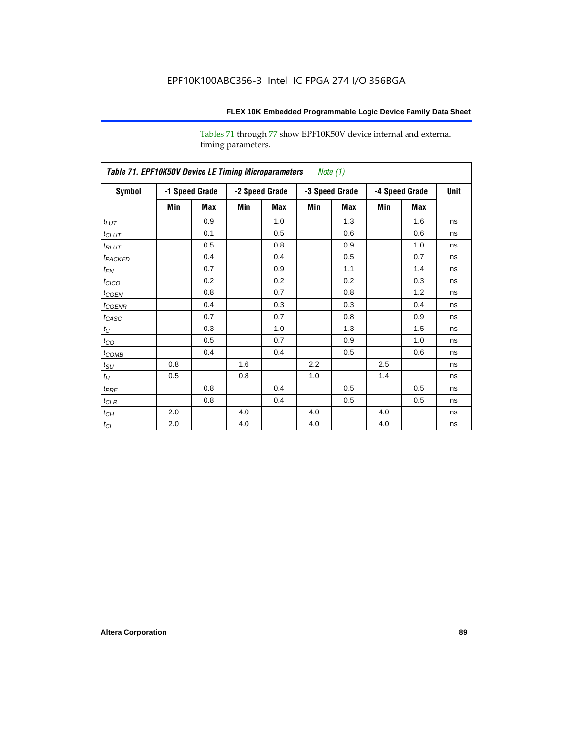Tables 71 through 77 show EPF10K50V device internal and external timing parameters.

**Table 71. EPF10K50V Device LE Timing Microparameters** *Note (1)*

| Symbol | -1 Speed Grade | | -2 Speed Grade | | -3 Speed Grade | | -4 Speed Grade | | Unit |
|---|---|---|---|---|---|---|---|---|---|
| | Min | Max | Min | Max | Min | Max | Min | Max | |
| $t_{LUT}$ | | 0.9 | | 1.0 | | 1.3 | | 1.6 | ns |
| $t_{CLUT}$ | | 0.1 | | 0.5 | | 0.6 | | 0.6 | ns |
| $t_{RLUT}$ | | 0.5 | | 0.8 | | 0.9 | | 1.0 | ns |
| $t_{PACKED}$ | | 0.4 | | 0.4 | | 0.5 | | 0.7 | ns |
| $t_{EN}$ | | 0.7 | | 0.9 | | 1.1 | | 1.4 | ns |
| $t_{CICO}$ | | 0.2 | | 0.2 | | 0.2 | | 0.3 | ns |
| $t_{CGEN}$ | | 0.8 | | 0.7 | | 0.8 | | 1.2 | ns |
| $t_{CGENR}$ | | 0.4 | | 0.3 | | 0.3 | | 0.4 | ns |
| $t_{CASC}$ | | 0.7 | | 0.7 | | 0.8 | | 0.9 | ns |
| $t_{C}$ | | 0.3 | | 1.0 | | 1.3 | | 1.5 | ns |
| $t_{CO}$ | | 0.5 | | 0.7 | | 0.9 | | 1.0 | ns |
| $t_{COMB}$ | | 0.4 | | 0.4 | | 0.5 | | 0.6 | ns |
| $t_{SU}$ | 0.8 | | 1.6 | | 2.2 | | 2.5 | | ns |
| $t_{H}$ | 0.5 | | 0.8 | | 1.0 | | 1.4 | | ns |
| $t_{PRE}$ | | 0.8 | | 0.4 | | 0.5 | | 0.5 | ns |
| $t_{CLR}$ | | 0.8 | | 0.4 | | 0.5 | | 0.5 | ns |
| $t_{CH}$ | 2.0 | | 4.0 | | 4.0 | | 4.0 | | ns |
| $t_{CL}$ | 2.0 | | 4.0 | | 4.0 | | 4.0 | | ns |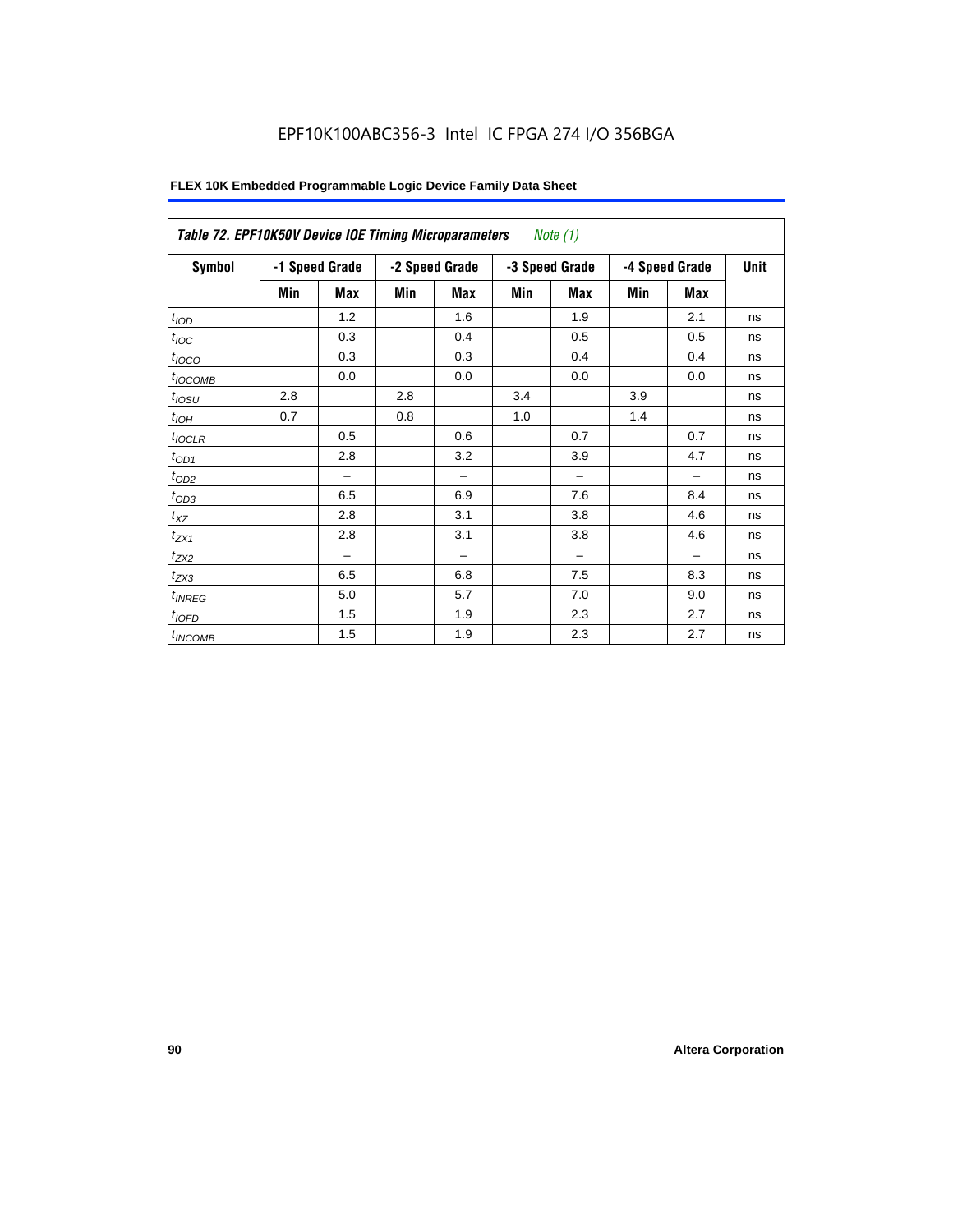**Table 72. EPF10K50V Device IOE Timing Microparameters** *Note (1)*

| Symbol | -1 Speed Grade | | -2 Speed Grade | | -3 Speed Grade | | -4 Speed Grade | | Unit |
|---|---|---|---|---|---|---|---|---|---|
| | Min | Max | Min | Max | Min | Max | Min | Max | |
| $t_{IOD}$ | | 1.2 | | 1.6 | | 1.9 | | 2.1 | ns |
| $t_{IOC}$ | | 0.3 | | 0.4 | | 0.5 | | 0.5 | ns |
| $t_{IOCO}$ | | 0.3 | | 0.3 | | 0.4 | | 0.4 | ns |
| $t_{IOCOMB}$ | | 0.0 | | 0.0 | | 0.0 | | 0.0 | ns |
| $t_{IOSU}$ | 2.8 | | 2.8 | | 3.4 | | 3.9 | | ns |
| $t_{IOH}$ | 0.7 | | 0.8 | | 1.0 | | 1.4 | | ns |
| $t_{IOCLR}$ | | 0.5 | | 0.6 | | 0.7 | | 0.7 | ns |
| $t_{OD1}$ | | 2.8 | | 3.2 | | 3.9 | | 4.7 | ns |
| $t_{OD2}$ | | – | | – | | – | | – | ns |
| $t_{OD3}$ | | 6.5 | | 6.9 | | 7.6 | | 8.4 | ns |
| $t_{XZ}$ | | 2.8 | | 3.1 | | 3.8 | | 4.6 | ns |
| $t_{ZX1}$ | | 2.8 | | 3.1 | | 3.8 | | 4.6 | ns |
| $t_{ZX2}$ | | – | | – | | – | | – | ns |
| $t_{ZX3}$ | | 6.5 | | 6.8 | | 7.5 | | 8.3 | ns |
| $t_{INREG}$ | | 5.0 | | 5.7 | | 7.0 | | 9.0 | ns |
| $t_{IOFD}$ | | 1.5 | | 1.9 | | 2.3 | | 2.7 | ns |
| $t_{INCOMB}$ | | 1.5 | | 1.9 | | 2.3 | | 2.7 | ns |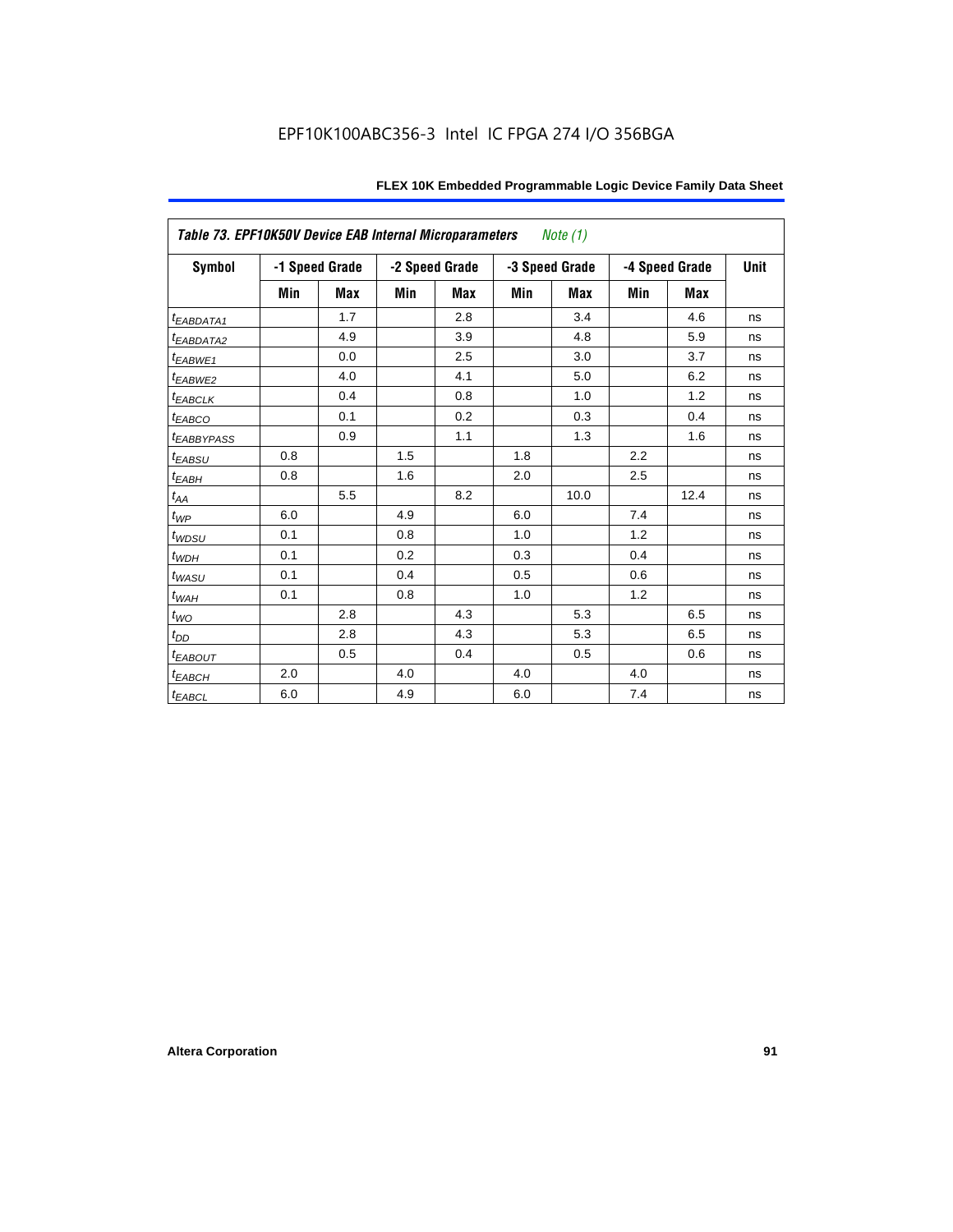| Table 73. EPF10K50V Device EAB Internal Microparameters *Note (1)* | | | | | | | | | |
|---|---|---|---|---|---|---|---|---|---|
| Symbol | -1 Speed Grade | | -2 Speed Grade | | -3 Speed Grade | | -4 Speed Grade | | Unit |
| | Min | Max | Min | Max | Min | Max | Min | Max | |
| $t_{EABDATA1}$ | | 1.7 | | 2.8 | | 3.4 | | 4.6 | ns |
| $t_{EABDATA2}$ | | 4.9 | | 3.9 | | 4.8 | | 5.9 | ns |
| $t_{EABWE1}$ | | 0.0 | | 2.5 | | 3.0 | | 3.7 | ns |
| $t_{EABWE2}$ | | 4.0 | | 4.1 | | 5.0 | | 6.2 | ns |
| $t_{EABCLK}$ | | 0.4 | | 0.8 | | 1.0 | | 1.2 | ns |
| $t_{EABCO}$ | | 0.1 | | 0.2 | | 0.3 | | 0.4 | ns |
| $t_{EABBYPASS}$ | | 0.9 | | 1.1 | | 1.3 | | 1.6 | ns |
| $t_{EABSU}$ | 0.8 | | 1.5 | | 1.8 | | 2.2 | | ns |
| $t_{EABH}$ | 0.8 | | 1.6 | | 2.0 | | 2.5 | | ns |
| $t_{AA}$ | | 5.5 | | 8.2 | | 10.0 | | 12.4 | ns |
| $t_{WP}$ | 6.0 | | 4.9 | | 6.0 | | 7.4 | | ns |
| $t_{WDSU}$ | 0.1 | | 0.8 | | 1.0 | | 1.2 | | ns |
| $t_{WDH}$ | 0.1 | | 0.2 | | 0.3 | | 0.4 | | ns |
| $t_{WASU}$ | 0.1 | | 0.4 | | 0.5 | | 0.6 | | ns |
| $t_{WAH}$ | 0.1 | | 0.8 | | 1.0 | | 1.2 | | ns |
| $t_{WO}$ | | 2.8 | | 4.3 | | 5.3 | | 6.5 | ns |
| $t_{DD}$ | | 2.8 | | 4.3 | | 5.3 | | 6.5 | ns |
| $t_{EABOUT}$ | | 0.5 | | 0.4 | | 0.5 | | 0.6 | ns |
| $t_{EABCH}$ | 2.0 | | 4.0 | | 4.0 | | 4.0 | | ns |
| $t_{EABCL}$ | 6.0 | | 4.9 | | 6.0 | | 7.4 | | ns |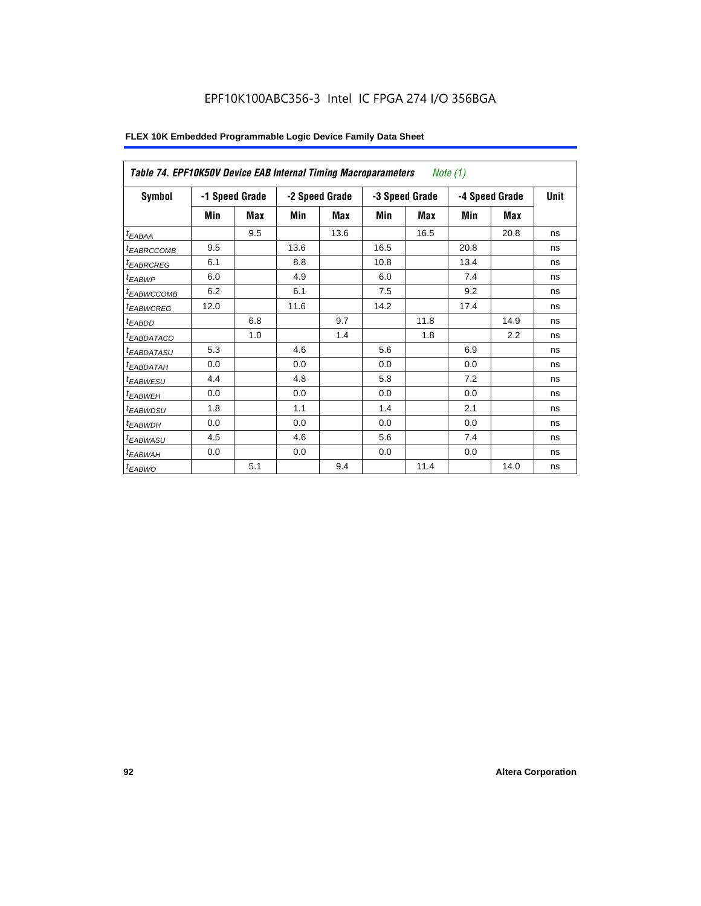EPF10K100ABC356-3 Intel IC FPGA 274 I/O 356BGA

| *Table 74. EPF10K50V Device EAB Internal Timing Macroparameters Note (1)* | | | | | | | | | |
|---|---|---|---|---|---|---|---|---|---|
| **Symbol** | **-1 Speed Grade** | | **-2 Speed Grade** | | **-3 Speed Grade** | | **-4 Speed Grade** | | **Unit** |
| | **Min** | **Max** | **Min** | **Max** | **Min** | **Max** | **Min** | **Max** | |
| $t_{EABAA}$ | | 9.5 | | 13.6 | | 16.5 | | 20.8 | ns |
| $t_{EABRCCOMB}$ | 9.5 | | 13.6 | | 16.5 | | 20.8 | | ns |
| $t_{EABRCREG}$ | 6.1 | | 8.8 | | 10.8 | | 13.4 | | ns |
| $t_{EABWP}$ | 6.0 | | 4.9 | | 6.0 | | 7.4 | | ns |
| $t_{EABWCCOMB}$ | 6.2 | | 6.1 | | 7.5 | | 9.2 | | ns |
| $t_{EABWCREG}$ | 12.0 | | 11.6 | | 14.2 | | 17.4 | | ns |
| $t_{EABDD}$ | | 6.8 | | 9.7 | | 11.8 | | 14.9 | ns |
| $t_{EABDATACO}$ | | 1.0 | | 1.4 | | 1.8 | | 2.2 | ns |
| $t_{EABDATASU}$ | 5.3 | | 4.6 | | 5.6 | | 6.9 | | ns |
| $t_{EABDATAH}$ | 0.0 | | 0.0 | | 0.0 | | 0.0 | | ns |
| $t_{EABWESU}$ | 4.4 | | 4.8 | | 5.8 | | 7.2 | | ns |
| $t_{EABWEH}$ | 0.0 | | 0.0 | | 0.0 | | 0.0 | | ns |
| $t_{EABWDSU}$ | 1.8 | | 1.1 | | 1.4 | | 2.1 | | ns |
| $t_{EABWDH}$ | 0.0 | | 0.0 | | 0.0 | | 0.0 | | ns |
| $t_{EABWASU}$ | 4.5 | | 4.6 | | 5.6 | | 7.4 | | ns |
| $t_{EABWAH}$ | 0.0 | | 0.0 | | 0.0 | | 0.0 | | ns |
| $t_{EABWO}$ | | 5.1 | | 9.4 | | 11.4 | | 14.0 | ns |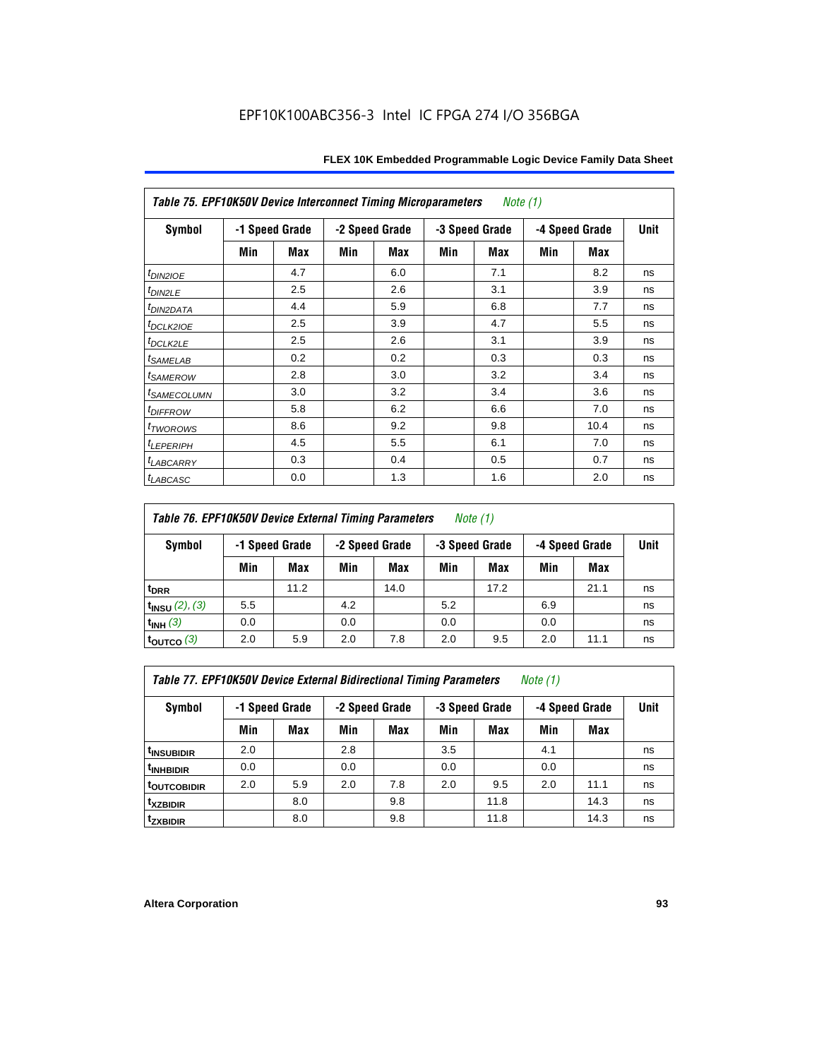EPF10K100ABC356-3 Intel IC FPGA 274 I/O 356BGA

| Table 75. EPF10K50V Device Interconnect Timing Microparameters *Note (1)* | | | | | | | | | |
|---|---|---|---|---|---|---|---|---|---|
| Symbol | -1 Speed Grade | | -2 Speed Grade | | -3 Speed Grade | | -4 Speed Grade | | Unit |
| | Min | Max | Min | Max | Min | Max | Min | Max | |
| $t_{DIN2IOE}$ | | 4.7 | | 6.0 | | 7.1 | | 8.2 | ns |
| $t_{DIN2LE}$ | | 2.5 | | 2.6 | | 3.1 | | 3.9 | ns |
| $t_{DIN2DATA}$ | | 4.4 | | 5.9 | | 6.8 | | 7.7 | ns |
| $t_{DCLK2IOE}$ | | 2.5 | | 3.9 | | 4.7 | | 5.5 | ns |
| $t_{DCLK2LE}$ | | 2.5 | | 2.6 | | 3.1 | | 3.9 | ns |
| $t_{SAMELAB}$ | | 0.2 | | 0.2 | | 0.3 | | 0.3 | ns |
| $t_{SAMEROW}$ | | 2.8 | | 3.0 | | 3.2 | | 3.4 | ns |
| $t_{SAMECOLUMN}$ | | 3.0 | | 3.2 | | 3.4 | | 3.6 | ns |
| $t_{DIFFROW}$ | | 5.8 | | 6.2 | | 6.6 | | 7.0 | ns |
| $t_{TWOROWS}$ | | 8.6 | | 9.2 | | 9.8 | | 10.4 | ns |
| $t_{LEPERIPH}$ | | 4.5 | | 5.5 | | 6.1 | | 7.0 | ns |
| $t_{LABCARRY}$ | | 0.3 | | 0.4 | | 0.5 | | 0.7 | ns |
| $t_{LABCASC}$ | | 0.0 | | 1.3 | | 1.6 | | 2.0 | ns |

| Table 76. EPF10K50V Device External Timing Parameters *Note (1)* | | | | | | | | | |
|---|---|---|---|---|---|---|---|---|---|
| Symbol | -1 Speed Grade | | -2 Speed Grade | | -3 Speed Grade | | -4 Speed Grade | | Unit |
| | Min | Max | Min | Max | Min | Max | Min | Max | |
| $t_{DRR}$ | | 11.2 | | 14.0 | | 17.2 | | 21.1 | ns |
| $t_{INSU}$ *(2), (3)* | 5.5 | | 4.2 | | 5.2 | | 6.9 | | ns |
| $t_{INH}$ *(3)* | 0.0 | | 0.0 | | 0.0 | | 0.0 | | ns |
| $t_{OUTCO}$ *(3)* | 2.0 | 5.9 | 2.0 | 7.8 | 2.0 | 9.5 | 2.0 | 11.1 | ns |

| Table 77. EPF10K50V Device External Bidirectional Timing Parameters *Note (1)* | | | | | | | | | |
|---|---|---|---|---|---|---|---|---|---|
| Symbol | -1 Speed Grade | | -2 Speed Grade | | -3 Speed Grade | | -4 Speed Grade | | Unit |
| | Min | Max | Min | Max | Min | Max | Min | Max | |
| $t_{INSUBIDIR}$ | 2.0 | | 2.8 | | 3.5 | | 4.1 | | ns |
| $t_{INHBIDIR}$ | 0.0 | | 0.0 | | 0.0 | | 0.0 | | ns |
| $t_{OUTCOBIDIR}$ | 2.0 | 5.9 | 2.0 | 7.8 | 2.0 | 9.5 | 2.0 | 11.1 | ns |
| $t_{XZBIDIR}$ | | 8.0 | | 9.8 | | 11.8 | | 14.3 | ns |
| $t_{ZXBIDIR}$ | | 8.0 | | 9.8 | | 11.8 | | 14.3 | ns |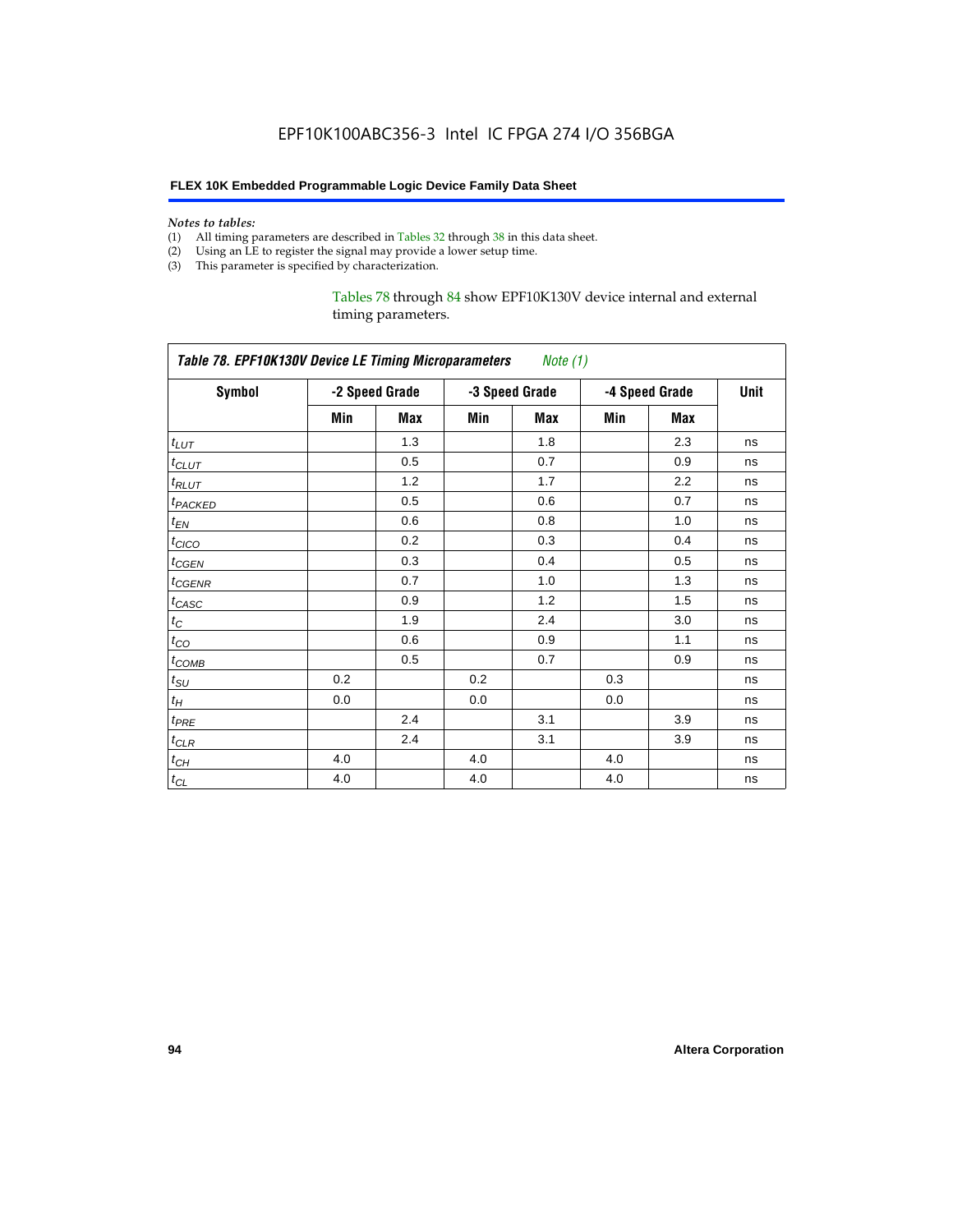EPF10K100ABC356-3 Intel IC FPGA 274 I/O 356BGA

*Notes to tables:*

(1) All timing parameters are described in Tables 32 through 38 in this data sheet.
(2) Using an LE to register the signal may provide a lower setup time.
(3) This parameter is specified by characterization.

Tables 78 through 84 show EPF10K130V device internal and external timing parameters.

*Table 78. EPF10K130V Device LE Timing Microparameters Note (1)*

| Symbol | -2 Speed Grade | | -3 Speed Grade | | -4 Speed Grade | | Unit |
|---|---|---|---|---|---|---|---|
| | Min | Max | Min | Max | Min | Max | |
| $t_{LUT}$ | | 1.3 | | 1.8 | | 2.3 | ns |
| $t_{CLUT}$ | | 0.5 | | 0.7 | | 0.9 | ns |
| $t_{RLUT}$ | | 1.2 | | 1.7 | | 2.2 | ns |
| $t_{PACKED}$ | | 0.5 | | 0.6 | | 0.7 | ns |
| $t_{EN}$ | | 0.6 | | 0.8 | | 1.0 | ns |
| $t_{CICO}$ | | 0.2 | | 0.3 | | 0.4 | ns |
| $t_{CGEN}$ | | 0.3 | | 0.4 | | 0.5 | ns |
| $t_{CGENR}$ | | 0.7 | | 1.0 | | 1.3 | ns |
| $t_{CASC}$ | | 0.9 | | 1.2 | | 1.5 | ns |
| $t_C$ | | 1.9 | | 2.4 | | 3.0 | ns |
| $t_{CO}$ | | 0.6 | | 0.9 | | 1.1 | ns |
| $t_{COMB}$ | | 0.5 | | 0.7 | | 0.9 | ns |
| $t_{SU}$ | 0.2 | | 0.2 | | 0.3 | | ns |
| $t_H$ | 0.0 | | 0.0 | | 0.0 | | ns |
| $t_{PRE}$ | | 2.4 | | 3.1 | | 3.9 | ns |
| $t_{CLR}$ | | 2.4 | | 3.1 | | 3.9 | ns |
| $t_{CH}$ | 4.0 | | 4.0 | | 4.0 | | ns |
| $t_{CL}$ | 4.0 | | 4.0 | | 4.0 | | ns |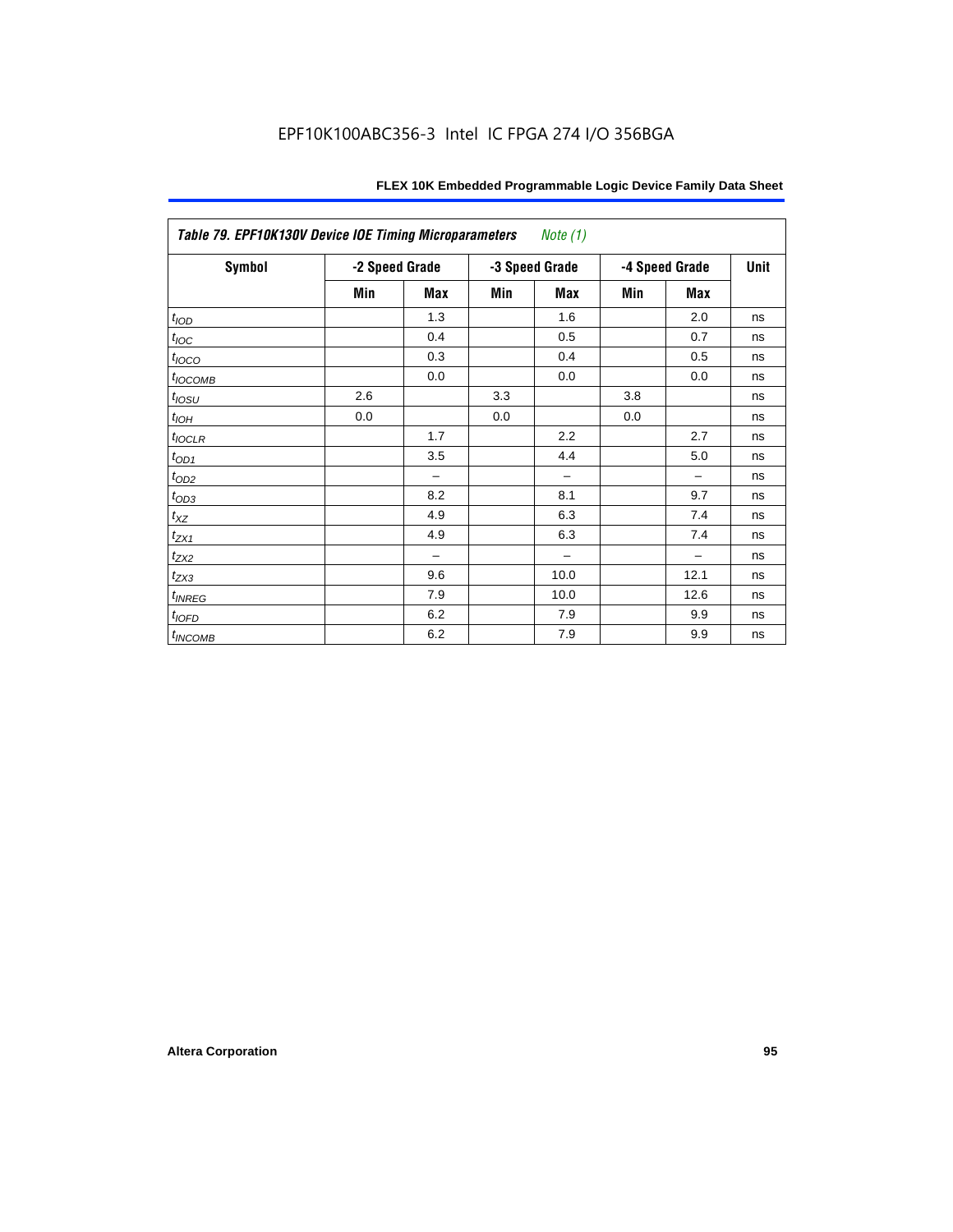EPF10K100ABC356-3 Intel IC FPGA 274 I/O 356BGA

| *Table 79. EPF10K130V Device IOE Timing Microparameters* *Note (1)* | | | | | | | |
|---|---|---|---|---|---|---|---|
| **Symbol** | **-2 Speed Grade** | | **-3 Speed Grade** | | **-4 Speed Grade** | | **Unit** |
| | **Min** | **Max** | **Min** | **Max** | **Min** | **Max** | |
| $t_{IOD}$ | | 1.3 | | 1.6 | | 2.0 | ns |
| $t_{IOC}$ | | 0.4 | | 0.5 | | 0.7 | ns |
| $t_{IOCO}$ | | 0.3 | | 0.4 | | 0.5 | ns |
| $t_{IOCOMB}$ | | 0.0 | | 0.0 | | 0.0 | ns |
| $t_{IOSU}$ | 2.6 | | 3.3 | | 3.8 | | ns |
| $t_{IOH}$ | 0.0 | | 0.0 | | 0.0 | | ns |
| $t_{IOCLR}$ | | 1.7 | | 2.2 | | 2.7 | ns |
| $t_{OD1}$ | | 3.5 | | 4.4 | | 5.0 | ns |
| $t_{OD2}$ | | – | | – | | – | ns |
| $t_{OD3}$ | | 8.2 | | 8.1 | | 9.7 | ns |
| $t_{XZ}$ | | 4.9 | | 6.3 | | 7.4 | ns |
| $t_{ZX1}$ | | 4.9 | | 6.3 | | 7.4 | ns |
| $t_{ZX2}$ | | – | | – | | – | ns |
| $t_{ZX3}$ | | 9.6 | | 10.0 | | 12.1 | ns |
| $t_{INREG}$ | | 7.9 | | 10.0 | | 12.6 | ns |
| $t_{IOFD}$ | | 6.2 | | 7.9 | | 9.9 | ns |
| $t_{INCOMB}$ | | 6.2 | | 7.9 | | 9.9 | ns |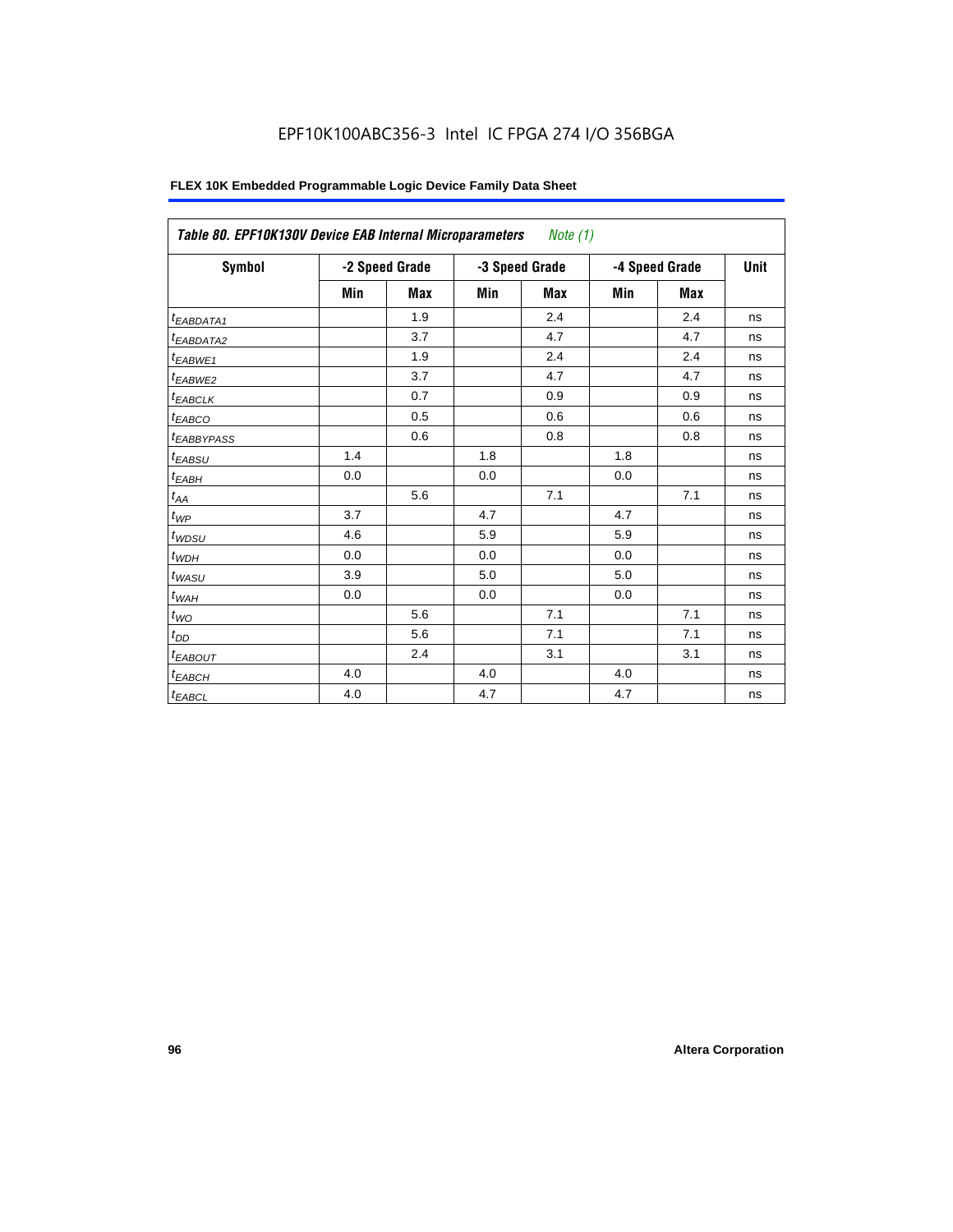EPF10K100ABC356-3 Intel IC FPGA 274 I/O 356BGA

**FLEX 10K Embedded Programmable Logic Device Family Data Sheet**

| *Table 80. EPF10K130V Device EAB Internal Microparameters* *Note (1)* | | | | | | | |
|---|---|---|---|---|---|---|---|
| **Symbol** | **-2 Speed Grade** | | **-3 Speed Grade** | | **-4 Speed Grade** | | **Unit** |
| | **Min** | **Max** | **Min** | **Max** | **Min** | **Max** | |
| $t_{EABDATA1}$ | | 1.9 | | 2.4 | | 2.4 | ns |
| $t_{EABDATA2}$ | | 3.7 | | 4.7 | | 4.7 | ns |
| $t_{EABWE1}$ | | 1.9 | | 2.4 | | 2.4 | ns |
| $t_{EABWE2}$ | | 3.7 | | 4.7 | | 4.7 | ns |
| $t_{EABCLK}$ | | 0.7 | | 0.9 | | 0.9 | ns |
| $t_{EABCO}$ | | 0.5 | | 0.6 | | 0.6 | ns |
| $t_{EABBYPASS}$ | | 0.6 | | 0.8 | | 0.8 | ns |
| $t_{EABSU}$ | 1.4 | | 1.8 | | 1.8 | | ns |
| $t_{EABH}$ | 0.0 | | 0.0 | | 0.0 | | ns |
| $t_{AA}$ | | 5.6 | | 7.1 | | 7.1 | ns |
| $t_{WP}$ | 3.7 | | 4.7 | | 4.7 | | ns |
| $t_{WDSU}$ | 4.6 | | 5.9 | | 5.9 | | ns |
| $t_{WDH}$ | 0.0 | | 0.0 | | 0.0 | | ns |
| $t_{WASU}$ | 3.9 | | 5.0 | | 5.0 | | ns |
| $t_{WAH}$ | 0.0 | | 0.0 | | 0.0 | | ns |
| $t_{WO}$ | | 5.6 | | 7.1 | | 7.1 | ns |
| $t_{DD}$ | | 5.6 | | 7.1 | | 7.1 | ns |
| $t_{EABOUT}$ | | 2.4 | | 3.1 | | 3.1 | ns |
| $t_{EABCH}$ | 4.0 | | 4.0 | | 4.0 | | ns |
| $t_{EABCL}$ | 4.0 | | 4.7 | | 4.7 | | ns |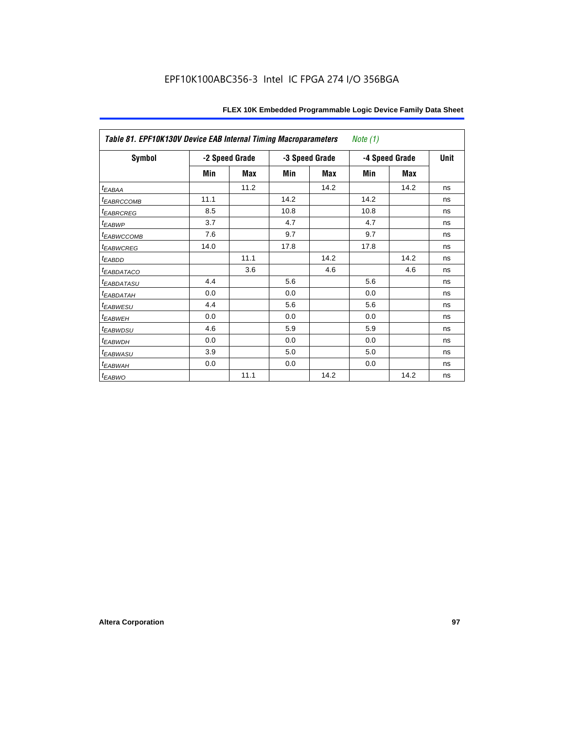| *Table 81. EPF10K130V Device EAB Internal Timing Macroparameters* *Note (1)* | | | | | | | |
|---|---|---|---|---|---|---|---|
| **Symbol** | **-2 Speed Grade** | | **-3 Speed Grade** | | **-4 Speed Grade** | | **Unit** |
| | **Min** | **Max** | **Min** | **Max** | **Min** | **Max** | |
| $t_{EABAA}$ | | 11.2 | | 14.2 | | 14.2 | ns |
| $t_{EABRCCOMB}$ | 11.1 | | 14.2 | | 14.2 | | ns |
| $t_{EABRCREG}$ | 8.5 | | 10.8 | | 10.8 | | ns |
| $t_{EABWP}$ | 3.7 | | 4.7 | | 4.7 | | ns |
| $t_{EABWCCOMB}$ | 7.6 | | 9.7 | | 9.7 | | ns |
| $t_{EABWCREG}$ | 14.0 | | 17.8 | | 17.8 | | ns |
| $t_{EABDD}$ | | 11.1 | | 14.2 | | 14.2 | ns |
| $t_{EABDATACO}$ | | 3.6 | | 4.6 | | 4.6 | ns |
| $t_{EABDATASU}$ | 4.4 | | 5.6 | | 5.6 | | ns |
| $t_{EABDATAH}$ | 0.0 | | 0.0 | | 0.0 | | ns |
| $t_{EABWESU}$ | 4.4 | | 5.6 | | 5.6 | | ns |
| $t_{EABWEH}$ | 0.0 | | 0.0 | | 0.0 | | ns |
| $t_{EABWDSU}$ | 4.6 | | 5.9 | | 5.9 | | ns |
| $t_{EABWDH}$ | 0.0 | | 0.0 | | 0.0 | | ns |
| $t_{EABWASU}$ | 3.9 | | 5.0 | | 5.0 | | ns |
| $t_{EABWAH}$ | 0.0 | | 0.0 | | 0.0 | | ns |
| $t_{EABWO}$ | | 11.1 | | 14.2 | | 14.2 | ns |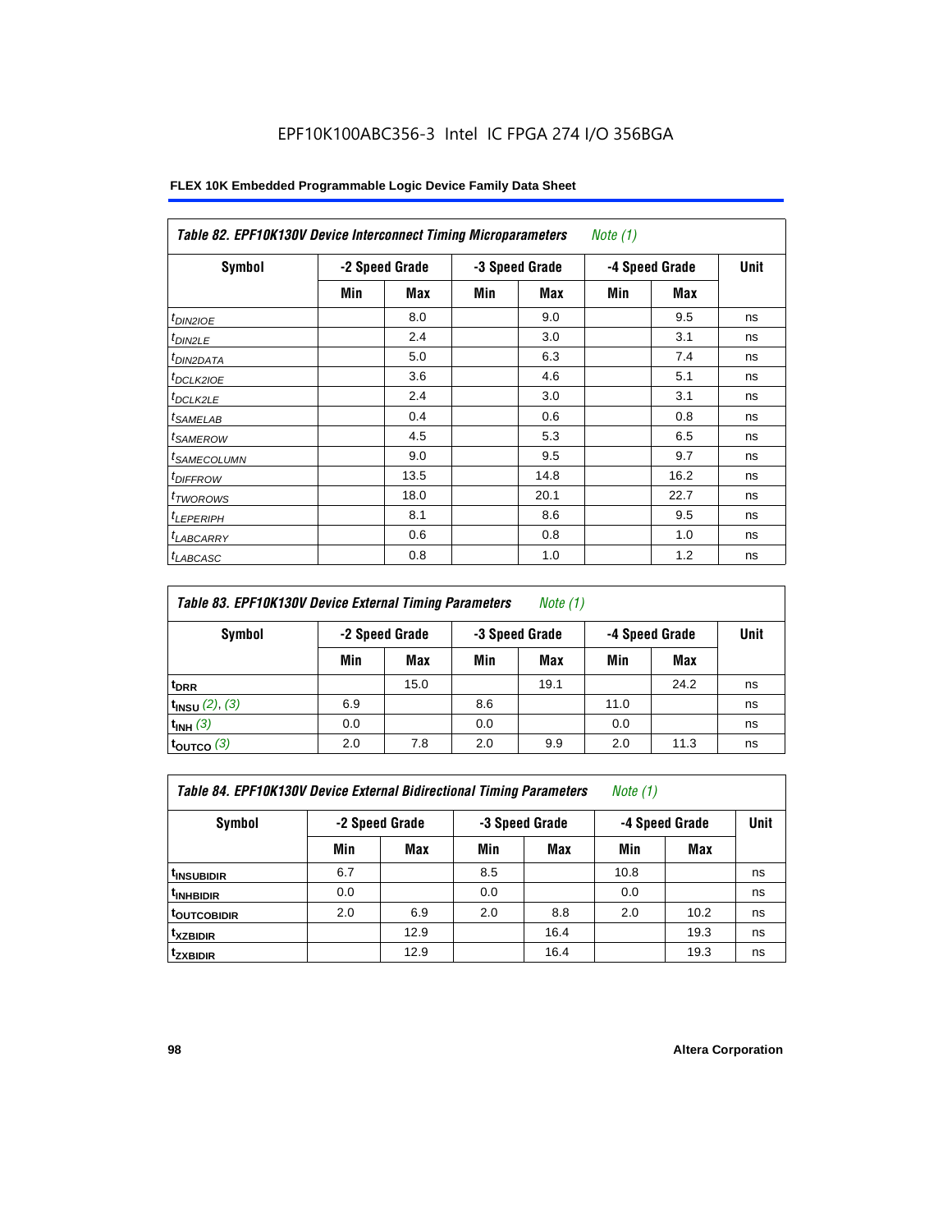EPF10K100ABC356-3 Intel IC FPGA 274 I/O 356BGA

**FLEX 10K Embedded Programmable Logic Device Family Data Sheet**

*Table 82. EPF10K130V Device Interconnect Timing Microparameters* *Note (1)*

| Symbol | -2 Speed Grade | | -3 Speed Grade | | -4 Speed Grade | | Unit |
|---|---|---|---|---|---|---|---|
| | Min | Max | Min | Max | Min | Max | |
| $t_{DIN2IOE}$ | | 8.0 | | 9.0 | | 9.5 | ns |
| $t_{DIN2LE}$ | | 2.4 | | 3.0 | | 3.1 | ns |
| $t_{DIN2DATA}$ | | 5.0 | | 6.3 | | 7.4 | ns |
| $t_{DCLK2IOE}$ | | 3.6 | | 4.6 | | 5.1 | ns |
| $t_{DCLK2LE}$ | | 2.4 | | 3.0 | | 3.1 | ns |
| $t_{SAMELAB}$ | | 0.4 | | 0.6 | | 0.8 | ns |
| $t_{SAMEROW}$ | | 4.5 | | 5.3 | | 6.5 | ns |
| $t_{SAMECOLUMN}$ | | 9.0 | | 9.5 | | 9.7 | ns |
| $t_{DIFFROW}$ | | 13.5 | | 14.8 | | 16.2 | ns |
| $t_{TWOROWS}$ | | 18.0 | | 20.1 | | 22.7 | ns |
| $t_{LEPERIPH}$ | | 8.1 | | 8.6 | | 9.5 | ns |
| $t_{LABCARRY}$ | | 0.6 | | 0.8 | | 1.0 | ns |
| $t_{LABCASC}$ | | 0.8 | | 1.0 | | 1.2 | ns |

*Table 83. EPF10K130V Device External Timing Parameters* *Note (1)*

| Symbol | -2 Speed Grade | | -3 Speed Grade | | -4 Speed Grade | | Unit |
|---|---|---|---|---|---|---|---|
| | Min | Max | Min | Max | Min | Max | |
| $t_{DRR}$ | | 15.0 | | 19.1 | | 24.2 | ns |
| $t_{INSU}$ *(2), (3)* | 6.9 | | 8.6 | | 11.0 | | ns |
| $t_{INH}$ *(3)* | 0.0 | | 0.0 | | 0.0 | | ns |
| $t_{OUTCO}$ *(3)* | 2.0 | 7.8 | 2.0 | 9.9 | 2.0 | 11.3 | ns |

*Table 84. EPF10K130V Device External Bidirectional Timing Parameters* *Note (1)*

| Symbol | -2 Speed Grade | | -3 Speed Grade | | -4 Speed Grade | | Unit |
|---|---|---|---|---|---|---|---|
| | Min | Max | Min | Max | Min | Max | |
| $t_{INSUBIDIR}$ | 6.7 | | 8.5 | | 10.8 | | ns |
| $t_{INHBIDIR}$ | 0.0 | | 0.0 | | 0.0 | | ns |
| $t_{OUTCOBIDIR}$ | 2.0 | 6.9 | 2.0 | 8.8 | 2.0 | 10.2 | ns |
| $t_{XZBIDIR}$ | | 12.9 | | 16.4 | | 19.3 | ns |
| $t_{ZXBIDIR}$ | | 12.9 | | 16.4 | | 19.3 | ns |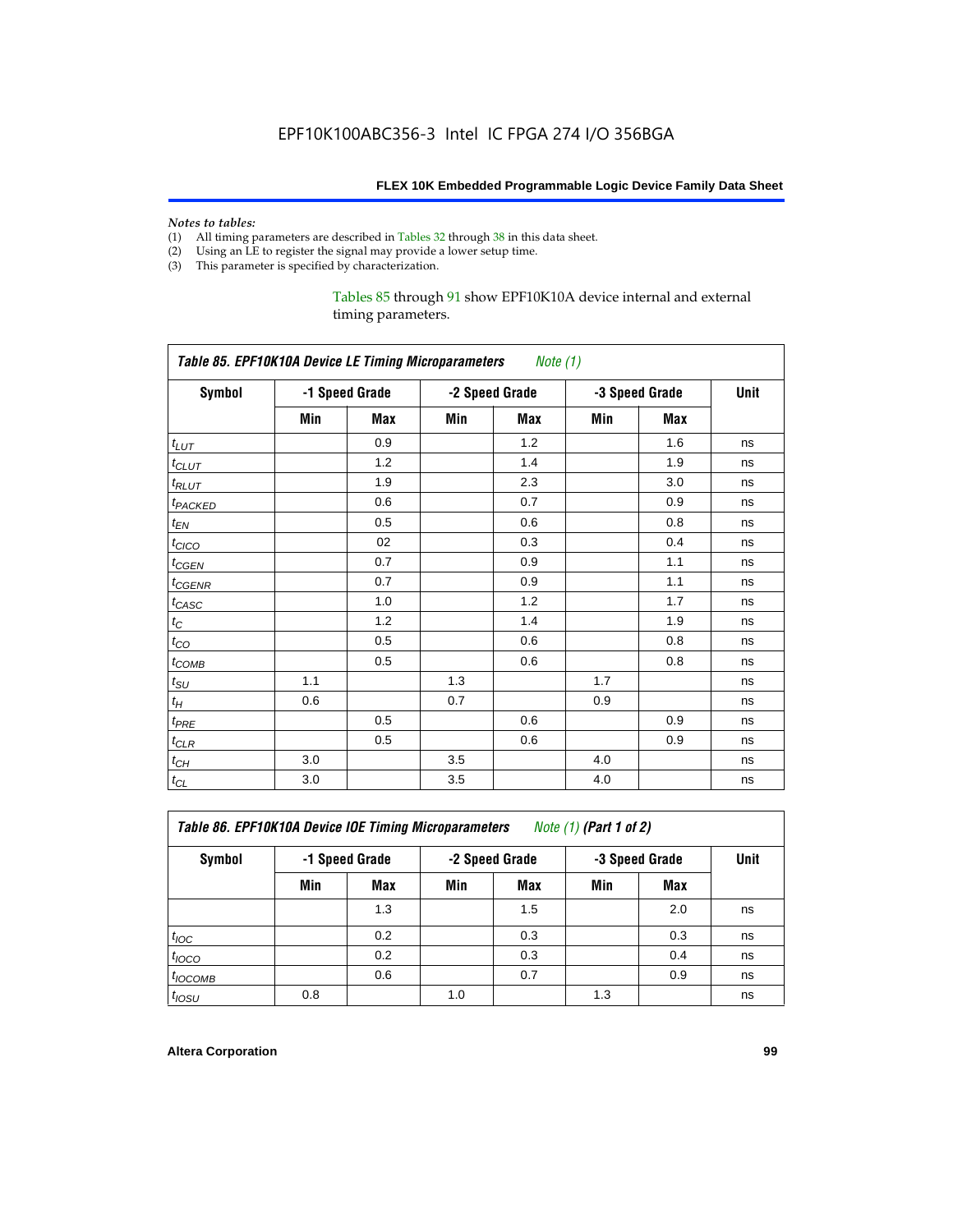EPF10K100ABC356-3 Intel IC FPGA 274 I/O 356BGA

*Notes to tables:*

(1) All timing parameters are described in Tables 32 through 38 in this data sheet.
(2) Using an LE to register the signal may provide a lower setup time.
(3) This parameter is specified by characterization.

Tables 85 through 91 show EPF10K10A device internal and external timing parameters.

| *Table 85. EPF10K10A Device LE Timing Microparameters Note (1)* | | | | | | | |
|---|---|---|---|---|---|---|---|
| **Symbol** | **-1 Speed Grade** | | **-2 Speed Grade** | | **-3 Speed Grade** | | **Unit** |
| | **Min** | **Max** | **Min** | **Max** | **Min** | **Max** | |
| $t_{LUT}$ | | 0.9 | | 1.2 | | 1.6 | ns |
| $t_{CLUT}$ | | 1.2 | | 1.4 | | 1.9 | ns |
| $t_{RLUT}$ | | 1.9 | | 2.3 | | 3.0 | ns |
| $t_{PACKED}$ | | 0.6 | | 0.7 | | 0.9 | ns |
| $t_{EN}$ | | 0.5 | | 0.6 | | 0.8 | ns |
| $t_{CICO}$ | | 02 | | 0.3 | | 0.4 | ns |
| $t_{CGEN}$ | | 0.7 | | 0.9 | | 1.1 | ns |
| $t_{CGENR}$ | | 0.7 | | 0.9 | | 1.1 | ns |
| $t_{CASC}$ | | 1.0 | | 1.2 | | 1.7 | ns |
| $t_{C}$ | | 1.2 | | 1.4 | | 1.9 | ns |
| $t_{CO}$ | | 0.5 | | 0.6 | | 0.8 | ns |
| $t_{COMB}$ | | 0.5 | | 0.6 | | 0.8 | ns |
| $t_{SU}$ | 1.1 | | 1.3 | | 1.7 | | ns |
| $t_{H}$ | 0.6 | | 0.7 | | 0.9 | | ns |
| $t_{PRE}$ | | 0.5 | | 0.6 | | 0.9 | ns |
| $t_{CLR}$ | | 0.5 | | 0.6 | | 0.9 | ns |
| $t_{CH}$ | 3.0 | | 3.5 | | 4.0 | | ns |
| $t_{CL}$ | 3.0 | | 3.5 | | 4.0 | | ns |

| *Table 86. EPF10K10A Device IOE Timing Microparameters Note (1)* ***(Part 1 of 2)*** | | | | | | | |
|---|---|---|---|---|---|---|---|
| **Symbol** | **-1 Speed Grade** | | **-2 Speed Grade** | | **-3 Speed Grade** | | **Unit** |
| | **Min** | **Max** | **Min** | **Max** | **Min** | **Max** | |
| | | 1.3 | | 1.5 | | 2.0 | ns |
| $t_{IOC}$ | | 0.2 | | 0.3 | | 0.3 | ns |
| $t_{IOCO}$ | | 0.2 | | 0.3 | | 0.4 | ns |
| $t_{IOCOMB}$ | | 0.6 | | 0.7 | | 0.9 | ns |
| $t_{IOSU}$ | 0.8 | | 1.0 | | 1.3 | | ns |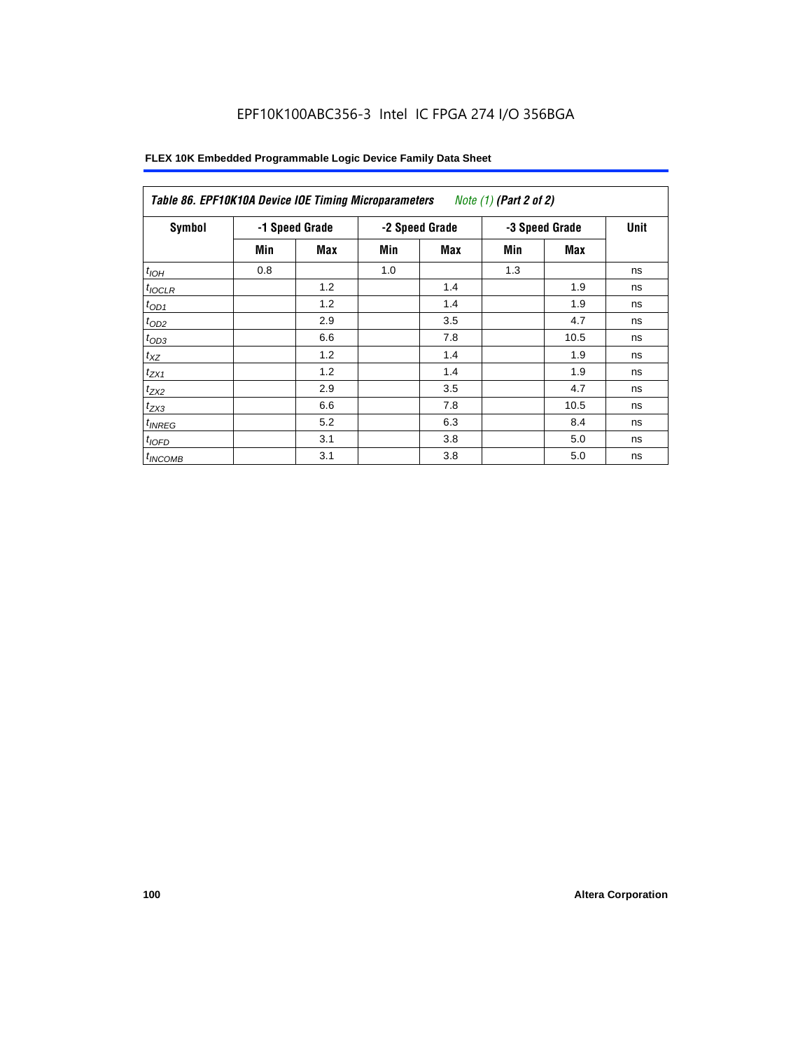EPF10K100ABC356-3 Intel IC FPGA 274 I/O 356BGA

| *Table 86. EPF10K10A Device IOE Timing Microparameters* *Note (1)* *(Part 2 of 2)* | | | | | | | |
|---|---|---|---|---|---|---|---|
| **Symbol** | **-1 Speed Grade** | | **-2 Speed Grade** | | **-3 Speed Grade** | | **Unit** |
| | **Min** | **Max** | **Min** | **Max** | **Min** | **Max** | |
| $t_{IOH}$ | 0.8 | | 1.0 | | 1.3 | | ns |
| $t_{IOCLR}$ | | 1.2 | | 1.4 | | 1.9 | ns |
| $t_{OD1}$ | | 1.2 | | 1.4 | | 1.9 | ns |
| $t_{OD2}$ | | 2.9 | | 3.5 | | 4.7 | ns |
| $t_{OD3}$ | | 6.6 | | 7.8 | | 10.5 | ns |
| $t_{XZ}$ | | 1.2 | | 1.4 | | 1.9 | ns |
| $t_{ZX1}$ | | 1.2 | | 1.4 | | 1.9 | ns |
| $t_{ZX2}$ | | 2.9 | | 3.5 | | 4.7 | ns |
| $t_{ZX3}$ | | 6.6 | | 7.8 | | 10.5 | ns |
| $t_{INREG}$ | | 5.2 | | 6.3 | | 8.4 | ns |
| $t_{IOFD}$ | | 3.1 | | 3.8 | | 5.0 | ns |
| $t_{INCOMB}$ | | 3.1 | | 3.8 | | 5.0 | ns |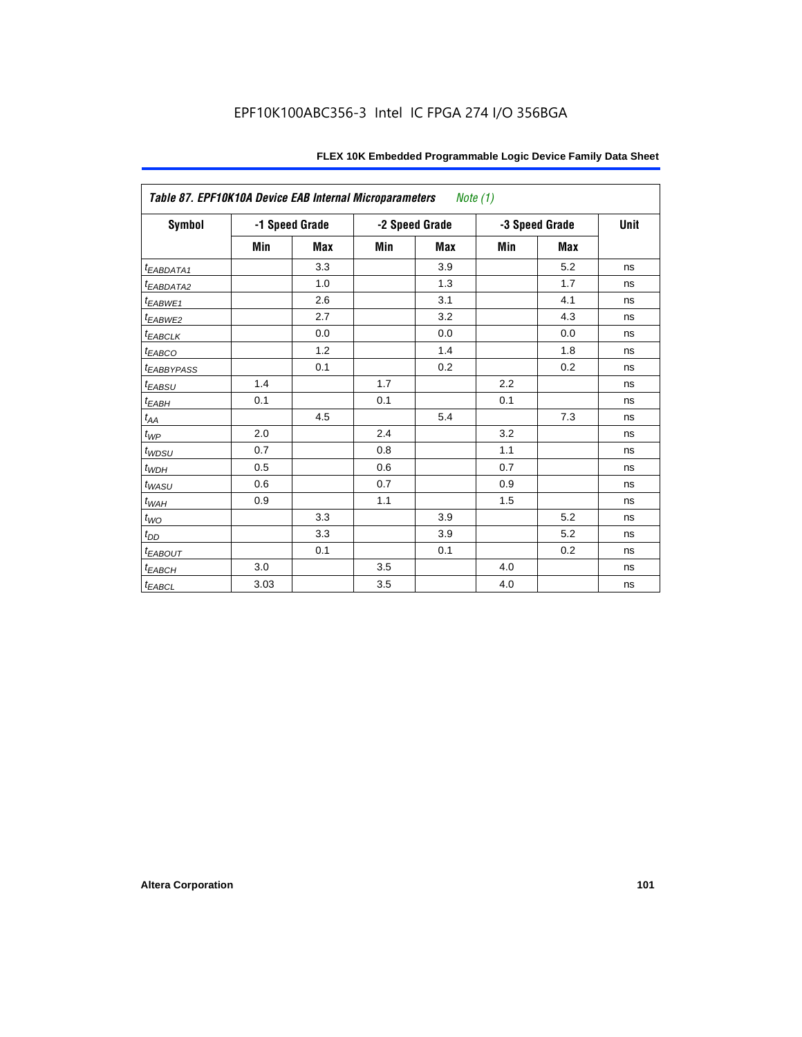EPF10K100ABC356-3 Intel IC FPGA 274 I/O 356BGA

| *Table 87. EPF10K10A Device EAB Internal Microparameters Note (1)* | | | | | | | |
|---|---|---|---|---|---|---|---|
| **Symbol** | **-1 Speed Grade** | | **-2 Speed Grade** | | **-3 Speed Grade** | | **Unit** |
| | **Min** | **Max** | **Min** | **Max** | **Min** | **Max** | |
| $t_{EABDATA1}$ | | 3.3 | | 3.9 | | 5.2 | ns |
| $t_{EABDATA2}$ | | 1.0 | | 1.3 | | 1.7 | ns |
| $t_{EABWE1}$ | | 2.6 | | 3.1 | | 4.1 | ns |
| $t_{EABWE2}$ | | 2.7 | | 3.2 | | 4.3 | ns |
| $t_{EABCLK}$ | | 0.0 | | 0.0 | | 0.0 | ns |
| $t_{EABCO}$ | | 1.2 | | 1.4 | | 1.8 | ns |
| $t_{EABBYPASS}$ | | 0.1 | | 0.2 | | 0.2 | ns |
| $t_{EABSU}$ | 1.4 | | 1.7 | | 2.2 | | ns |
| $t_{EABH}$ | 0.1 | | 0.1 | | 0.1 | | ns |
| $t_{AA}$ | | 4.5 | | 5.4 | | 7.3 | ns |
| $t_{WP}$ | 2.0 | | 2.4 | | 3.2 | | ns |
| $t_{WDSU}$ | 0.7 | | 0.8 | | 1.1 | | ns |
| $t_{WDH}$ | 0.5 | | 0.6 | | 0.7 | | ns |
| $t_{WASU}$ | 0.6 | | 0.7 | | 0.9 | | ns |
| $t_{WAH}$ | 0.9 | | 1.1 | | 1.5 | | ns |
| $t_{WO}$ | | 3.3 | | 3.9 | | 5.2 | ns |
| $t_{DD}$ | | 3.3 | | 3.9 | | 5.2 | ns |
| $t_{EABOUT}$ | | 0.1 | | 0.1 | | 0.2 | ns |
| $t_{EABCH}$ | 3.0 | | 3.5 | | 4.0 | | ns |
| $t_{EABCL}$ | 3.03 | | 3.5 | | 4.0 | | ns |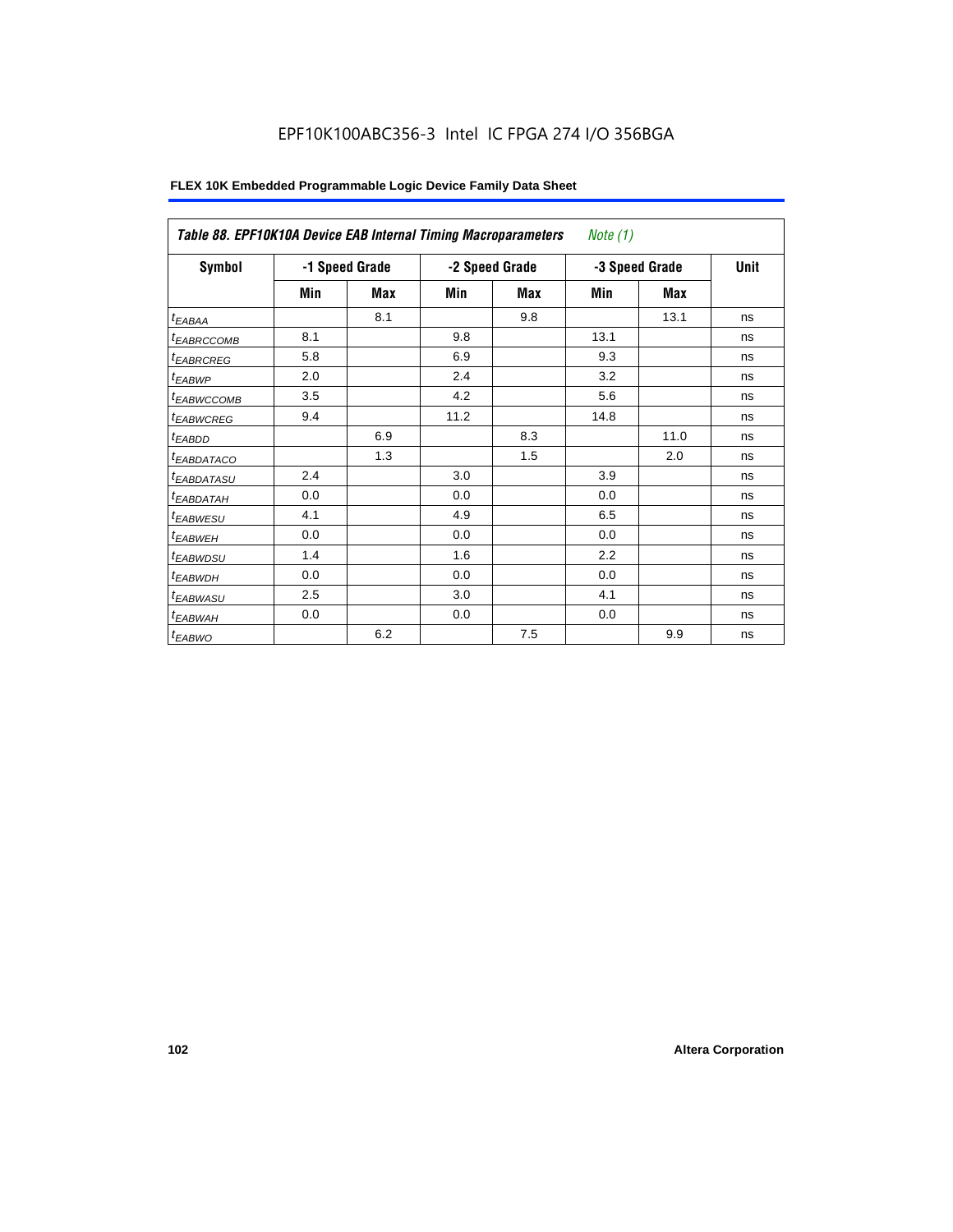EPF10K100ABC356-3 Intel IC FPGA 274 I/O 356BGA

| *Table 88. EPF10K10A Device EAB Internal Timing Macroparameters* *Note (1)* | | | | | | | |
|---|---|---|---|---|---|---|---|
| **Symbol** | **-1 Speed Grade** | | **-2 Speed Grade** | | **-3 Speed Grade** | | **Unit** |
| | **Min** | **Max** | **Min** | **Max** | **Min** | **Max** | |
| $t_{EABAA}$ | | 8.1 | | 9.8 | | 13.1 | ns |
| $t_{EABRCCOMB}$ | 8.1 | | 9.8 | | 13.1 | | ns |
| $t_{EABRCREG}$ | 5.8 | | 6.9 | | 9.3 | | ns |
| $t_{EABWP}$ | 2.0 | | 2.4 | | 3.2 | | ns |
| $t_{EABWCCOMB}$ | 3.5 | | 4.2 | | 5.6 | | ns |
| $t_{EABWCREG}$ | 9.4 | | 11.2 | | 14.8 | | ns |
| $t_{EABDD}$ | | 6.9 | | 8.3 | | 11.0 | ns |
| $t_{EABDATACO}$ | | 1.3 | | 1.5 | | 2.0 | ns |
| $t_{EABDATASU}$ | 2.4 | | 3.0 | | 3.9 | | ns |
| $t_{EABDATAH}$ | 0.0 | | 0.0 | | 0.0 | | ns |
| $t_{EABWESU}$ | 4.1 | | 4.9 | | 6.5 | | ns |
| $t_{EABWEH}$ | 0.0 | | 0.0 | | 0.0 | | ns |
| $t_{EABWDSU}$ | 1.4 | | 1.6 | | 2.2 | | ns |
| $t_{EABWDH}$ | 0.0 | | 0.0 | | 0.0 | | ns |
| $t_{EABWASU}$ | 2.5 | | 3.0 | | 4.1 | | ns |
| $t_{EABWAH}$ | 0.0 | | 0.0 | | 0.0 | | ns |
| $t_{EABWO}$ | | 6.2 | | 7.5 | | 9.9 | ns |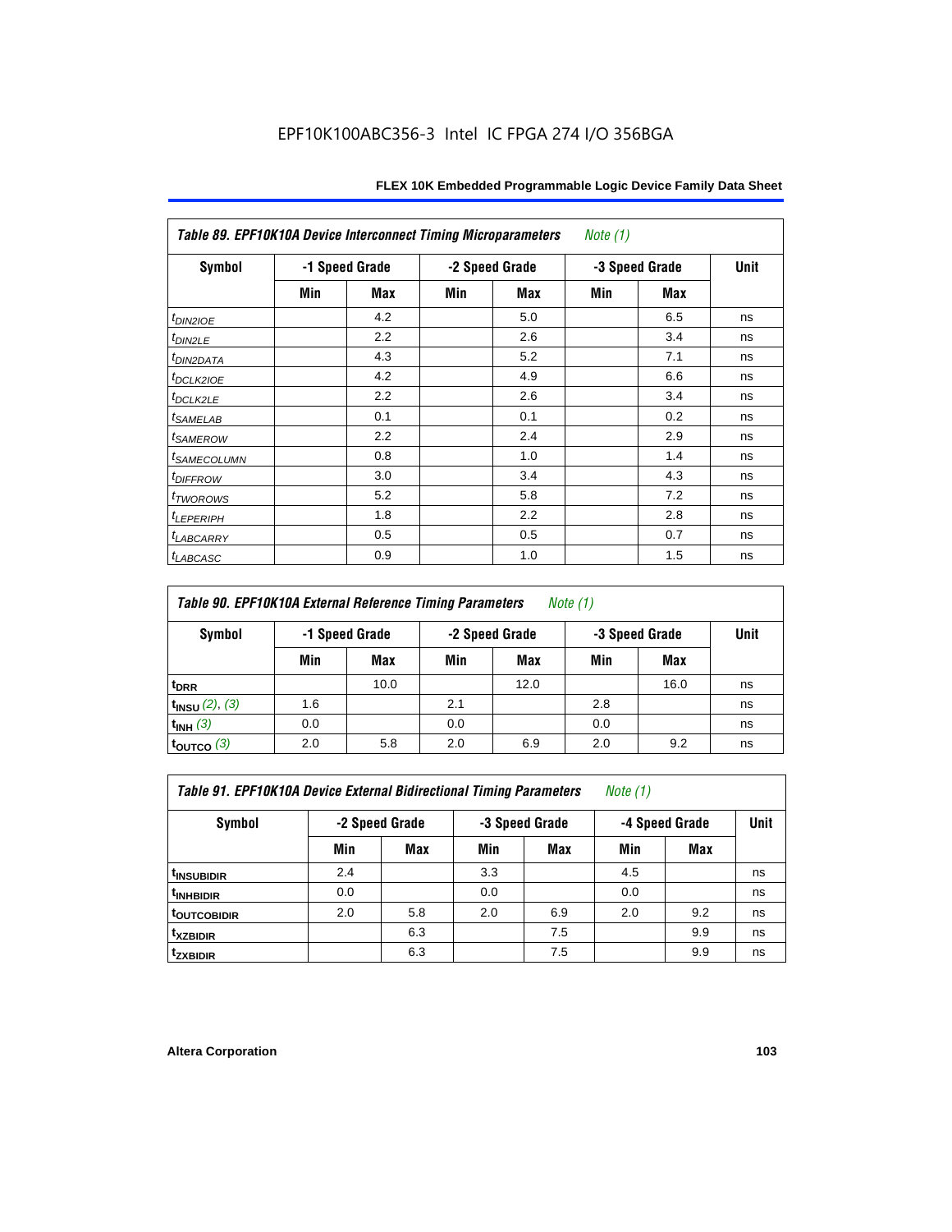### Table 89. EPF10K10A Device Interconnect Timing Microparameters *Note (1)*

| Symbol | -1 Speed Grade | | -2 Speed Grade | | -3 Speed Grade | | Unit |
|---|---|---|---|---|---|---|---|
| | Min | Max | Min | Max | Min | Max | |
| $t_{DIN2IOE}$ | | 4.2 | | 5.0 | | 6.5 | ns |
| $t_{DIN2LE}$ | | 2.2 | | 2.6 | | 3.4 | ns |
| $t_{DIN2DATA}$ | | 4.3 | | 5.2 | | 7.1 | ns |
| $t_{DCLK2IOE}$ | | 4.2 | | 4.9 | | 6.6 | ns |
| $t_{DCLK2LE}$ | | 2.2 | | 2.6 | | 3.4 | ns |
| $t_{SAMELAB}$ | | 0.1 | | 0.1 | | 0.2 | ns |
| $t_{SAMEROW}$ | | 2.2 | | 2.4 | | 2.9 | ns |
| $t_{SAMECOLUMN}$ | | 0.8 | | 1.0 | | 1.4 | ns |
| $t_{DIFFROW}$ | | 3.0 | | 3.4 | | 4.3 | ns |
| $t_{TWOROWS}$ | | 5.2 | | 5.8 | | 7.2 | ns |
| $t_{LEPERIPH}$ | | 1.8 | | 2.2 | | 2.8 | ns |
| $t_{LABCARRY}$ | | 0.5 | | 0.5 | | 0.7 | ns |
| $t_{LABCASC}$ | | 0.9 | | 1.0 | | 1.5 | ns |

### Table 90. EPF10K10A External Reference Timing Parameters *Note (1)*

| Symbol | -1 Speed Grade | | -2 Speed Grade | | -3 Speed Grade | | Unit |
|---|---|---|---|---|---|---|---|
| | Min | Max | Min | Max | Min | Max | |
| $t_{DRR}$ | | 10.0 | | 12.0 | | 16.0 | ns |
| $t_{INSU}$ *(2), (3)* | 1.6 | | 2.1 | | 2.8 | | ns |
| $t_{INH}$ *(3)* | 0.0 | | 0.0 | | 0.0 | | ns |
| $t_{OUTCO}$ *(3)* | 2.0 | 5.8 | 2.0 | 6.9 | 2.0 | 9.2 | ns |

### Table 91. EPF10K10A Device External Bidirectional Timing Parameters *Note (1)*

| Symbol | -2 Speed Grade | | -3 Speed Grade | | -4 Speed Grade | | Unit |
|---|---|---|---|---|---|---|---|
| | Min | Max | Min | Max | Min | Max | |
| $t_{INSUBIDIR}$ | 2.4 | | 3.3 | | 4.5 | | ns |
| $t_{INHBIDIR}$ | 0.0 | | 0.0 | | 0.0 | | ns |
| $t_{OUTCOBIDIR}$ | 2.0 | 5.8 | 2.0 | 6.9 | 2.0 | 9.2 | ns |
| $t_{XZBIDIR}$ | | 6.3 | | 7.5 | | 9.9 | ns |
| $t_{ZXBIDIR}$ | | 6.3 | | 7.5 | | 9.9 | ns |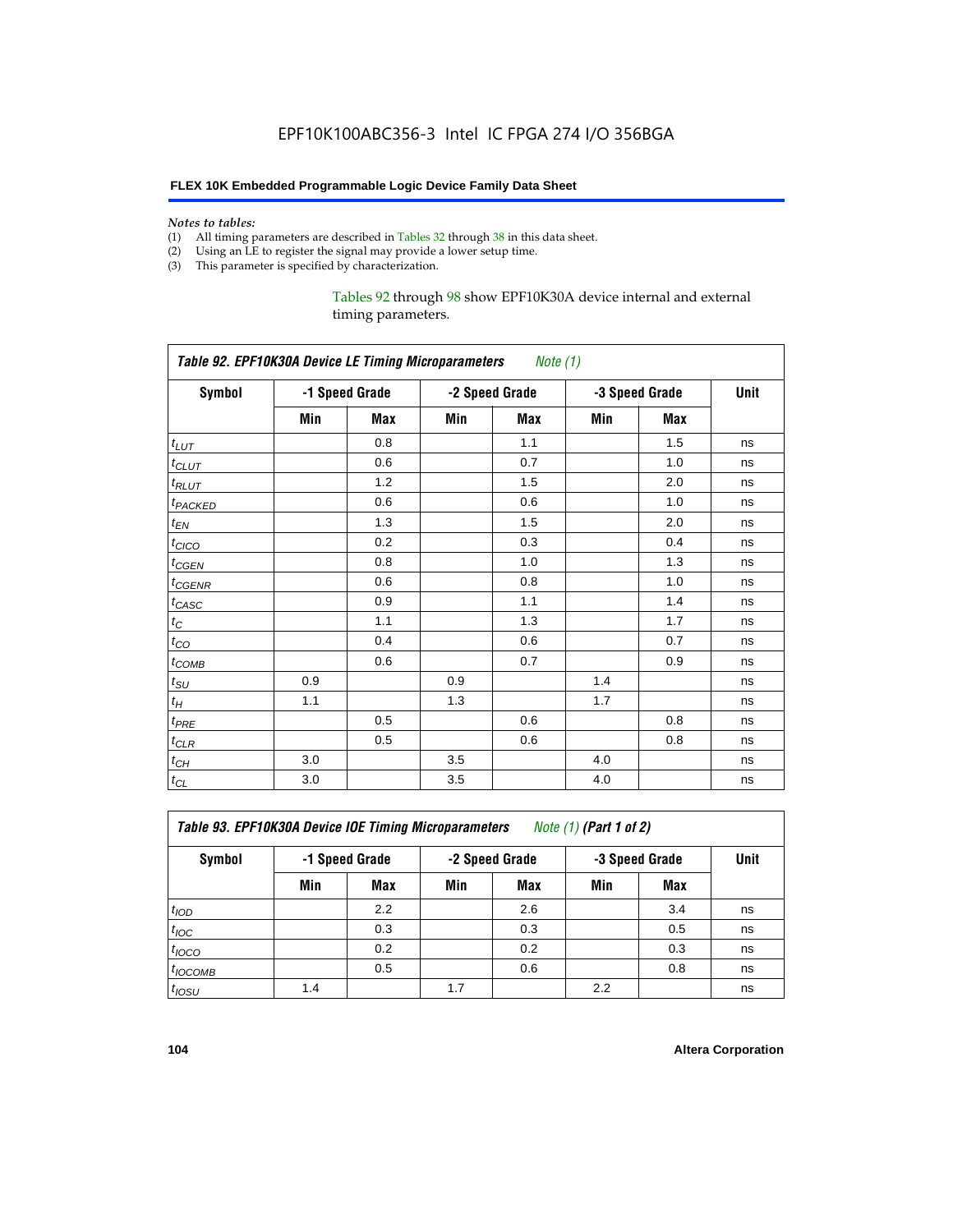*Notes to tables:*

(1) All timing parameters are described in Tables 32 through 38 in this data sheet.
(2) Using an LE to register the signal may provide a lower setup time.
(3) This parameter is specified by characterization.

Tables 92 through 98 show EPF10K30A device internal and external timing parameters.

**Table 92. EPF10K30A Device LE Timing Microparameters** *Note (1)*

| Symbol | -1 Speed Grade | | -2 Speed Grade | | -3 Speed Grade | | Unit |
|---|---|---|---|---|---|---|---|
| | Min | Max | Min | Max | Min | Max | |
| $t_{LUT}$ | | 0.8 | | 1.1 | | 1.5 | ns |
| $t_{CLUT}$ | | 0.6 | | 0.7 | | 1.0 | ns |
| $t_{RLUT}$ | | 1.2 | | 1.5 | | 2.0 | ns |
| $t_{PACKED}$ | | 0.6 | | 0.6 | | 1.0 | ns |
| $t_{EN}$ | | 1.3 | | 1.5 | | 2.0 | ns |
| $t_{CICO}$ | | 0.2 | | 0.3 | | 0.4 | ns |
| $t_{CGEN}$ | | 0.8 | | 1.0 | | 1.3 | ns |
| $t_{CGENR}$ | | 0.6 | | 0.8 | | 1.0 | ns |
| $t_{CASC}$ | | 0.9 | | 1.1 | | 1.4 | ns |
| $t_{C}$ | | 1.1 | | 1.3 | | 1.7 | ns |
| $t_{CO}$ | | 0.4 | | 0.6 | | 0.7 | ns |
| $t_{COMB}$ | | 0.6 | | 0.7 | | 0.9 | ns |
| $t_{SU}$ | 0.9 | | 0.9 | | 1.4 | | ns |
| $t_{H}$ | 1.1 | | 1.3 | | 1.7 | | ns |
| $t_{PRE}$ | | 0.5 | | 0.6 | | 0.8 | ns |
| $t_{CLR}$ | | 0.5 | | 0.6 | | 0.8 | ns |
| $t_{CH}$ | 3.0 | | 3.5 | | 4.0 | | ns |
| $t_{CL}$ | 3.0 | | 3.5 | | 4.0 | | ns |

**Table 93. EPF10K30A Device IOE Timing Microparameters** *Note (1)* **(Part 1 of 2)**

| Symbol | -1 Speed Grade | | -2 Speed Grade | | -3 Speed Grade | | Unit |
|---|---|---|---|---|---|---|---|
| | Min | Max | Min | Max | Min | Max | |
| $t_{IOD}$ | | 2.2 | | 2.6 | | 3.4 | ns |
| $t_{IOC}$ | | 0.3 | | 0.3 | | 0.5 | ns |
| $t_{IOCO}$ | | 0.2 | | 0.2 | | 0.3 | ns |
| $t_{IOCOMB}$ | | 0.5 | | 0.6 | | 0.8 | ns |
| $t_{IOSU}$ | 1.4 | | 1.7 | | 2.2 | | ns |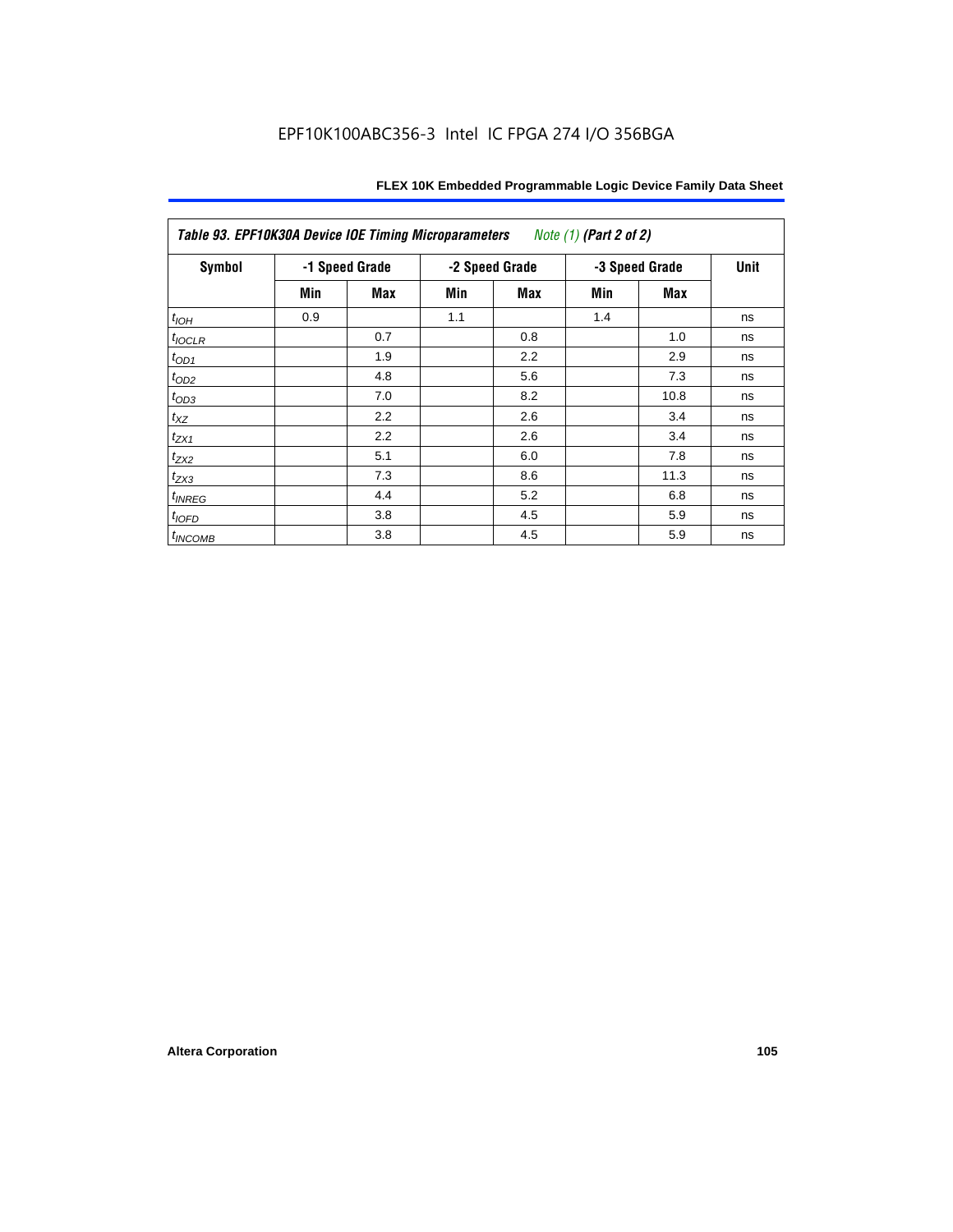*Table 93. EPF10K30A Device IOE Timing Microparameters* *Note (1)* ***(Part 2 of 2)***

| Symbol | -1 Speed Grade | | -2 Speed Grade | | -3 Speed Grade | | Unit |
|---|---|---|---|---|---|---|---|
| | Min | Max | Min | Max | Min | Max | |
| $t_{IOH}$ | 0.9 | | 1.1 | | 1.4 | | ns |
| $t_{IOCLR}$ | | 0.7 | | 0.8 | | 1.0 | ns |
| $t_{OD1}$ | | 1.9 | | 2.2 | | 2.9 | ns |
| $t_{OD2}$ | | 4.8 | | 5.6 | | 7.3 | ns |
| $t_{OD3}$ | | 7.0 | | 8.2 | | 10.8 | ns |
| $t_{XZ}$ | | 2.2 | | 2.6 | | 3.4 | ns |
| $t_{ZX1}$ | | 2.2 | | 2.6 | | 3.4 | ns |
| $t_{ZX2}$ | | 5.1 | | 6.0 | | 7.8 | ns |
| $t_{ZX3}$ | | 7.3 | | 8.6 | | 11.3 | ns |
| $t_{INREG}$ | | 4.4 | | 5.2 | | 6.8 | ns |
| $t_{IOFD}$ | | 3.8 | | 4.5 | | 5.9 | ns |
| $t_{INCOMB}$ | | 3.8 | | 4.5 | | 5.9 | ns |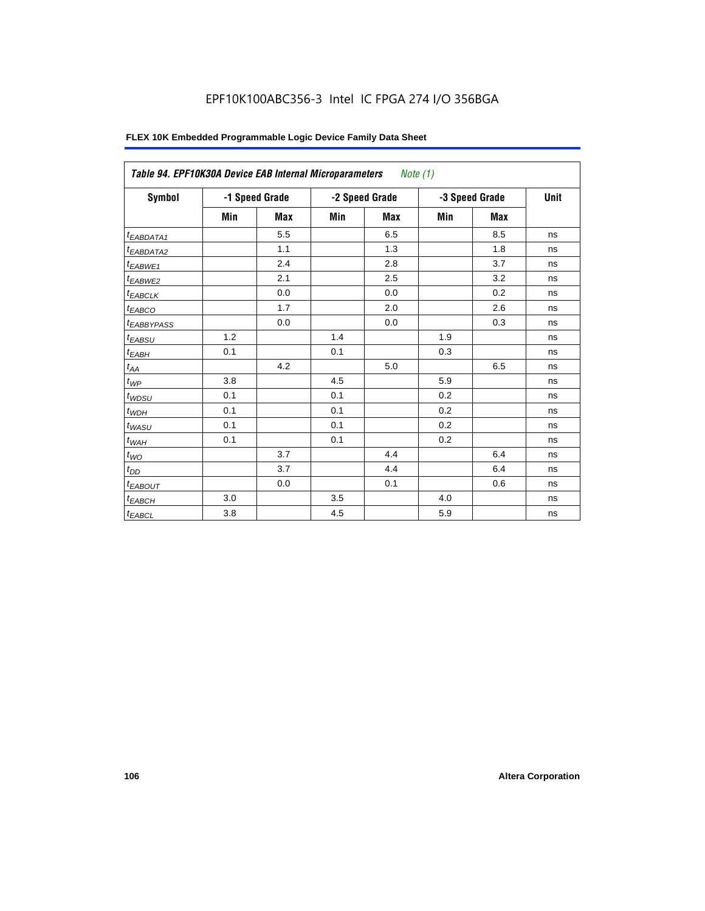EPF10K100ABC356-3 Intel IC FPGA 274 I/O 356BGA

**FLEX 10K Embedded Programmable Logic Device Family Data Sheet**

| *Table 94. EPF10K30A Device EAB Internal Microparameters* *Note (1)* | | | | | | | |
|---|---|---|---|---|---|---|---|
| **Symbol** | **-1 Speed Grade** | | **-2 Speed Grade** | | **-3 Speed Grade** | | **Unit** |
| | **Min** | **Max** | **Min** | **Max** | **Min** | **Max** | |
| $t_{EABDATA1}$ | | 5.5 | | 6.5 | | 8.5 | ns |
| $t_{EABDATA2}$ | | 1.1 | | 1.3 | | 1.8 | ns |
| $t_{EABWE1}$ | | 2.4 | | 2.8 | | 3.7 | ns |
| $t_{EABWE2}$ | | 2.1 | | 2.5 | | 3.2 | ns |
| $t_{EABCLK}$ | | 0.0 | | 0.0 | | 0.2 | ns |
| $t_{EABCO}$ | | 1.7 | | 2.0 | | 2.6 | ns |
| $t_{EABBYPASS}$ | | 0.0 | | 0.0 | | 0.3 | ns |
| $t_{EABSU}$ | 1.2 | | 1.4 | | 1.9 | | ns |
| $t_{EABH}$ | 0.1 | | 0.1 | | 0.3 | | ns |
| $t_{AA}$ | | 4.2 | | 5.0 | | 6.5 | ns |
| $t_{WP}$ | 3.8 | | 4.5 | | 5.9 | | ns |
| $t_{WDSU}$ | 0.1 | | 0.1 | | 0.2 | | ns |
| $t_{WDH}$ | 0.1 | | 0.1 | | 0.2 | | ns |
| $t_{WASU}$ | 0.1 | | 0.1 | | 0.2 | | ns |
| $t_{WAH}$ | 0.1 | | 0.1 | | 0.2 | | ns |
| $t_{WO}$ | | 3.7 | | 4.4 | | 6.4 | ns |
| $t_{DD}$ | | 3.7 | | 4.4 | | 6.4 | ns |
| $t_{EABOUT}$ | | 0.0 | | 0.1 | | 0.6 | ns |
| $t_{EABCH}$ | 3.0 | | 3.5 | | 4.0 | | ns |
| $t_{EABCL}$ | 3.8 | | 4.5 | | 5.9 | | ns |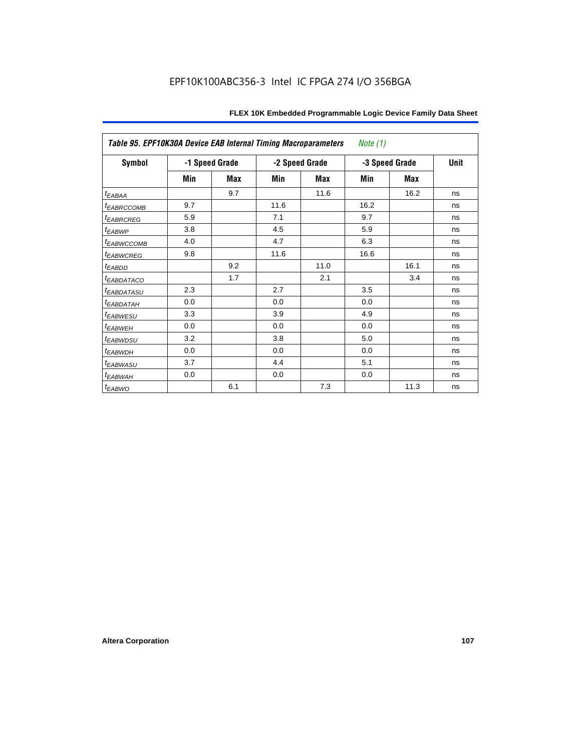| Table 95. EPF10K30A Device EAB Internal Timing Macroparameters *Note (1)* | | | | | | | |
|---|---|---|---|---|---|---|---|
| Symbol | -1 Speed Grade | | -2 Speed Grade | | -3 Speed Grade | | Unit |
| | Min | Max | Min | Max | Min | Max | |
| $t_{EABAA}$ | | 9.7 | | 11.6 | | 16.2 | ns |
| $t_{EABRCCOMB}$ | 9.7 | | 11.6 | | 16.2 | | ns |
| $t_{EABRCREG}$ | 5.9 | | 7.1 | | 9.7 | | ns |
| $t_{EABWP}$ | 3.8 | | 4.5 | | 5.9 | | ns |
| $t_{EABWCCOMB}$ | 4.0 | | 4.7 | | 6.3 | | ns |
| $t_{EABWCREG}$ | 9.8 | | 11.6 | | 16.6 | | ns |
| $t_{EABDD}$ | | 9.2 | | 11.0 | | 16.1 | ns |
| $t_{EABDATACO}$ | | 1.7 | | 2.1 | | 3.4 | ns |
| $t_{EABDATASU}$ | 2.3 | | 2.7 | | 3.5 | | ns |
| $t_{EABDATAH}$ | 0.0 | | 0.0 | | 0.0 | | ns |
| $t_{EABWESU}$ | 3.3 | | 3.9 | | 4.9 | | ns |
| $t_{EABWEH}$ | 0.0 | | 0.0 | | 0.0 | | ns |
| $t_{EABWDSU}$ | 3.2 | | 3.8 | | 5.0 | | ns |
| $t_{EABWDH}$ | 0.0 | | 0.0 | | 0.0 | | ns |
| $t_{EABWASU}$ | 3.7 | | 4.4 | | 5.1 | | ns |
| $t_{EABWAH}$ | 0.0 | | 0.0 | | 0.0 | | ns |
| $t_{EABWO}$ | | 6.1 | | 7.3 | | 11.3 | ns |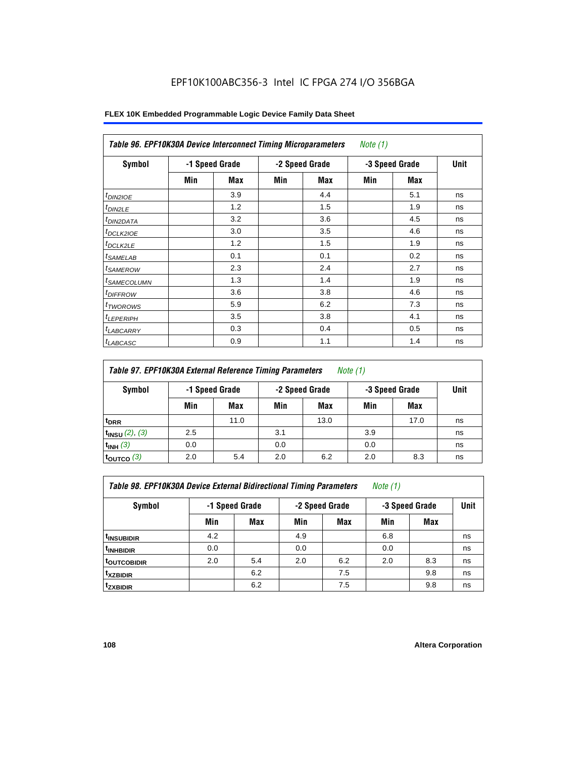EPF10K100ABC356-3 Intel IC FPGA 274 I/O 356BGA

| Table 96. EPF10K30A Device Interconnect Timing Microparameters *Note (1)* | | | | | | | |
|---|---|---|---|---|---|---|---|
| Symbol | -1 Speed Grade | | -2 Speed Grade | | -3 Speed Grade | | Unit |
| | Min | Max | Min | Max | Min | Max | |
| $t_{DIN2IOE}$ | | 3.9 | | 4.4 | | 5.1 | ns |
| $t_{DIN2LE}$ | | 1.2 | | 1.5 | | 1.9 | ns |
| $t_{DIN2DATA}$ | | 3.2 | | 3.6 | | 4.5 | ns |
| $t_{DCLK2IOE}$ | | 3.0 | | 3.5 | | 4.6 | ns |
| $t_{DCLK2LE}$ | | 1.2 | | 1.5 | | 1.9 | ns |
| $t_{SAMELAB}$ | | 0.1 | | 0.1 | | 0.2 | ns |
| $t_{SAMEROW}$ | | 2.3 | | 2.4 | | 2.7 | ns |
| $t_{SAMECOLUMN}$ | | 1.3 | | 1.4 | | 1.9 | ns |
| $t_{DIFFROW}$ | | 3.6 | | 3.8 | | 4.6 | ns |
| $t_{TWOROWS}$ | | 5.9 | | 6.2 | | 7.3 | ns |
| $t_{LEPERIPH}$ | | 3.5 | | 3.8 | | 4.1 | ns |
| $t_{LABCARRY}$ | | 0.3 | | 0.4 | | 0.5 | ns |
| $t_{LABCASC}$ | | 0.9 | | 1.1 | | 1.4 | ns |

| Table 97. EPF10K30A External Reference Timing Parameters *Note (1)* | | | | | | | |
|---|---|---|---|---|---|---|---|
| Symbol | -1 Speed Grade | | -2 Speed Grade | | -3 Speed Grade | | Unit |
| | Min | Max | Min | Max | Min | Max | |
| $t_{DRR}$ | | 11.0 | | 13.0 | | 17.0 | ns |
| $t_{INSU}$ *(2), (3)* | 2.5 | | 3.1 | | 3.9 | | ns |
| $t_{INH}$ *(3)* | 0.0 | | 0.0 | | 0.0 | | ns |
| $t_{OUTCO}$ *(3)* | 2.0 | 5.4 | 2.0 | 6.2 | 2.0 | 8.3 | ns |

| Table 98. EPF10K30A Device External Bidirectional Timing Parameters *Note (1)* | | | | | | | |
|---|---|---|---|---|---|---|---|
| Symbol | -1 Speed Grade | | -2 Speed Grade | | -3 Speed Grade | | Unit |
| | Min | Max | Min | Max | Min | Max | |
| $t_{INSUBIDIR}$ | 4.2 | | 4.9 | | 6.8 | | ns |
| $t_{INHBIDIR}$ | 0.0 | | 0.0 | | 0.0 | | ns |
| $t_{OUTCOBIDIR}$ | 2.0 | 5.4 | 2.0 | 6.2 | 2.0 | 8.3 | ns |
| $t_{XZBIDIR}$ | | 6.2 | | 7.5 | | 9.8 | ns |
| $t_{ZXBIDIR}$ | | 6.2 | | 7.5 | | 9.8 | ns |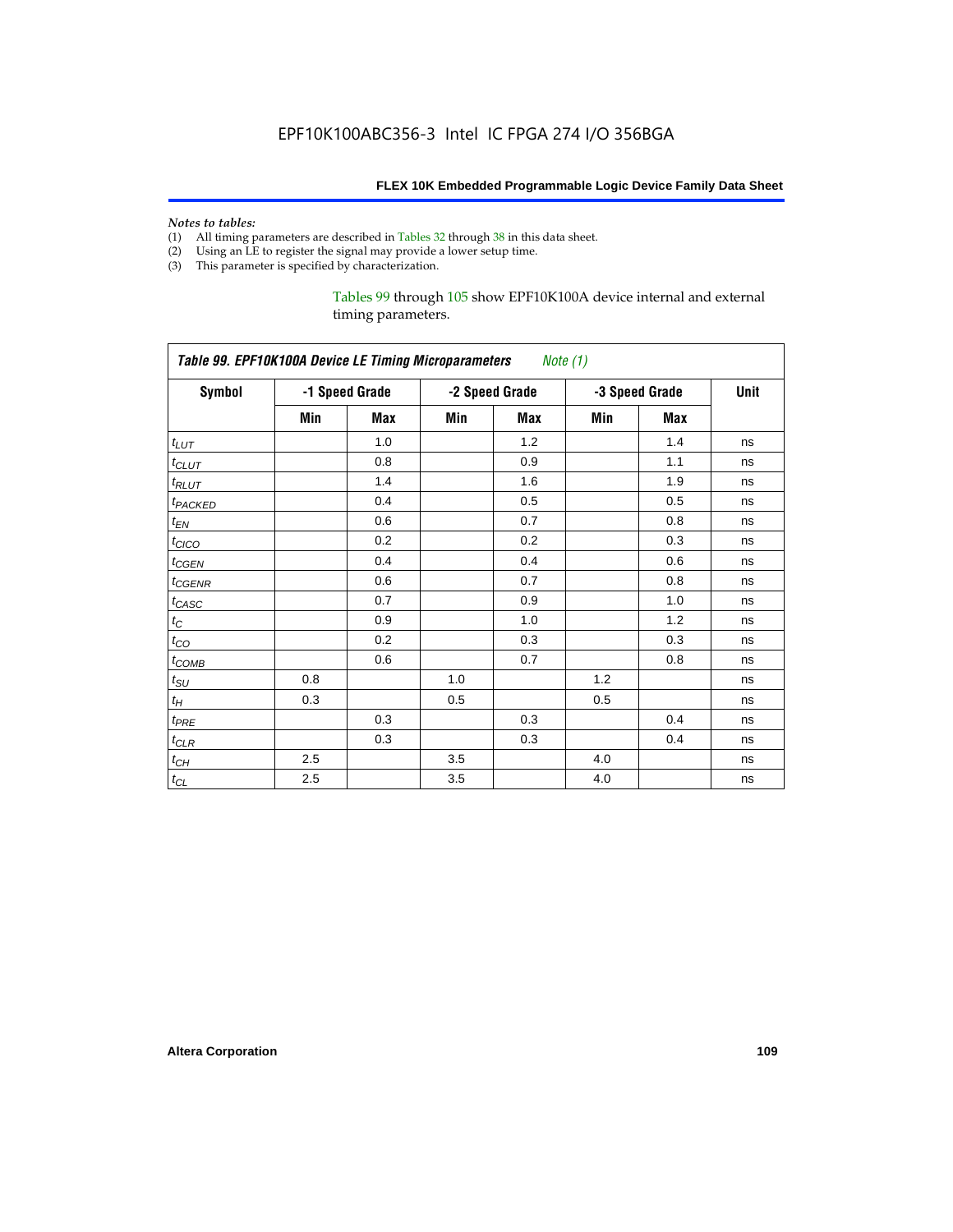*Notes to tables:*

(1) All timing parameters are described in Tables 32 through 38 in this data sheet.
(2) Using an LE to register the signal may provide a lower setup time.
(3) This parameter is specified by characterization.

Tables 99 through 105 show EPF10K100A device internal and external timing parameters.

| *Table 99. EPF10K100A Device LE Timing Microparameters Note (1)* | | | | | | | |
|---|---|---|---|---|---|---|---|
| **Symbol** | **-1 Speed Grade** | | **-2 Speed Grade** | | **-3 Speed Grade** | | **Unit** |
| | **Min** | **Max** | **Min** | **Max** | **Min** | **Max** | |
| $t_{LUT}$ | | 1.0 | | 1.2 | | 1.4 | ns |
| $t_{CLUT}$ | | 0.8 | | 0.9 | | 1.1 | ns |
| $t_{RLUT}$ | | 1.4 | | 1.6 | | 1.9 | ns |
| $t_{PACKED}$ | | 0.4 | | 0.5 | | 0.5 | ns |
| $t_{EN}$ | | 0.6 | | 0.7 | | 0.8 | ns |
| $t_{CICO}$ | | 0.2 | | 0.2 | | 0.3 | ns |
| $t_{CGEN}$ | | 0.4 | | 0.4 | | 0.6 | ns |
| $t_{CGENR}$ | | 0.6 | | 0.7 | | 0.8 | ns |
| $t_{CASC}$ | | 0.7 | | 0.9 | | 1.0 | ns |
| $t_{C}$ | | 0.9 | | 1.0 | | 1.2 | ns |
| $t_{CO}$ | | 0.2 | | 0.3 | | 0.3 | ns |
| $t_{COMB}$ | | 0.6 | | 0.7 | | 0.8 | ns |
| $t_{SU}$ | 0.8 | | 1.0 | | 1.2 | | ns |
| $t_{H}$ | 0.3 | | 0.5 | | 0.5 | | ns |
| $t_{PRE}$ | | 0.3 | | 0.3 | | 0.4 | ns |
| $t_{CLR}$ | | 0.3 | | 0.3 | | 0.4 | ns |
| $t_{CH}$ | 2.5 | | 3.5 | | 4.0 | | ns |
| $t_{CL}$ | 2.5 | | 3.5 | | 4.0 | | ns |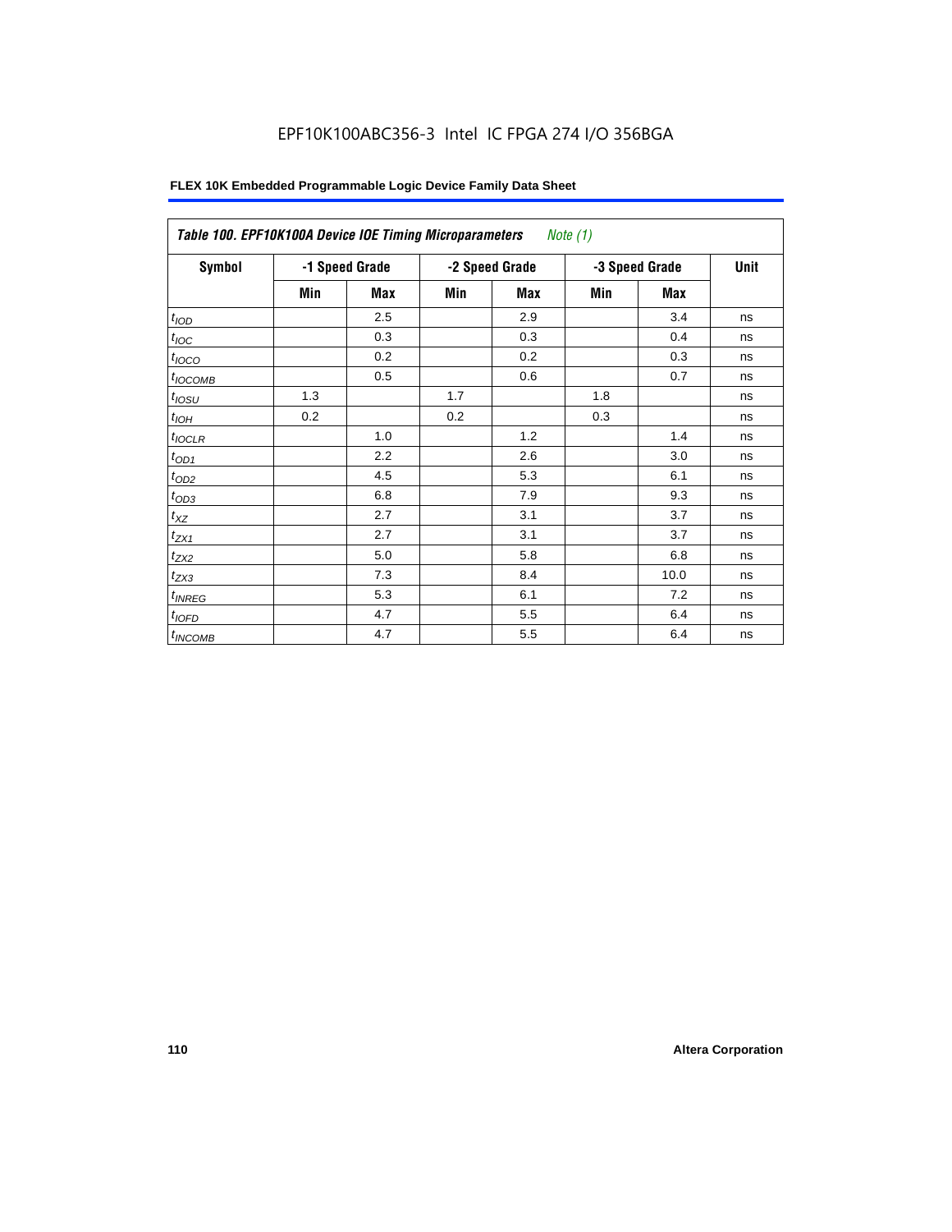Table 100. EPF10K100A Device IOE Timing Microparameters *Note (1)*

| Symbol | -1 Speed Grade | | -2 Speed Grade | | -3 Speed Grade | | Unit |
|---|---|---|---|---|---|---|---|
| | Min | Max | Min | Max | Min | Max | |
| $t_{IOD}$ | | 2.5 | | 2.9 | | 3.4 | ns |
| $t_{IOC}$ | | 0.3 | | 0.3 | | 0.4 | ns |
| $t_{IOCO}$ | | 0.2 | | 0.2 | | 0.3 | ns |
| $t_{IOCOMB}$ | | 0.5 | | 0.6 | | 0.7 | ns |
| $t_{IOSU}$ | 1.3 | | 1.7 | | 1.8 | | ns |
| $t_{IOH}$ | 0.2 | | 0.2 | | 0.3 | | ns |
| $t_{IOCLR}$ | | 1.0 | | 1.2 | | 1.4 | ns |
| $t_{OD1}$ | | 2.2 | | 2.6 | | 3.0 | ns |
| $t_{OD2}$ | | 4.5 | | 5.3 | | 6.1 | ns |
| $t_{OD3}$ | | 6.8 | | 7.9 | | 9.3 | ns |
| $t_{XZ}$ | | 2.7 | | 3.1 | | 3.7 | ns |
| $t_{ZX1}$ | | 2.7 | | 3.1 | | 3.7 | ns |
| $t_{ZX2}$ | | 5.0 | | 5.8 | | 6.8 | ns |
| $t_{ZX3}$ | | 7.3 | | 8.4 | | 10.0 | ns |
| $t_{INREG}$ | | 5.3 | | 6.1 | | 7.2 | ns |
| $t_{IOFD}$ | | 4.7 | | 5.5 | | 6.4 | ns |
| $t_{INCOMB}$ | | 4.7 | | 5.5 | | 6.4 | ns |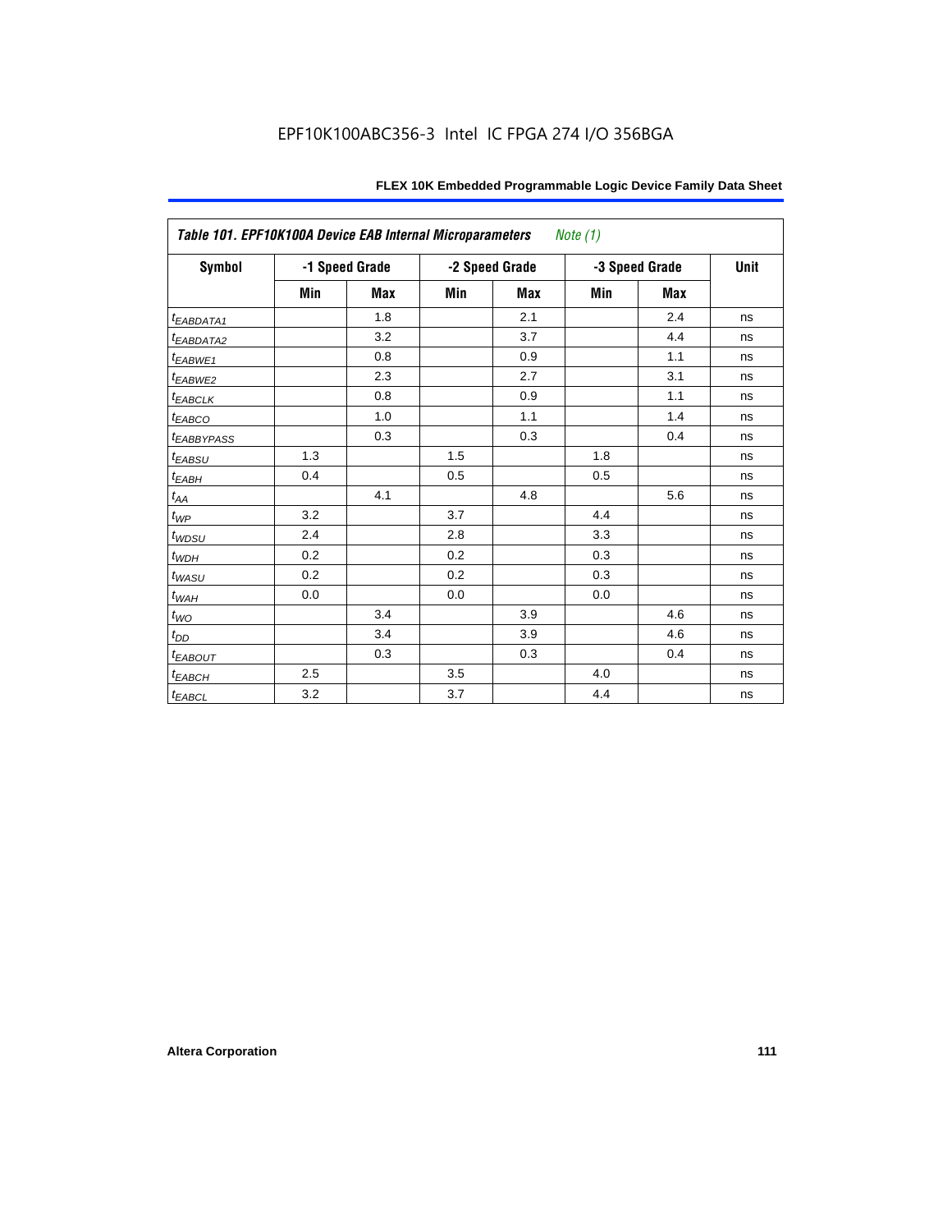EPF10K100ABC356-3 Intel IC FPGA 274 I/O 356BGA

| Table 101. EPF10K100A Device EAB Internal Microparameters *Note (1)* | | | | | | | |
|---|---|---|---|---|---|---|---|
| Symbol | -1 Speed Grade | | -2 Speed Grade | | -3 Speed Grade | | Unit |
| | Min | Max | Min | Max | Min | Max | |
| $t_{EABDATA1}$ | | 1.8 | | 2.1 | | 2.4 | ns |
| $t_{EABDATA2}$ | | 3.2 | | 3.7 | | 4.4 | ns |
| $t_{EABWE1}$ | | 0.8 | | 0.9 | | 1.1 | ns |
| $t_{EABWE2}$ | | 2.3 | | 2.7 | | 3.1 | ns |
| $t_{EABCLK}$ | | 0.8 | | 0.9 | | 1.1 | ns |
| $t_{EABCO}$ | | 1.0 | | 1.1 | | 1.4 | ns |
| $t_{EABBYPASS}$ | | 0.3 | | 0.3 | | 0.4 | ns |
| $t_{EABSU}$ | 1.3 | | 1.5 | | 1.8 | | ns |
| $t_{EABH}$ | 0.4 | | 0.5 | | 0.5 | | ns |
| $t_{AA}$ | | 4.1 | | 4.8 | | 5.6 | ns |
| $t_{WP}$ | 3.2 | | 3.7 | | 4.4 | | ns |
| $t_{WDSU}$ | 2.4 | | 2.8 | | 3.3 | | ns |
| $t_{WDH}$ | 0.2 | | 0.2 | | 0.3 | | ns |
| $t_{WASU}$ | 0.2 | | 0.2 | | 0.3 | | ns |
| $t_{WAH}$ | 0.0 | | 0.0 | | 0.0 | | ns |
| $t_{WO}$ | | 3.4 | | 3.9 | | 4.6 | ns |
| $t_{DD}$ | | 3.4 | | 3.9 | | 4.6 | ns |
| $t_{EABOUT}$ | | 0.3 | | 0.3 | | 0.4 | ns |
| $t_{EABCH}$ | 2.5 | | 3.5 | | 4.0 | | ns |
| $t_{EABCL}$ | 3.2 | | 3.7 | | 4.4 | | ns |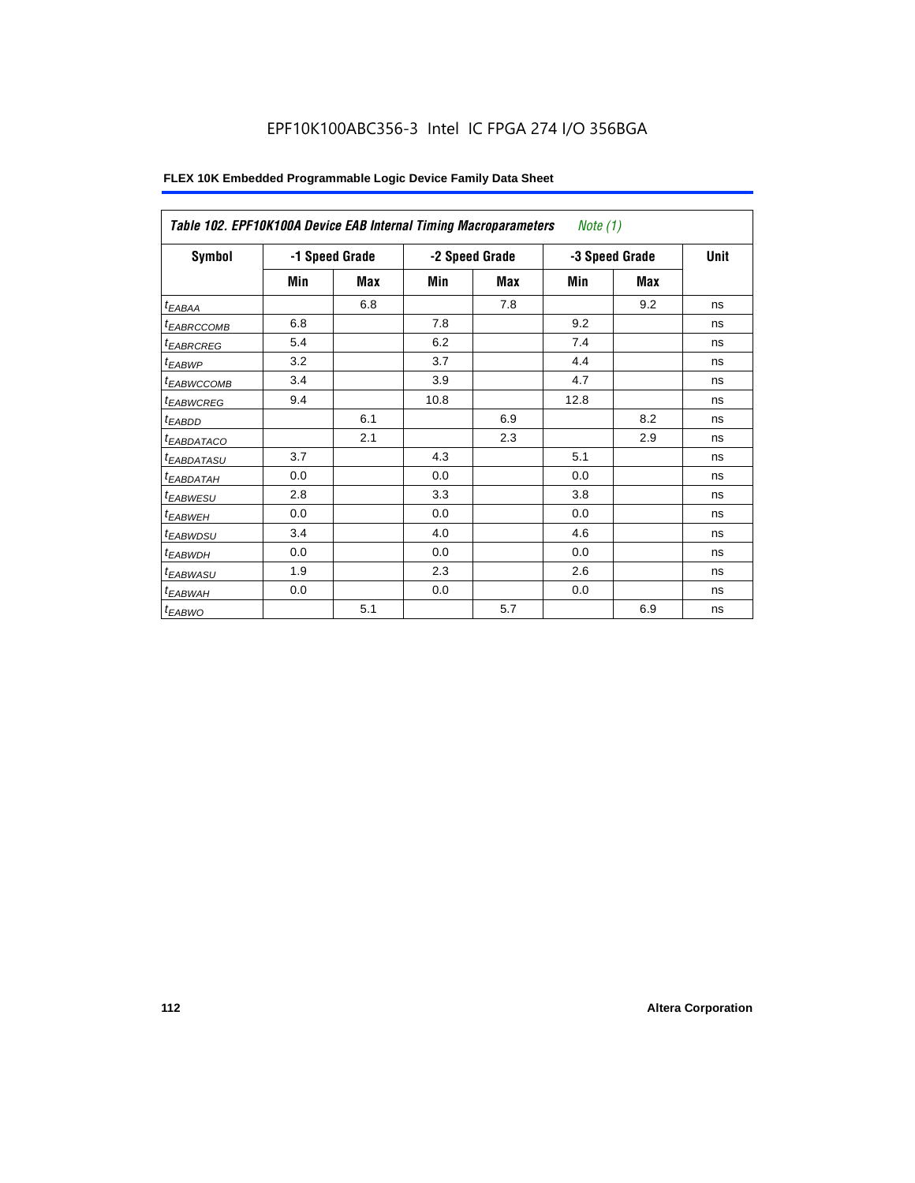EPF10K100ABC356-3 Intel IC FPGA 274 I/O 356BGA

| *Table 102. EPF10K100A Device EAB Internal Timing Macroparameters* *Note (1)* | | | | | | | |
|---|---|---|---|---|---|---|---|
| **Symbol** | **-1 Speed Grade** | | **-2 Speed Grade** | | **-3 Speed Grade** | | **Unit** |
| | **Min** | **Max** | **Min** | **Max** | **Min** | **Max** | |
| $t_{EABAA}$ | | 6.8 | | 7.8 | | 9.2 | ns |
| $t_{EABRCCOMB}$ | 6.8 | | 7.8 | | 9.2 | | ns |
| $t_{EABRCREG}$ | 5.4 | | 6.2 | | 7.4 | | ns |
| $t_{EABWP}$ | 3.2 | | 3.7 | | 4.4 | | ns |
| $t_{EABWCCOMB}$ | 3.4 | | 3.9 | | 4.7 | | ns |
| $t_{EABWCREG}$ | 9.4 | | 10.8 | | 12.8 | | ns |
| $t_{EABDD}$ | | 6.1 | | 6.9 | | 8.2 | ns |
| $t_{EABDATACO}$ | | 2.1 | | 2.3 | | 2.9 | ns |
| $t_{EABDATASU}$ | 3.7 | | 4.3 | | 5.1 | | ns |
| $t_{EABDATAH}$ | 0.0 | | 0.0 | | 0.0 | | ns |
| $t_{EABWESU}$ | 2.8 | | 3.3 | | 3.8 | | ns |
| $t_{EABWEH}$ | 0.0 | | 0.0 | | 0.0 | | ns |
| $t_{EABWDSU}$ | 3.4 | | 4.0 | | 4.6 | | ns |
| $t_{EABWDH}$ | 0.0 | | 0.0 | | 0.0 | | ns |
| $t_{EABWASU}$ | 1.9 | | 2.3 | | 2.6 | | ns |
| $t_{EABWAH}$ | 0.0 | | 0.0 | | 0.0 | | ns |
| $t_{EABWO}$ | | 5.1 | | 5.7 | | 6.9 | ns |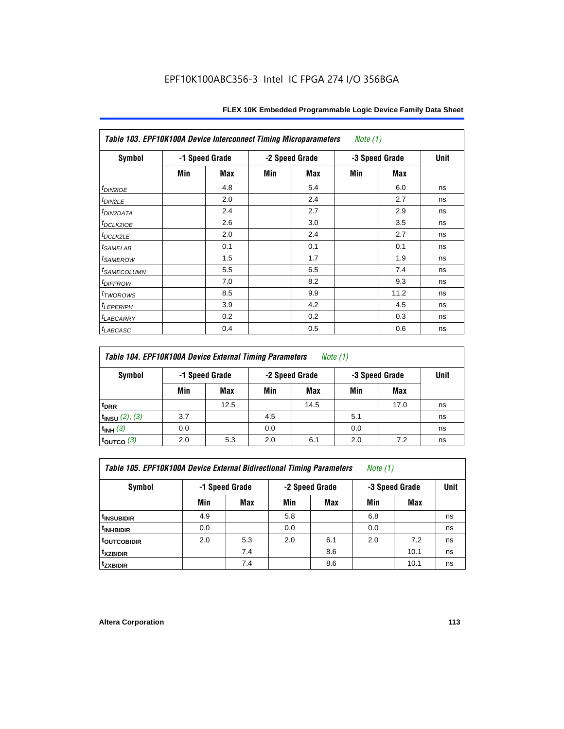EPF10K100ABC356-3 Intel IC FPGA 274 I/O 356BGA

| *Table 103. EPF10K100A Device Interconnect Timing Microparameters* *Note (1)* | | | | | | | |
|---|---|---|---|---|---|---|---|
| Symbol | -1 Speed Grade | | -2 Speed Grade | | -3 Speed Grade | | Unit |
| | Min | Max | Min | Max | Min | Max | |
| $t_{DIN2IOE}$ | | 4.8 | | 5.4 | | 6.0 | ns |
| $t_{DIN2LE}$ | | 2.0 | | 2.4 | | 2.7 | ns |
| $t_{DIN2DATA}$ | | 2.4 | | 2.7 | | 2.9 | ns |
| $t_{DCLK2IOE}$ | | 2.6 | | 3.0 | | 3.5 | ns |
| $t_{DCLK2LE}$ | | 2.0 | | 2.4 | | 2.7 | ns |
| $t_{SAMELAB}$ | | 0.1 | | 0.1 | | 0.1 | ns |
| $t_{SAMEROW}$ | | 1.5 | | 1.7 | | 1.9 | ns |
| $t_{SAMECOLUMN}$ | | 5.5 | | 6.5 | | 7.4 | ns |
| $t_{DIFFROW}$ | | 7.0 | | 8.2 | | 9.3 | ns |
| $t_{TWOROWS}$ | | 8.5 | | 9.9 | | 11.2 | ns |
| $t_{LEPERIPH}$ | | 3.9 | | 4.2 | | 4.5 | ns |
| $t_{LABCARRY}$ | | 0.2 | | 0.2 | | 0.3 | ns |
| $t_{LABCASC}$ | | 0.4 | | 0.5 | | 0.6 | ns |

| *Table 104. EPF10K100A Device External Timing Parameters* *Note (1)* | | | | | | | |
|---|---|---|---|---|---|---|---|
| Symbol | -1 Speed Grade | | -2 Speed Grade | | -3 Speed Grade | | Unit |
| | Min | Max | Min | Max | Min | Max | |
| $t_{DRR}$ | | 12.5 | | 14.5 | | 17.0 | ns |
| $t_{INSU}$ (2), (3) | 3.7 | | 4.5 | | 5.1 | | ns |
| $t_{INH}$ (3) | 0.0 | | 0.0 | | 0.0 | | ns |
| $t_{OUTCO}$ (3) | 2.0 | 5.3 | 2.0 | 6.1 | 2.0 | 7.2 | ns |

| *Table 105. EPF10K100A Device External Bidirectional Timing Parameters* *Note (1)* | | | | | | | |
|---|---|---|---|---|---|---|---|
| Symbol | -1 Speed Grade | | -2 Speed Grade | | -3 Speed Grade | | Unit |
| | Min | Max | Min | Max | Min | Max | |
| $t_{INSUBIDIR}$ | 4.9 | | 5.8 | | 6.8 | | ns |
| $t_{INHBIDIR}$ | 0.0 | | 0.0 | | 0.0 | | ns |
| $t_{OUTCOBIDIR}$ | 2.0 | 5.3 | 2.0 | 6.1 | 2.0 | 7.2 | ns |
| $t_{XZBIDIR}$ | | 7.4 | | 8.6 | | 10.1 | ns |
| $t_{ZXBIDIR}$ | | 7.4 | | 8.6 | | 10.1 | ns |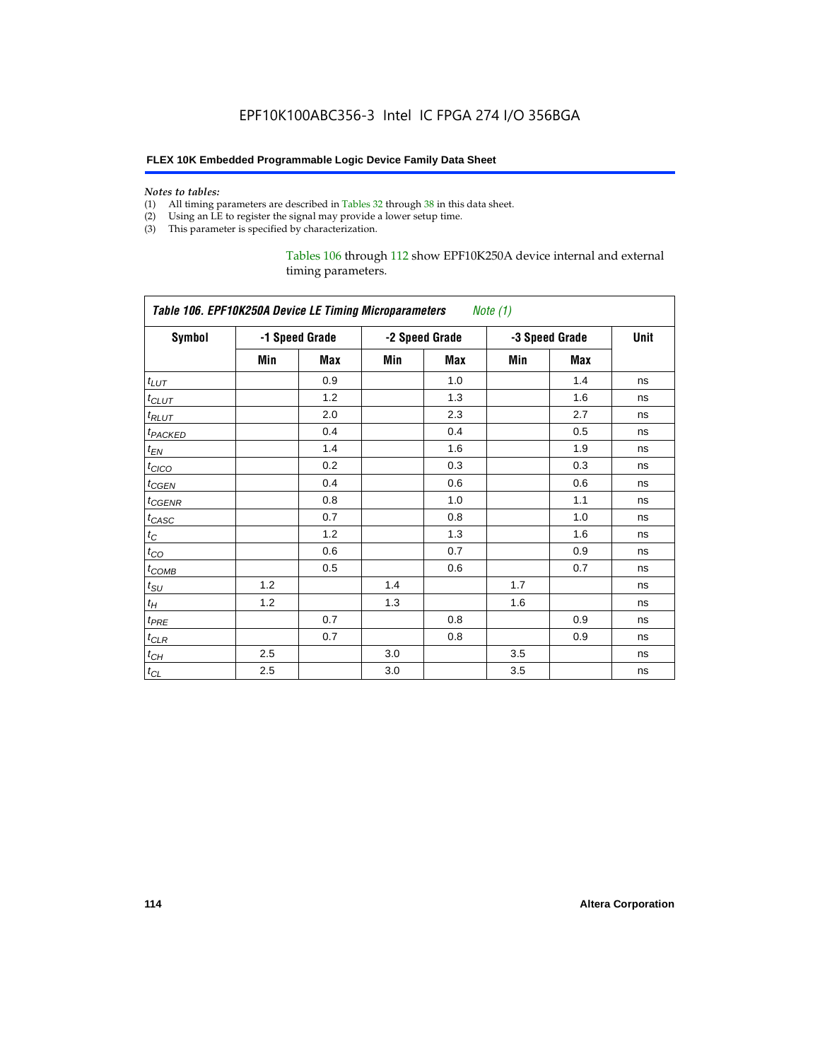*Notes to tables:*

(1) All timing parameters are described in Tables 32 through 38 in this data sheet.
(2) Using an LE to register the signal may provide a lower setup time.
(3) This parameter is specified by characterization.

Tables 106 through 112 show EPF10K250A device internal and external timing parameters.

**Table 106. EPF10K250A Device LE Timing Microparameters** *Note (1)*

| Symbol | -1 Speed Grade | | -2 Speed Grade | | -3 Speed Grade | | Unit |
|---|---|---|---|---|---|---|---|
| | Min | Max | Min | Max | Min | Max | |
| $t_{LUT}$ | | 0.9 | | 1.0 | | 1.4 | ns |
| $t_{CLUT}$ | | 1.2 | | 1.3 | | 1.6 | ns |
| $t_{RLUT}$ | | 2.0 | | 2.3 | | 2.7 | ns |
| $t_{PACKED}$ | | 0.4 | | 0.4 | | 0.5 | ns |
| $t_{EN}$ | | 1.4 | | 1.6 | | 1.9 | ns |
| $t_{CICO}$ | | 0.2 | | 0.3 | | 0.3 | ns |
| $t_{CGEN}$ | | 0.4 | | 0.6 | | 0.6 | ns |
| $t_{CGENR}$ | | 0.8 | | 1.0 | | 1.1 | ns |
| $t_{CASC}$ | | 0.7 | | 0.8 | | 1.0 | ns |
| $t_{C}$ | | 1.2 | | 1.3 | | 1.6 | ns |
| $t_{CO}$ | | 0.6 | | 0.7 | | 0.9 | ns |
| $t_{COMB}$ | | 0.5 | | 0.6 | | 0.7 | ns |
| $t_{SU}$ | 1.2 | | 1.4 | | 1.7 | | ns |
| $t_{H}$ | 1.2 | | 1.3 | | 1.6 | | ns |
| $t_{PRE}$ | | 0.7 | | 0.8 | | 0.9 | ns |
| $t_{CLR}$ | | 0.7 | | 0.8 | | 0.9 | ns |
| $t_{CH}$ | 2.5 | | 3.0 | | 3.5 | | ns |
| $t_{CL}$ | 2.5 | | 3.0 | | 3.5 | | ns |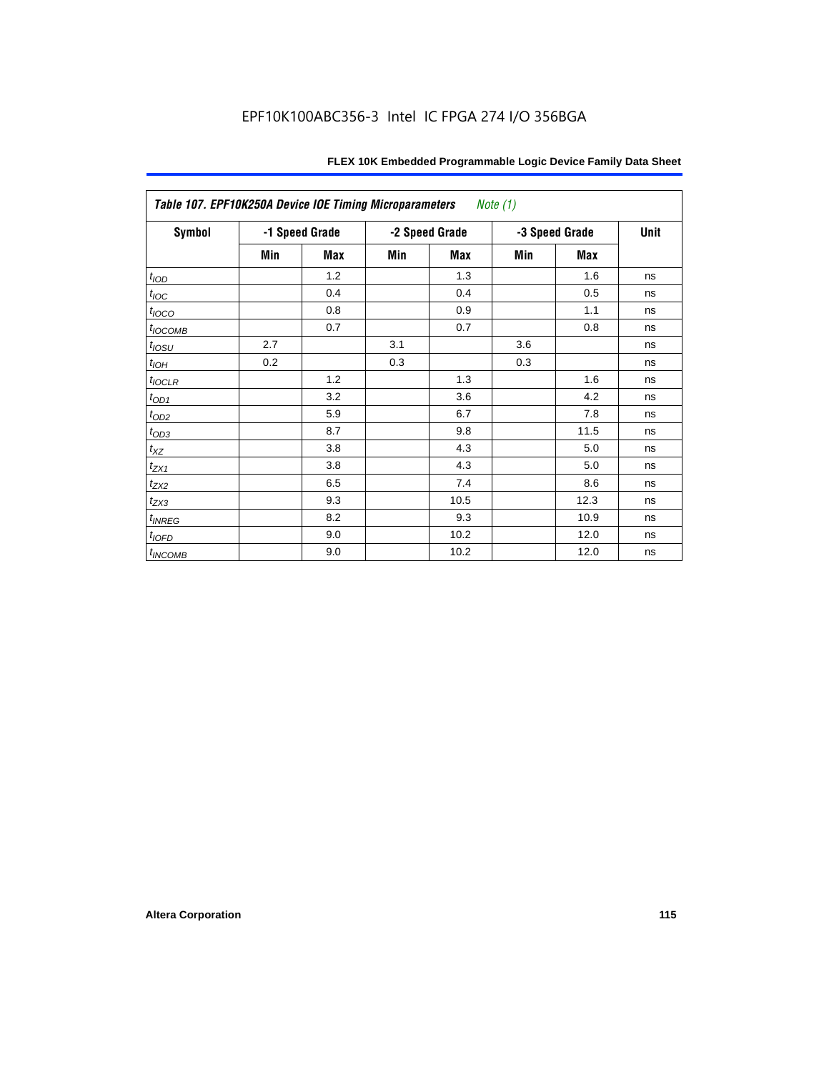EPF10K100ABC356-3 Intel IC FPGA 274 I/O 356BGA

| *Table 107. EPF10K250A Device IOE Timing Microparameters* *Note (1)* | | | | | | | |
|---|---|---|---|---|---|---|---|
| **Symbol** | **-1 Speed Grade** | | **-2 Speed Grade** | | **-3 Speed Grade** | | **Unit** |
| | **Min** | **Max** | **Min** | **Max** | **Min** | **Max** | |
| $t_{IOD}$ | | 1.2 | | 1.3 | | 1.6 | ns |
| $t_{IOC}$ | | 0.4 | | 0.4 | | 0.5 | ns |
| $t_{IOCO}$ | | 0.8 | | 0.9 | | 1.1 | ns |
| $t_{IOCOMB}$ | | 0.7 | | 0.7 | | 0.8 | ns |
| $t_{IOSU}$ | 2.7 | | 3.1 | | 3.6 | | ns |
| $t_{IOH}$ | 0.2 | | 0.3 | | 0.3 | | ns |
| $t_{IOCLR}$ | | 1.2 | | 1.3 | | 1.6 | ns |
| $t_{OD1}$ | | 3.2 | | 3.6 | | 4.2 | ns |
| $t_{OD2}$ | | 5.9 | | 6.7 | | 7.8 | ns |
| $t_{OD3}$ | | 8.7 | | 9.8 | | 11.5 | ns |
| $t_{XZ}$ | | 3.8 | | 4.3 | | 5.0 | ns |
| $t_{ZX1}$ | | 3.8 | | 4.3 | | 5.0 | ns |
| $t_{ZX2}$ | | 6.5 | | 7.4 | | 8.6 | ns |
| $t_{ZX3}$ | | 9.3 | | 10.5 | | 12.3 | ns |
| $t_{INREG}$ | | 8.2 | | 9.3 | | 10.9 | ns |
| $t_{IOFD}$ | | 9.0 | | 10.2 | | 12.0 | ns |
| $t_{INCOMB}$ | | 9.0 | | 10.2 | | 12.0 | ns |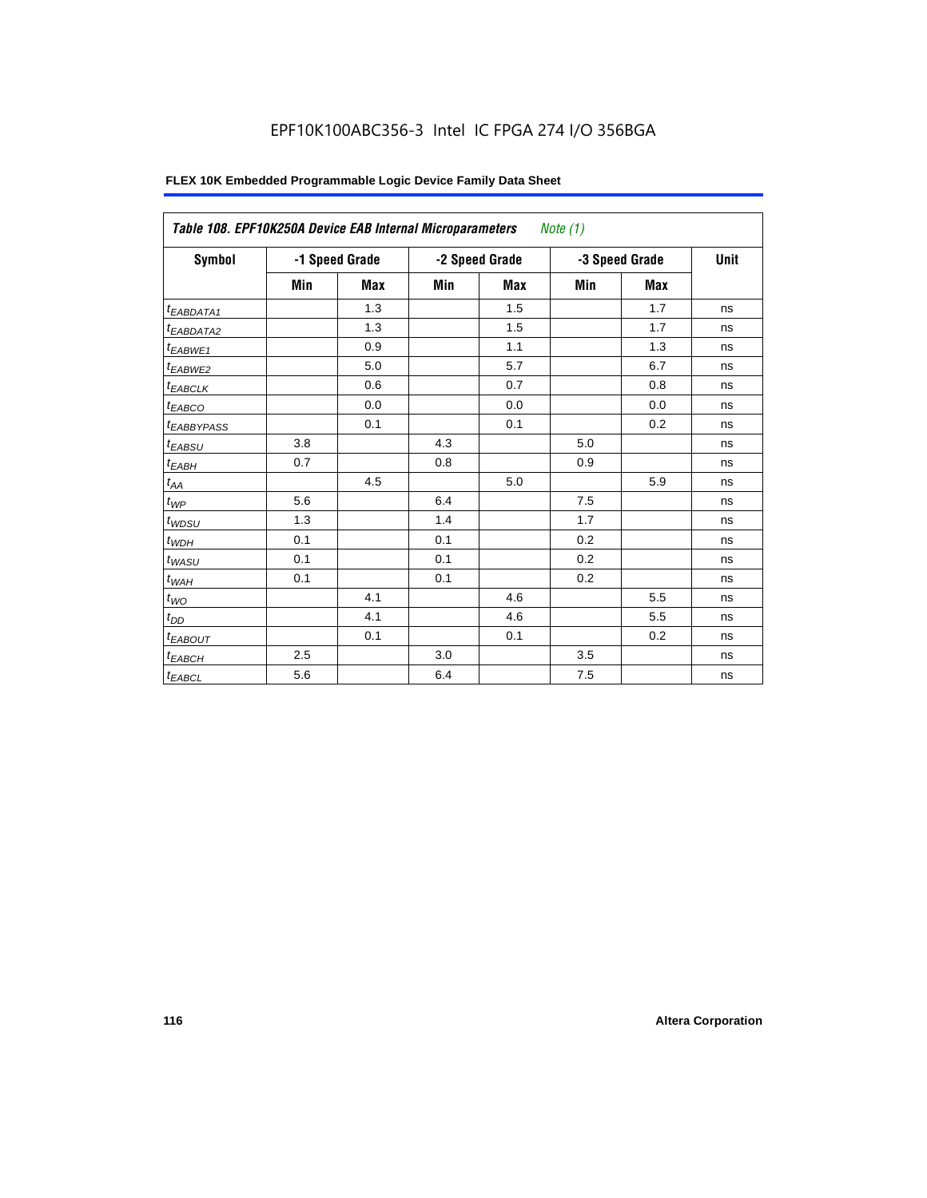EPF10K100ABC356-3 Intel IC FPGA 274 I/O 356BGA

| Table 108. EPF10K250A Device EAB Internal Microparameters *Note (1)* | | | | | | | |
|---|---|---|---|---|---|---|---|
| Symbol | -1 Speed Grade | | -2 Speed Grade | | -3 Speed Grade | | Unit |
| | Min | Max | Min | Max | Min | Max | |
| $t_{EABDATA1}$ | | 1.3 | | 1.5 | | 1.7 | ns |
| $t_{EABDATA2}$ | | 1.3 | | 1.5 | | 1.7 | ns |
| $t_{EABWE1}$ | | 0.9 | | 1.1 | | 1.3 | ns |
| $t_{EABWE2}$ | | 5.0 | | 5.7 | | 6.7 | ns |
| $t_{EABCLK}$ | | 0.6 | | 0.7 | | 0.8 | ns |
| $t_{EABCO}$ | | 0.0 | | 0.0 | | 0.0 | ns |
| $t_{EABBYPASS}$ | | 0.1 | | 0.1 | | 0.2 | ns |
| $t_{EABSU}$ | 3.8 | | 4.3 | | 5.0 | | ns |
| $t_{EABH}$ | 0.7 | | 0.8 | | 0.9 | | ns |
| $t_{AA}$ | | 4.5 | | 5.0 | | 5.9 | ns |
| $t_{WP}$ | 5.6 | | 6.4 | | 7.5 | | ns |
| $t_{WDSU}$ | 1.3 | | 1.4 | | 1.7 | | ns |
| $t_{WDH}$ | 0.1 | | 0.1 | | 0.2 | | ns |
| $t_{WASU}$ | 0.1 | | 0.1 | | 0.2 | | ns |
| $t_{WAH}$ | 0.1 | | 0.1 | | 0.2 | | ns |
| $t_{WO}$ | | 4.1 | | 4.6 | | 5.5 | ns |
| $t_{DD}$ | | 4.1 | | 4.6 | | 5.5 | ns |
| $t_{EABOUT}$ | | 0.1 | | 0.1 | | 0.2 | ns |
| $t_{EABCH}$ | 2.5 | | 3.0 | | 3.5 | | ns |
| $t_{EABCL}$ | 5.6 | | 6.4 | | 7.5 | | ns |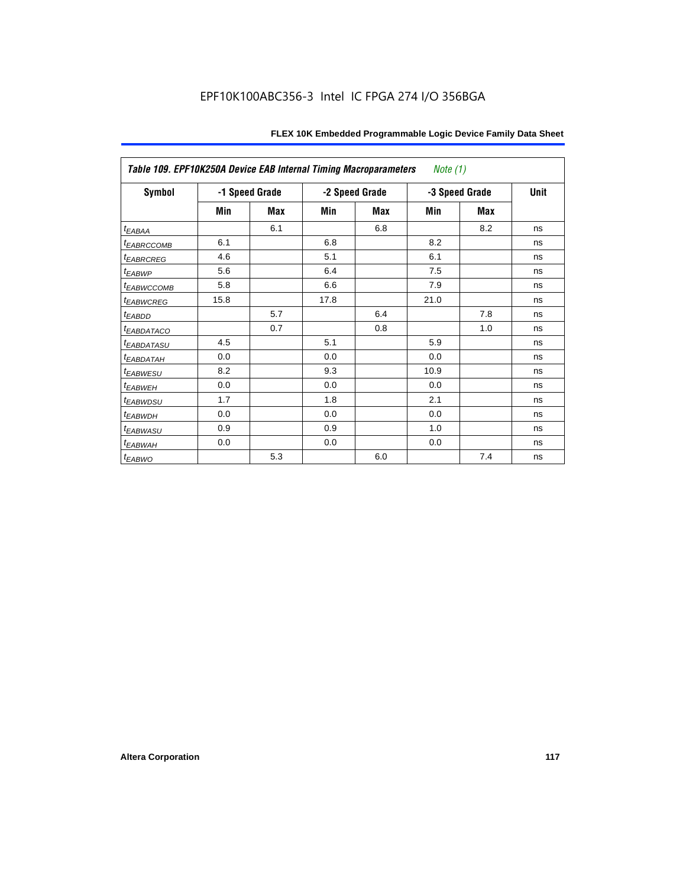| Table 109. EPF10K250A Device EAB Internal Timing Macroparameters *Note (1)* | | | | | | | |
|---|---|---|---|---|---|---|---|
| Symbol | -1 Speed Grade | | -2 Speed Grade | | -3 Speed Grade | | Unit |
| | Min | Max | Min | Max | Min | Max | |
| $t_{EABAA}$ | | 6.1 | | 6.8 | | 8.2 | ns |
| $t_{EABRCCOMB}$ | 6.1 | | 6.8 | | 8.2 | | ns |
| $t_{EABRCREG}$ | 4.6 | | 5.1 | | 6.1 | | ns |
| $t_{EABWP}$ | 5.6 | | 6.4 | | 7.5 | | ns |
| $t_{EABWCCOMB}$ | 5.8 | | 6.6 | | 7.9 | | ns |
| $t_{EABWCREG}$ | 15.8 | | 17.8 | | 21.0 | | ns |
| $t_{EABDD}$ | | 5.7 | | 6.4 | | 7.8 | ns |
| $t_{EABDATACO}$ | | 0.7 | | 0.8 | | 1.0 | ns |
| $t_{EABDATASU}$ | 4.5 | | 5.1 | | 5.9 | | ns |
| $t_{EABDATAH}$ | 0.0 | | 0.0 | | 0.0 | | ns |
| $t_{EABWESU}$ | 8.2 | | 9.3 | | 10.9 | | ns |
| $t_{EABWEH}$ | 0.0 | | 0.0 | | 0.0 | | ns |
| $t_{EABWDSU}$ | 1.7 | | 1.8 | | 2.1 | | ns |
| $t_{EABWDH}$ | 0.0 | | 0.0 | | 0.0 | | ns |
| $t_{EABWASU}$ | 0.9 | | 0.9 | | 1.0 | | ns |
| $t_{EABWAH}$ | 0.0 | | 0.0 | | 0.0 | | ns |
| $t_{EABWO}$ | | 5.3 | | 6.0 | | 7.4 | ns |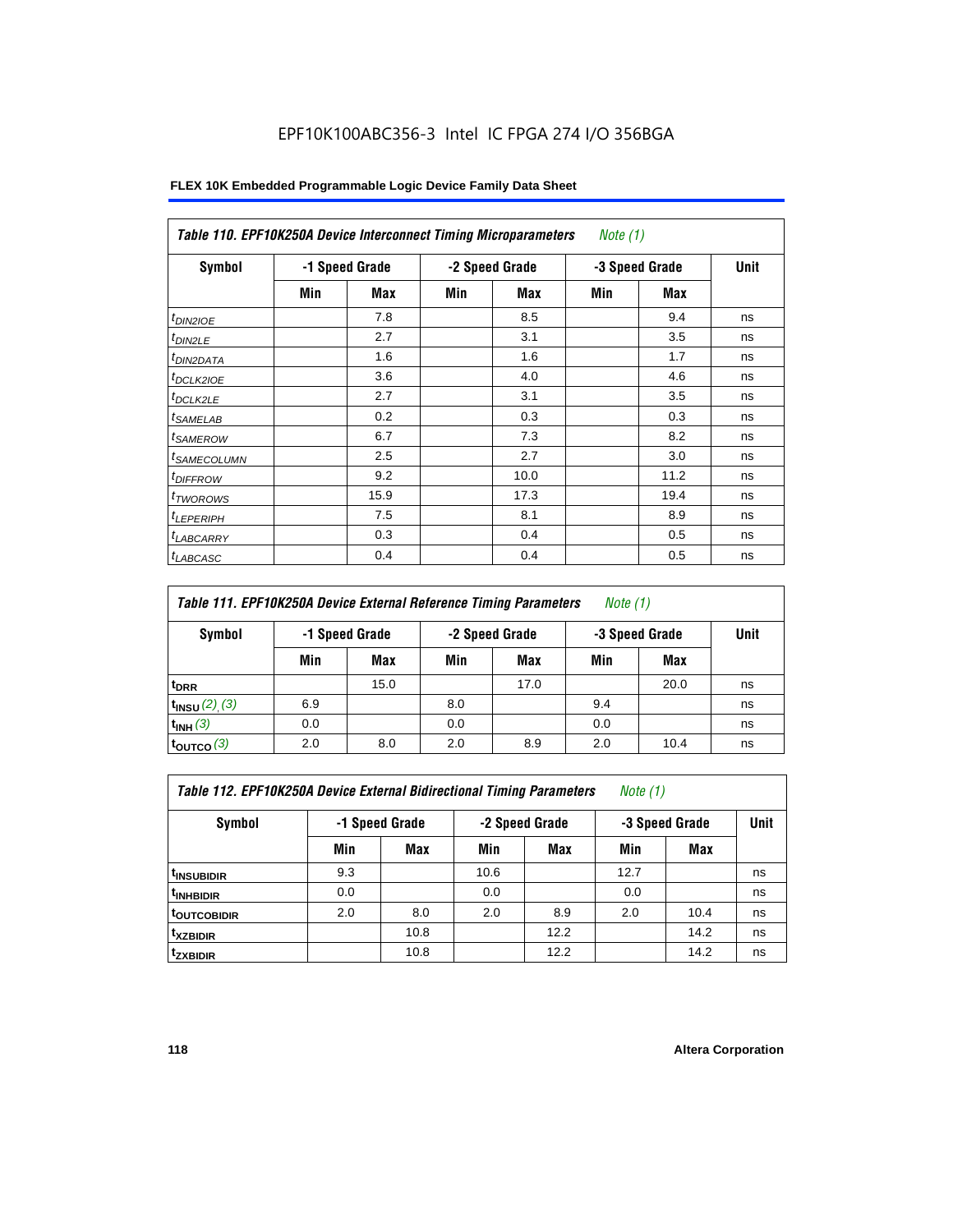EPF10K100ABC356-3 Intel IC FPGA 274 I/O 356BGA

**FLEX 10K Embedded Programmable Logic Device Family Data Sheet**

| *Table 110. EPF10K250A Device Interconnect Timing Microparameters* *Note (1)* | | | | | | | |
|---|---|---|---|---|---|---|---|
| **Symbol** | **-1 Speed Grade** | | **-2 Speed Grade** | | **-3 Speed Grade** | | **Unit** |
| | **Min** | **Max** | **Min** | **Max** | **Min** | **Max** | |
| $t_{DIN2IOE}$ | | 7.8 | | 8.5 | | 9.4 | ns |
| $t_{DIN2LE}$ | | 2.7 | | 3.1 | | 3.5 | ns |
| $t_{DIN2DATA}$ | | 1.6 | | 1.6 | | 1.7 | ns |
| $t_{DCLK2IOE}$ | | 3.6 | | 4.0 | | 4.6 | ns |
| $t_{DCLK2LE}$ | | 2.7 | | 3.1 | | 3.5 | ns |
| $t_{SAMELAB}$ | | 0.2 | | 0.3 | | 0.3 | ns |
| $t_{SAMEROW}$ | | 6.7 | | 7.3 | | 8.2 | ns |
| $t_{SAMECOLUMN}$ | | 2.5 | | 2.7 | | 3.0 | ns |
| $t_{DIFFROW}$ | | 9.2 | | 10.0 | | 11.2 | ns |
| $t_{TWOROWS}$ | | 15.9 | | 17.3 | | 19.4 | ns |
| $t_{LEPERIPH}$ | | 7.5 | | 8.1 | | 8.9 | ns |
| $t_{LABCARRY}$ | | 0.3 | | 0.4 | | 0.5 | ns |
| $t_{LABCASC}$ | | 0.4 | | 0.4 | | 0.5 | ns |

| *Table 111. EPF10K250A Device External Reference Timing Parameters* *Note (1)* | | | | | | | |
|---|---|---|---|---|---|---|---|
| **Symbol** | **-1 Speed Grade** | | **-2 Speed Grade** | | **-3 Speed Grade** | | **Unit** |
| | **Min** | **Max** | **Min** | **Max** | **Min** | **Max** | |
| $t_{DRR}$ | | 15.0 | | 17.0 | | 20.0 | ns |
| $t_{INSU}$ *(2), (3)* | 6.9 | | 8.0 | | 9.4 | | ns |
| $t_{INH}$ *(3)* | 0.0 | | 0.0 | | 0.0 | | ns |
| $t_{OUTCO}$ *(3)* | 2.0 | 8.0 | 2.0 | 8.9 | 2.0 | 10.4 | ns |

| *Table 112. EPF10K250A Device External Bidirectional Timing Parameters* *Note (1)* | | | | | | | |
|---|---|---|---|---|---|---|---|
| **Symbol** | **-1 Speed Grade** | | **-2 Speed Grade** | | **-3 Speed Grade** | | **Unit** |
| | **Min** | **Max** | **Min** | **Max** | **Min** | **Max** | |
| $t_{INSUBIDIR}$ | 9.3 | | 10.6 | | 12.7 | | ns |
| $t_{INHBIDIR}$ | 0.0 | | 0.0 | | 0.0 | | ns |
| $t_{OUTCOBIDIR}$ | 2.0 | 8.0 | 2.0 | 8.9 | 2.0 | 10.4 | ns |
| $t_{XZBIDIR}$ | | 10.8 | | 12.2 | | 14.2 | ns |
| $t_{ZXBIDIR}$ | | 10.8 | | 12.2 | | 14.2 | ns |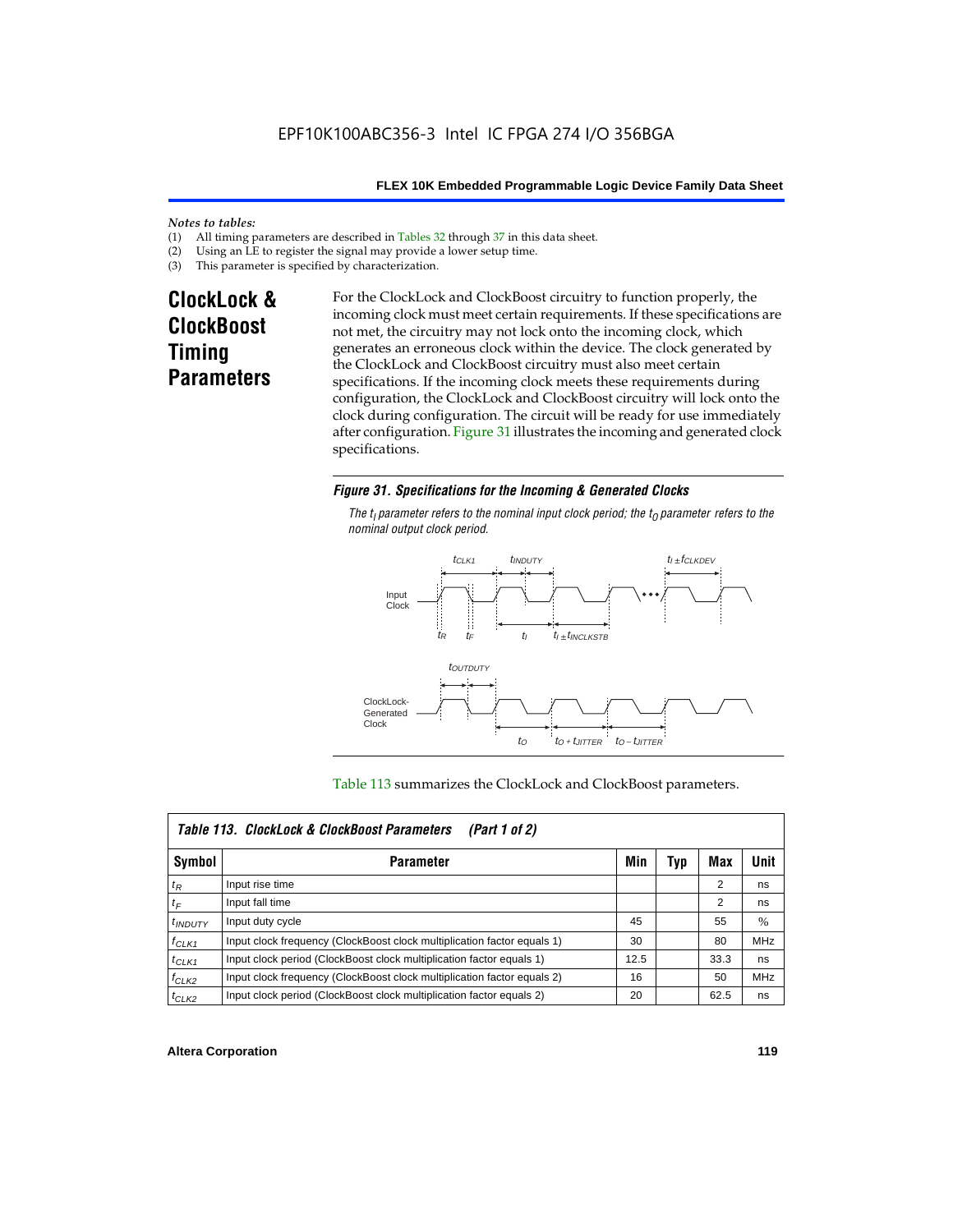*Notes to tables:*

(1) All timing parameters are described in Tables 32 through 37 in this data sheet.
(2) Using an LE to register the signal may provide a lower setup time.
(3) This parameter is specified by characterization.

## ClockLock & ClockBoost Timing Parameters

For the ClockLock and ClockBoost circuitry to function properly, the incoming clock must meet certain requirements. If these specifications are not met, the circuitry may not lock onto the incoming clock, which generates an erroneous clock within the device. The clock generated by the ClockLock and ClockBoost circuitry must also meet certain specifications. If the incoming clock meets these requirements during configuration, the ClockLock and ClockBoost circuitry will lock onto the clock during configuration. The circuit will be ready for use immediately after configuration. Figure 31 illustrates the incoming and generated clock specifications.

***Figure 31. Specifications for the Incoming & Generated Clocks***

*The $t_I$ parameter refers to the nominal input clock period; the $t_O$ parameter refers to the nominal output clock period.*

Table 113 summarizes the ClockLock and ClockBoost parameters.

| Table 113. ClockLock & ClockBoost Parameters (Part 1 of 2) | | | | | |
|---|---|---|---|---|---|
| **Symbol** | **Parameter** | **Min** | **Typ** | **Max** | **Unit** |
| $t_R$ | Input rise time | | | 2 | ns |
| $t_F$ | Input fall time | | | 2 | ns |
| $t_{INDUTY}$ | Input duty cycle | 45 | | 55 | % |
| $f_{CLK1}$ | Input clock frequency (ClockBoost clock multiplication factor equals 1) | 30 | | 80 | MHz |
| $t_{CLK1}$ | Input clock period (ClockBoost clock multiplication factor equals 1) | 12.5 | | 33.3 | ns |
| $f_{CLK2}$ | Input clock frequency (ClockBoost clock multiplication factor equals 2) | 16 | | 50 | MHz |
| $t_{CLK2}$ | Input clock period (ClockBoost clock multiplication factor equals 2) | 20 | | 62.5 | ns |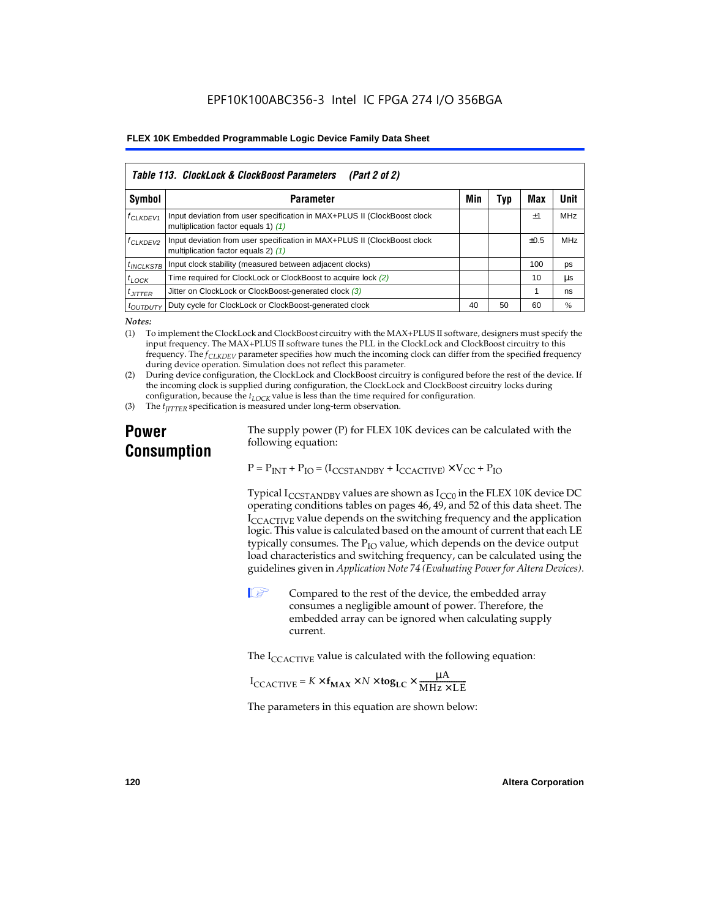## Table 113. ClockLock & ClockBoost Parameters (Part 2 of 2)

| Symbol | Parameter | Min | Typ | Max | Unit |
|---|---|---|---|---|---|
| $f_{CLKDEV1}$ | Input deviation from user specification in MAX+PLUS II (ClockBoost clock multiplication factor equals 1) *(1)* | | | ±1 | MHz |
| $f_{CLKDEV2}$ | Input deviation from user specification in MAX+PLUS II (ClockBoost clock multiplication factor equals 2) *(1)* | | | ±0.5 | MHz |
| $t_{INCLKSTB}$ | Input clock stability (measured between adjacent clocks) | | | 100 | ps |
| $t_{LOCK}$ | Time required for ClockLock or ClockBoost to acquire lock *(2)* | | | 10 | µs |
| $t_{JITTER}$ | Jitter on ClockLock or ClockBoost-generated clock *(3)* | | | 1 | ns |
| $t_{OUTDUTY}$ | Duty cycle for ClockLock or ClockBoost-generated clock | 40 | 50 | 60 | % |

*Notes:*

(1) To implement the ClockLock and ClockBoost circuitry with the MAX+PLUS II software, designers must specify the input frequency. The MAX+PLUS II software tunes the PLL in the ClockLock and ClockBoost circuitry to this frequency. The $f_{CLKDEV}$ parameter specifies how much the incoming clock can differ from the specified frequency during device operation. Simulation does not reflect this parameter.

(2) During device configuration, the ClockLock and ClockBoost circuitry is configured before the rest of the device. If the incoming clock is supplied during configuration, the ClockLock and ClockBoost circuitry locks during configuration, because the $t_{LOCK}$ value is less than the time required for configuration.

(3) The $t_{JITTER}$ specification is measured under long-term observation.

## Power Consumption

The supply power (P) for FLEX 10K devices can be calculated with the following equation:

$$P = P_{INT} + P_{IO} = (I_{CCSTANDBY} + I_{CCACTIVE}) \times V_{CC} + P_{IO}$$

Typical $I_{CCSTANDBY}$ values are shown as $I_{CC0}$ in the FLEX 10K device DC operating conditions tables on pages 46, 49, and 52 of this data sheet. The $I_{CCACTIVE}$ value depends on the switching frequency and the application logic. This value is calculated based on the amount of current that each LE typically consumes. The $P_{IO}$ value, which depends on the device output load characteristics and switching frequency, can be calculated using the guidelines given in *Application Note 74 (Evaluating Power for Altera Devices)*.

Compared to the rest of the device, the embedded array consumes a negligible amount of power. Therefore, the embedded array can be ignored when calculating supply current.

The $I_{CCACTIVE}$ value is calculated with the following equation:

$$I_{CCACTIVE} = K \times \mathbf{f_{MAX}} \times N \times \mathbf{tog_{LC}} \times \frac{\mu A}{MHz \times LE}$$

The parameters in this equation are shown below: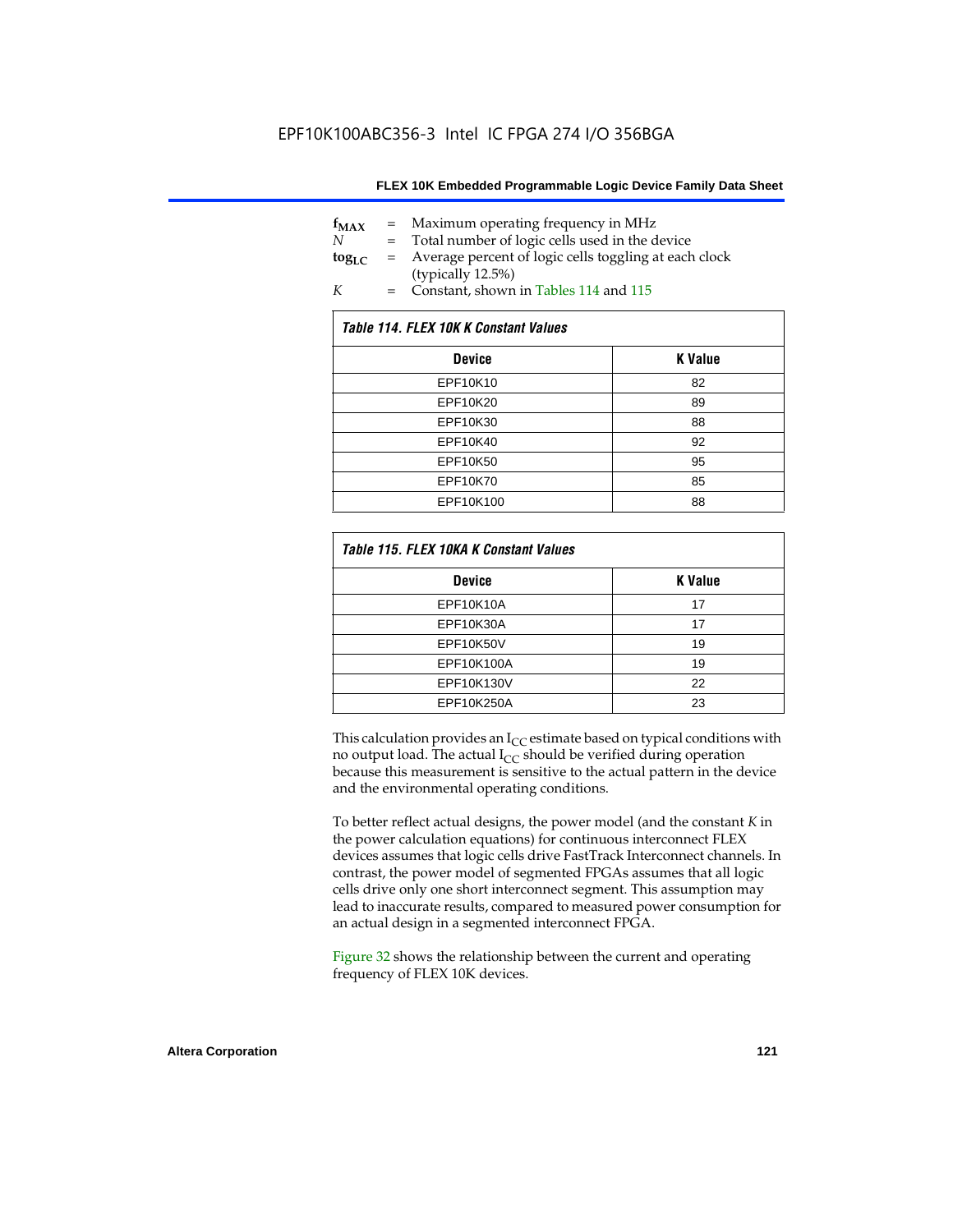$f_{MAX}$ = Maximum operating frequency in MHz
$N$ = Total number of logic cells used in the device
$tog_{LC}$ = Average percent of logic cells toggling at each clock (typically 12.5%)
$K$ = Constant, shown in Tables 114 and 115

*Table 114. FLEX 10K K Constant Values*

| Device | K Value |
|---|---|
| EPF10K10 | 82 |
| EPF10K20 | 89 |
| EPF10K30 | 88 |
| EPF10K40 | 92 |
| EPF10K50 | 95 |
| EPF10K70 | 85 |
| EPF10K100 | 88 |

*Table 115. FLEX 10KA K Constant Values*

| Device | K Value |
|---|---|
| EPF10K10A | 17 |
| EPF10K30A | 17 |
| EPF10K50V | 19 |
| EPF10K100A | 19 |
| EPF10K130V | 22 |
| EPF10K250A | 23 |

This calculation provides an $I_{CC}$ estimate based on typical conditions with no output load. The actual $I_{CC}$ should be verified during operation because this measurement is sensitive to the actual pattern in the device and the environmental operating conditions.

To better reflect actual designs, the power model (and the constant *K* in the power calculation equations) for continuous interconnect FLEX devices assumes that logic cells drive FastTrack Interconnect channels. In contrast, the power model of segmented FPGAs assumes that all logic cells drive only one short interconnect segment. This assumption may lead to inaccurate results, compared to measured power consumption for an actual design in a segmented interconnect FPGA.

Figure 32 shows the relationship between the current and operating frequency of FLEX 10K devices.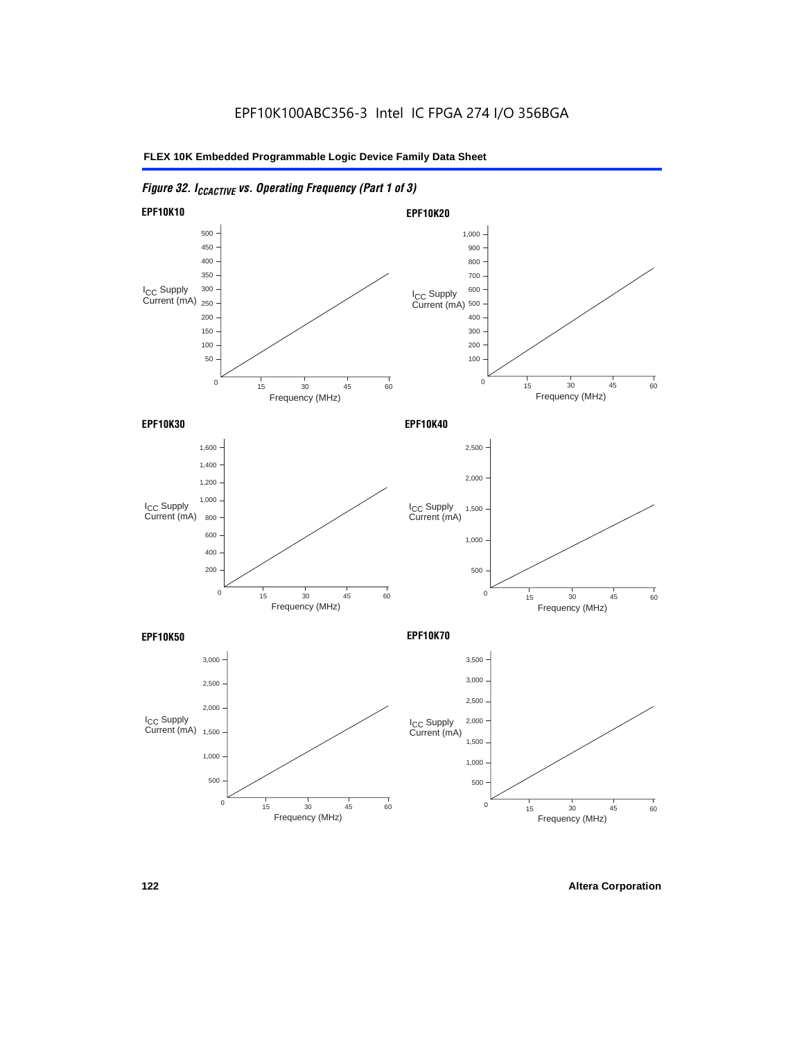EPF10K100ABC356-3 Intel IC FPGA 274 I/O 356BGA

*Figure 32. $I_{CCACTIVE}$ vs. Operating Frequency (Part 1 of 3)*

**EPF10K10**

$I_{CC}$ Supply Current (mA)

500, 450, 400, 350, 300, 250, 200, 150, 100, 50, 0

0, 15, 30, 45, 60

Frequency (MHz)

**EPF10K20**

$I_{CC}$ Supply Current (mA)

1,000, 900, 800, 700, 600, 500, 400, 300, 200, 100, 0

0, 15, 30, 45, 60

Frequency (MHz)

**EPF10K30**

$I_{CC}$ Supply Current (mA)

1,600, 1,400, 1,200, 1,000, 800, 600, 400, 200, 0

0, 15, 30, 45, 60

Frequency (MHz)

**EPF10K40**

$I_{CC}$ Supply Current (mA)

2,500, 2,000, 1,500, 1,000, 500, 0

0, 15, 30, 45, 60

Frequency (MHz)

**EPF10K50**

$I_{CC}$ Supply Current (mA)

3,000, 2,500, 2,000, 1,500, 1,000, 500, 0

0, 15, 30, 45, 60

Frequency (MHz)

**EPF10K70**

$I_{CC}$ Supply Current (mA)

3,500, 3,000, 2,500, 2,000, 1,500, 1,000, 500, 0

0, 15, 30, 45, 60

Frequency (MHz)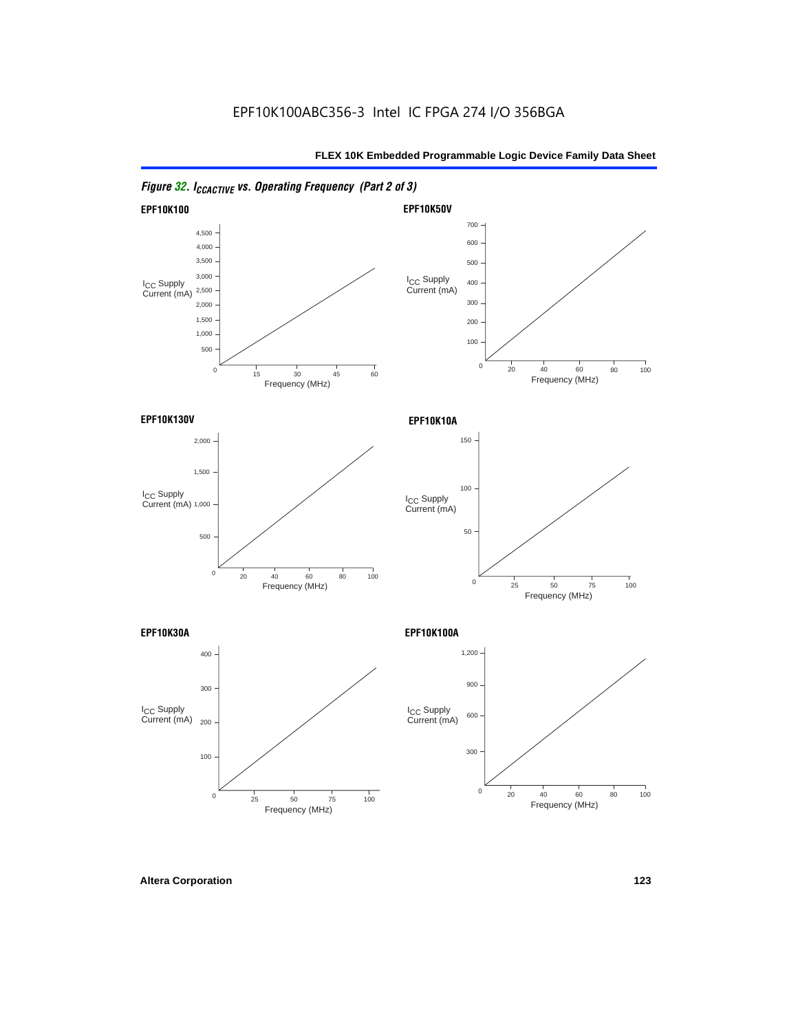# EPF10K100ABC356-3 Intel IC FPGA 274 I/O 356BGA

*Figure 32. $I_{CCACTIVE}$ vs. Operating Frequency (Part 2 of 3)*

**EPF10K100**

$I_{CC}$ Supply Current (mA)

Frequency (MHz)

**EPF10K50V**

$I_{CC}$ Supply Current (mA)

Frequency (MHz)

**EPF10K130V**

$I_{CC}$ Supply Current (mA)

Frequency (MHz)

**EPF10K10A**

$I_{CC}$ Supply Current (mA)

Frequency (MHz)

**EPF10K30A**

$I_{CC}$ Supply Current (mA)

Frequency (MHz)

**EPF10K100A**

$I_{CC}$ Supply Current (mA)

Frequency (MHz)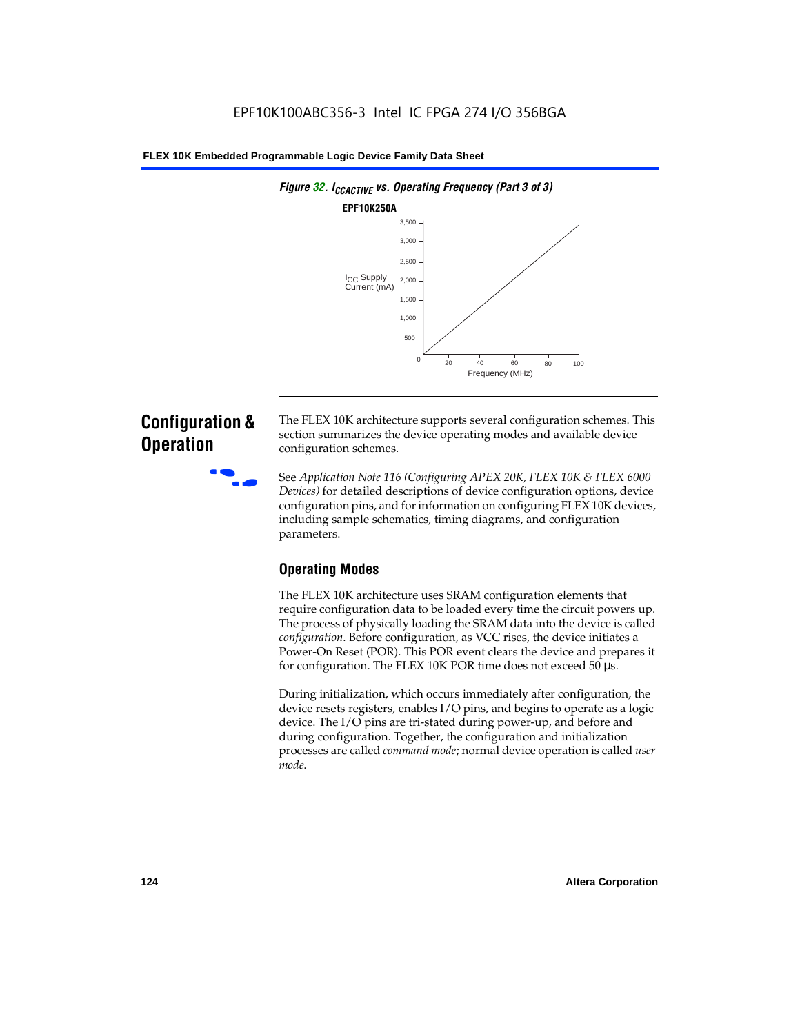*Figure 32. $I_{CCACTIVE}$ vs. Operating Frequency (Part 3 of 3)*

**EPF10K250A**

## Configuration & Operation

The FLEX 10K architecture supports several configuration schemes. This section summarizes the device operating modes and available device configuration schemes.

See *Application Note 116 (Configuring APEX 20K, FLEX 10K & FLEX 6000 Devices)* for detailed descriptions of device configuration options, device configuration pins, and for information on configuring FLEX 10K devices, including sample schematics, timing diagrams, and configuration parameters.

### Operating Modes

The FLEX 10K architecture uses SRAM configuration elements that require configuration data to be loaded every time the circuit powers up. The process of physically loading the SRAM data into the device is called *configuration*. Before configuration, as VCC rises, the device initiates a Power-On Reset (POR). This POR event clears the device and prepares it for configuration. The FLEX 10K POR time does not exceed 50 µs.

During initialization, which occurs immediately after configuration, the device resets registers, enables I/O pins, and begins to operate as a logic device. The I/O pins are tri-stated during power-up, and before and during configuration. Together, the configuration and initialization processes are called *command mode*; normal device operation is called *user mode*.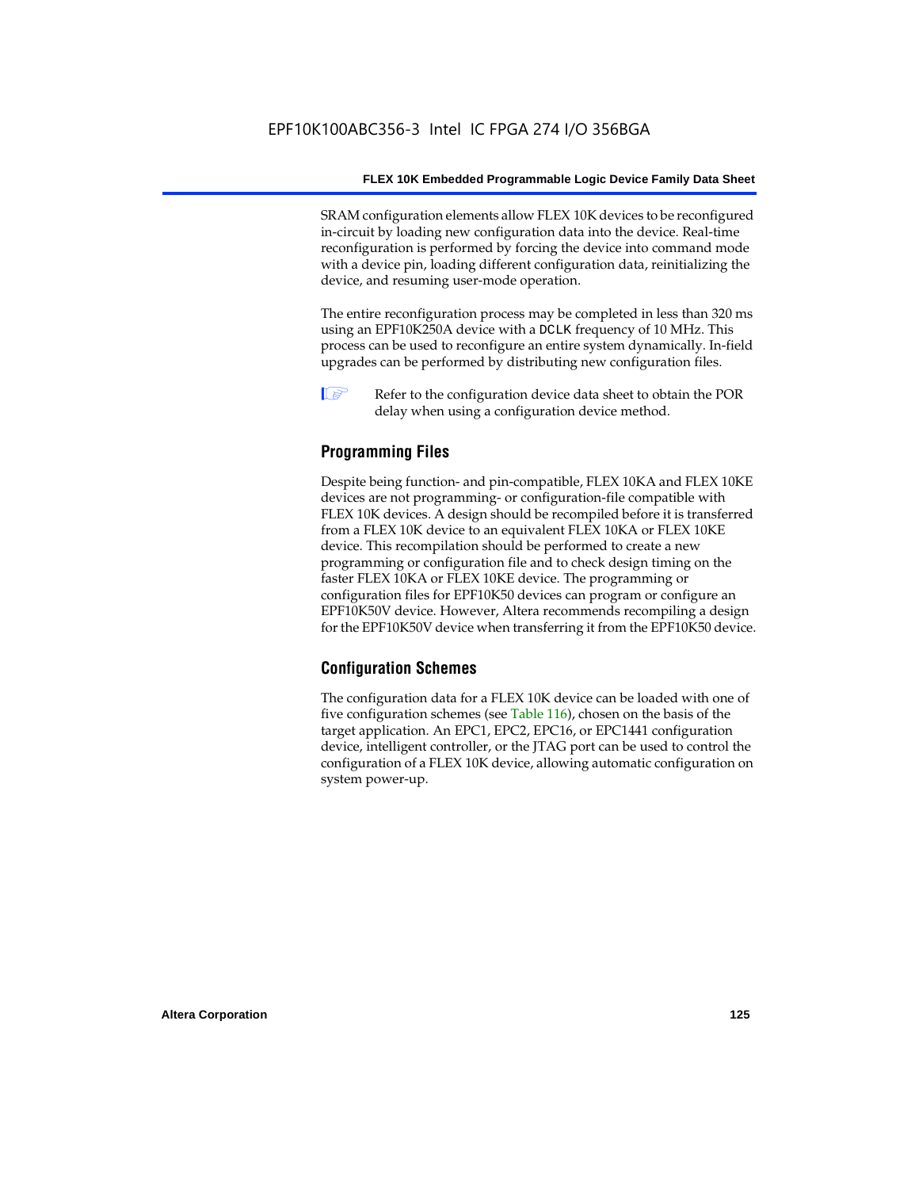SRAM configuration elements allow FLEX 10K devices to be reconfigured in-circuit by loading new configuration data into the device. Real-time reconfiguration is performed by forcing the device into command mode with a device pin, loading different configuration data, reinitializing the device, and resuming user-mode operation.

The entire reconfiguration process may be completed in less than 320 ms using an EPF10K250A device with a DCLK frequency of 10 MHz. This process can be used to reconfigure an entire system dynamically. In-field upgrades can be performed by distributing new configuration files.

Refer to the configuration device data sheet to obtain the POR delay when using a configuration device method.

## Programming Files

Despite being function- and pin-compatible, FLEX 10KA and FLEX 10KE devices are not programming- or configuration-file compatible with FLEX 10K devices. A design should be recompiled before it is transferred from a FLEX 10K device to an equivalent FLEX 10KA or FLEX 10KE device. This recompilation should be performed to create a new programming or configuration file and to check design timing on the faster FLEX 10KA or FLEX 10KE device. The programming or configuration files for EPF10K50 devices can program or configure an EPF10K50V device. However, Altera recommends recompiling a design for the EPF10K50V device when transferring it from the EPF10K50 device.

## Configuration Schemes

The configuration data for a FLEX 10K device can be loaded with one of five configuration schemes (see Table 116), chosen on the basis of the target application. An EPC1, EPC2, EPC16, or EPC1441 configuration device, intelligent controller, or the JTAG port can be used to control the configuration of a FLEX 10K device, allowing automatic configuration on system power-up.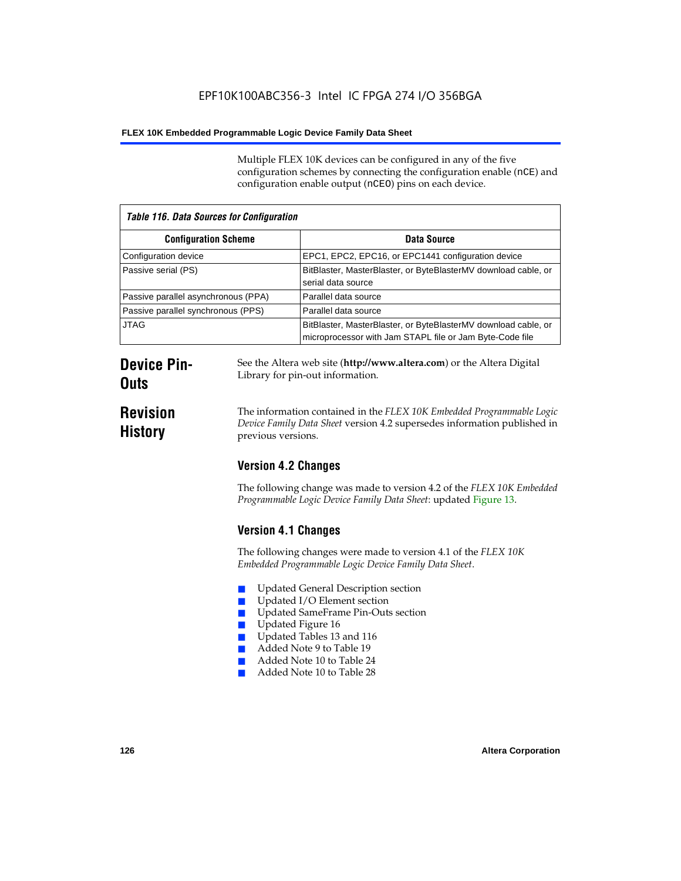Multiple FLEX 10K devices can be configured in any of the five configuration schemes by connecting the configuration enable (nCE) and configuration enable output (nCEO) pins on each device.

*Table 116. Data Sources for Configuration*

| Configuration Scheme | Data Source |
|---|---|
| Configuration device | EPC1, EPC2, EPC16, or EPC1441 configuration device |
| Passive serial (PS) | BitBlaster, MasterBlaster, or ByteBlasterMV download cable, or serial data source |
| Passive parallel asynchronous (PPA) | Parallel data source |
| Passive parallel synchronous (PPS) | Parallel data source |
| JTAG | BitBlaster, MasterBlaster, or ByteBlasterMV download cable, or microprocessor with Jam STAPL file or Jam Byte-Code file |

## Device Pin-Outs

See the Altera web site (**http://www.altera.com**) or the Altera Digital Library for pin-out information.

## Revision History

The information contained in the *FLEX 10K Embedded Programmable Logic Device Family Data Sheet* version 4.2 supersedes information published in previous versions.

### Version 4.2 Changes

The following change was made to version 4.2 of the *FLEX 10K Embedded Programmable Logic Device Family Data Sheet*: updated Figure 13.

### Version 4.1 Changes

The following changes were made to version 4.1 of the *FLEX 10K Embedded Programmable Logic Device Family Data Sheet*.

- Updated General Description section
- Updated I/O Element section
- Updated SameFrame Pin-Outs section
- Updated Figure 16
- Updated Tables 13 and 116
- Added Note 9 to Table 19
- Added Note 10 to Table 24
- Added Note 10 to Table 28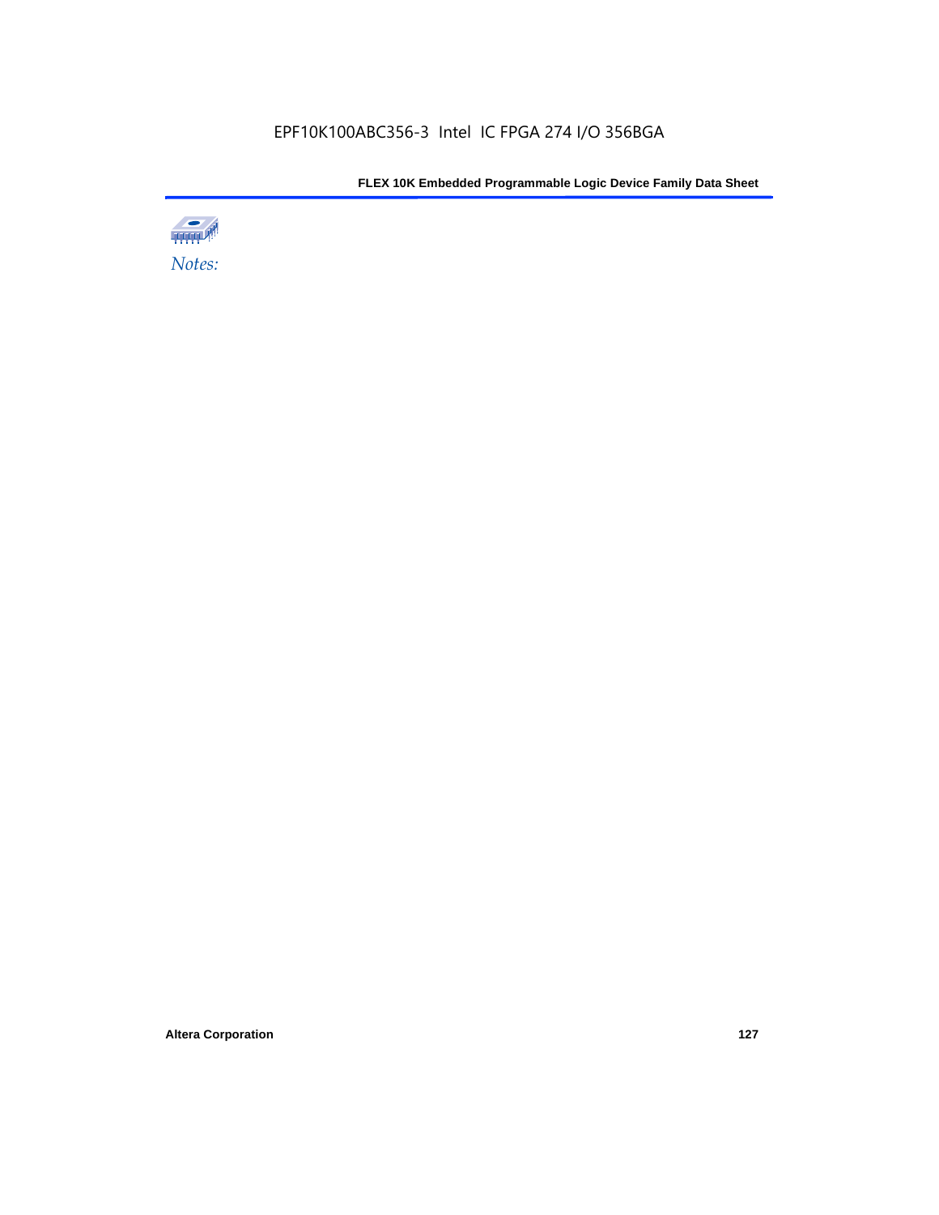*Notes:*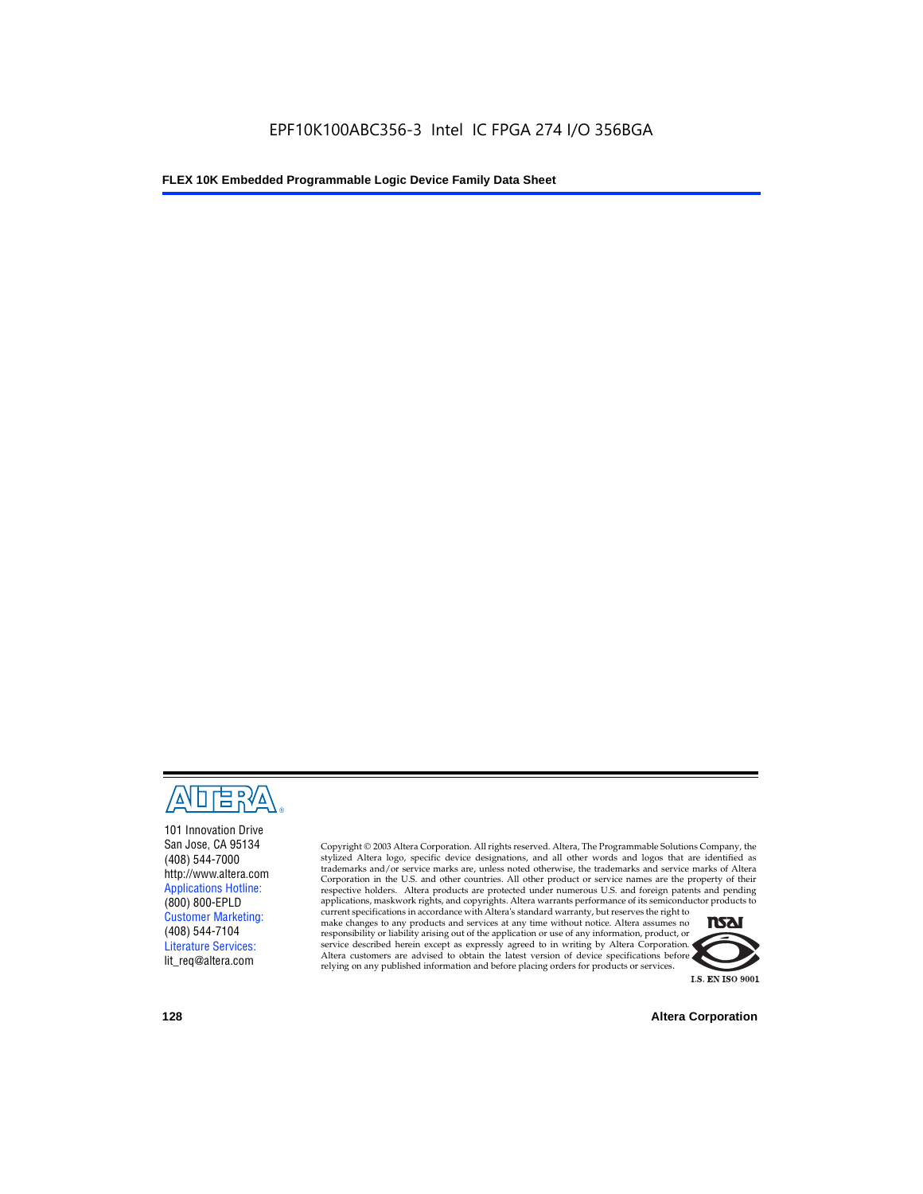101 Innovation Drive
San Jose, CA 95134
(408) 544-7000
http://www.altera.com
Applications Hotline:
(800) 800-EPLD
Customer Marketing:
(408) 544-7104
Literature Services:
lit_req@altera.com

Copyright © 2003 Altera Corporation. All rights reserved. Altera, The Programmable Solutions Company, the stylized Altera logo, specific device designations, and all other words and logos that are identified as trademarks and/or service marks are, unless noted otherwise, the trademarks and service marks of Altera Corporation in the U.S. and other countries. All other product or service names are the property of their respective holders. Altera products are protected under numerous U.S. and foreign patents and pending applications, maskwork rights, and copyrights. Altera warrants performance of its semiconductor products to current specifications in accordance with Altera's standard warranty, but reserves the right to make changes to any products and services at any time without notice. Altera assumes no responsibility or liability arising out of the application or use of any information, product, or service described herein except as expressly agreed to in writing by Altera Corporation. Altera customers are advised to obtain the latest version of device specifications before relying on any published information and before placing orders for products or services.

I.S. EN ISO 9001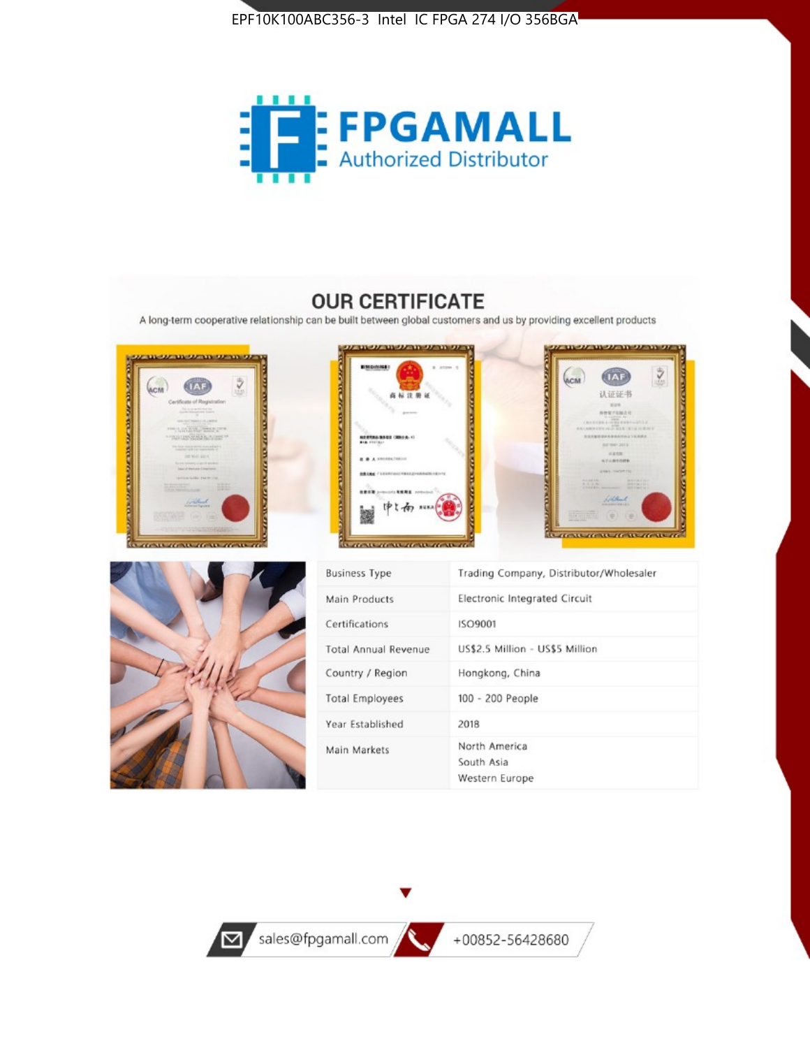FPGAMALL
Authorized Distributor

## OUR CERTIFICATE

A long-term cooperative relationship can be built between global customers and us by providing excellent products

| | |
|---|---|
| Business Type | Trading Company, Distributor/Wholesaler |
| Main Products | Electronic Integrated Circuit |
| Certifications | ISO9001 |
| Total Annual Revenue | US$2.5 Million - US$5 Million |
| Country / Region | Hongkong, China |
| Total Employees | 100 - 200 People |
| Year Established | 2018 |
| Main Markets | North America<br>South Asia<br>Western Europe |

sales@fpgamall.com

+00852-56428680